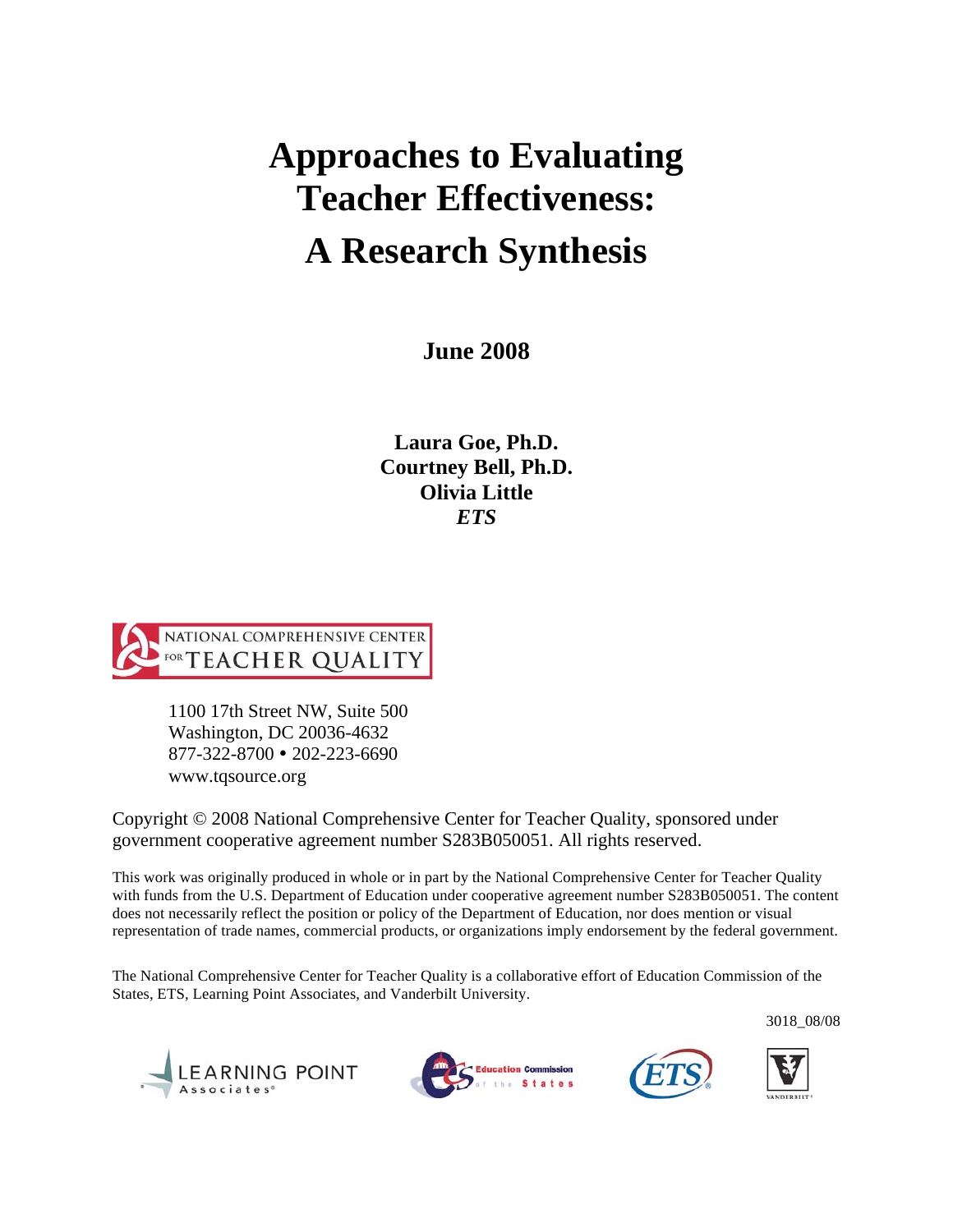# Approaches to Evaluating Teacher Effectiveness: A Research Synthesis

**June 2008**

**Laura Goe, Ph.D.**
**Courtney Bell, Ph.D.**
**Olivia Little**
***ETS***

NATIONAL COMPREHENSIVE CENTER FOR TEACHER QUALITY

1100 17th Street NW, Suite 500
Washington, DC 20036-4632
877-322-8700 • 202-223-6690
www.tqsource.org

Copyright © 2008 National Comprehensive Center for Teacher Quality, sponsored under government cooperative agreement number S283B050051. All rights reserved.

This work was originally produced in whole or in part by the National Comprehensive Center for Teacher Quality with funds from the U.S. Department of Education under cooperative agreement number S283B050051. The content does not necessarily reflect the position or policy of the Department of Education, nor does mention or visual representation of trade names, commercial products, or organizations imply endorsement by the federal government.

The National Comprehensive Center for Teacher Quality is a collaborative effort of Education Commission of the States, ETS, Learning Point Associates, and Vanderbilt University.

3018_08/08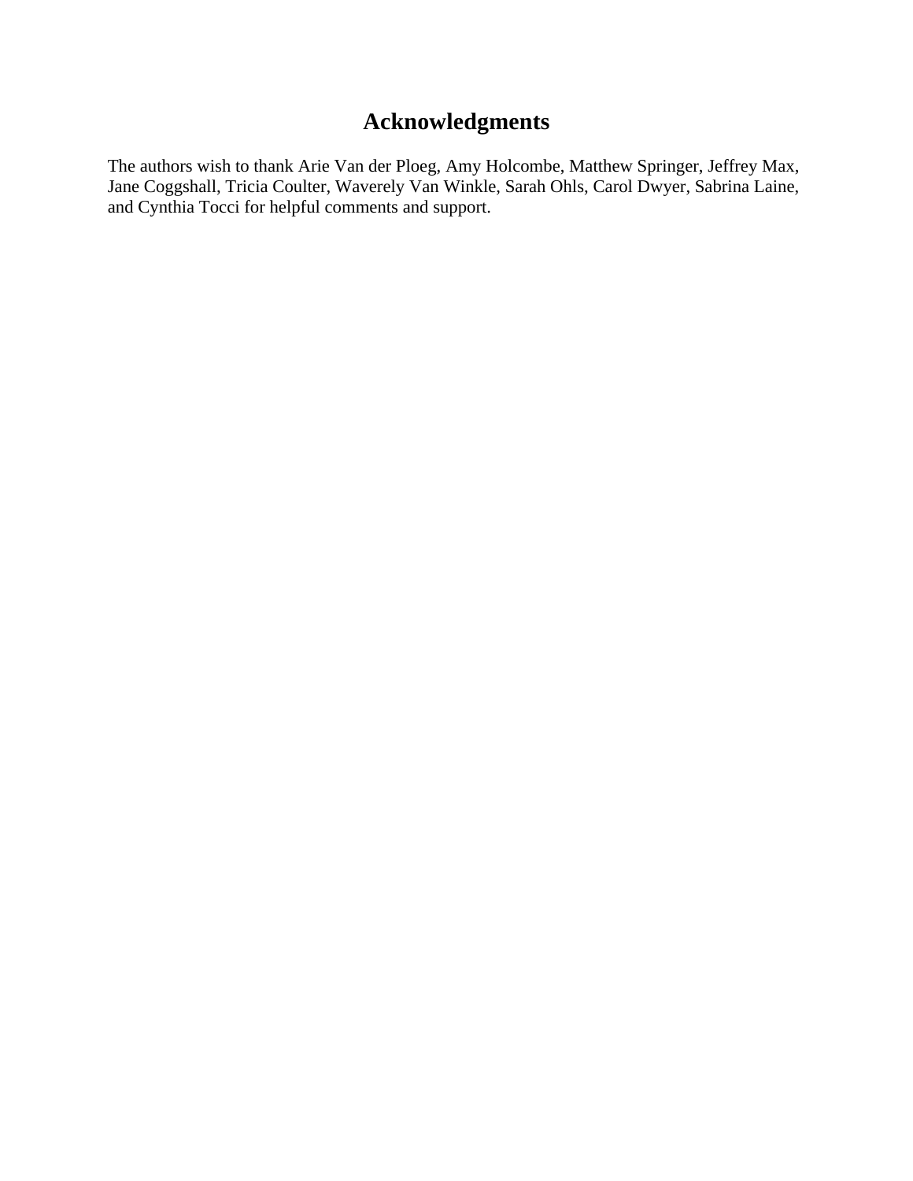# Acknowledgments

The authors wish to thank Arie Van der Ploeg, Amy Holcombe, Matthew Springer, Jeffrey Max, Jane Coggshall, Tricia Coulter, Waverely Van Winkle, Sarah Ohls, Carol Dwyer, Sabrina Laine, and Cynthia Tocci for helpful comments and support.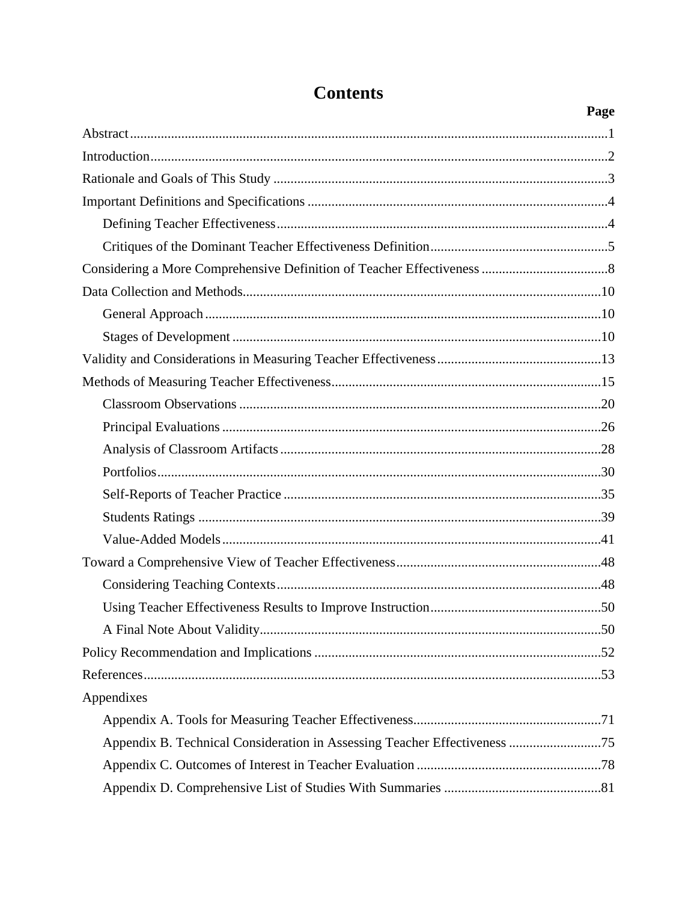# Contents

| | Page |
|---|---|
| Abstract | 1 |
| Introduction | 2 |
| Rationale and Goals of This Study | 3 |
| Important Definitions and Specifications | 4 |
| Defining Teacher Effectiveness | 4 |
| Critiques of the Dominant Teacher Effectiveness Definition | 5 |
| Considering a More Comprehensive Definition of Teacher Effectiveness | 8 |
| Data Collection and Methods | 10 |
| General Approach | 10 |
| Stages of Development | 10 |
| Validity and Considerations in Measuring Teacher Effectiveness | 13 |
| Methods of Measuring Teacher Effectiveness | 15 |
| Classroom Observations | 20 |
| Principal Evaluations | 26 |
| Analysis of Classroom Artifacts | 28 |
| Portfolios | 30 |
| Self-Reports of Teacher Practice | 35 |
| Students Ratings | 39 |
| Value-Added Models | 41 |
| Toward a Comprehensive View of Teacher Effectiveness | 48 |
| Considering Teaching Contexts | 48 |
| Using Teacher Effectiveness Results to Improve Instruction | 50 |
| A Final Note About Validity | 50 |
| Policy Recommendation and Implications | 52 |
| References | 53 |
| Appendixes | |
| Appendix A. Tools for Measuring Teacher Effectiveness | 71 |
| Appendix B. Technical Consideration in Assessing Teacher Effectiveness | 75 |
| Appendix C. Outcomes of Interest in Teacher Evaluation | 78 |
| Appendix D. Comprehensive List of Studies With Summaries | 81 |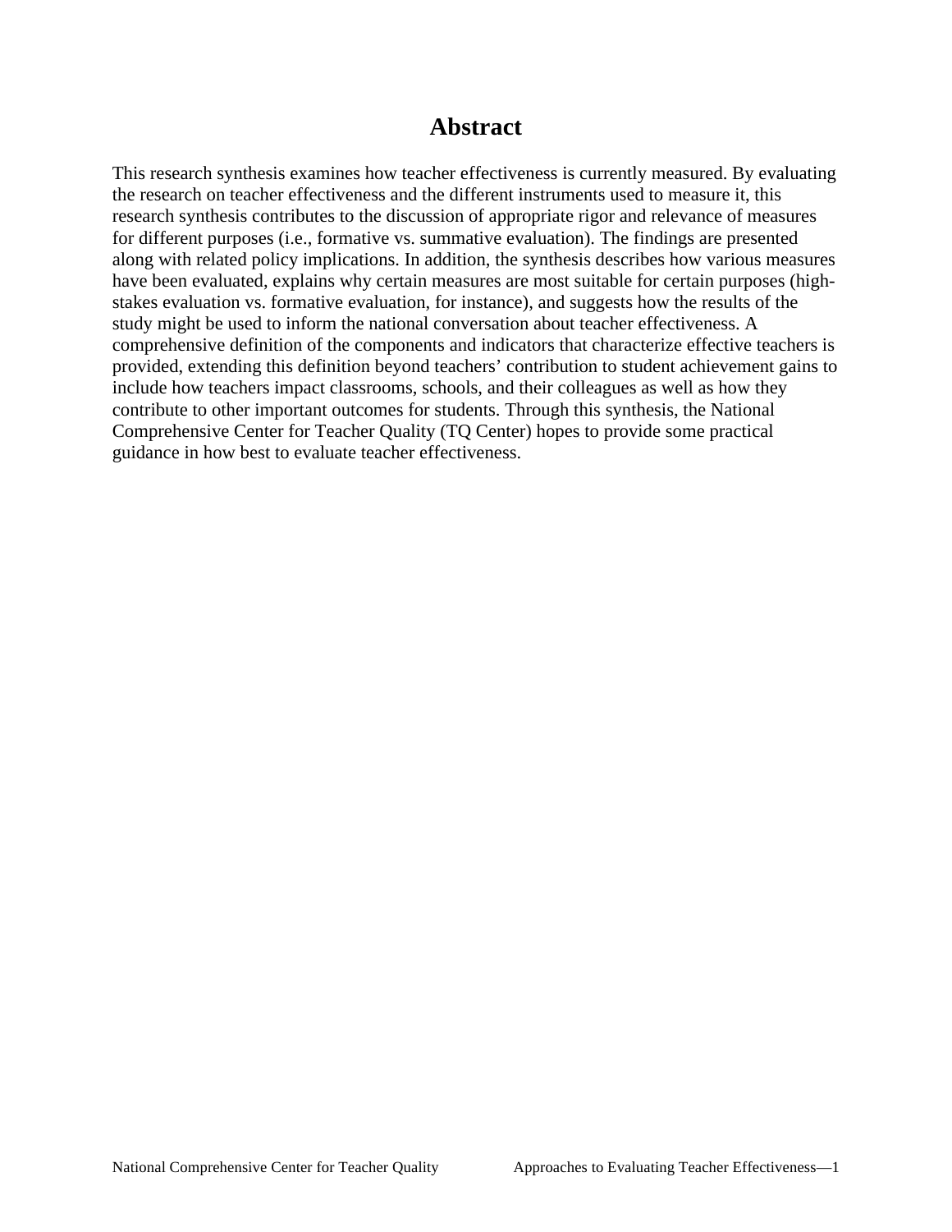# Abstract

This research synthesis examines how teacher effectiveness is currently measured. By evaluating the research on teacher effectiveness and the different instruments used to measure it, this research synthesis contributes to the discussion of appropriate rigor and relevance of measures for different purposes (i.e., formative vs. summative evaluation). The findings are presented along with related policy implications. In addition, the synthesis describes how various measures have been evaluated, explains why certain measures are most suitable for certain purposes (high-stakes evaluation vs. formative evaluation, for instance), and suggests how the results of the study might be used to inform the national conversation about teacher effectiveness. A comprehensive definition of the components and indicators that characterize effective teachers is provided, extending this definition beyond teachers' contribution to student achievement gains to include how teachers impact classrooms, schools, and their colleagues as well as how they contribute to other important outcomes for students. Through this synthesis, the National Comprehensive Center for Teacher Quality (TQ Center) hopes to provide some practical guidance in how best to evaluate teacher effectiveness.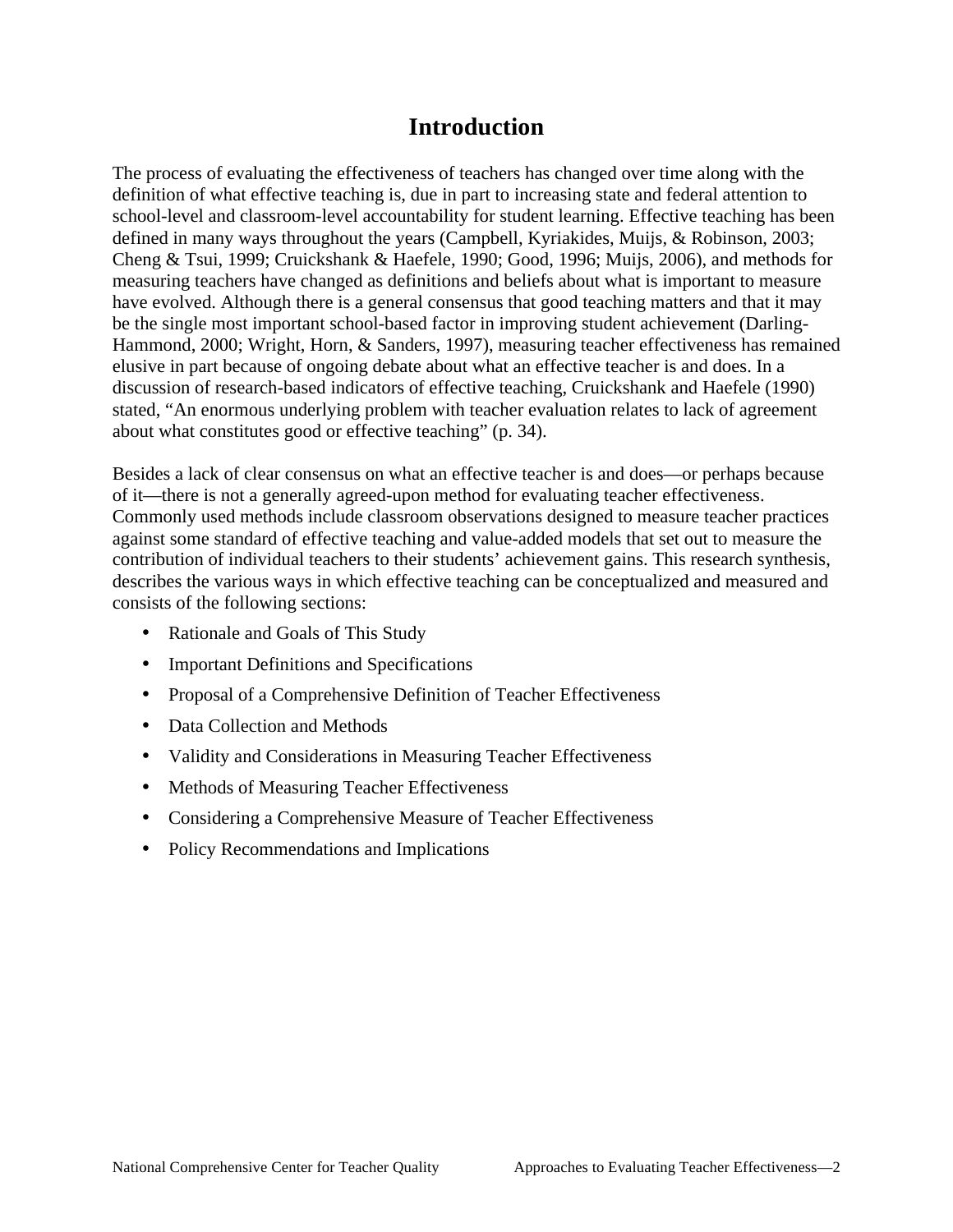# Introduction

The process of evaluating the effectiveness of teachers has changed over time along with the definition of what effective teaching is, due in part to increasing state and federal attention to school-level and classroom-level accountability for student learning. Effective teaching has been defined in many ways throughout the years (Campbell, Kyriakides, Muijs, & Robinson, 2003; Cheng & Tsui, 1999; Cruickshank & Haefele, 1990; Good, 1996; Muijs, 2006), and methods for measuring teachers have changed as definitions and beliefs about what is important to measure have evolved. Although there is a general consensus that good teaching matters and that it may be the single most important school-based factor in improving student achievement (Darling-Hammond, 2000; Wright, Horn, & Sanders, 1997), measuring teacher effectiveness has remained elusive in part because of ongoing debate about what an effective teacher is and does. In a discussion of research-based indicators of effective teaching, Cruickshank and Haefele (1990) stated, “An enormous underlying problem with teacher evaluation relates to lack of agreement about what constitutes good or effective teaching” (p. 34).

Besides a lack of clear consensus on what an effective teacher is and does—or perhaps because of it—there is not a generally agreed-upon method for evaluating teacher effectiveness. Commonly used methods include classroom observations designed to measure teacher practices against some standard of effective teaching and value-added models that set out to measure the contribution of individual teachers to their students’ achievement gains. This research synthesis, describes the various ways in which effective teaching can be conceptualized and measured and consists of the following sections:

- Rationale and Goals of This Study
- Important Definitions and Specifications
- Proposal of a Comprehensive Definition of Teacher Effectiveness
- Data Collection and Methods
- Validity and Considerations in Measuring Teacher Effectiveness
- Methods of Measuring Teacher Effectiveness
- Considering a Comprehensive Measure of Teacher Effectiveness
- Policy Recommendations and Implications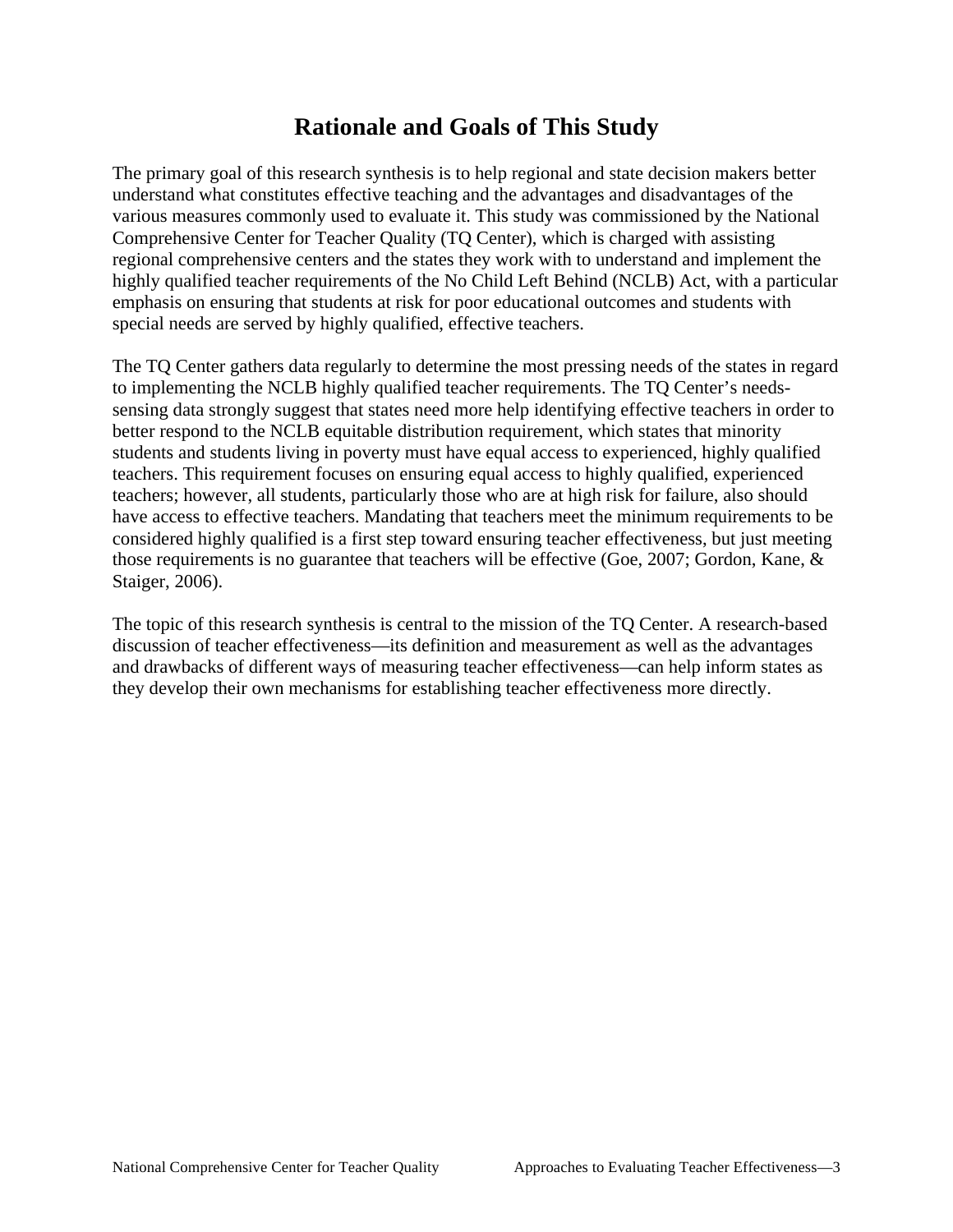# Rationale and Goals of This Study

The primary goal of this research synthesis is to help regional and state decision makers better understand what constitutes effective teaching and the advantages and disadvantages of the various measures commonly used to evaluate it. This study was commissioned by the National Comprehensive Center for Teacher Quality (TQ Center), which is charged with assisting regional comprehensive centers and the states they work with to understand and implement the highly qualified teacher requirements of the No Child Left Behind (NCLB) Act, with a particular emphasis on ensuring that students at risk for poor educational outcomes and students with special needs are served by highly qualified, effective teachers.

The TQ Center gathers data regularly to determine the most pressing needs of the states in regard to implementing the NCLB highly qualified teacher requirements. The TQ Center's needs-sensing data strongly suggest that states need more help identifying effective teachers in order to better respond to the NCLB equitable distribution requirement, which states that minority students and students living in poverty must have equal access to experienced, highly qualified teachers. This requirement focuses on ensuring equal access to highly qualified, experienced teachers; however, all students, particularly those who are at high risk for failure, also should have access to effective teachers. Mandating that teachers meet the minimum requirements to be considered highly qualified is a first step toward ensuring teacher effectiveness, but just meeting those requirements is no guarantee that teachers will be effective (Goe, 2007; Gordon, Kane, & Staiger, 2006).

The topic of this research synthesis is central to the mission of the TQ Center. A research-based discussion of teacher effectiveness—its definition and measurement as well as the advantages and drawbacks of different ways of measuring teacher effectiveness—can help inform states as they develop their own mechanisms for establishing teacher effectiveness more directly.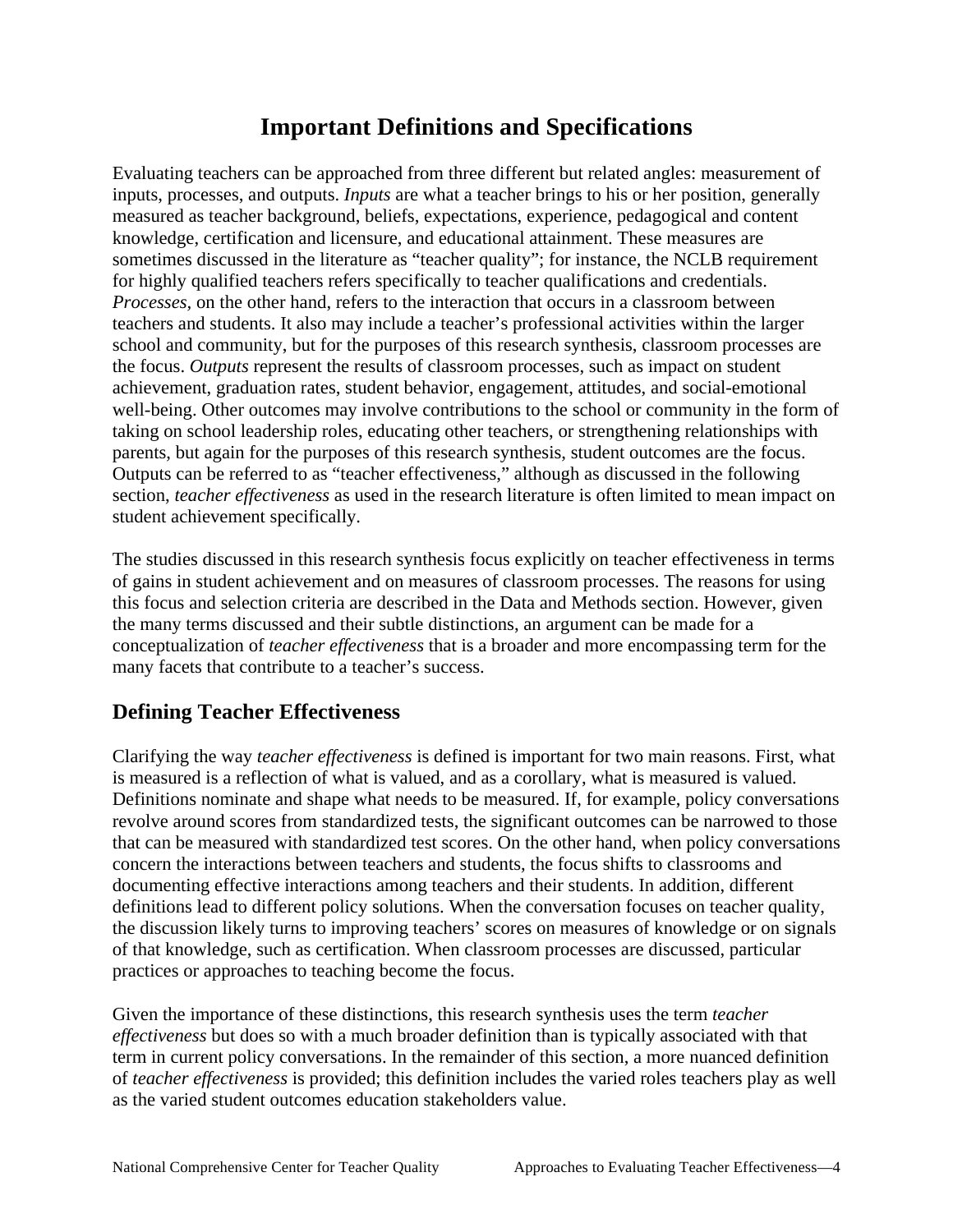# Important Definitions and Specifications

Evaluating teachers can be approached from three different but related angles: measurement of inputs, processes, and outputs. *Inputs* are what a teacher brings to his or her position, generally measured as teacher background, beliefs, expectations, experience, pedagogical and content knowledge, certification and licensure, and educational attainment. These measures are sometimes discussed in the literature as "teacher quality"; for instance, the NCLB requirement for highly qualified teachers refers specifically to teacher qualifications and credentials. *Processes*, on the other hand, refers to the interaction that occurs in a classroom between teachers and students. It also may include a teacher's professional activities within the larger school and community, but for the purposes of this research synthesis, classroom processes are the focus. *Outputs* represent the results of classroom processes, such as impact on student achievement, graduation rates, student behavior, engagement, attitudes, and social-emotional well-being. Other outcomes may involve contributions to the school or community in the form of taking on school leadership roles, educating other teachers, or strengthening relationships with parents, but again for the purposes of this research synthesis, student outcomes are the focus. Outputs can be referred to as "teacher effectiveness," although as discussed in the following section, *teacher effectiveness* as used in the research literature is often limited to mean impact on student achievement specifically.

The studies discussed in this research synthesis focus explicitly on teacher effectiveness in terms of gains in student achievement and on measures of classroom processes. The reasons for using this focus and selection criteria are described in the Data and Methods section. However, given the many terms discussed and their subtle distinctions, an argument can be made for a conceptualization of *teacher effectiveness* that is a broader and more encompassing term for the many facets that contribute to a teacher's success.

## Defining Teacher Effectiveness

Clarifying the way *teacher effectiveness* is defined is important for two main reasons. First, what is measured is a reflection of what is valued, and as a corollary, what is measured is valued. Definitions nominate and shape what needs to be measured. If, for example, policy conversations revolve around scores from standardized tests, the significant outcomes can be narrowed to those that can be measured with standardized test scores. On the other hand, when policy conversations concern the interactions between teachers and students, the focus shifts to classrooms and documenting effective interactions among teachers and their students. In addition, different definitions lead to different policy solutions. When the conversation focuses on teacher quality, the discussion likely turns to improving teachers' scores on measures of knowledge or on signals of that knowledge, such as certification. When classroom processes are discussed, particular practices or approaches to teaching become the focus.

Given the importance of these distinctions, this research synthesis uses the term *teacher effectiveness* but does so with a much broader definition than is typically associated with that term in current policy conversations. In the remainder of this section, a more nuanced definition of *teacher effectiveness* is provided; this definition includes the varied roles teachers play as well as the varied student outcomes education stakeholders value.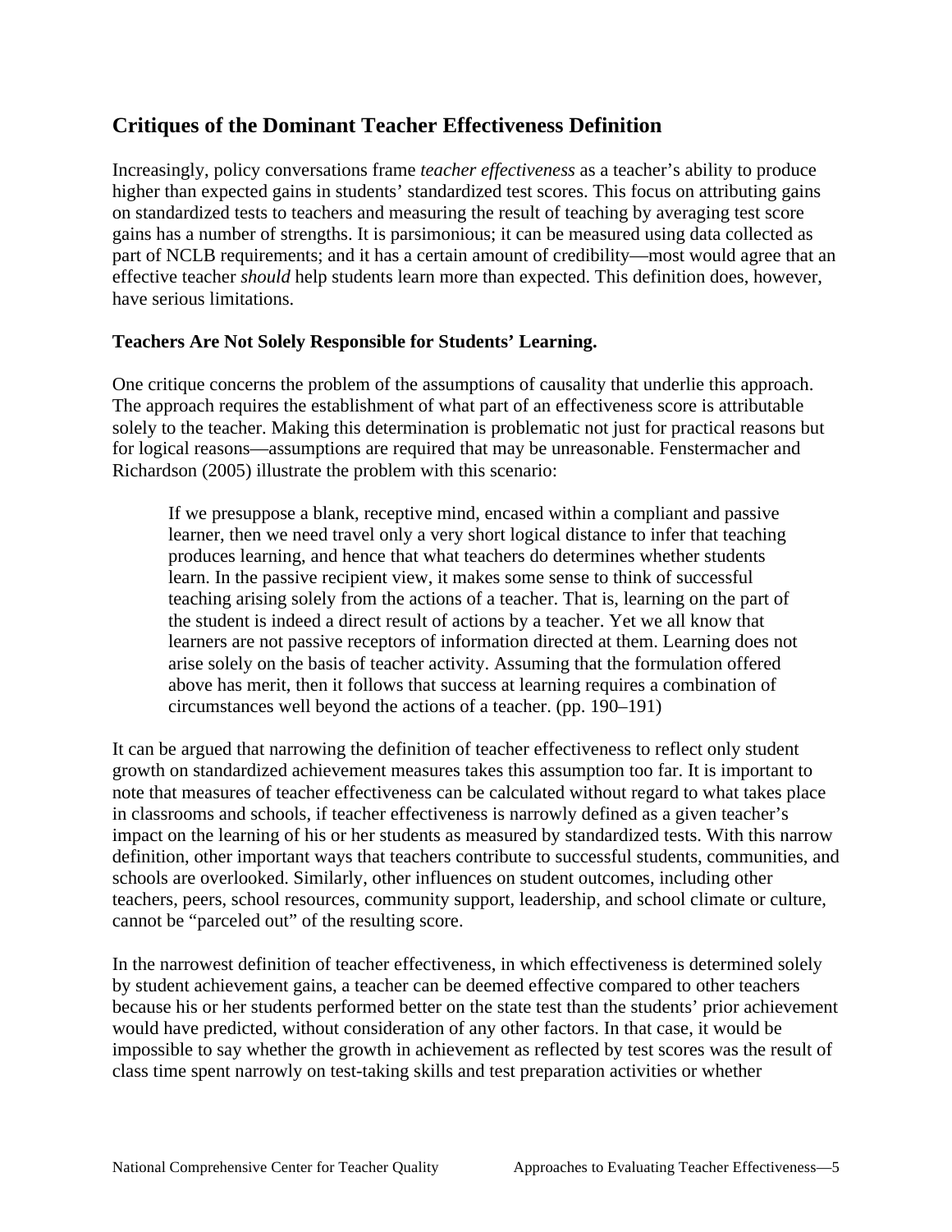## Critiques of the Dominant Teacher Effectiveness Definition

Increasingly, policy conversations frame *teacher effectiveness* as a teacher's ability to produce higher than expected gains in students' standardized test scores. This focus on attributing gains on standardized tests to teachers and measuring the result of teaching by averaging test score gains has a number of strengths. It is parsimonious; it can be measured using data collected as part of NCLB requirements; and it has a certain amount of credibility—most would agree that an effective teacher *should* help students learn more than expected. This definition does, however, have serious limitations.

### Teachers Are Not Solely Responsible for Students' Learning.

One critique concerns the problem of the assumptions of causality that underlie this approach. The approach requires the establishment of what part of an effectiveness score is attributable solely to the teacher. Making this determination is problematic not just for practical reasons but for logical reasons—assumptions are required that may be unreasonable. Fenstermacher and Richardson (2005) illustrate the problem with this scenario:

> If we presuppose a blank, receptive mind, encased within a compliant and passive learner, then we need travel only a very short logical distance to infer that teaching produces learning, and hence that what teachers do determines whether students learn. In the passive recipient view, it makes some sense to think of successful teaching arising solely from the actions of a teacher. That is, learning on the part of the student is indeed a direct result of actions by a teacher. Yet we all know that learners are not passive receptors of information directed at them. Learning does not arise solely on the basis of teacher activity. Assuming that the formulation offered above has merit, then it follows that success at learning requires a combination of circumstances well beyond the actions of a teacher. (pp. 190–191)

It can be argued that narrowing the definition of teacher effectiveness to reflect only student growth on standardized achievement measures takes this assumption too far. It is important to note that measures of teacher effectiveness can be calculated without regard to what takes place in classrooms and schools, if teacher effectiveness is narrowly defined as a given teacher's impact on the learning of his or her students as measured by standardized tests. With this narrow definition, other important ways that teachers contribute to successful students, communities, and schools are overlooked. Similarly, other influences on student outcomes, including other teachers, peers, school resources, community support, leadership, and school climate or culture, cannot be "parceled out" of the resulting score.

In the narrowest definition of teacher effectiveness, in which effectiveness is determined solely by student achievement gains, a teacher can be deemed effective compared to other teachers because his or her students performed better on the state test than the students' prior achievement would have predicted, without consideration of any other factors. In that case, it would be impossible to say whether the growth in achievement as reflected by test scores was the result of class time spent narrowly on test-taking skills and test preparation activities or whether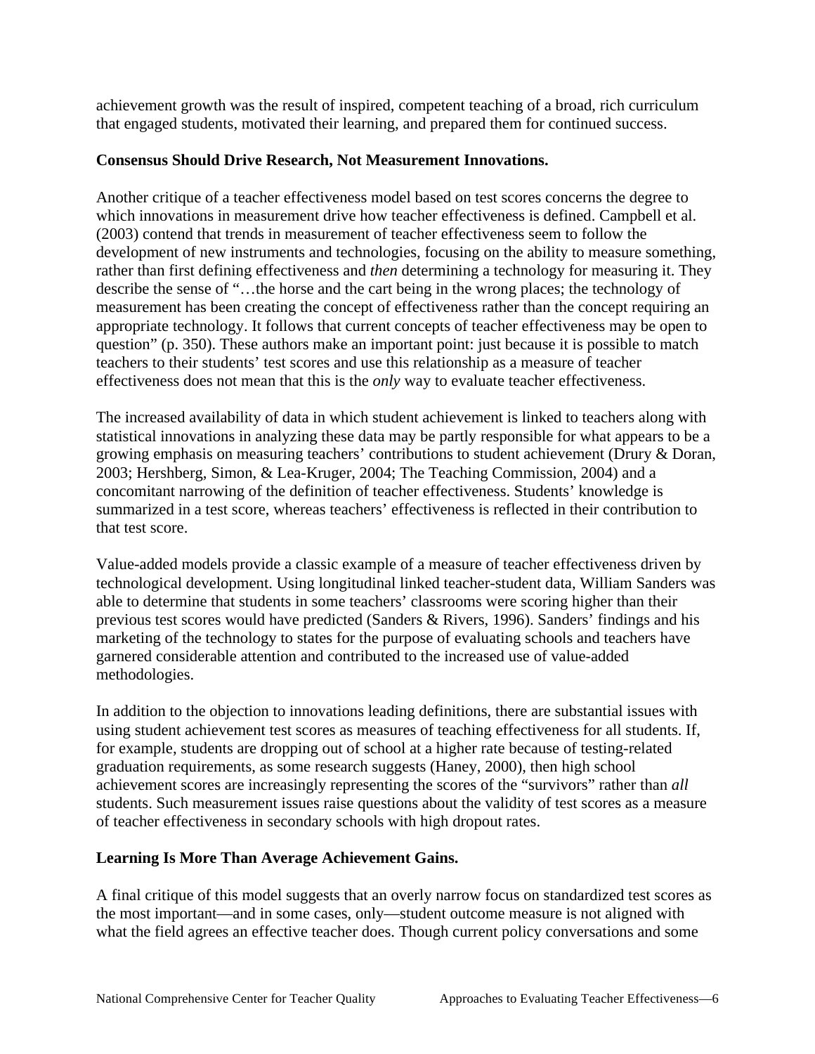achievement growth was the result of inspired, competent teaching of a broad, rich curriculum that engaged students, motivated their learning, and prepared them for continued success.

**Consensus Should Drive Research, Not Measurement Innovations.**

Another critique of a teacher effectiveness model based on test scores concerns the degree to which innovations in measurement drive how teacher effectiveness is defined. Campbell et al. (2003) contend that trends in measurement of teacher effectiveness seem to follow the development of new instruments and technologies, focusing on the ability to measure something, rather than first defining effectiveness and *then* determining a technology for measuring it. They describe the sense of "…the horse and the cart being in the wrong places; the technology of measurement has been creating the concept of effectiveness rather than the concept requiring an appropriate technology. It follows that current concepts of teacher effectiveness may be open to question" (p. 350). These authors make an important point: just because it is possible to match teachers to their students' test scores and use this relationship as a measure of teacher effectiveness does not mean that this is the *only* way to evaluate teacher effectiveness.

The increased availability of data in which student achievement is linked to teachers along with statistical innovations in analyzing these data may be partly responsible for what appears to be a growing emphasis on measuring teachers' contributions to student achievement (Drury & Doran, 2003; Hershberg, Simon, & Lea-Kruger, 2004; The Teaching Commission, 2004) and a concomitant narrowing of the definition of teacher effectiveness. Students' knowledge is summarized in a test score, whereas teachers' effectiveness is reflected in their contribution to that test score.

Value-added models provide a classic example of a measure of teacher effectiveness driven by technological development. Using longitudinal linked teacher-student data, William Sanders was able to determine that students in some teachers' classrooms were scoring higher than their previous test scores would have predicted (Sanders & Rivers, 1996). Sanders' findings and his marketing of the technology to states for the purpose of evaluating schools and teachers have garnered considerable attention and contributed to the increased use of value-added methodologies.

In addition to the objection to innovations leading definitions, there are substantial issues with using student achievement test scores as measures of teaching effectiveness for all students. If, for example, students are dropping out of school at a higher rate because of testing-related graduation requirements, as some research suggests (Haney, 2000), then high school achievement scores are increasingly representing the scores of the "survivors" rather than *all* students. Such measurement issues raise questions about the validity of test scores as a measure of teacher effectiveness in secondary schools with high dropout rates.

**Learning Is More Than Average Achievement Gains.**

A final critique of this model suggests that an overly narrow focus on standardized test scores as the most important—and in some cases, only—student outcome measure is not aligned with what the field agrees an effective teacher does. Though current policy conversations and some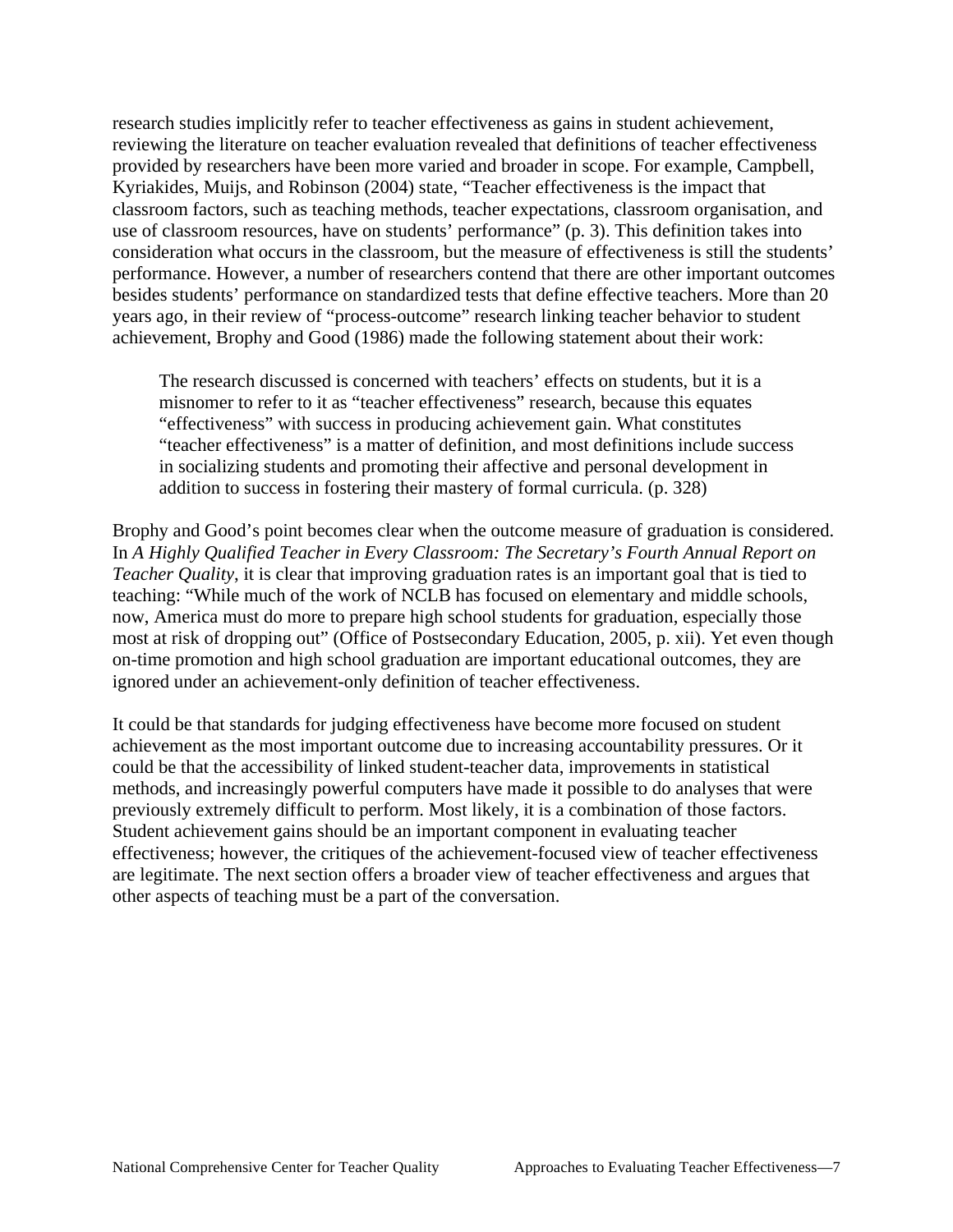research studies implicitly refer to teacher effectiveness as gains in student achievement, reviewing the literature on teacher evaluation revealed that definitions of teacher effectiveness provided by researchers have been more varied and broader in scope. For example, Campbell, Kyriakides, Muijs, and Robinson (2004) state, "Teacher effectiveness is the impact that classroom factors, such as teaching methods, teacher expectations, classroom organisation, and use of classroom resources, have on students' performance" (p. 3). This definition takes into consideration what occurs in the classroom, but the measure of effectiveness is still the students' performance. However, a number of researchers contend that there are other important outcomes besides students' performance on standardized tests that define effective teachers. More than 20 years ago, in their review of "process-outcome" research linking teacher behavior to student achievement, Brophy and Good (1986) made the following statement about their work:

> The research discussed is concerned with teachers' effects on students, but it is a misnomer to refer to it as "teacher effectiveness" research, because this equates "effectiveness" with success in producing achievement gain. What constitutes "teacher effectiveness" is a matter of definition, and most definitions include success in socializing students and promoting their affective and personal development in addition to success in fostering their mastery of formal curricula. (p. 328)

Brophy and Good's point becomes clear when the outcome measure of graduation is considered. In *A Highly Qualified Teacher in Every Classroom: The Secretary's Fourth Annual Report on Teacher Quality*, it is clear that improving graduation rates is an important goal that is tied to teaching: "While much of the work of NCLB has focused on elementary and middle schools, now, America must do more to prepare high school students for graduation, especially those most at risk of dropping out" (Office of Postsecondary Education, 2005, p. xii). Yet even though on-time promotion and high school graduation are important educational outcomes, they are ignored under an achievement-only definition of teacher effectiveness.

It could be that standards for judging effectiveness have become more focused on student achievement as the most important outcome due to increasing accountability pressures. Or it could be that the accessibility of linked student-teacher data, improvements in statistical methods, and increasingly powerful computers have made it possible to do analyses that were previously extremely difficult to perform. Most likely, it is a combination of those factors. Student achievement gains should be an important component in evaluating teacher effectiveness; however, the critiques of the achievement-focused view of teacher effectiveness are legitimate. The next section offers a broader view of teacher effectiveness and argues that other aspects of teaching must be a part of the conversation.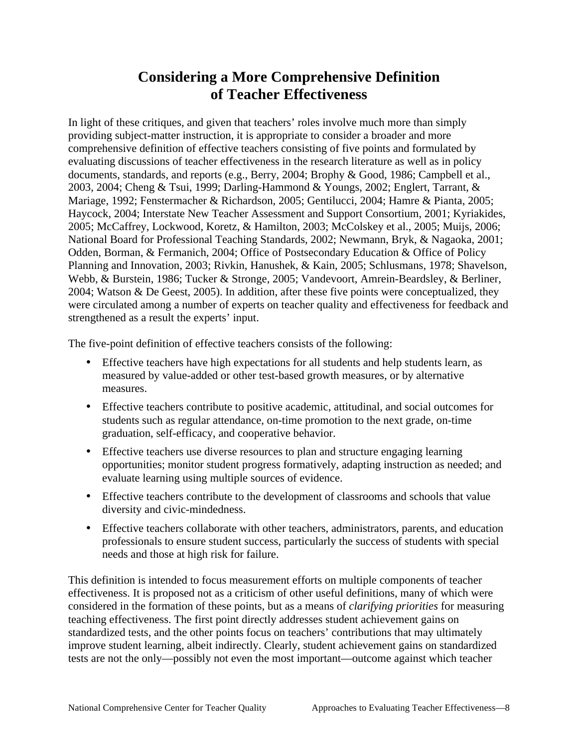# Considering a More Comprehensive Definition of Teacher Effectiveness

In light of these critiques, and given that teachers' roles involve much more than simply providing subject-matter instruction, it is appropriate to consider a broader and more comprehensive definition of effective teachers consisting of five points and formulated by evaluating discussions of teacher effectiveness in the research literature as well as in policy documents, standards, and reports (e.g., Berry, 2004; Brophy & Good, 1986; Campbell et al., 2003, 2004; Cheng & Tsui, 1999; Darling-Hammond & Youngs, 2002; Englert, Tarrant, & Mariage, 1992; Fenstermacher & Richardson, 2005; Gentilucci, 2004; Hamre & Pianta, 2005; Haycock, 2004; Interstate New Teacher Assessment and Support Consortium, 2001; Kyriakides, 2005; McCaffrey, Lockwood, Koretz, & Hamilton, 2003; McColskey et al., 2005; Muijs, 2006; National Board for Professional Teaching Standards, 2002; Newmann, Bryk, & Nagaoka, 2001; Odden, Borman, & Fermanich, 2004; Office of Postsecondary Education & Office of Policy Planning and Innovation, 2003; Rivkin, Hanushek, & Kain, 2005; Schlusmans, 1978; Shavelson, Webb, & Burstein, 1986; Tucker & Stronge, 2005; Vandevoort, Amrein-Beardsley, & Berliner, 2004; Watson & De Geest, 2005). In addition, after these five points were conceptualized, they were circulated among a number of experts on teacher quality and effectiveness for feedback and strengthened as a result the experts' input.

The five-point definition of effective teachers consists of the following:

- Effective teachers have high expectations for all students and help students learn, as measured by value-added or other test-based growth measures, or by alternative measures.
- Effective teachers contribute to positive academic, attitudinal, and social outcomes for students such as regular attendance, on-time promotion to the next grade, on-time graduation, self-efficacy, and cooperative behavior.
- Effective teachers use diverse resources to plan and structure engaging learning opportunities; monitor student progress formatively, adapting instruction as needed; and evaluate learning using multiple sources of evidence.
- Effective teachers contribute to the development of classrooms and schools that value diversity and civic-mindedness.
- Effective teachers collaborate with other teachers, administrators, parents, and education professionals to ensure student success, particularly the success of students with special needs and those at high risk for failure.

This definition is intended to focus measurement efforts on multiple components of teacher effectiveness. It is proposed not as a criticism of other useful definitions, many of which were considered in the formation of these points, but as a means of *clarifying priorities* for measuring teaching effectiveness. The first point directly addresses student achievement gains on standardized tests, and the other points focus on teachers' contributions that may ultimately improve student learning, albeit indirectly. Clearly, student achievement gains on standardized tests are not the only—possibly not even the most important—outcome against which teacher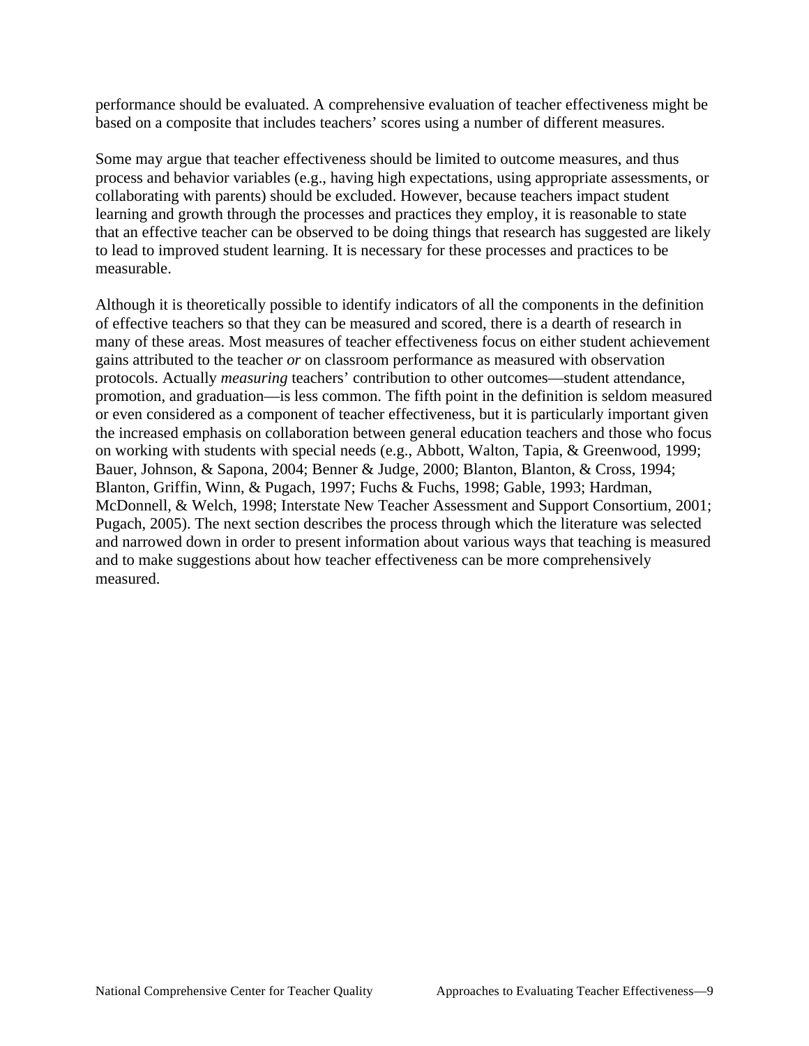performance should be evaluated. A comprehensive evaluation of teacher effectiveness might be based on a composite that includes teachers' scores using a number of different measures.

Some may argue that teacher effectiveness should be limited to outcome measures, and thus process and behavior variables (e.g., having high expectations, using appropriate assessments, or collaborating with parents) should be excluded. However, because teachers impact student learning and growth through the processes and practices they employ, it is reasonable to state that an effective teacher can be observed to be doing things that research has suggested are likely to lead to improved student learning. It is necessary for these processes and practices to be measurable.

Although it is theoretically possible to identify indicators of all the components in the definition of effective teachers so that they can be measured and scored, there is a dearth of research in many of these areas. Most measures of teacher effectiveness focus on either student achievement gains attributed to the teacher *or* on classroom performance as measured with observation protocols. Actually *measuring* teachers' contribution to other outcomes—student attendance, promotion, and graduation—is less common. The fifth point in the definition is seldom measured or even considered as a component of teacher effectiveness, but it is particularly important given the increased emphasis on collaboration between general education teachers and those who focus on working with students with special needs (e.g., Abbott, Walton, Tapia, & Greenwood, 1999; Bauer, Johnson, & Sapona, 2004; Benner & Judge, 2000; Blanton, Blanton, & Cross, 1994; Blanton, Griffin, Winn, & Pugach, 1997; Fuchs & Fuchs, 1998; Gable, 1993; Hardman, McDonnell, & Welch, 1998; Interstate New Teacher Assessment and Support Consortium, 2001; Pugach, 2005). The next section describes the process through which the literature was selected and narrowed down in order to present information about various ways that teaching is measured and to make suggestions about how teacher effectiveness can be more comprehensively measured.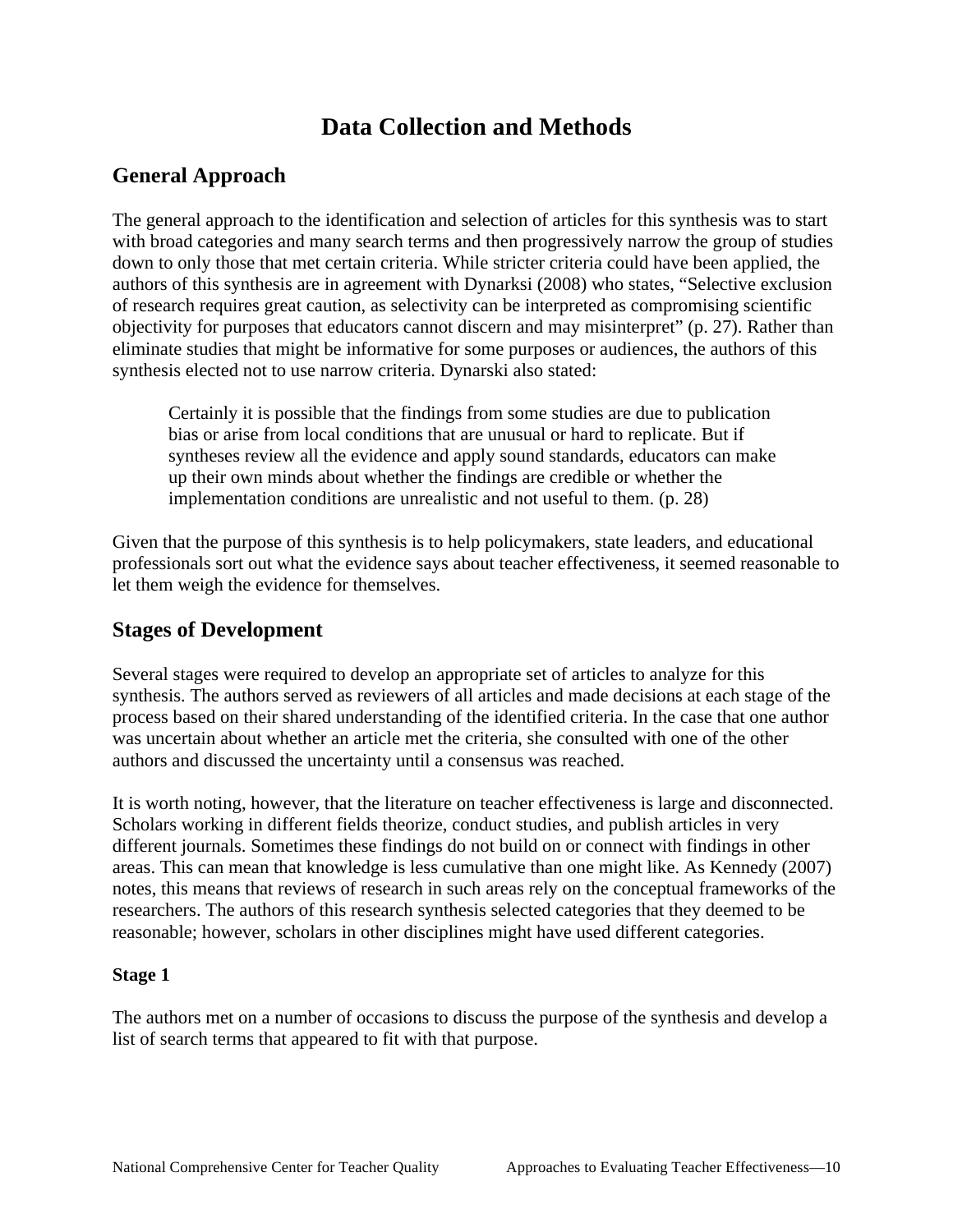# Data Collection and Methods

## General Approach

The general approach to the identification and selection of articles for this synthesis was to start with broad categories and many search terms and then progressively narrow the group of studies down to only those that met certain criteria. While stricter criteria could have been applied, the authors of this synthesis are in agreement with Dynarksi (2008) who states, "Selective exclusion of research requires great caution, as selectivity can be interpreted as compromising scientific objectivity for purposes that educators cannot discern and may misinterpret" (p. 27). Rather than eliminate studies that might be informative for some purposes or audiences, the authors of this synthesis elected not to use narrow criteria. Dynarski also stated:

> Certainly it is possible that the findings from some studies are due to publication bias or arise from local conditions that are unusual or hard to replicate. But if syntheses review all the evidence and apply sound standards, educators can make up their own minds about whether the findings are credible or whether the implementation conditions are unrealistic and not useful to them. (p. 28)

Given that the purpose of this synthesis is to help policymakers, state leaders, and educational professionals sort out what the evidence says about teacher effectiveness, it seemed reasonable to let them weigh the evidence for themselves.

## Stages of Development

Several stages were required to develop an appropriate set of articles to analyze for this synthesis. The authors served as reviewers of all articles and made decisions at each stage of the process based on their shared understanding of the identified criteria. In the case that one author was uncertain about whether an article met the criteria, she consulted with one of the other authors and discussed the uncertainty until a consensus was reached.

It is worth noting, however, that the literature on teacher effectiveness is large and disconnected. Scholars working in different fields theorize, conduct studies, and publish articles in very different journals. Sometimes these findings do not build on or connect with findings in other areas. This can mean that knowledge is less cumulative than one might like. As Kennedy (2007) notes, this means that reviews of research in such areas rely on the conceptual frameworks of the researchers. The authors of this research synthesis selected categories that they deemed to be reasonable; however, scholars in other disciplines might have used different categories.

### Stage 1

The authors met on a number of occasions to discuss the purpose of the synthesis and develop a list of search terms that appeared to fit with that purpose.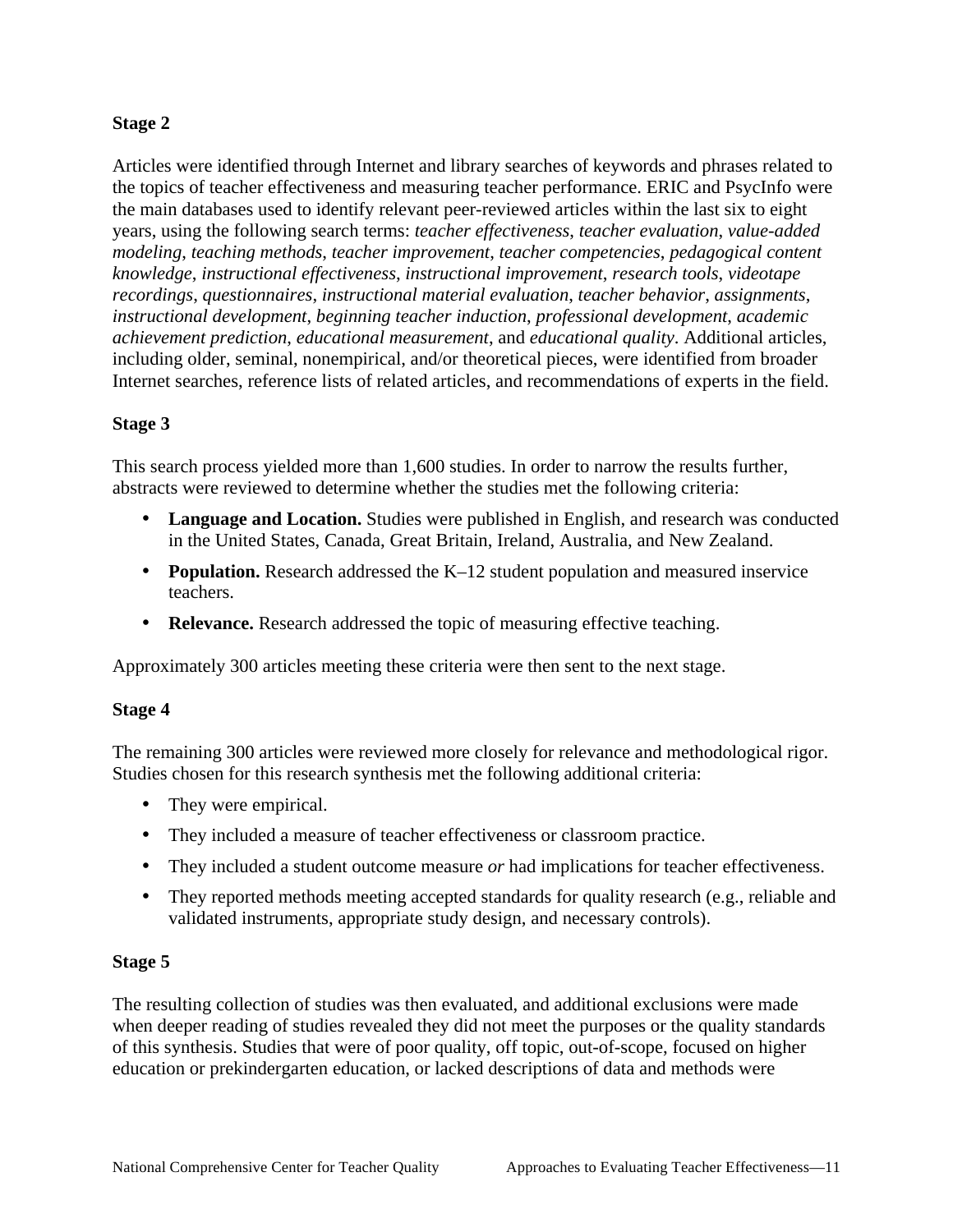**Stage 2**

Articles were identified through Internet and library searches of keywords and phrases related to the topics of teacher effectiveness and measuring teacher performance. ERIC and PsycInfo were the main databases used to identify relevant peer-reviewed articles within the last six to eight years, using the following search terms: *teacher effectiveness*, *teacher evaluation*, *value-added modeling*, *teaching methods*, *teacher improvement*, *teacher competencies*, *pedagogical content knowledge*, *instructional effectiveness*, *instructional improvement*, *research tools*, *videotape recordings*, *questionnaires*, *instructional material evaluation*, *teacher behavior*, *assignments*, *instructional development*, *beginning teacher induction*, *professional development*, *academic achievement prediction*, *educational measurement*, and *educational quality*. Additional articles, including older, seminal, nonempirical, and/or theoretical pieces, were identified from broader Internet searches, reference lists of related articles, and recommendations of experts in the field.

**Stage 3**

This search process yielded more than 1,600 studies. In order to narrow the results further, abstracts were reviewed to determine whether the studies met the following criteria:

- **Language and Location.** Studies were published in English, and research was conducted in the United States, Canada, Great Britain, Ireland, Australia, and New Zealand.
- **Population.** Research addressed the K–12 student population and measured inservice teachers.
- **Relevance.** Research addressed the topic of measuring effective teaching.

Approximately 300 articles meeting these criteria were then sent to the next stage.

**Stage 4**

The remaining 300 articles were reviewed more closely for relevance and methodological rigor. Studies chosen for this research synthesis met the following additional criteria:

- They were empirical.
- They included a measure of teacher effectiveness or classroom practice.
- They included a student outcome measure *or* had implications for teacher effectiveness.
- They reported methods meeting accepted standards for quality research (e.g., reliable and validated instruments, appropriate study design, and necessary controls).

**Stage 5**

The resulting collection of studies was then evaluated, and additional exclusions were made when deeper reading of studies revealed they did not meet the purposes or the quality standards of this synthesis. Studies that were of poor quality, off topic, out-of-scope, focused on higher education or prekindergarten education, or lacked descriptions of data and methods were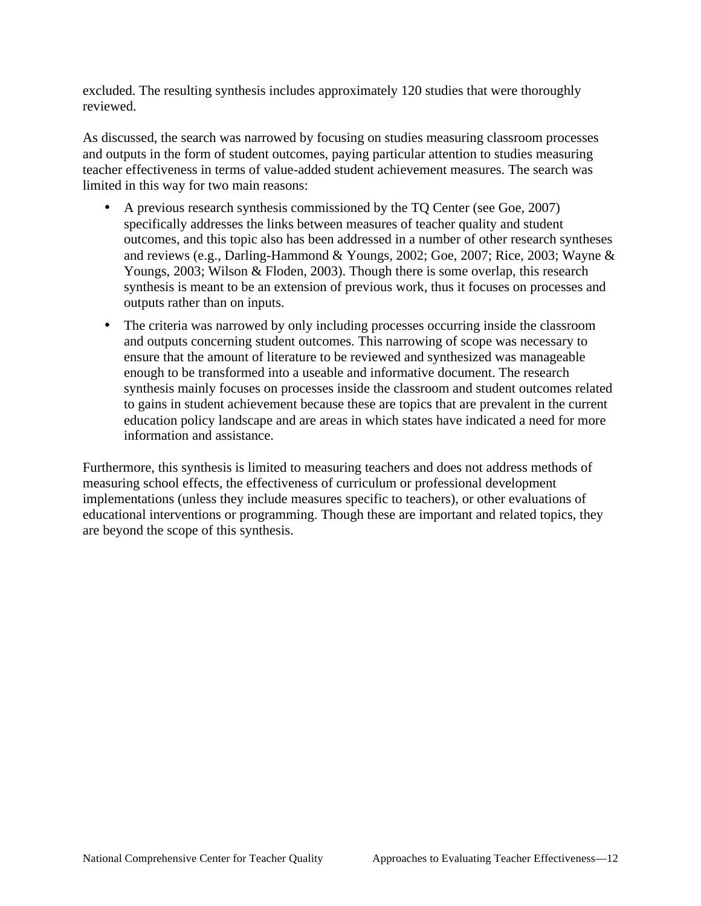excluded. The resulting synthesis includes approximately 120 studies that were thoroughly reviewed.

As discussed, the search was narrowed by focusing on studies measuring classroom processes and outputs in the form of student outcomes, paying particular attention to studies measuring teacher effectiveness in terms of value-added student achievement measures. The search was limited in this way for two main reasons:

- A previous research synthesis commissioned by the TQ Center (see Goe, 2007) specifically addresses the links between measures of teacher quality and student outcomes, and this topic also has been addressed in a number of other research syntheses and reviews (e.g., Darling-Hammond & Youngs, 2002; Goe, 2007; Rice, 2003; Wayne & Youngs, 2003; Wilson & Floden, 2003). Though there is some overlap, this research synthesis is meant to be an extension of previous work, thus it focuses on processes and outputs rather than on inputs.
- The criteria was narrowed by only including processes occurring inside the classroom and outputs concerning student outcomes. This narrowing of scope was necessary to ensure that the amount of literature to be reviewed and synthesized was manageable enough to be transformed into a useable and informative document. The research synthesis mainly focuses on processes inside the classroom and student outcomes related to gains in student achievement because these are topics that are prevalent in the current education policy landscape and are areas in which states have indicated a need for more information and assistance.

Furthermore, this synthesis is limited to measuring teachers and does not address methods of measuring school effects, the effectiveness of curriculum or professional development implementations (unless they include measures specific to teachers), or other evaluations of educational interventions or programming. Though these are important and related topics, they are beyond the scope of this synthesis.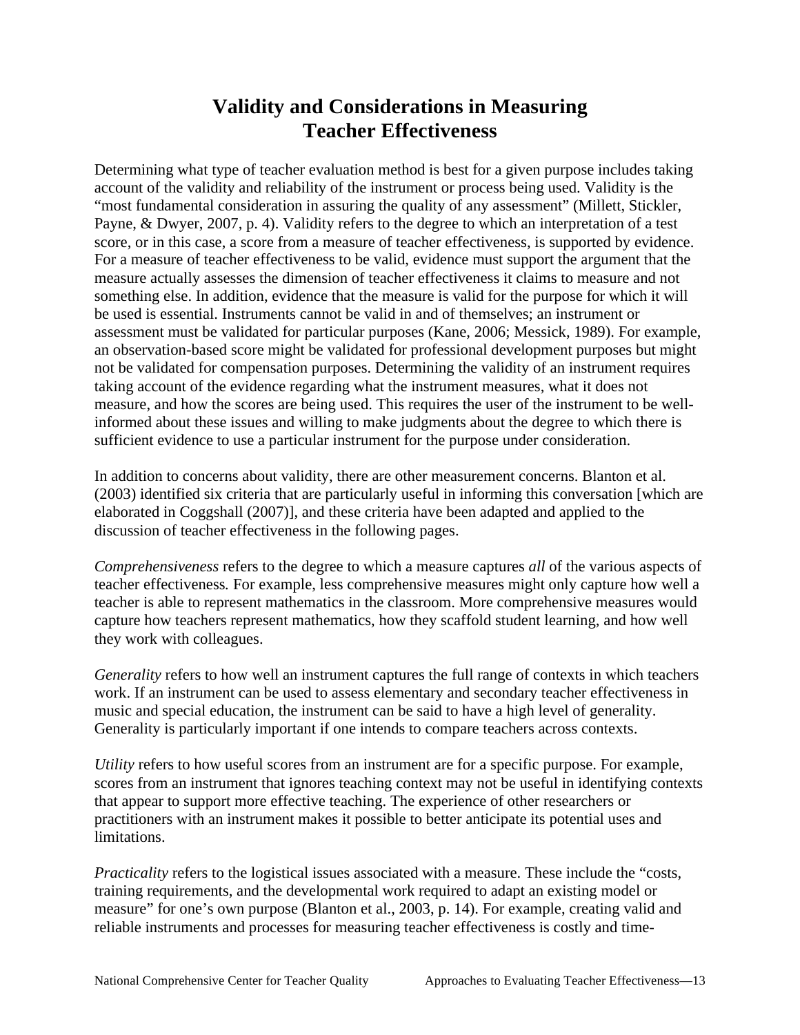# Validity and Considerations in Measuring Teacher Effectiveness

Determining what type of teacher evaluation method is best for a given purpose includes taking account of the validity and reliability of the instrument or process being used. Validity is the "most fundamental consideration in assuring the quality of any assessment" (Millett, Stickler, Payne, & Dwyer, 2007, p. 4). Validity refers to the degree to which an interpretation of a test score, or in this case, a score from a measure of teacher effectiveness, is supported by evidence. For a measure of teacher effectiveness to be valid, evidence must support the argument that the measure actually assesses the dimension of teacher effectiveness it claims to measure and not something else. In addition, evidence that the measure is valid for the purpose for which it will be used is essential. Instruments cannot be valid in and of themselves; an instrument or assessment must be validated for particular purposes (Kane, 2006; Messick, 1989). For example, an observation-based score might be validated for professional development purposes but might not be validated for compensation purposes. Determining the validity of an instrument requires taking account of the evidence regarding what the instrument measures, what it does not measure, and how the scores are being used. This requires the user of the instrument to be well-informed about these issues and willing to make judgments about the degree to which there is sufficient evidence to use a particular instrument for the purpose under consideration.

In addition to concerns about validity, there are other measurement concerns. Blanton et al. (2003) identified six criteria that are particularly useful in informing this conversation [which are elaborated in Coggshall (2007)], and these criteria have been adapted and applied to the discussion of teacher effectiveness in the following pages.

*Comprehensiveness* refers to the degree to which a measure captures *all* of the various aspects of teacher effectiveness. For example, less comprehensive measures might only capture how well a teacher is able to represent mathematics in the classroom. More comprehensive measures would capture how teachers represent mathematics, how they scaffold student learning, and how well they work with colleagues.

*Generality* refers to how well an instrument captures the full range of contexts in which teachers work. If an instrument can be used to assess elementary and secondary teacher effectiveness in music and special education, the instrument can be said to have a high level of generality. Generality is particularly important if one intends to compare teachers across contexts.

*Utility* refers to how useful scores from an instrument are for a specific purpose. For example, scores from an instrument that ignores teaching context may not be useful in identifying contexts that appear to support more effective teaching. The experience of other researchers or practitioners with an instrument makes it possible to better anticipate its potential uses and limitations.

*Practicality* refers to the logistical issues associated with a measure. These include the "costs, training requirements, and the developmental work required to adapt an existing model or measure" for one's own purpose (Blanton et al., 2003, p. 14). For example, creating valid and reliable instruments and processes for measuring teacher effectiveness is costly and time-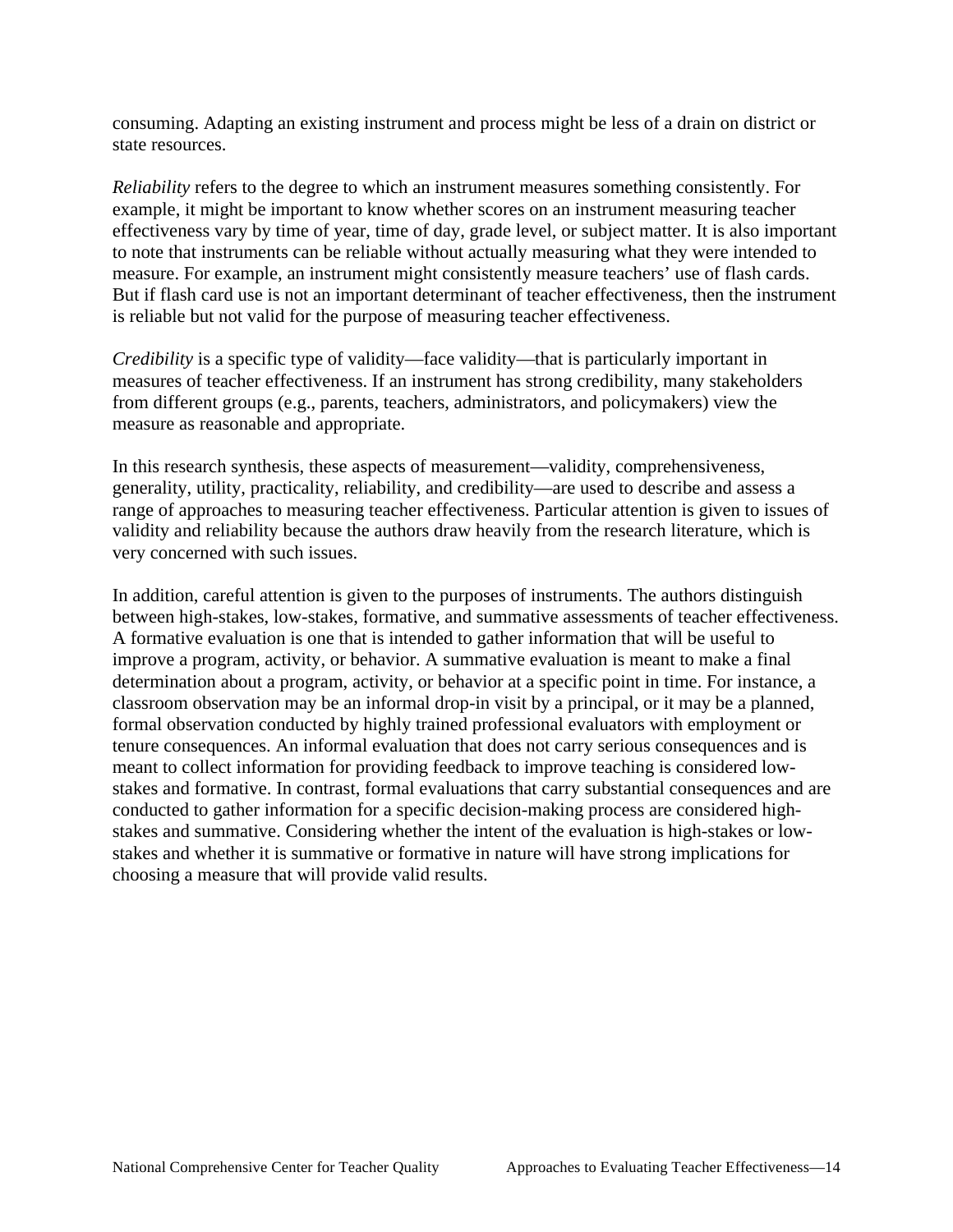consuming. Adapting an existing instrument and process might be less of a drain on district or state resources.

*Reliability* refers to the degree to which an instrument measures something consistently. For example, it might be important to know whether scores on an instrument measuring teacher effectiveness vary by time of year, time of day, grade level, or subject matter. It is also important to note that instruments can be reliable without actually measuring what they were intended to measure. For example, an instrument might consistently measure teachers' use of flash cards. But if flash card use is not an important determinant of teacher effectiveness, then the instrument is reliable but not valid for the purpose of measuring teacher effectiveness.

*Credibility* is a specific type of validity—face validity—that is particularly important in measures of teacher effectiveness. If an instrument has strong credibility, many stakeholders from different groups (e.g., parents, teachers, administrators, and policymakers) view the measure as reasonable and appropriate.

In this research synthesis, these aspects of measurement—validity, comprehensiveness, generality, utility, practicality, reliability, and credibility—are used to describe and assess a range of approaches to measuring teacher effectiveness. Particular attention is given to issues of validity and reliability because the authors draw heavily from the research literature, which is very concerned with such issues.

In addition, careful attention is given to the purposes of instruments. The authors distinguish between high-stakes, low-stakes, formative, and summative assessments of teacher effectiveness. A formative evaluation is one that is intended to gather information that will be useful to improve a program, activity, or behavior. A summative evaluation is meant to make a final determination about a program, activity, or behavior at a specific point in time. For instance, a classroom observation may be an informal drop-in visit by a principal, or it may be a planned, formal observation conducted by highly trained professional evaluators with employment or tenure consequences. An informal evaluation that does not carry serious consequences and is meant to collect information for providing feedback to improve teaching is considered low-stakes and formative. In contrast, formal evaluations that carry substantial consequences and are conducted to gather information for a specific decision-making process are considered high-stakes and summative. Considering whether the intent of the evaluation is high-stakes or low-stakes and whether it is summative or formative in nature will have strong implications for choosing a measure that will provide valid results.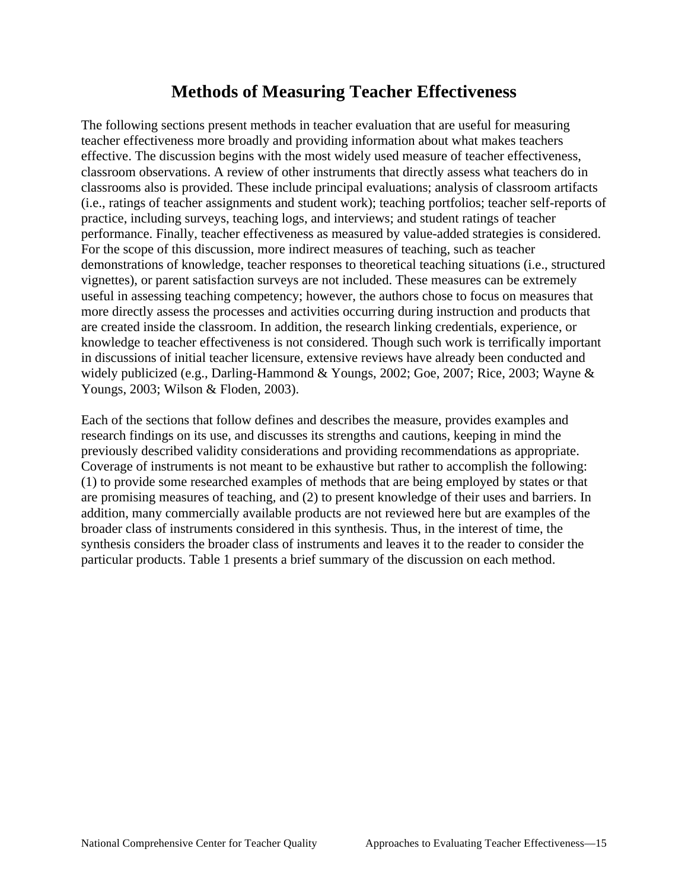# Methods of Measuring Teacher Effectiveness

The following sections present methods in teacher evaluation that are useful for measuring teacher effectiveness more broadly and providing information about what makes teachers effective. The discussion begins with the most widely used measure of teacher effectiveness, classroom observations. A review of other instruments that directly assess what teachers do in classrooms also is provided. These include principal evaluations; analysis of classroom artifacts (i.e., ratings of teacher assignments and student work); teaching portfolios; teacher self-reports of practice, including surveys, teaching logs, and interviews; and student ratings of teacher performance. Finally, teacher effectiveness as measured by value-added strategies is considered. For the scope of this discussion, more indirect measures of teaching, such as teacher demonstrations of knowledge, teacher responses to theoretical teaching situations (i.e., structured vignettes), or parent satisfaction surveys are not included. These measures can be extremely useful in assessing teaching competency; however, the authors chose to focus on measures that more directly assess the processes and activities occurring during instruction and products that are created inside the classroom. In addition, the research linking credentials, experience, or knowledge to teacher effectiveness is not considered. Though such work is terrifically important in discussions of initial teacher licensure, extensive reviews have already been conducted and widely publicized (e.g., Darling-Hammond & Youngs, 2002; Goe, 2007; Rice, 2003; Wayne & Youngs, 2003; Wilson & Floden, 2003).

Each of the sections that follow defines and describes the measure, provides examples and research findings on its use, and discusses its strengths and cautions, keeping in mind the previously described validity considerations and providing recommendations as appropriate. Coverage of instruments is not meant to be exhaustive but rather to accomplish the following: (1) to provide some researched examples of methods that are being employed by states or that are promising measures of teaching, and (2) to present knowledge of their uses and barriers. In addition, many commercially available products are not reviewed here but are examples of the broader class of instruments considered in this synthesis. Thus, in the interest of time, the synthesis considers the broader class of instruments and leaves it to the reader to consider the particular products. Table 1 presents a brief summary of the discussion on each method.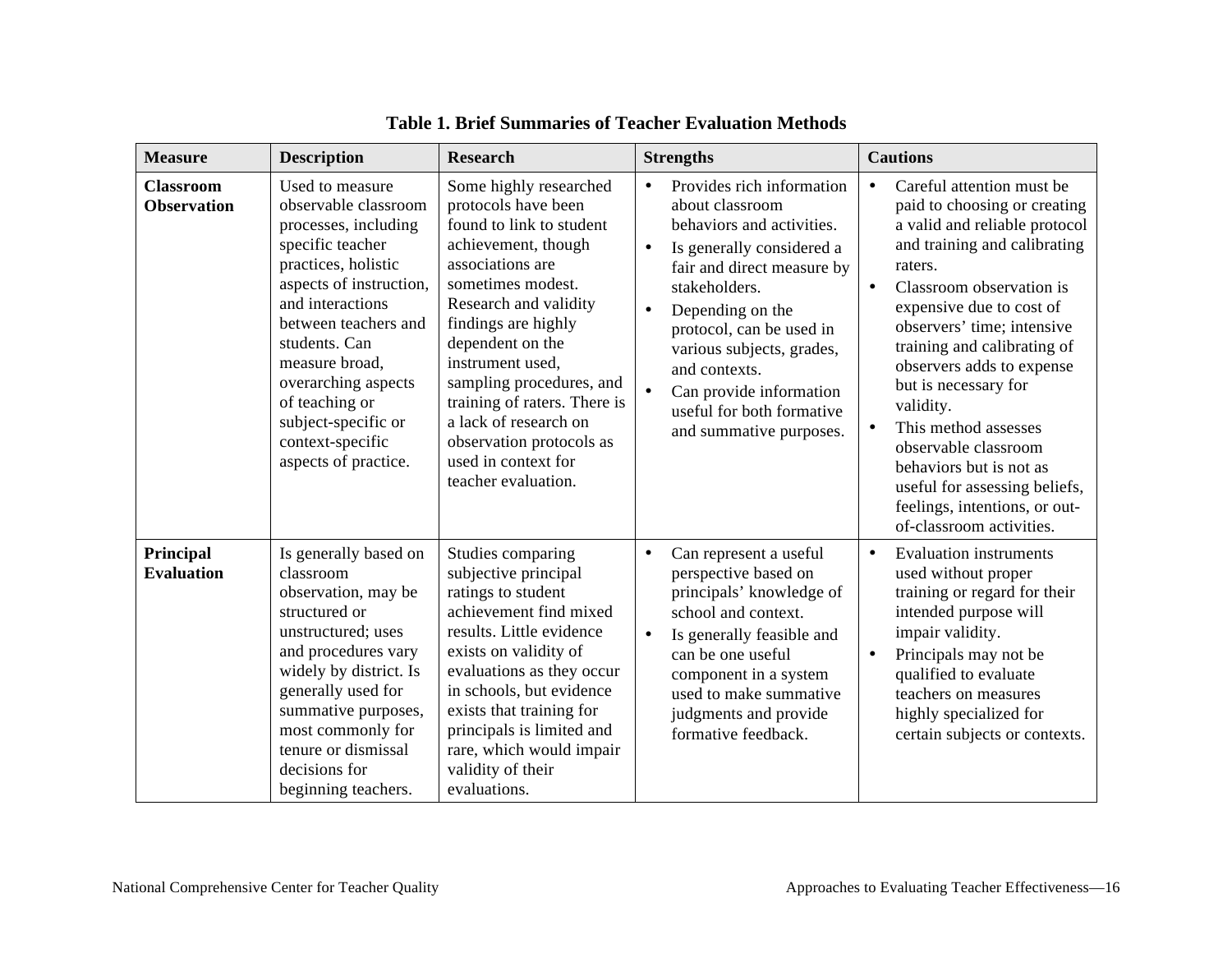**Table 1. Brief Summaries of Teacher Evaluation Methods**

| Measure | Description | Research | Strengths | Cautions |
|---|---|---|---|---|
| **Classroom Observation** | Used to measure observable classroom processes, including specific teacher practices, holistic aspects of instruction, and interactions between teachers and students. Can measure broad, overarching aspects of teaching or subject-specific or context-specific aspects of practice. | Some highly researched protocols have been found to link to student achievement, though associations are sometimes modest. Research and validity findings are highly dependent on the instrument used, sampling procedures, and training of raters. There is a lack of research on observation protocols as used in context for teacher evaluation. | • Provides rich information about classroom behaviors and activities. <br> • Is generally considered a fair and direct measure by stakeholders. <br> • Depending on the protocol, can be used in various subjects, grades, and contexts. <br> • Can provide information useful for both formative and summative purposes. | • Careful attention must be paid to choosing or creating a valid and reliable protocol and training and calibrating raters. <br> • Classroom observation is expensive due to cost of observers' time; intensive training and calibrating of observers adds to expense but is necessary for validity. <br> • This method assesses observable classroom behaviors but is not as useful for assessing beliefs, feelings, intentions, or out-of-classroom activities. |
| **Principal Evaluation** | Is generally based on classroom observation, may be structured or unstructured; uses and procedures vary widely by district. Is generally used for summative purposes, most commonly for tenure or dismissal decisions for beginning teachers. | Studies comparing subjective principal ratings to student achievement find mixed results. Little evidence exists on validity of evaluations as they occur in schools, but evidence exists that training for principals is limited and rare, which would impair validity of their evaluations. | • Can represent a useful perspective based on principals' knowledge of school and context. <br> • Is generally feasible and can be one useful component in a system used to make summative judgments and provide formative feedback. | • Evaluation instruments used without proper training or regard for their intended purpose will impair validity. <br> • Principals may not be qualified to evaluate teachers on measures highly specialized for certain subjects or contexts. |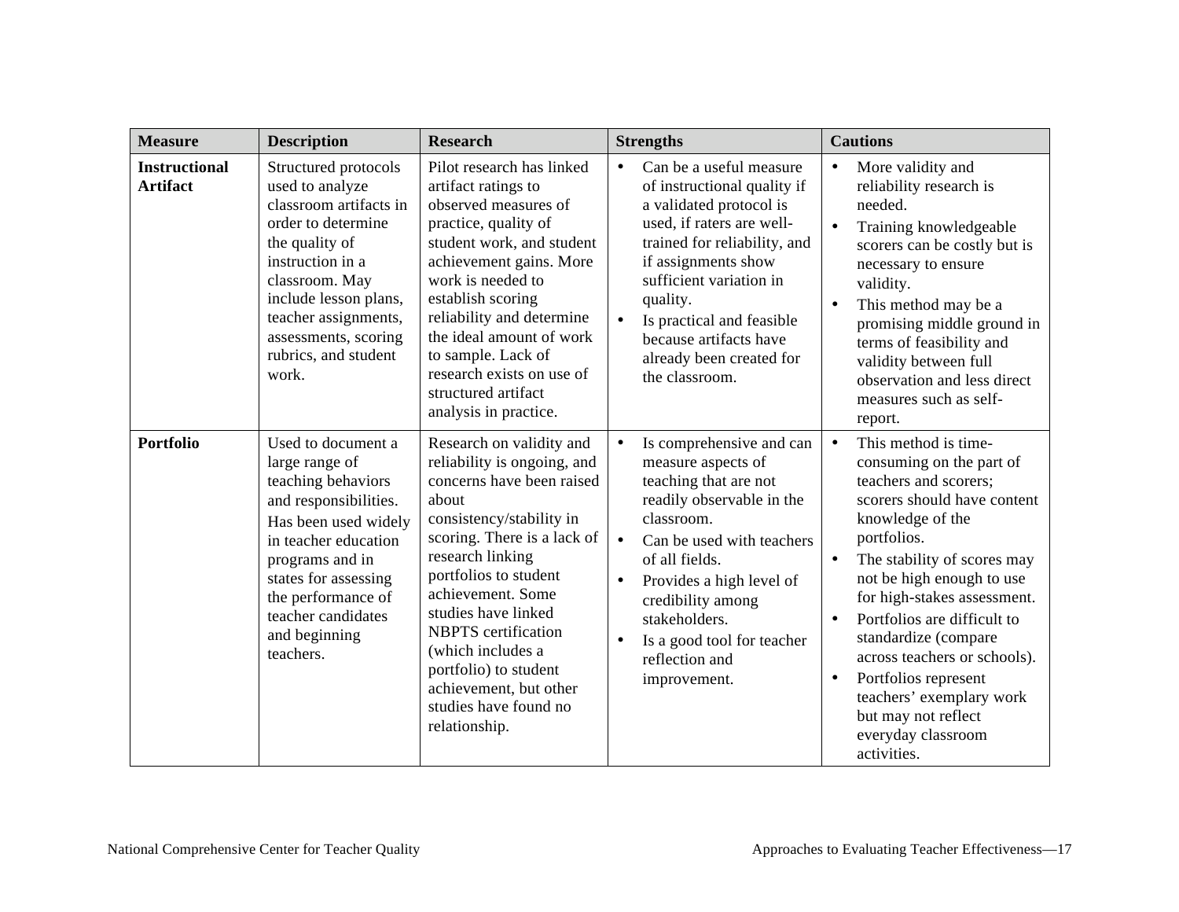| Measure | Description | Research | Strengths | Cautions |
|---|---|---|---|---|
| **Instructional Artifact** | Structured protocols used to analyze classroom artifacts in order to determine the quality of instruction in a classroom. May include lesson plans, teacher assignments, assessments, scoring rubrics, and student work. | Pilot research has linked artifact ratings to observed measures of practice, quality of student work, and student achievement gains. More work is needed to establish scoring reliability and determine the ideal amount of work to sample. Lack of research exists on use of structured artifact analysis in practice. | • Can be a useful measure of instructional quality if a validated protocol is used, if raters are well-trained for reliability, and if assignments show sufficient variation in quality.<br>• Is practical and feasible because artifacts have already been created for the classroom. | • More validity and reliability research is needed.<br>• Training knowledgeable scorers can be costly but is necessary to ensure validity.<br>• This method may be a promising middle ground in terms of feasibility and validity between full observation and less direct measures such as self-report. |
| **Portfolio** | Used to document a large range of teaching behaviors and responsibilities. Has been used widely in teacher education programs and in states for assessing the performance of teacher candidates and beginning teachers. | Research on validity and reliability is ongoing, and concerns have been raised about consistency/stability in scoring. There is a lack of research linking portfolios to student achievement. Some studies have linked NBPTS certification (which includes a portfolio) to student achievement, but other studies have found no relationship. | • Is comprehensive and can measure aspects of teaching that are not readily observable in the classroom.<br>• Can be used with teachers of all fields.<br>• Provides a high level of credibility among stakeholders.<br>• Is a good tool for teacher reflection and improvement. | • This method is time-consuming on the part of teachers and scorers; scorers should have content knowledge of the portfolios.<br>• The stability of scores may not be high enough to use for high-stakes assessment.<br>• Portfolios are difficult to standardize (compare across teachers or schools).<br>• Portfolios represent teachers' exemplary work but may not reflect everyday classroom activities. |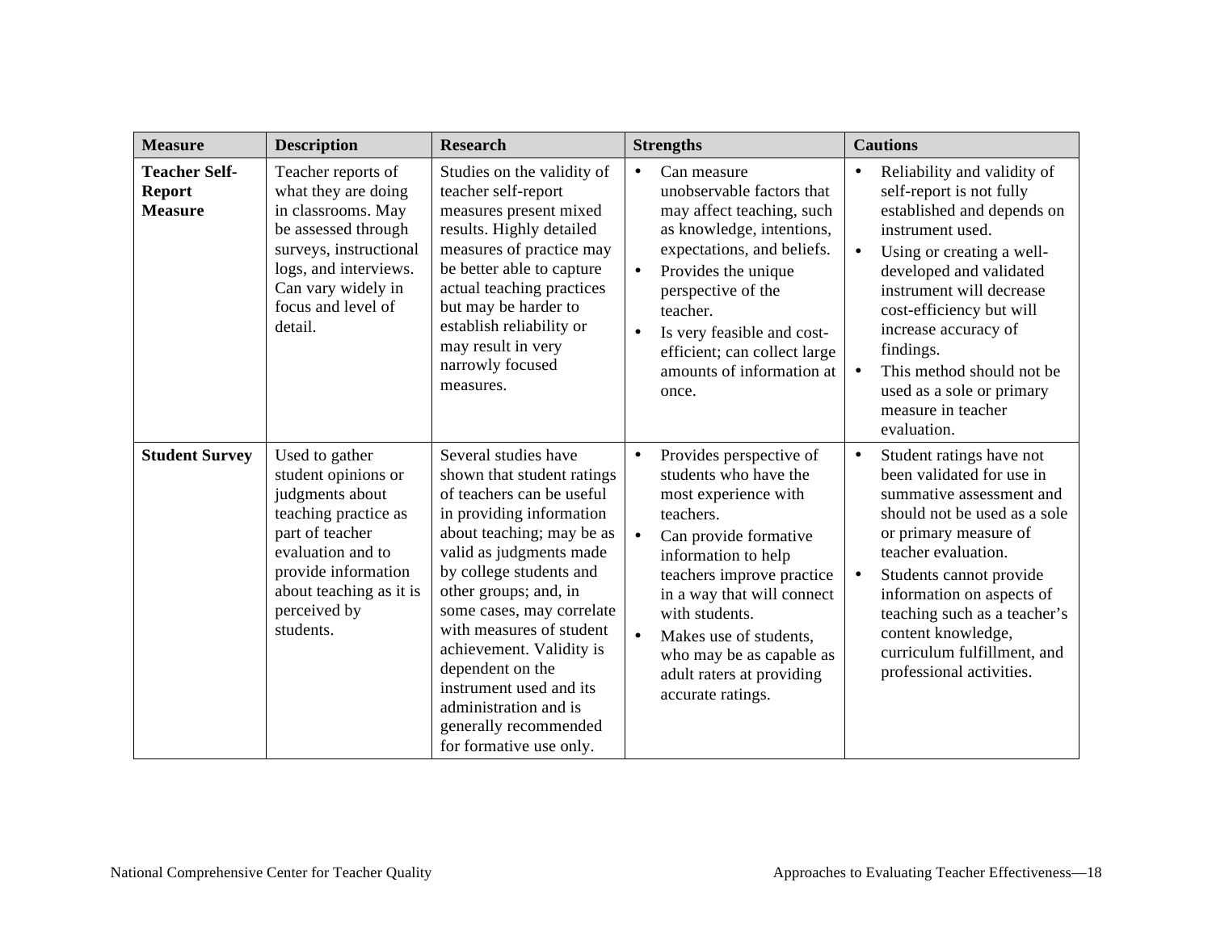| Measure | Description | Research | Strengths | Cautions |
| --- | --- | --- | --- | --- |
| **Teacher Self-Report Measure** | Teacher reports of what they are doing in classrooms. May be assessed through surveys, instructional logs, and interviews. Can vary widely in focus and level of detail. | Studies on the validity of teacher self-report measures present mixed results. Highly detailed measures of practice may be better able to capture actual teaching practices but may be harder to establish reliability or may result in very narrowly focused measures. | • Can measure unobservable factors that may affect teaching, such as knowledge, intentions, expectations, and beliefs.<br>• Provides the unique perspective of the teacher.<br>• Is very feasible and cost-efficient; can collect large amounts of information at once. | • Reliability and validity of self-report is not fully established and depends on instrument used.<br>• Using or creating a well-developed and validated instrument will decrease cost-efficiency but will increase accuracy of findings.<br>• This method should not be used as a sole or primary measure in teacher evaluation. |
| **Student Survey** | Used to gather student opinions or judgments about teaching practice as part of teacher evaluation and to provide information about teaching as it is perceived by students. | Several studies have shown that student ratings of teachers can be useful in providing information about teaching; may be as valid as judgments made by college students and other groups; and, in some cases, may correlate with measures of student achievement. Validity is dependent on the instrument used and its administration and is generally recommended for formative use only. | • Provides perspective of students who have the most experience with teachers.<br>• Can provide formative information to help teachers improve practice in a way that will connect with students.<br>• Makes use of students, who may be as capable as adult raters at providing accurate ratings. | • Student ratings have not been validated for use in summative assessment and should not be used as a sole or primary measure of teacher evaluation.<br>• Students cannot provide information on aspects of teaching such as a teacher's content knowledge, curriculum fulfillment, and professional activities. |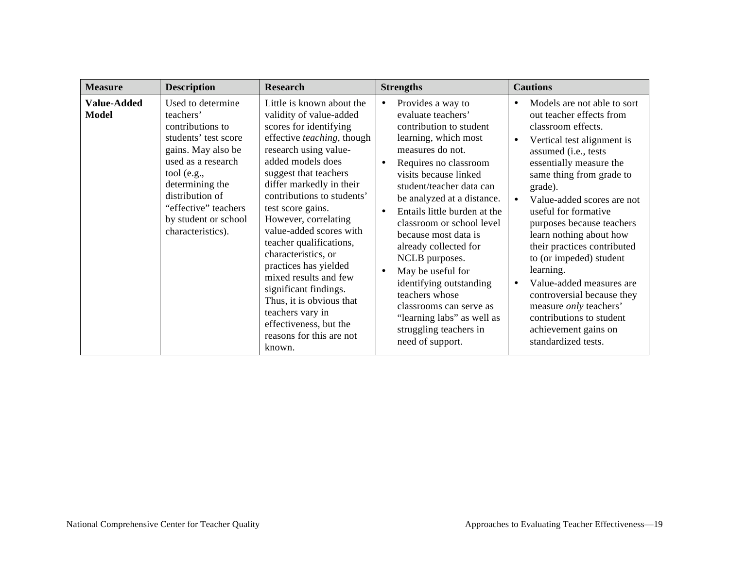| Measure | Description | Research | Strengths | Cautions |
|---|---|---|---|---|
| **Value-Added Model** | Used to determine teachers' contributions to students' test score gains. May also be used as a research tool (e.g., determining the distribution of "effective" teachers by student or school characteristics). | Little is known about the validity of value-added scores for identifying effective *teaching*, though research using value-added models does suggest that teachers differ markedly in their contributions to students' test score gains. However, correlating value-added scores with teacher qualifications, characteristics, or practices has yielded mixed results and few significant findings. Thus, it is obvious that teachers vary in effectiveness, but the reasons for this are not known. | • Provides a way to evaluate teachers' contribution to student learning, which most measures do not.<br>• Requires no classroom visits because linked student/teacher data can be analyzed at a distance.<br>• Entails little burden at the classroom or school level because most data is already collected for NCLB purposes.<br>• May be useful for identifying outstanding teachers whose classrooms can serve as "learning labs" as well as struggling teachers in need of support. | • Models are not able to sort out teacher effects from classroom effects.<br>• Vertical test alignment is assumed (i.e., tests essentially measure the same thing from grade to grade).<br>• Value-added scores are not useful for formative purposes because teachers learn nothing about how their practices contributed to (or impeded) student learning.<br>• Value-added measures are controversial because they measure *only* teachers' contributions to student achievement gains on standardized tests. |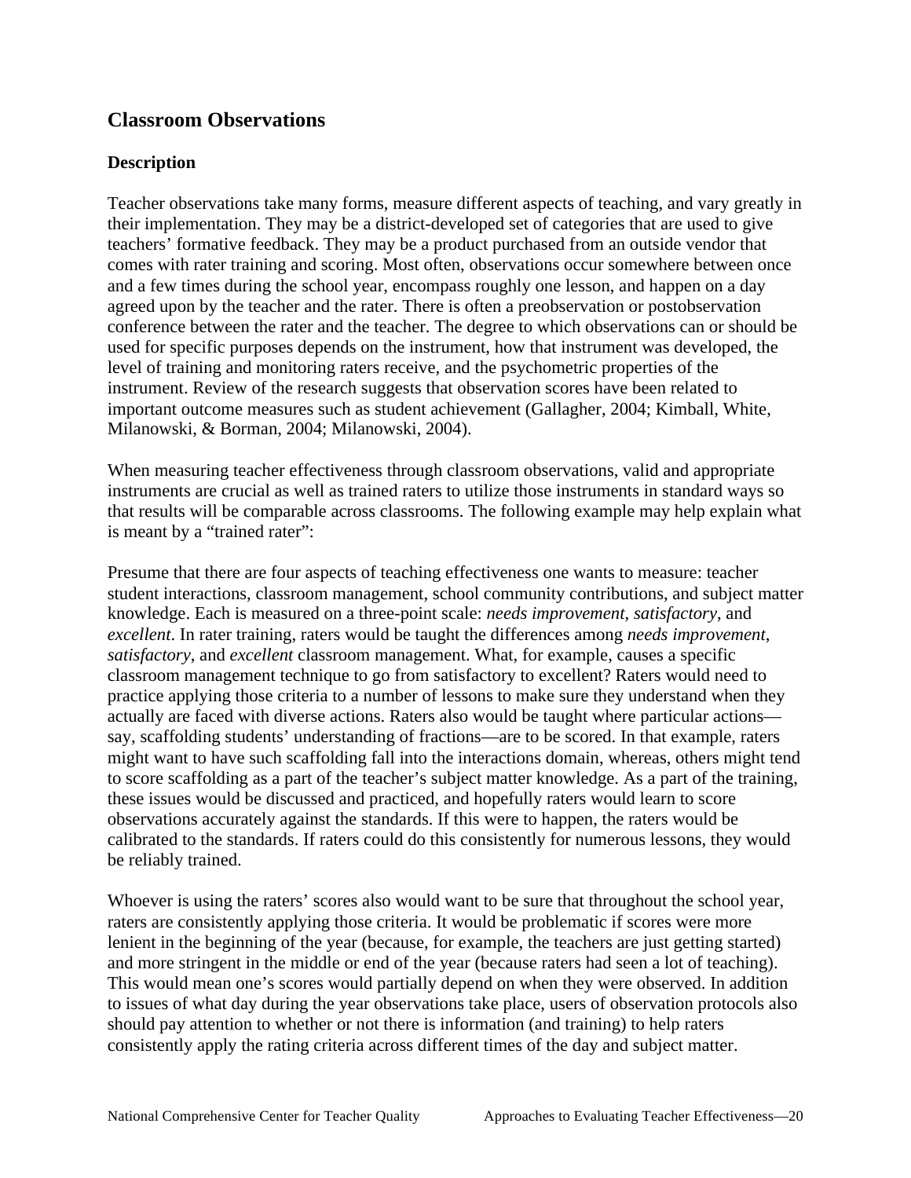## Classroom Observations

### Description

Teacher observations take many forms, measure different aspects of teaching, and vary greatly in their implementation. They may be a district-developed set of categories that are used to give teachers' formative feedback. They may be a product purchased from an outside vendor that comes with rater training and scoring. Most often, observations occur somewhere between once and a few times during the school year, encompass roughly one lesson, and happen on a day agreed upon by the teacher and the rater. There is often a preobservation or postobservation conference between the rater and the teacher. The degree to which observations can or should be used for specific purposes depends on the instrument, how that instrument was developed, the level of training and monitoring raters receive, and the psychometric properties of the instrument. Review of the research suggests that observation scores have been related to important outcome measures such as student achievement (Gallagher, 2004; Kimball, White, Milanowski, & Borman, 2004; Milanowski, 2004).

When measuring teacher effectiveness through classroom observations, valid and appropriate instruments are crucial as well as trained raters to utilize those instruments in standard ways so that results will be comparable across classrooms. The following example may help explain what is meant by a "trained rater":

Presume that there are four aspects of teaching effectiveness one wants to measure: teacher student interactions, classroom management, school community contributions, and subject matter knowledge. Each is measured on a three-point scale: *needs improvement*, *satisfactory*, and *excellent*. In rater training, raters would be taught the differences among *needs improvement*, *satisfactory*, and *excellent* classroom management. What, for example, causes a specific classroom management technique to go from satisfactory to excellent? Raters would need to practice applying those criteria to a number of lessons to make sure they understand when they actually are faced with diverse actions. Raters also would be taught where particular actions—say, scaffolding students' understanding of fractions—are to be scored. In that example, raters might want to have such scaffolding fall into the interactions domain, whereas, others might tend to score scaffolding as a part of the teacher's subject matter knowledge. As a part of the training, these issues would be discussed and practiced, and hopefully raters would learn to score observations accurately against the standards. If this were to happen, the raters would be calibrated to the standards. If raters could do this consistently for numerous lessons, they would be reliably trained.

Whoever is using the raters' scores also would want to be sure that throughout the school year, raters are consistently applying those criteria. It would be problematic if scores were more lenient in the beginning of the year (because, for example, the teachers are just getting started) and more stringent in the middle or end of the year (because raters had seen a lot of teaching). This would mean one's scores would partially depend on when they were observed. In addition to issues of what day during the year observations take place, users of observation protocols also should pay attention to whether or not there is information (and training) to help raters consistently apply the rating criteria across different times of the day and subject matter.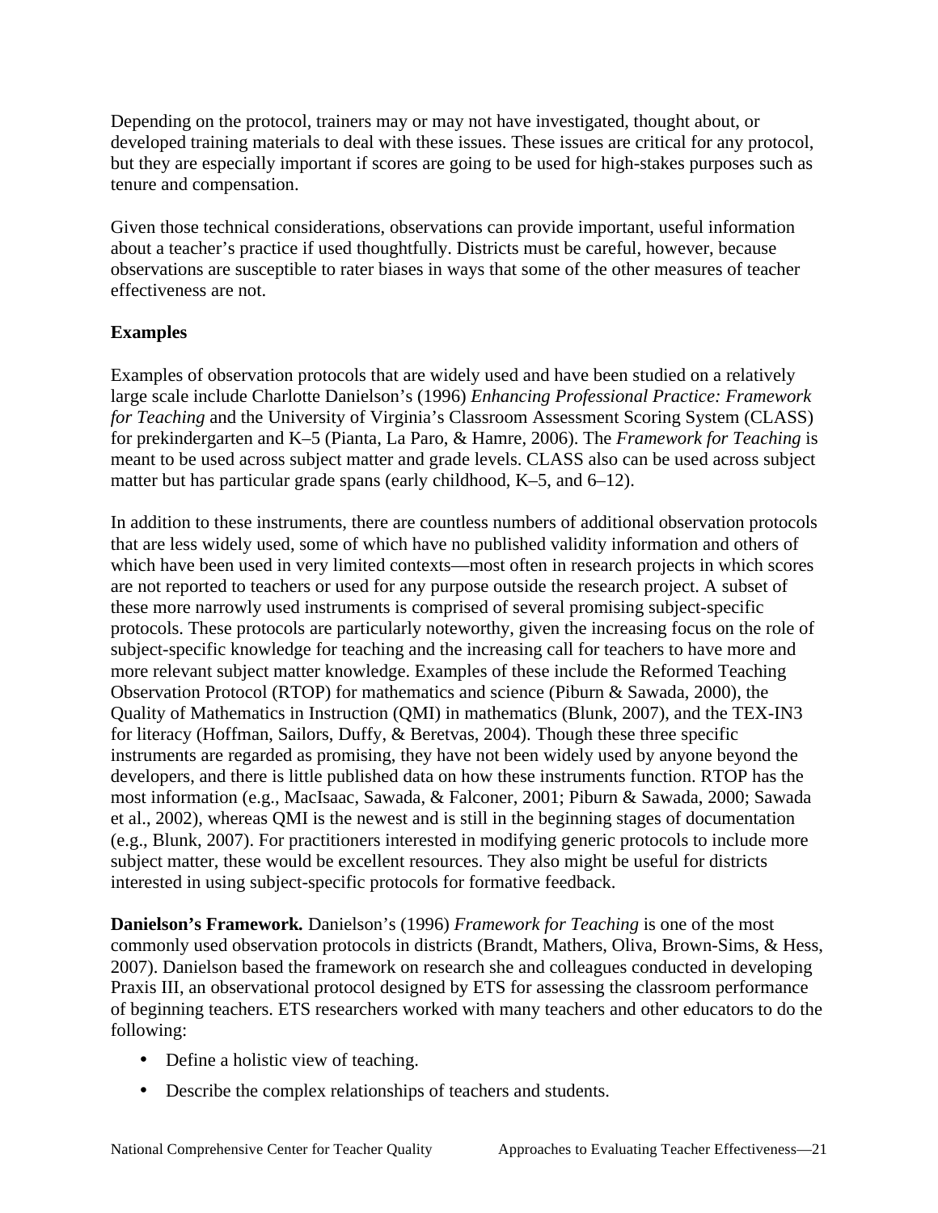Depending on the protocol, trainers may or may not have investigated, thought about, or developed training materials to deal with these issues. These issues are critical for any protocol, but they are especially important if scores are going to be used for high-stakes purposes such as tenure and compensation.

Given those technical considerations, observations can provide important, useful information about a teacher's practice if used thoughtfully. Districts must be careful, however, because observations are susceptible to rater biases in ways that some of the other measures of teacher effectiveness are not.

**Examples**

Examples of observation protocols that are widely used and have been studied on a relatively large scale include Charlotte Danielson's (1996) *Enhancing Professional Practice: Framework for Teaching* and the University of Virginia's Classroom Assessment Scoring System (CLASS) for prekindergarten and K–5 (Pianta, La Paro, & Hamre, 2006). The *Framework for Teaching* is meant to be used across subject matter and grade levels. CLASS also can be used across subject matter but has particular grade spans (early childhood, K–5, and 6–12).

In addition to these instruments, there are countless numbers of additional observation protocols that are less widely used, some of which have no published validity information and others of which have been used in very limited contexts—most often in research projects in which scores are not reported to teachers or used for any purpose outside the research project. A subset of these more narrowly used instruments is comprised of several promising subject-specific protocols. These protocols are particularly noteworthy, given the increasing focus on the role of subject-specific knowledge for teaching and the increasing call for teachers to have more and more relevant subject matter knowledge. Examples of these include the Reformed Teaching Observation Protocol (RTOP) for mathematics and science (Piburn & Sawada, 2000), the Quality of Mathematics in Instruction (QMI) in mathematics (Blunk, 2007), and the TEX-IN3 for literacy (Hoffman, Sailors, Duffy, & Beretvas, 2004). Though these three specific instruments are regarded as promising, they have not been widely used by anyone beyond the developers, and there is little published data on how these instruments function. RTOP has the most information (e.g., MacIsaac, Sawada, & Falconer, 2001; Piburn & Sawada, 2000; Sawada et al., 2002), whereas QMI is the newest and is still in the beginning stages of documentation (e.g., Blunk, 2007). For practitioners interested in modifying generic protocols to include more subject matter, these would be excellent resources. They also might be useful for districts interested in using subject-specific protocols for formative feedback.

**Danielson's Framework.** Danielson's (1996) *Framework for Teaching* is one of the most commonly used observation protocols in districts (Brandt, Mathers, Oliva, Brown-Sims, & Hess, 2007). Danielson based the framework on research she and colleagues conducted in developing Praxis III, an observational protocol designed by ETS for assessing the classroom performance of beginning teachers. ETS researchers worked with many teachers and other educators to do the following:

- Define a holistic view of teaching.
- Describe the complex relationships of teachers and students.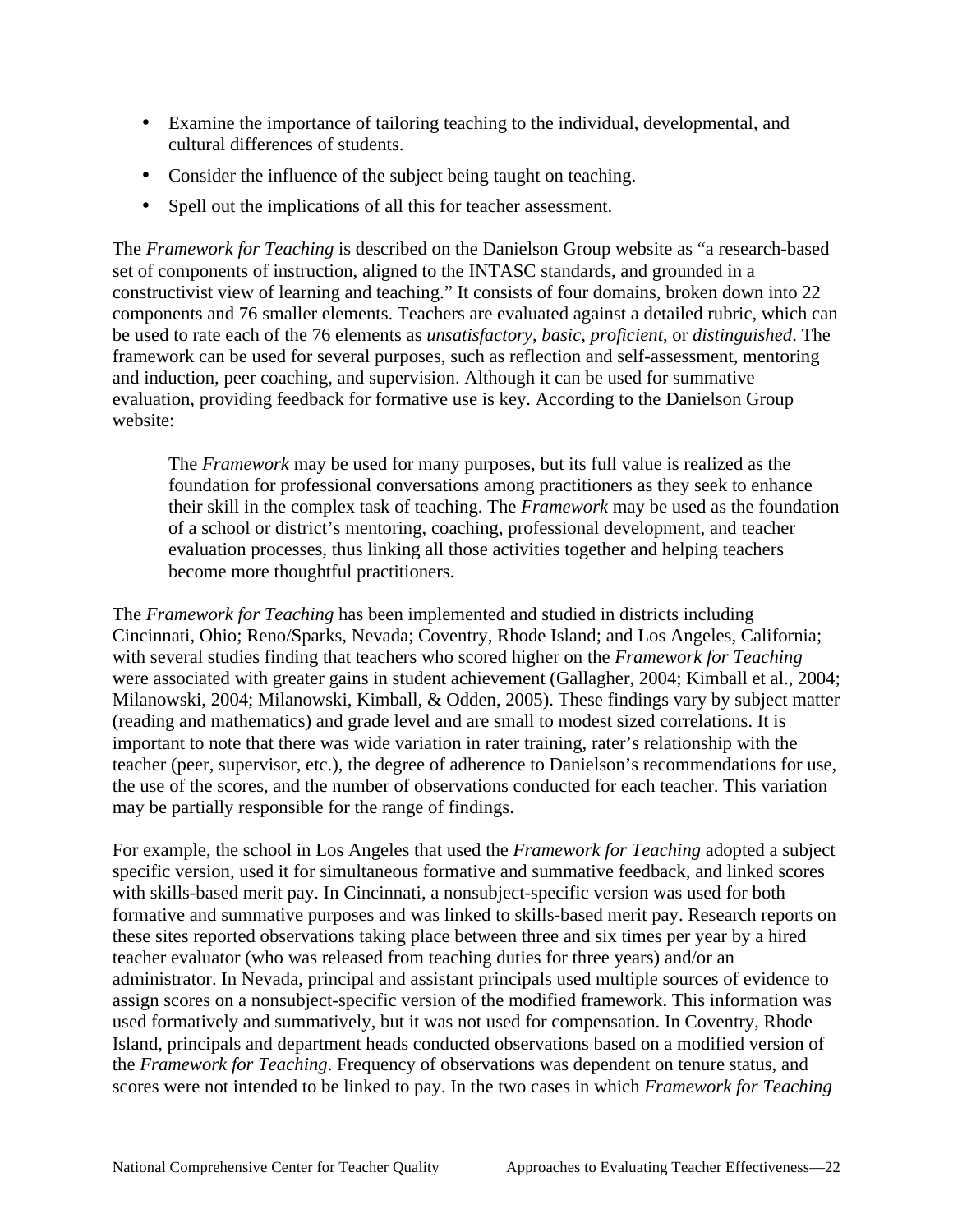- Examine the importance of tailoring teaching to the individual, developmental, and cultural differences of students.
- Consider the influence of the subject being taught on teaching.
- Spell out the implications of all this for teacher assessment.

The *Framework for Teaching* is described on the Danielson Group website as "a research-based set of components of instruction, aligned to the INTASC standards, and grounded in a constructivist view of learning and teaching." It consists of four domains, broken down into 22 components and 76 smaller elements. Teachers are evaluated against a detailed rubric, which can be used to rate each of the 76 elements as *unsatisfactory*, *basic*, *proficient*, or *distinguished*. The framework can be used for several purposes, such as reflection and self-assessment, mentoring and induction, peer coaching, and supervision. Although it can be used for summative evaluation, providing feedback for formative use is key. According to the Danielson Group website:

> The *Framework* may be used for many purposes, but its full value is realized as the foundation for professional conversations among practitioners as they seek to enhance their skill in the complex task of teaching. The *Framework* may be used as the foundation of a school or district's mentoring, coaching, professional development, and teacher evaluation processes, thus linking all those activities together and helping teachers become more thoughtful practitioners.

The *Framework for Teaching* has been implemented and studied in districts including Cincinnati, Ohio; Reno/Sparks, Nevada; Coventry, Rhode Island; and Los Angeles, California; with several studies finding that teachers who scored higher on the *Framework for Teaching* were associated with greater gains in student achievement (Gallagher, 2004; Kimball et al., 2004; Milanowski, 2004; Milanowski, Kimball, & Odden, 2005). These findings vary by subject matter (reading and mathematics) and grade level and are small to modest sized correlations. It is important to note that there was wide variation in rater training, rater's relationship with the teacher (peer, supervisor, etc.), the degree of adherence to Danielson's recommendations for use, the use of the scores, and the number of observations conducted for each teacher. This variation may be partially responsible for the range of findings.

For example, the school in Los Angeles that used the *Framework for Teaching* adopted a subject specific version, used it for simultaneous formative and summative feedback, and linked scores with skills-based merit pay. In Cincinnati, a nonsubject-specific version was used for both formative and summative purposes and was linked to skills-based merit pay. Research reports on these sites reported observations taking place between three and six times per year by a hired teacher evaluator (who was released from teaching duties for three years) and/or an administrator. In Nevada, principal and assistant principals used multiple sources of evidence to assign scores on a nonsubject-specific version of the modified framework. This information was used formatively and summatively, but it was not used for compensation. In Coventry, Rhode Island, principals and department heads conducted observations based on a modified version of the *Framework for Teaching*. Frequency of observations was dependent on tenure status, and scores were not intended to be linked to pay. In the two cases in which *Framework for Teaching*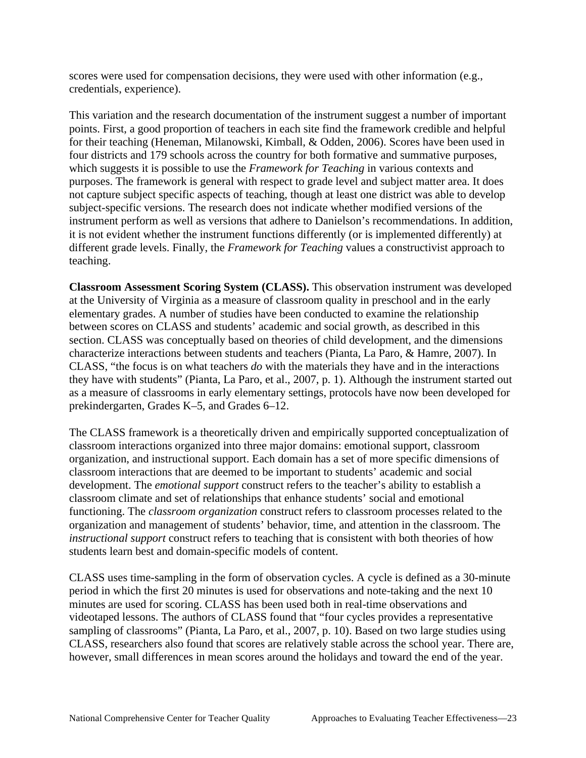scores were used for compensation decisions, they were used with other information (e.g., credentials, experience).

This variation and the research documentation of the instrument suggest a number of important points. First, a good proportion of teachers in each site find the framework credible and helpful for their teaching (Heneman, Milanowski, Kimball, & Odden, 2006). Scores have been used in four districts and 179 schools across the country for both formative and summative purposes, which suggests it is possible to use the *Framework for Teaching* in various contexts and purposes. The framework is general with respect to grade level and subject matter area. It does not capture subject specific aspects of teaching, though at least one district was able to develop subject-specific versions. The research does not indicate whether modified versions of the instrument perform as well as versions that adhere to Danielson's recommendations. In addition, it is not evident whether the instrument functions differently (or is implemented differently) at different grade levels. Finally, the *Framework for Teaching* values a constructivist approach to teaching.

**Classroom Assessment Scoring System (CLASS).** This observation instrument was developed at the University of Virginia as a measure of classroom quality in preschool and in the early elementary grades. A number of studies have been conducted to examine the relationship between scores on CLASS and students' academic and social growth, as described in this section. CLASS was conceptually based on theories of child development, and the dimensions characterize interactions between students and teachers (Pianta, La Paro, & Hamre, 2007). In CLASS, "the focus is on what teachers *do* with the materials they have and in the interactions they have with students" (Pianta, La Paro, et al., 2007, p. 1). Although the instrument started out as a measure of classrooms in early elementary settings, protocols have now been developed for prekindergarten, Grades K–5, and Grades 6–12.

The CLASS framework is a theoretically driven and empirically supported conceptualization of classroom interactions organized into three major domains: emotional support, classroom organization, and instructional support. Each domain has a set of more specific dimensions of classroom interactions that are deemed to be important to students' academic and social development. The *emotional support* construct refers to the teacher's ability to establish a classroom climate and set of relationships that enhance students' social and emotional functioning. The *classroom organization* construct refers to classroom processes related to the organization and management of students' behavior, time, and attention in the classroom. The *instructional support* construct refers to teaching that is consistent with both theories of how students learn best and domain-specific models of content.

CLASS uses time-sampling in the form of observation cycles. A cycle is defined as a 30-minute period in which the first 20 minutes is used for observations and note-taking and the next 10 minutes are used for scoring. CLASS has been used both in real-time observations and videotaped lessons. The authors of CLASS found that "four cycles provides a representative sampling of classrooms" (Pianta, La Paro, et al., 2007, p. 10). Based on two large studies using CLASS, researchers also found that scores are relatively stable across the school year. There are, however, small differences in mean scores around the holidays and toward the end of the year.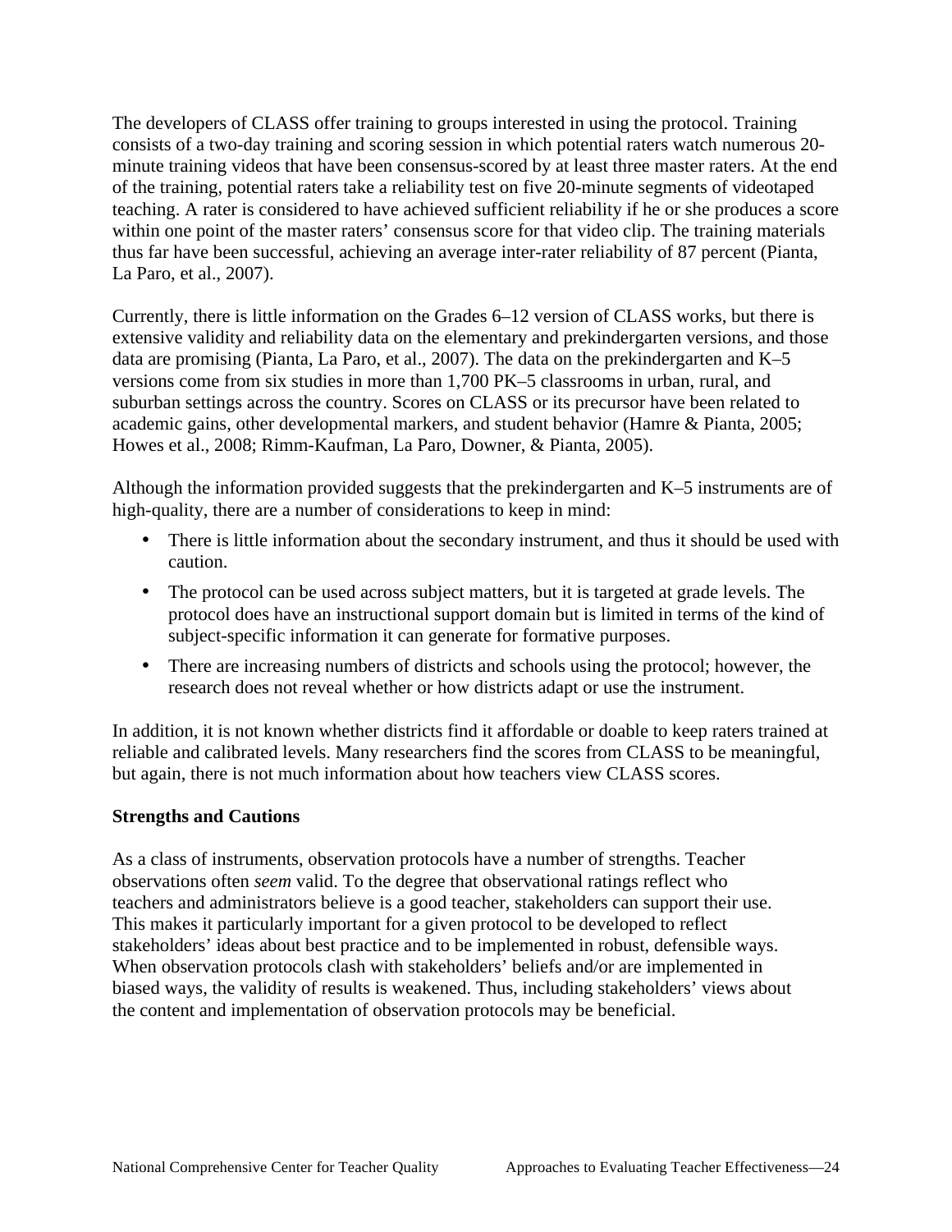The developers of CLASS offer training to groups interested in using the protocol. Training consists of a two-day training and scoring session in which potential raters watch numerous 20-minute training videos that have been consensus-scored by at least three master raters. At the end of the training, potential raters take a reliability test on five 20-minute segments of videotaped teaching. A rater is considered to have achieved sufficient reliability if he or she produces a score within one point of the master raters' consensus score for that video clip. The training materials thus far have been successful, achieving an average inter-rater reliability of 87 percent (Pianta, La Paro, et al., 2007).

Currently, there is little information on the Grades 6–12 version of CLASS works, but there is extensive validity and reliability data on the elementary and prekindergarten versions, and those data are promising (Pianta, La Paro, et al., 2007). The data on the prekindergarten and K–5 versions come from six studies in more than 1,700 PK–5 classrooms in urban, rural, and suburban settings across the country. Scores on CLASS or its precursor have been related to academic gains, other developmental markers, and student behavior (Hamre & Pianta, 2005; Howes et al., 2008; Rimm-Kaufman, La Paro, Downer, & Pianta, 2005).

Although the information provided suggests that the prekindergarten and K–5 instruments are of high-quality, there are a number of considerations to keep in mind:

- There is little information about the secondary instrument, and thus it should be used with caution.
- The protocol can be used across subject matters, but it is targeted at grade levels. The protocol does have an instructional support domain but is limited in terms of the kind of subject-specific information it can generate for formative purposes.
- There are increasing numbers of districts and schools using the protocol; however, the research does not reveal whether or how districts adapt or use the instrument.

In addition, it is not known whether districts find it affordable or doable to keep raters trained at reliable and calibrated levels. Many researchers find the scores from CLASS to be meaningful, but again, there is not much information about how teachers view CLASS scores.

**Strengths and Cautions**

As a class of instruments, observation protocols have a number of strengths. Teacher observations often *seem* valid. To the degree that observational ratings reflect who teachers and administrators believe is a good teacher, stakeholders can support their use. This makes it particularly important for a given protocol to be developed to reflect stakeholders' ideas about best practice and to be implemented in robust, defensible ways. When observation protocols clash with stakeholders' beliefs and/or are implemented in biased ways, the validity of results is weakened. Thus, including stakeholders' views about the content and implementation of observation protocols may be beneficial.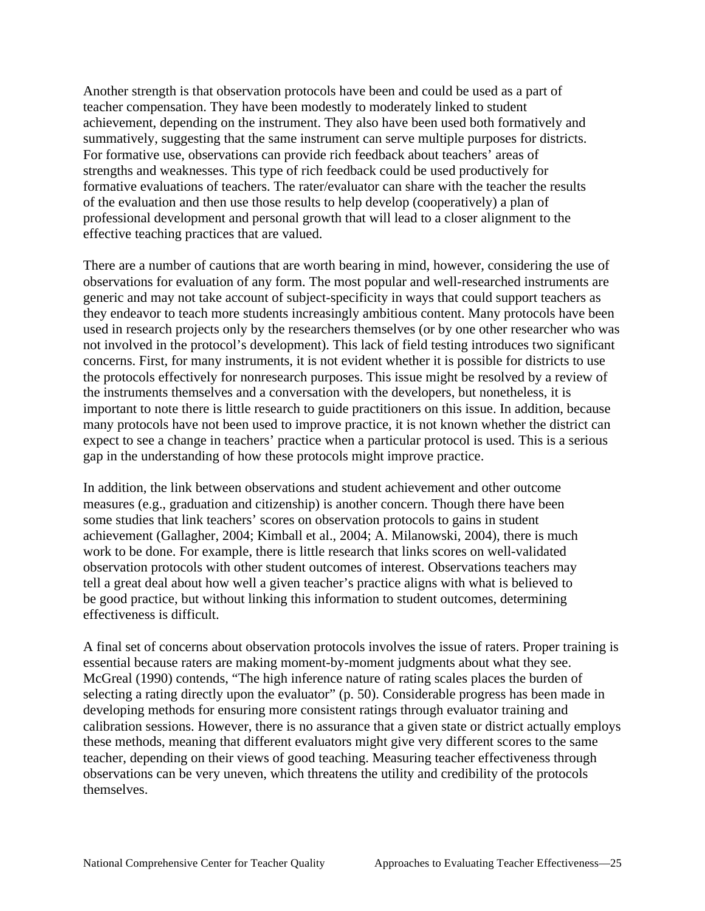Another strength is that observation protocols have been and could be used as a part of teacher compensation. They have been modestly to moderately linked to student achievement, depending on the instrument. They also have been used both formatively and summatively, suggesting that the same instrument can serve multiple purposes for districts. For formative use, observations can provide rich feedback about teachers' areas of strengths and weaknesses. This type of rich feedback could be used productively for formative evaluations of teachers. The rater/evaluator can share with the teacher the results of the evaluation and then use those results to help develop (cooperatively) a plan of professional development and personal growth that will lead to a closer alignment to the effective teaching practices that are valued.

There are a number of cautions that are worth bearing in mind, however, considering the use of observations for evaluation of any form. The most popular and well-researched instruments are generic and may not take account of subject-specificity in ways that could support teachers as they endeavor to teach more students increasingly ambitious content. Many protocols have been used in research projects only by the researchers themselves (or by one other researcher who was not involved in the protocol's development). This lack of field testing introduces two significant concerns. First, for many instruments, it is not evident whether it is possible for districts to use the protocols effectively for nonresearch purposes. This issue might be resolved by a review of the instruments themselves and a conversation with the developers, but nonetheless, it is important to note there is little research to guide practitioners on this issue. In addition, because many protocols have not been used to improve practice, it is not known whether the district can expect to see a change in teachers' practice when a particular protocol is used. This is a serious gap in the understanding of how these protocols might improve practice.

In addition, the link between observations and student achievement and other outcome measures (e.g., graduation and citizenship) is another concern. Though there have been some studies that link teachers' scores on observation protocols to gains in student achievement (Gallagher, 2004; Kimball et al., 2004; A. Milanowski, 2004), there is much work to be done. For example, there is little research that links scores on well-validated observation protocols with other student outcomes of interest. Observations teachers may tell a great deal about how well a given teacher's practice aligns with what is believed to be good practice, but without linking this information to student outcomes, determining effectiveness is difficult.

A final set of concerns about observation protocols involves the issue of raters. Proper training is essential because raters are making moment-by-moment judgments about what they see. McGreal (1990) contends, "The high inference nature of rating scales places the burden of selecting a rating directly upon the evaluator" (p. 50). Considerable progress has been made in developing methods for ensuring more consistent ratings through evaluator training and calibration sessions. However, there is no assurance that a given state or district actually employs these methods, meaning that different evaluators might give very different scores to the same teacher, depending on their views of good teaching. Measuring teacher effectiveness through observations can be very uneven, which threatens the utility and credibility of the protocols themselves.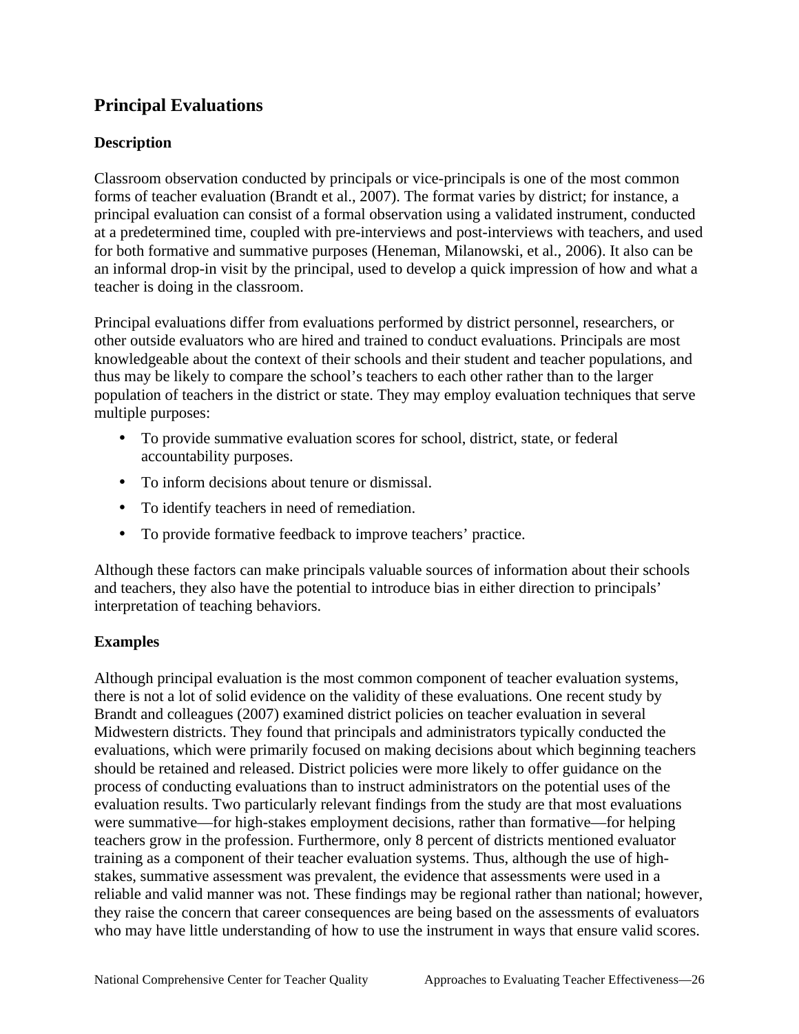## Principal Evaluations

### Description

Classroom observation conducted by principals or vice-principals is one of the most common forms of teacher evaluation (Brandt et al., 2007). The format varies by district; for instance, a principal evaluation can consist of a formal observation using a validated instrument, conducted at a predetermined time, coupled with pre-interviews and post-interviews with teachers, and used for both formative and summative purposes (Heneman, Milanowski, et al., 2006). It also can be an informal drop-in visit by the principal, used to develop a quick impression of how and what a teacher is doing in the classroom.

Principal evaluations differ from evaluations performed by district personnel, researchers, or other outside evaluators who are hired and trained to conduct evaluations. Principals are most knowledgeable about the context of their schools and their student and teacher populations, and thus may be likely to compare the school's teachers to each other rather than to the larger population of teachers in the district or state. They may employ evaluation techniques that serve multiple purposes:

- To provide summative evaluation scores for school, district, state, or federal accountability purposes.
- To inform decisions about tenure or dismissal.
- To identify teachers in need of remediation.
- To provide formative feedback to improve teachers' practice.

Although these factors can make principals valuable sources of information about their schools and teachers, they also have the potential to introduce bias in either direction to principals' interpretation of teaching behaviors.

### Examples

Although principal evaluation is the most common component of teacher evaluation systems, there is not a lot of solid evidence on the validity of these evaluations. One recent study by Brandt and colleagues (2007) examined district policies on teacher evaluation in several Midwestern districts. They found that principals and administrators typically conducted the evaluations, which were primarily focused on making decisions about which beginning teachers should be retained and released. District policies were more likely to offer guidance on the process of conducting evaluations than to instruct administrators on the potential uses of the evaluation results. Two particularly relevant findings from the study are that most evaluations were summative—for high-stakes employment decisions, rather than formative—for helping teachers grow in the profession. Furthermore, only 8 percent of districts mentioned evaluator training as a component of their teacher evaluation systems. Thus, although the use of high-stakes, summative assessment was prevalent, the evidence that assessments were used in a reliable and valid manner was not. These findings may be regional rather than national; however, they raise the concern that career consequences are being based on the assessments of evaluators who may have little understanding of how to use the instrument in ways that ensure valid scores.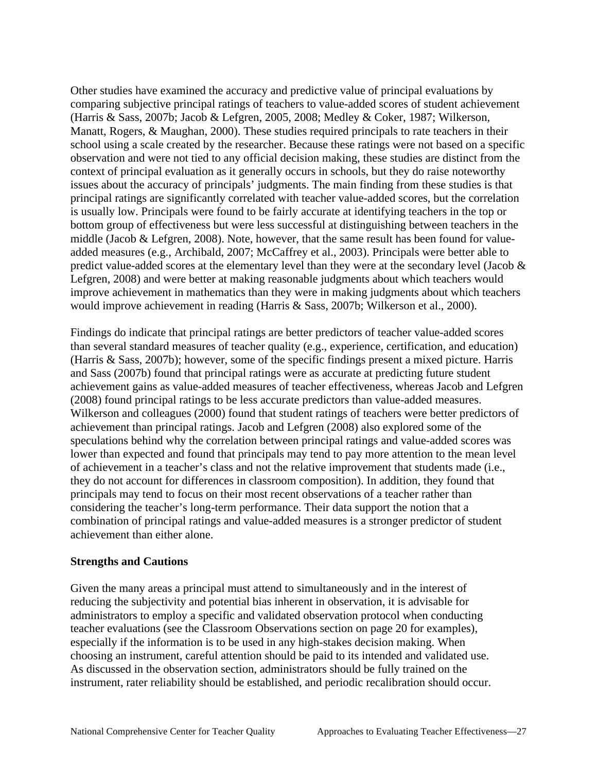Other studies have examined the accuracy and predictive value of principal evaluations by comparing subjective principal ratings of teachers to value-added scores of student achievement (Harris & Sass, 2007b; Jacob & Lefgren, 2005, 2008; Medley & Coker, 1987; Wilkerson, Manatt, Rogers, & Maughan, 2000). These studies required principals to rate teachers in their school using a scale created by the researcher. Because these ratings were not based on a specific observation and were not tied to any official decision making, these studies are distinct from the context of principal evaluation as it generally occurs in schools, but they do raise noteworthy issues about the accuracy of principals' judgments. The main finding from these studies is that principal ratings are significantly correlated with teacher value-added scores, but the correlation is usually low. Principals were found to be fairly accurate at identifying teachers in the top or bottom group of effectiveness but were less successful at distinguishing between teachers in the middle (Jacob & Lefgren, 2008). Note, however, that the same result has been found for value-added measures (e.g., Archibald, 2007; McCaffrey et al., 2003). Principals were better able to predict value-added scores at the elementary level than they were at the secondary level (Jacob & Lefgren, 2008) and were better at making reasonable judgments about which teachers would improve achievement in mathematics than they were in making judgments about which teachers would improve achievement in reading (Harris & Sass, 2007b; Wilkerson et al., 2000).

Findings do indicate that principal ratings are better predictors of teacher value-added scores than several standard measures of teacher quality (e.g., experience, certification, and education) (Harris & Sass, 2007b); however, some of the specific findings present a mixed picture. Harris and Sass (2007b) found that principal ratings were as accurate at predicting future student achievement gains as value-added measures of teacher effectiveness, whereas Jacob and Lefgren (2008) found principal ratings to be less accurate predictors than value-added measures. Wilkerson and colleagues (2000) found that student ratings of teachers were better predictors of achievement than principal ratings. Jacob and Lefgren (2008) also explored some of the speculations behind why the correlation between principal ratings and value-added scores was lower than expected and found that principals may tend to pay more attention to the mean level of achievement in a teacher's class and not the relative improvement that students made (i.e., they do not account for differences in classroom composition). In addition, they found that principals may tend to focus on their most recent observations of a teacher rather than considering the teacher's long-term performance. Their data support the notion that a combination of principal ratings and value-added measures is a stronger predictor of student achievement than either alone.

**Strengths and Cautions**

Given the many areas a principal must attend to simultaneously and in the interest of reducing the subjectivity and potential bias inherent in observation, it is advisable for administrators to employ a specific and validated observation protocol when conducting teacher evaluations (see the Classroom Observations section on page 20 for examples), especially if the information is to be used in any high-stakes decision making. When choosing an instrument, careful attention should be paid to its intended and validated use. As discussed in the observation section, administrators should be fully trained on the instrument, rater reliability should be established, and periodic recalibration should occur.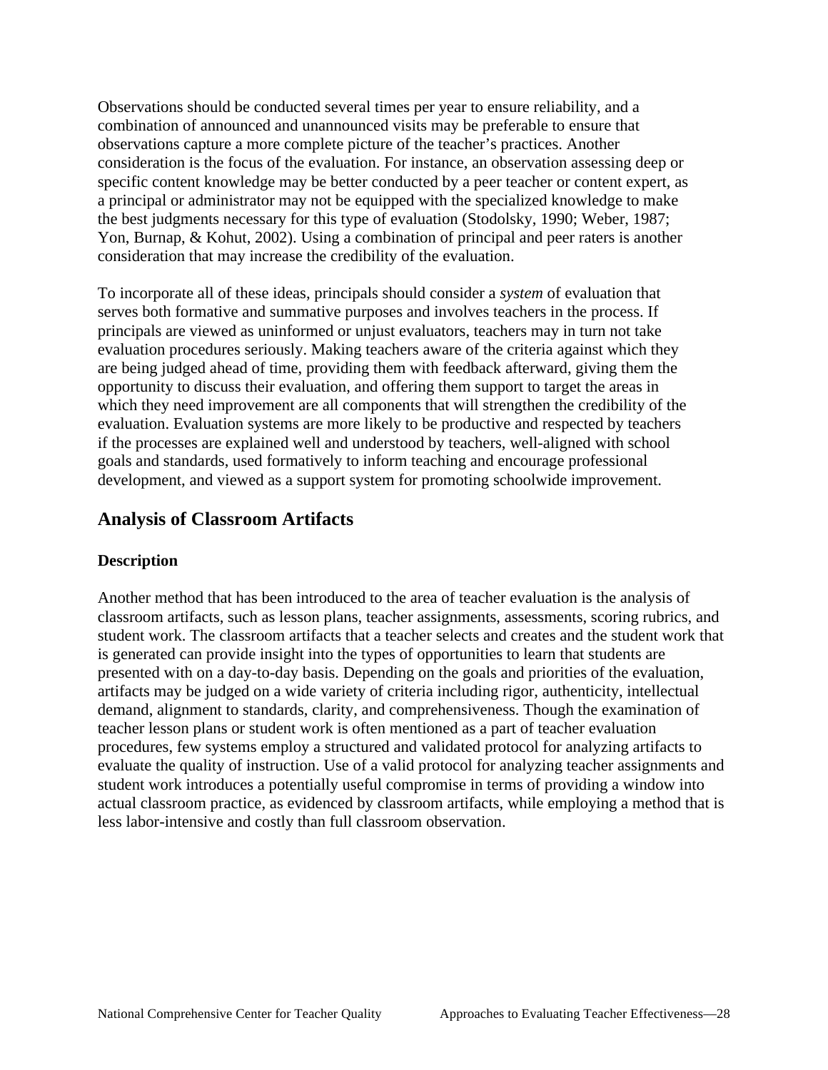Observations should be conducted several times per year to ensure reliability, and a combination of announced and unannounced visits may be preferable to ensure that observations capture a more complete picture of the teacher's practices. Another consideration is the focus of the evaluation. For instance, an observation assessing deep or specific content knowledge may be better conducted by a peer teacher or content expert, as a principal or administrator may not be equipped with the specialized knowledge to make the best judgments necessary for this type of evaluation (Stodolsky, 1990; Weber, 1987; Yon, Burnap, & Kohut, 2002). Using a combination of principal and peer raters is another consideration that may increase the credibility of the evaluation.

To incorporate all of these ideas, principals should consider a *system* of evaluation that serves both formative and summative purposes and involves teachers in the process. If principals are viewed as uninformed or unjust evaluators, teachers may in turn not take evaluation procedures seriously. Making teachers aware of the criteria against which they are being judged ahead of time, providing them with feedback afterward, giving them the opportunity to discuss their evaluation, and offering them support to target the areas in which they need improvement are all components that will strengthen the credibility of the evaluation. Evaluation systems are more likely to be productive and respected by teachers if the processes are explained well and understood by teachers, well-aligned with school goals and standards, used formatively to inform teaching and encourage professional development, and viewed as a support system for promoting schoolwide improvement.

## Analysis of Classroom Artifacts

### Description

Another method that has been introduced to the area of teacher evaluation is the analysis of classroom artifacts, such as lesson plans, teacher assignments, assessments, scoring rubrics, and student work. The classroom artifacts that a teacher selects and creates and the student work that is generated can provide insight into the types of opportunities to learn that students are presented with on a day-to-day basis. Depending on the goals and priorities of the evaluation, artifacts may be judged on a wide variety of criteria including rigor, authenticity, intellectual demand, alignment to standards, clarity, and comprehensiveness. Though the examination of teacher lesson plans or student work is often mentioned as a part of teacher evaluation procedures, few systems employ a structured and validated protocol for analyzing artifacts to evaluate the quality of instruction. Use of a valid protocol for analyzing teacher assignments and student work introduces a potentially useful compromise in terms of providing a window into actual classroom practice, as evidenced by classroom artifacts, while employing a method that is less labor-intensive and costly than full classroom observation.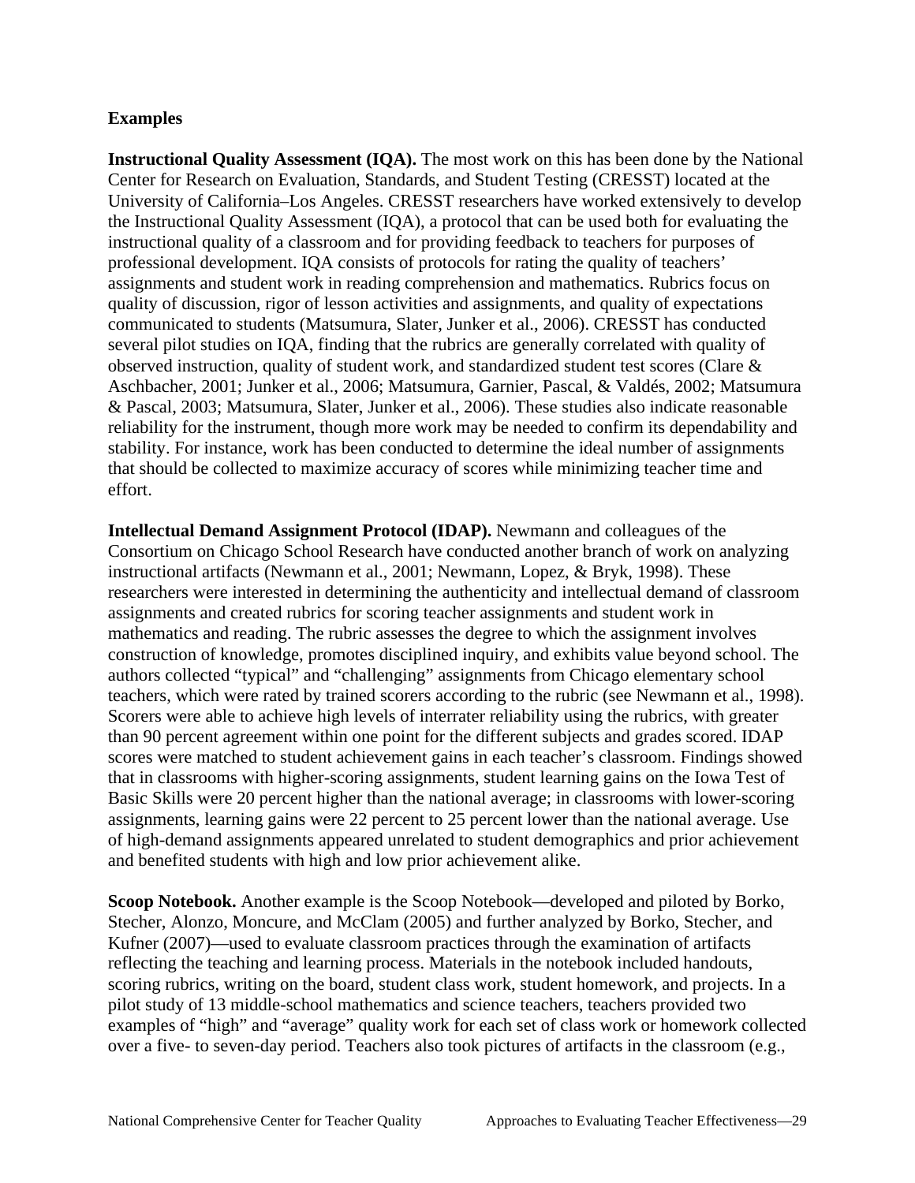**Examples**

**Instructional Quality Assessment (IQA).** The most work on this has been done by the National Center for Research on Evaluation, Standards, and Student Testing (CRESST) located at the University of California–Los Angeles. CRESST researchers have worked extensively to develop the Instructional Quality Assessment (IQA), a protocol that can be used both for evaluating the instructional quality of a classroom and for providing feedback to teachers for purposes of professional development. IQA consists of protocols for rating the quality of teachers' assignments and student work in reading comprehension and mathematics. Rubrics focus on quality of discussion, rigor of lesson activities and assignments, and quality of expectations communicated to students (Matsumura, Slater, Junker et al., 2006). CRESST has conducted several pilot studies on IQA, finding that the rubrics are generally correlated with quality of observed instruction, quality of student work, and standardized student test scores (Clare & Aschbacher, 2001; Junker et al., 2006; Matsumura, Garnier, Pascal, & Valdés, 2002; Matsumura & Pascal, 2003; Matsumura, Slater, Junker et al., 2006). These studies also indicate reasonable reliability for the instrument, though more work may be needed to confirm its dependability and stability. For instance, work has been conducted to determine the ideal number of assignments that should be collected to maximize accuracy of scores while minimizing teacher time and effort.

**Intellectual Demand Assignment Protocol (IDAP).** Newmann and colleagues of the Consortium on Chicago School Research have conducted another branch of work on analyzing instructional artifacts (Newmann et al., 2001; Newmann, Lopez, & Bryk, 1998). These researchers were interested in determining the authenticity and intellectual demand of classroom assignments and created rubrics for scoring teacher assignments and student work in mathematics and reading. The rubric assesses the degree to which the assignment involves construction of knowledge, promotes disciplined inquiry, and exhibits value beyond school. The authors collected "typical" and "challenging" assignments from Chicago elementary school teachers, which were rated by trained scorers according to the rubric (see Newmann et al., 1998). Scorers were able to achieve high levels of interrater reliability using the rubrics, with greater than 90 percent agreement within one point for the different subjects and grades scored. IDAP scores were matched to student achievement gains in each teacher's classroom. Findings showed that in classrooms with higher-scoring assignments, student learning gains on the Iowa Test of Basic Skills were 20 percent higher than the national average; in classrooms with lower-scoring assignments, learning gains were 22 percent to 25 percent lower than the national average. Use of high-demand assignments appeared unrelated to student demographics and prior achievement and benefited students with high and low prior achievement alike.

**Scoop Notebook.** Another example is the Scoop Notebook—developed and piloted by Borko, Stecher, Alonzo, Moncure, and McClam (2005) and further analyzed by Borko, Stecher, and Kufner (2007)—used to evaluate classroom practices through the examination of artifacts reflecting the teaching and learning process. Materials in the notebook included handouts, scoring rubrics, writing on the board, student class work, student homework, and projects. In a pilot study of 13 middle-school mathematics and science teachers, teachers provided two examples of "high" and "average" quality work for each set of class work or homework collected over a five- to seven-day period. Teachers also took pictures of artifacts in the classroom (e.g.,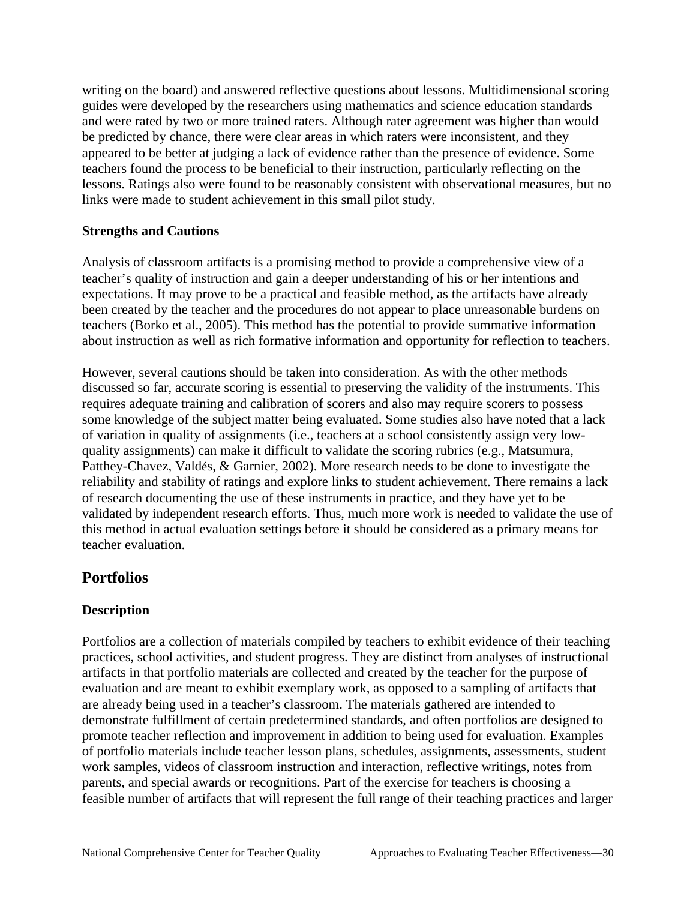writing on the board) and answered reflective questions about lessons. Multidimensional scoring guides were developed by the researchers using mathematics and science education standards and were rated by two or more trained raters. Although rater agreement was higher than would be predicted by chance, there were clear areas in which raters were inconsistent, and they appeared to be better at judging a lack of evidence rather than the presence of evidence. Some teachers found the process to be beneficial to their instruction, particularly reflecting on the lessons. Ratings also were found to be reasonably consistent with observational measures, but no links were made to student achievement in this small pilot study.

### Strengths and Cautions

Analysis of classroom artifacts is a promising method to provide a comprehensive view of a teacher's quality of instruction and gain a deeper understanding of his or her intentions and expectations. It may prove to be a practical and feasible method, as the artifacts have already been created by the teacher and the procedures do not appear to place unreasonable burdens on teachers (Borko et al., 2005). This method has the potential to provide summative information about instruction as well as rich formative information and opportunity for reflection to teachers.

However, several cautions should be taken into consideration. As with the other methods discussed so far, accurate scoring is essential to preserving the validity of the instruments. This requires adequate training and calibration of scorers and also may require scorers to possess some knowledge of the subject matter being evaluated. Some studies also have noted that a lack of variation in quality of assignments (i.e., teachers at a school consistently assign very low-quality assignments) can make it difficult to validate the scoring rubrics (e.g., Matsumura, Patthey-Chavez, Valdés, & Garnier, 2002). More research needs to be done to investigate the reliability and stability of ratings and explore links to student achievement. There remains a lack of research documenting the use of these instruments in practice, and they have yet to be validated by independent research efforts. Thus, much more work is needed to validate the use of this method in actual evaluation settings before it should be considered as a primary means for teacher evaluation.

## Portfolios

### Description

Portfolios are a collection of materials compiled by teachers to exhibit evidence of their teaching practices, school activities, and student progress. They are distinct from analyses of instructional artifacts in that portfolio materials are collected and created by the teacher for the purpose of evaluation and are meant to exhibit exemplary work, as opposed to a sampling of artifacts that are already being used in a teacher's classroom. The materials gathered are intended to demonstrate fulfillment of certain predetermined standards, and often portfolios are designed to promote teacher reflection and improvement in addition to being used for evaluation. Examples of portfolio materials include teacher lesson plans, schedules, assignments, assessments, student work samples, videos of classroom instruction and interaction, reflective writings, notes from parents, and special awards or recognitions. Part of the exercise for teachers is choosing a feasible number of artifacts that will represent the full range of their teaching practices and larger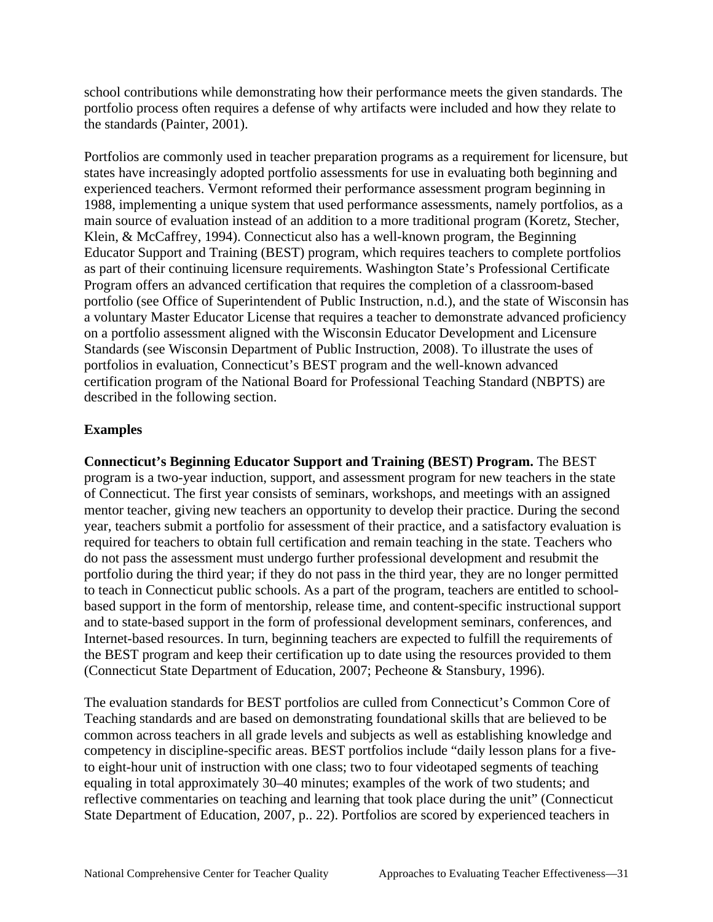school contributions while demonstrating how their performance meets the given standards. The portfolio process often requires a defense of why artifacts were included and how they relate to the standards (Painter, 2001).

Portfolios are commonly used in teacher preparation programs as a requirement for licensure, but states have increasingly adopted portfolio assessments for use in evaluating both beginning and experienced teachers. Vermont reformed their performance assessment program beginning in 1988, implementing a unique system that used performance assessments, namely portfolios, as a main source of evaluation instead of an addition to a more traditional program (Koretz, Stecher, Klein, & McCaffrey, 1994). Connecticut also has a well-known program, the Beginning Educator Support and Training (BEST) program, which requires teachers to complete portfolios as part of their continuing licensure requirements. Washington State's Professional Certificate Program offers an advanced certification that requires the completion of a classroom-based portfolio (see Office of Superintendent of Public Instruction, n.d.), and the state of Wisconsin has a voluntary Master Educator License that requires a teacher to demonstrate advanced proficiency on a portfolio assessment aligned with the Wisconsin Educator Development and Licensure Standards (see Wisconsin Department of Public Instruction, 2008). To illustrate the uses of portfolios in evaluation, Connecticut's BEST program and the well-known advanced certification program of the National Board for Professional Teaching Standard (NBPTS) are described in the following section.

### Examples

**Connecticut's Beginning Educator Support and Training (BEST) Program.** The BEST program is a two-year induction, support, and assessment program for new teachers in the state of Connecticut. The first year consists of seminars, workshops, and meetings with an assigned mentor teacher, giving new teachers an opportunity to develop their practice. During the second year, teachers submit a portfolio for assessment of their practice, and a satisfactory evaluation is required for teachers to obtain full certification and remain teaching in the state. Teachers who do not pass the assessment must undergo further professional development and resubmit the portfolio during the third year; if they do not pass in the third year, they are no longer permitted to teach in Connecticut public schools. As a part of the program, teachers are entitled to school-based support in the form of mentorship, release time, and content-specific instructional support and to state-based support in the form of professional development seminars, conferences, and Internet-based resources. In turn, beginning teachers are expected to fulfill the requirements of the BEST program and keep their certification up to date using the resources provided to them (Connecticut State Department of Education, 2007; Pecheone & Stansbury, 1996).

The evaluation standards for BEST portfolios are culled from Connecticut's Common Core of Teaching standards and are based on demonstrating foundational skills that are believed to be common across teachers in all grade levels and subjects as well as establishing knowledge and competency in discipline-specific areas. BEST portfolios include "daily lesson plans for a five- to eight-hour unit of instruction with one class; two to four videotaped segments of teaching equaling in total approximately 30–40 minutes; examples of the work of two students; and reflective commentaries on teaching and learning that took place during the unit" (Connecticut State Department of Education, 2007, p.. 22). Portfolios are scored by experienced teachers in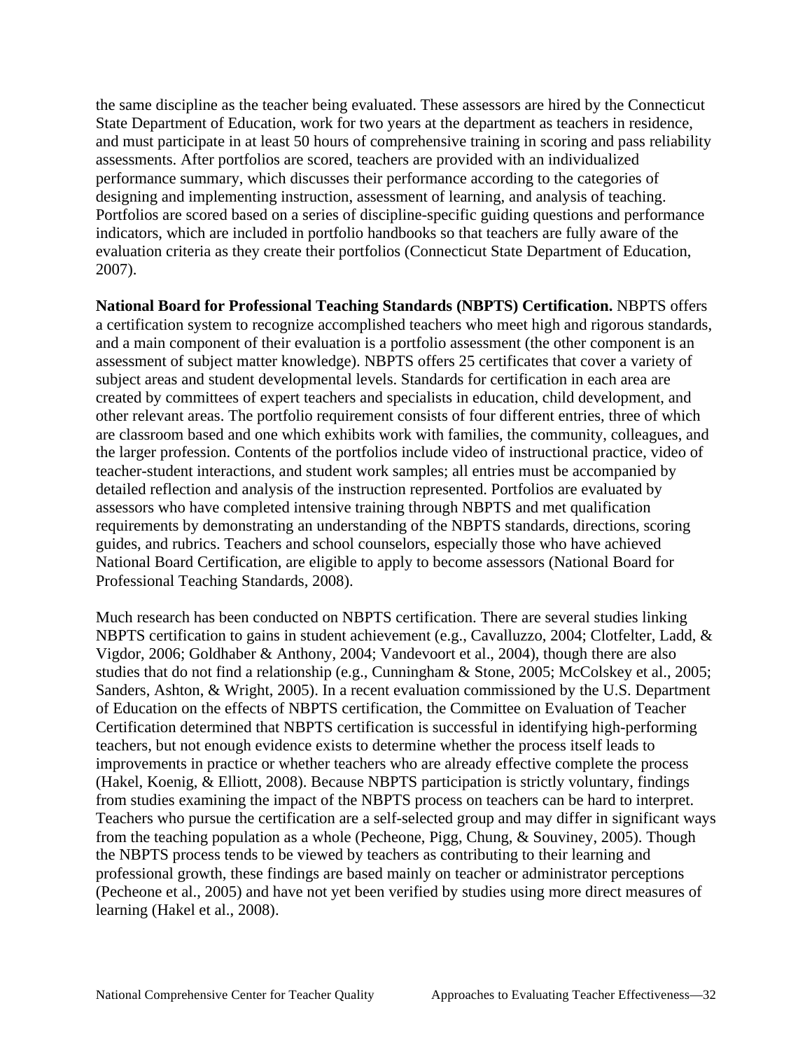the same discipline as the teacher being evaluated. These assessors are hired by the Connecticut State Department of Education, work for two years at the department as teachers in residence, and must participate in at least 50 hours of comprehensive training in scoring and pass reliability assessments. After portfolios are scored, teachers are provided with an individualized performance summary, which discusses their performance according to the categories of designing and implementing instruction, assessment of learning, and analysis of teaching. Portfolios are scored based on a series of discipline-specific guiding questions and performance indicators, which are included in portfolio handbooks so that teachers are fully aware of the evaluation criteria as they create their portfolios (Connecticut State Department of Education, 2007).

**National Board for Professional Teaching Standards (NBPTS) Certification.** NBPTS offers a certification system to recognize accomplished teachers who meet high and rigorous standards, and a main component of their evaluation is a portfolio assessment (the other component is an assessment of subject matter knowledge). NBPTS offers 25 certificates that cover a variety of subject areas and student developmental levels. Standards for certification in each area are created by committees of expert teachers and specialists in education, child development, and other relevant areas. The portfolio requirement consists of four different entries, three of which are classroom based and one which exhibits work with families, the community, colleagues, and the larger profession. Contents of the portfolios include video of instructional practice, video of teacher-student interactions, and student work samples; all entries must be accompanied by detailed reflection and analysis of the instruction represented. Portfolios are evaluated by assessors who have completed intensive training through NBPTS and met qualification requirements by demonstrating an understanding of the NBPTS standards, directions, scoring guides, and rubrics. Teachers and school counselors, especially those who have achieved National Board Certification, are eligible to apply to become assessors (National Board for Professional Teaching Standards, 2008).

Much research has been conducted on NBPTS certification. There are several studies linking NBPTS certification to gains in student achievement (e.g., Cavalluzzo, 2004; Clotfelter, Ladd, & Vigdor, 2006; Goldhaber & Anthony, 2004; Vandevoort et al., 2004), though there are also studies that do not find a relationship (e.g., Cunningham & Stone, 2005; McColskey et al., 2005; Sanders, Ashton, & Wright, 2005). In a recent evaluation commissioned by the U.S. Department of Education on the effects of NBPTS certification, the Committee on Evaluation of Teacher Certification determined that NBPTS certification is successful in identifying high-performing teachers, but not enough evidence exists to determine whether the process itself leads to improvements in practice or whether teachers who are already effective complete the process (Hakel, Koenig, & Elliott, 2008). Because NBPTS participation is strictly voluntary, findings from studies examining the impact of the NBPTS process on teachers can be hard to interpret. Teachers who pursue the certification are a self-selected group and may differ in significant ways from the teaching population as a whole (Pecheone, Pigg, Chung, & Souviney, 2005). Though the NBPTS process tends to be viewed by teachers as contributing to their learning and professional growth, these findings are based mainly on teacher or administrator perceptions (Pecheone et al., 2005) and have not yet been verified by studies using more direct measures of learning (Hakel et al., 2008).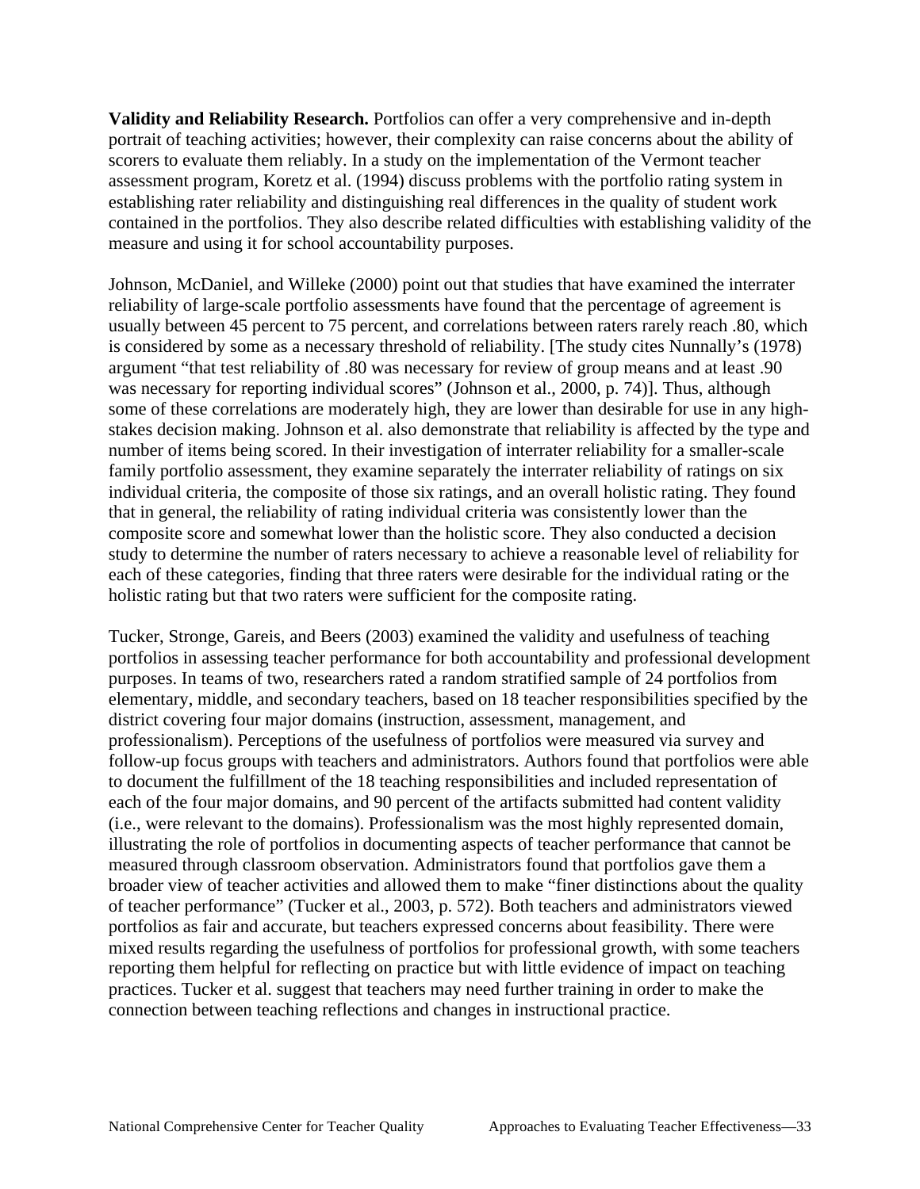**Validity and Reliability Research.** Portfolios can offer a very comprehensive and in-depth portrait of teaching activities; however, their complexity can raise concerns about the ability of scorers to evaluate them reliably. In a study on the implementation of the Vermont teacher assessment program, Koretz et al. (1994) discuss problems with the portfolio rating system in establishing rater reliability and distinguishing real differences in the quality of student work contained in the portfolios. They also describe related difficulties with establishing validity of the measure and using it for school accountability purposes.

Johnson, McDaniel, and Willeke (2000) point out that studies that have examined the interrater reliability of large-scale portfolio assessments have found that the percentage of agreement is usually between 45 percent to 75 percent, and correlations between raters rarely reach .80, which is considered by some as a necessary threshold of reliability. [The study cites Nunnally's (1978) argument "that test reliability of .80 was necessary for review of group means and at least .90 was necessary for reporting individual scores" (Johnson et al., 2000, p. 74)]. Thus, although some of these correlations are moderately high, they are lower than desirable for use in any high-stakes decision making. Johnson et al. also demonstrate that reliability is affected by the type and number of items being scored. In their investigation of interrater reliability for a smaller-scale family portfolio assessment, they examine separately the interrater reliability of ratings on six individual criteria, the composite of those six ratings, and an overall holistic rating. They found that in general, the reliability of rating individual criteria was consistently lower than the composite score and somewhat lower than the holistic score. They also conducted a decision study to determine the number of raters necessary to achieve a reasonable level of reliability for each of these categories, finding that three raters were desirable for the individual rating or the holistic rating but that two raters were sufficient for the composite rating.

Tucker, Stronge, Gareis, and Beers (2003) examined the validity and usefulness of teaching portfolios in assessing teacher performance for both accountability and professional development purposes. In teams of two, researchers rated a random stratified sample of 24 portfolios from elementary, middle, and secondary teachers, based on 18 teacher responsibilities specified by the district covering four major domains (instruction, assessment, management, and professionalism). Perceptions of the usefulness of portfolios were measured via survey and follow-up focus groups with teachers and administrators. Authors found that portfolios were able to document the fulfillment of the 18 teaching responsibilities and included representation of each of the four major domains, and 90 percent of the artifacts submitted had content validity (i.e., were relevant to the domains). Professionalism was the most highly represented domain, illustrating the role of portfolios in documenting aspects of teacher performance that cannot be measured through classroom observation. Administrators found that portfolios gave them a broader view of teacher activities and allowed them to make "finer distinctions about the quality of teacher performance" (Tucker et al., 2003, p. 572). Both teachers and administrators viewed portfolios as fair and accurate, but teachers expressed concerns about feasibility. There were mixed results regarding the usefulness of portfolios for professional growth, with some teachers reporting them helpful for reflecting on practice but with little evidence of impact on teaching practices. Tucker et al. suggest that teachers may need further training in order to make the connection between teaching reflections and changes in instructional practice.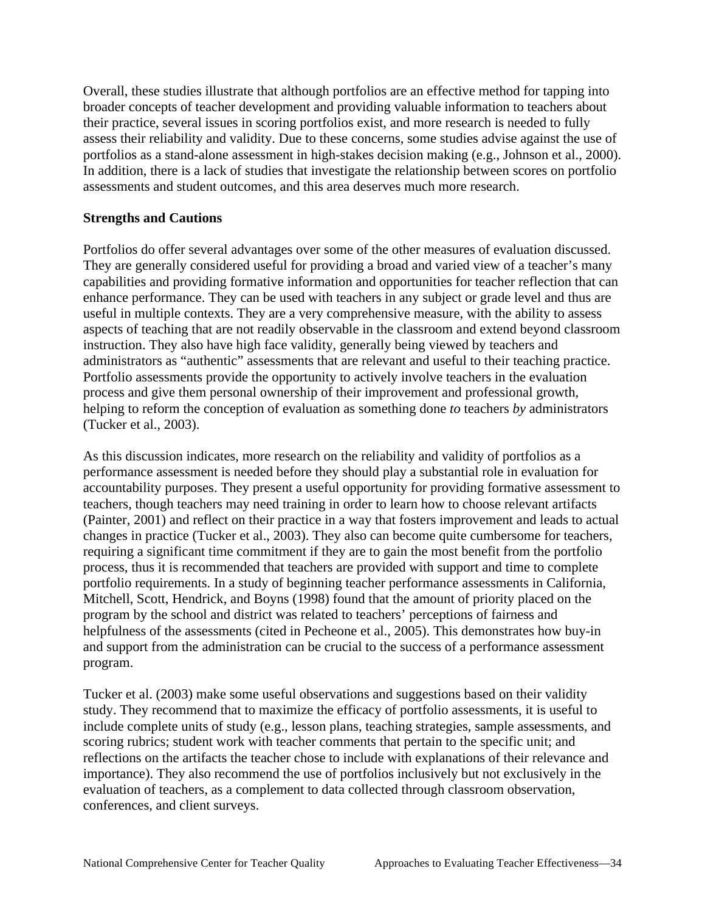Overall, these studies illustrate that although portfolios are an effective method for tapping into broader concepts of teacher development and providing valuable information to teachers about their practice, several issues in scoring portfolios exist, and more research is needed to fully assess their reliability and validity. Due to these concerns, some studies advise against the use of portfolios as a stand-alone assessment in high-stakes decision making (e.g., Johnson et al., 2000). In addition, there is a lack of studies that investigate the relationship between scores on portfolio assessments and student outcomes, and this area deserves much more research.

**Strengths and Cautions**

Portfolios do offer several advantages over some of the other measures of evaluation discussed. They are generally considered useful for providing a broad and varied view of a teacher's many capabilities and providing formative information and opportunities for teacher reflection that can enhance performance. They can be used with teachers in any subject or grade level and thus are useful in multiple contexts. They are a very comprehensive measure, with the ability to assess aspects of teaching that are not readily observable in the classroom and extend beyond classroom instruction. They also have high face validity, generally being viewed by teachers and administrators as "authentic" assessments that are relevant and useful to their teaching practice. Portfolio assessments provide the opportunity to actively involve teachers in the evaluation process and give them personal ownership of their improvement and professional growth, helping to reform the conception of evaluation as something done *to* teachers *by* administrators (Tucker et al., 2003).

As this discussion indicates, more research on the reliability and validity of portfolios as a performance assessment is needed before they should play a substantial role in evaluation for accountability purposes. They present a useful opportunity for providing formative assessment to teachers, though teachers may need training in order to learn how to choose relevant artifacts (Painter, 2001) and reflect on their practice in a way that fosters improvement and leads to actual changes in practice (Tucker et al., 2003). They also can become quite cumbersome for teachers, requiring a significant time commitment if they are to gain the most benefit from the portfolio process, thus it is recommended that teachers are provided with support and time to complete portfolio requirements. In a study of beginning teacher performance assessments in California, Mitchell, Scott, Hendrick, and Boyns (1998) found that the amount of priority placed on the program by the school and district was related to teachers' perceptions of fairness and helpfulness of the assessments (cited in Pecheone et al., 2005). This demonstrates how buy-in and support from the administration can be crucial to the success of a performance assessment program.

Tucker et al. (2003) make some useful observations and suggestions based on their validity study. They recommend that to maximize the efficacy of portfolio assessments, it is useful to include complete units of study (e.g., lesson plans, teaching strategies, sample assessments, and scoring rubrics; student work with teacher comments that pertain to the specific unit; and reflections on the artifacts the teacher chose to include with explanations of their relevance and importance). They also recommend the use of portfolios inclusively but not exclusively in the evaluation of teachers, as a complement to data collected through classroom observation, conferences, and client surveys.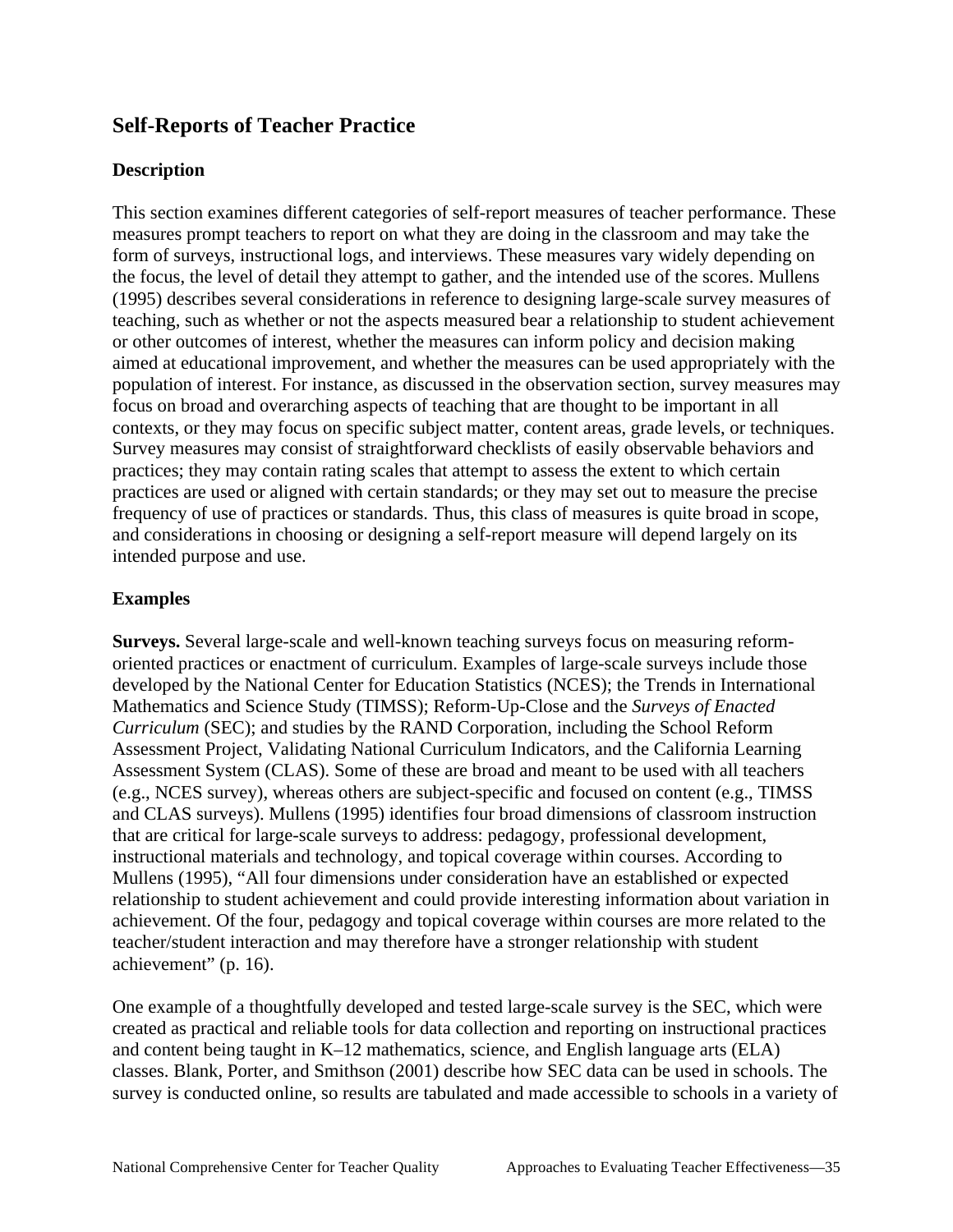## Self-Reports of Teacher Practice

### Description

This section examines different categories of self-report measures of teacher performance. These measures prompt teachers to report on what they are doing in the classroom and may take the form of surveys, instructional logs, and interviews. These measures vary widely depending on the focus, the level of detail they attempt to gather, and the intended use of the scores. Mullens (1995) describes several considerations in reference to designing large-scale survey measures of teaching, such as whether or not the aspects measured bear a relationship to student achievement or other outcomes of interest, whether the measures can inform policy and decision making aimed at educational improvement, and whether the measures can be used appropriately with the population of interest. For instance, as discussed in the observation section, survey measures may focus on broad and overarching aspects of teaching that are thought to be important in all contexts, or they may focus on specific subject matter, content areas, grade levels, or techniques. Survey measures may consist of straightforward checklists of easily observable behaviors and practices; they may contain rating scales that attempt to assess the extent to which certain practices are used or aligned with certain standards; or they may set out to measure the precise frequency of use of practices or standards. Thus, this class of measures is quite broad in scope, and considerations in choosing or designing a self-report measure will depend largely on its intended purpose and use.

### Examples

**Surveys.** Several large-scale and well-known teaching surveys focus on measuring reform-oriented practices or enactment of curriculum. Examples of large-scale surveys include those developed by the National Center for Education Statistics (NCES); the Trends in International Mathematics and Science Study (TIMSS); Reform-Up-Close and the *Surveys of Enacted Curriculum* (SEC); and studies by the RAND Corporation, including the School Reform Assessment Project, Validating National Curriculum Indicators, and the California Learning Assessment System (CLAS). Some of these are broad and meant to be used with all teachers (e.g., NCES survey), whereas others are subject-specific and focused on content (e.g., TIMSS and CLAS surveys). Mullens (1995) identifies four broad dimensions of classroom instruction that are critical for large-scale surveys to address: pedagogy, professional development, instructional materials and technology, and topical coverage within courses. According to Mullens (1995), "All four dimensions under consideration have an established or expected relationship to student achievement and could provide interesting information about variation in achievement. Of the four, pedagogy and topical coverage within courses are more related to the teacher/student interaction and may therefore have a stronger relationship with student achievement" (p. 16).

One example of a thoughtfully developed and tested large-scale survey is the SEC, which were created as practical and reliable tools for data collection and reporting on instructional practices and content being taught in K–12 mathematics, science, and English language arts (ELA) classes. Blank, Porter, and Smithson (2001) describe how SEC data can be used in schools. The survey is conducted online, so results are tabulated and made accessible to schools in a variety of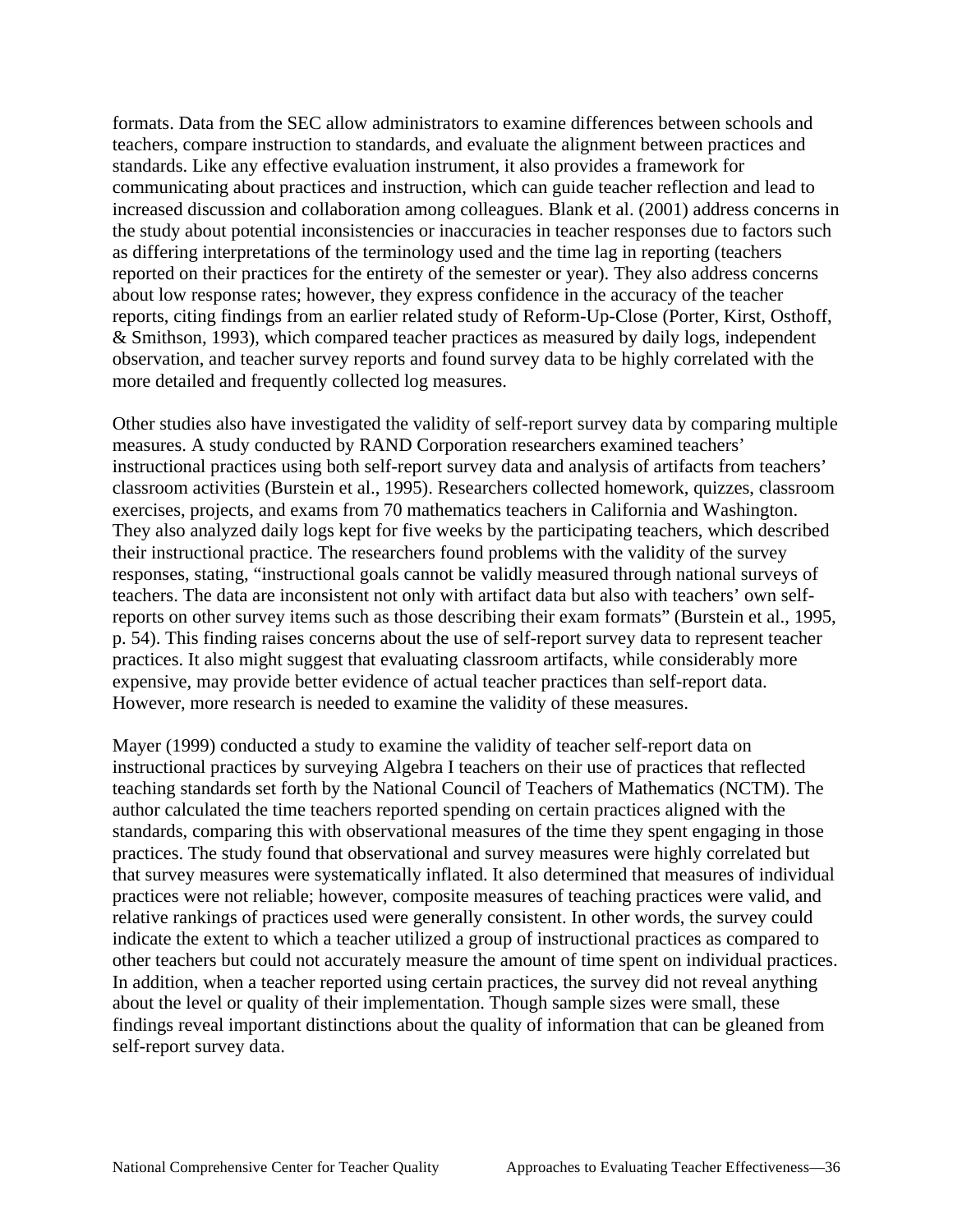formats. Data from the SEC allow administrators to examine differences between schools and teachers, compare instruction to standards, and evaluate the alignment between practices and standards. Like any effective evaluation instrument, it also provides a framework for communicating about practices and instruction, which can guide teacher reflection and lead to increased discussion and collaboration among colleagues. Blank et al. (2001) address concerns in the study about potential inconsistencies or inaccuracies in teacher responses due to factors such as differing interpretations of the terminology used and the time lag in reporting (teachers reported on their practices for the entirety of the semester or year). They also address concerns about low response rates; however, they express confidence in the accuracy of the teacher reports, citing findings from an earlier related study of Reform-Up-Close (Porter, Kirst, Osthoff, & Smithson, 1993), which compared teacher practices as measured by daily logs, independent observation, and teacher survey reports and found survey data to be highly correlated with the more detailed and frequently collected log measures.

Other studies also have investigated the validity of self-report survey data by comparing multiple measures. A study conducted by RAND Corporation researchers examined teachers' instructional practices using both self-report survey data and analysis of artifacts from teachers' classroom activities (Burstein et al., 1995). Researchers collected homework, quizzes, classroom exercises, projects, and exams from 70 mathematics teachers in California and Washington. They also analyzed daily logs kept for five weeks by the participating teachers, which described their instructional practice. The researchers found problems with the validity of the survey responses, stating, "instructional goals cannot be validly measured through national surveys of teachers. The data are inconsistent not only with artifact data but also with teachers' own self-reports on other survey items such as those describing their exam formats" (Burstein et al., 1995, p. 54). This finding raises concerns about the use of self-report survey data to represent teacher practices. It also might suggest that evaluating classroom artifacts, while considerably more expensive, may provide better evidence of actual teacher practices than self-report data. However, more research is needed to examine the validity of these measures.

Mayer (1999) conducted a study to examine the validity of teacher self-report data on instructional practices by surveying Algebra I teachers on their use of practices that reflected teaching standards set forth by the National Council of Teachers of Mathematics (NCTM). The author calculated the time teachers reported spending on certain practices aligned with the standards, comparing this with observational measures of the time they spent engaging in those practices. The study found that observational and survey measures were highly correlated but that survey measures were systematically inflated. It also determined that measures of individual practices were not reliable; however, composite measures of teaching practices were valid, and relative rankings of practices used were generally consistent. In other words, the survey could indicate the extent to which a teacher utilized a group of instructional practices as compared to other teachers but could not accurately measure the amount of time spent on individual practices. In addition, when a teacher reported using certain practices, the survey did not reveal anything about the level or quality of their implementation. Though sample sizes were small, these findings reveal important distinctions about the quality of information that can be gleaned from self-report survey data.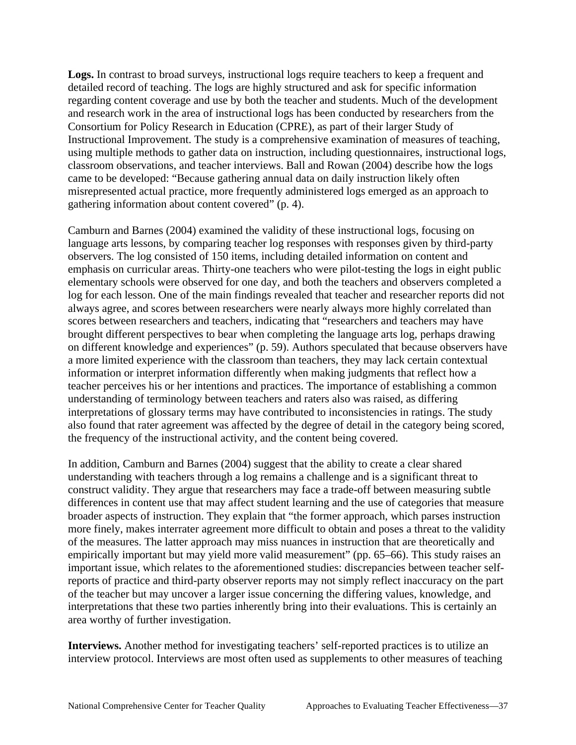**Logs.** In contrast to broad surveys, instructional logs require teachers to keep a frequent and detailed record of teaching. The logs are highly structured and ask for specific information regarding content coverage and use by both the teacher and students. Much of the development and research work in the area of instructional logs has been conducted by researchers from the Consortium for Policy Research in Education (CPRE), as part of their larger Study of Instructional Improvement. The study is a comprehensive examination of measures of teaching, using multiple methods to gather data on instruction, including questionnaires, instructional logs, classroom observations, and teacher interviews. Ball and Rowan (2004) describe how the logs came to be developed: "Because gathering annual data on daily instruction likely often misrepresented actual practice, more frequently administered logs emerged as an approach to gathering information about content covered" (p. 4).

Camburn and Barnes (2004) examined the validity of these instructional logs, focusing on language arts lessons, by comparing teacher log responses with responses given by third-party observers. The log consisted of 150 items, including detailed information on content and emphasis on curricular areas. Thirty-one teachers who were pilot-testing the logs in eight public elementary schools were observed for one day, and both the teachers and observers completed a log for each lesson. One of the main findings revealed that teacher and researcher reports did not always agree, and scores between researchers were nearly always more highly correlated than scores between researchers and teachers, indicating that "researchers and teachers may have brought different perspectives to bear when completing the language arts log, perhaps drawing on different knowledge and experiences" (p. 59). Authors speculated that because observers have a more limited experience with the classroom than teachers, they may lack certain contextual information or interpret information differently when making judgments that reflect how a teacher perceives his or her intentions and practices. The importance of establishing a common understanding of terminology between teachers and raters also was raised, as differing interpretations of glossary terms may have contributed to inconsistencies in ratings. The study also found that rater agreement was affected by the degree of detail in the category being scored, the frequency of the instructional activity, and the content being covered.

In addition, Camburn and Barnes (2004) suggest that the ability to create a clear shared understanding with teachers through a log remains a challenge and is a significant threat to construct validity. They argue that researchers may face a trade-off between measuring subtle differences in content use that may affect student learning and the use of categories that measure broader aspects of instruction. They explain that "the former approach, which parses instruction more finely, makes interrater agreement more difficult to obtain and poses a threat to the validity of the measures. The latter approach may miss nuances in instruction that are theoretically and empirically important but may yield more valid measurement" (pp. 65–66). This study raises an important issue, which relates to the aforementioned studies: discrepancies between teacher self-reports of practice and third-party observer reports may not simply reflect inaccuracy on the part of the teacher but may uncover a larger issue concerning the differing values, knowledge, and interpretations that these two parties inherently bring into their evaluations. This is certainly an area worthy of further investigation.

**Interviews.** Another method for investigating teachers' self-reported practices is to utilize an interview protocol. Interviews are most often used as supplements to other measures of teaching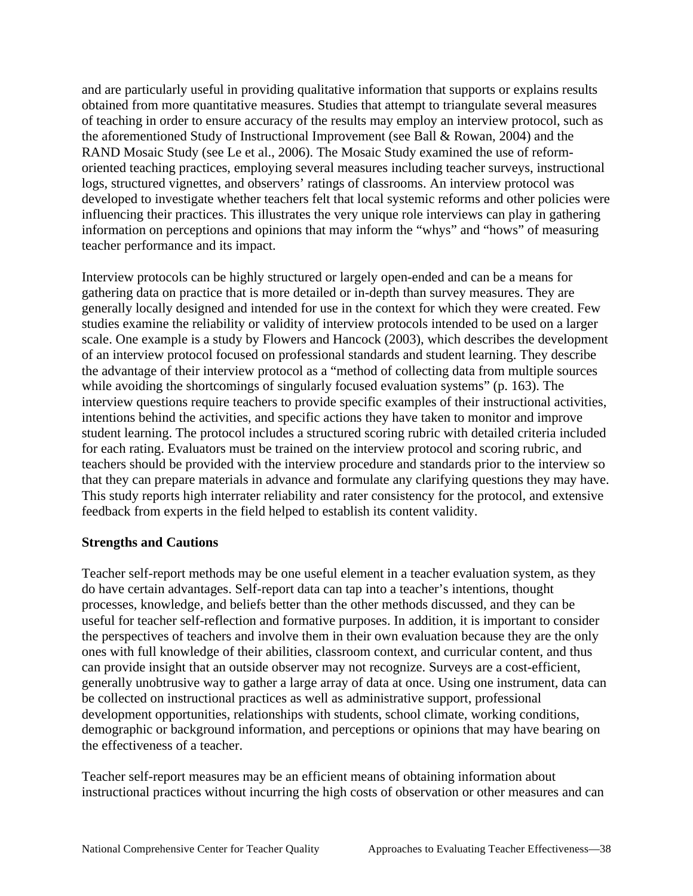and are particularly useful in providing qualitative information that supports or explains results obtained from more quantitative measures. Studies that attempt to triangulate several measures of teaching in order to ensure accuracy of the results may employ an interview protocol, such as the aforementioned Study of Instructional Improvement (see Ball & Rowan, 2004) and the RAND Mosaic Study (see Le et al., 2006). The Mosaic Study examined the use of reform-oriented teaching practices, employing several measures including teacher surveys, instructional logs, structured vignettes, and observers' ratings of classrooms. An interview protocol was developed to investigate whether teachers felt that local systemic reforms and other policies were influencing their practices. This illustrates the very unique role interviews can play in gathering information on perceptions and opinions that may inform the "whys" and "hows" of measuring teacher performance and its impact.

Interview protocols can be highly structured or largely open-ended and can be a means for gathering data on practice that is more detailed or in-depth than survey measures. They are generally locally designed and intended for use in the context for which they were created. Few studies examine the reliability or validity of interview protocols intended to be used on a larger scale. One example is a study by Flowers and Hancock (2003), which describes the development of an interview protocol focused on professional standards and student learning. They describe the advantage of their interview protocol as a "method of collecting data from multiple sources while avoiding the shortcomings of singularly focused evaluation systems" (p. 163). The interview questions require teachers to provide specific examples of their instructional activities, intentions behind the activities, and specific actions they have taken to monitor and improve student learning. The protocol includes a structured scoring rubric with detailed criteria included for each rating. Evaluators must be trained on the interview protocol and scoring rubric, and teachers should be provided with the interview procedure and standards prior to the interview so that they can prepare materials in advance and formulate any clarifying questions they may have. This study reports high interrater reliability and rater consistency for the protocol, and extensive feedback from experts in the field helped to establish its content validity.

**Strengths and Cautions**

Teacher self-report methods may be one useful element in a teacher evaluation system, as they do have certain advantages. Self-report data can tap into a teacher's intentions, thought processes, knowledge, and beliefs better than the other methods discussed, and they can be useful for teacher self-reflection and formative purposes. In addition, it is important to consider the perspectives of teachers and involve them in their own evaluation because they are the only ones with full knowledge of their abilities, classroom context, and curricular content, and thus can provide insight that an outside observer may not recognize. Surveys are a cost-efficient, generally unobtrusive way to gather a large array of data at once. Using one instrument, data can be collected on instructional practices as well as administrative support, professional development opportunities, relationships with students, school climate, working conditions, demographic or background information, and perceptions or opinions that may have bearing on the effectiveness of a teacher.

Teacher self-report measures may be an efficient means of obtaining information about instructional practices without incurring the high costs of observation or other measures and can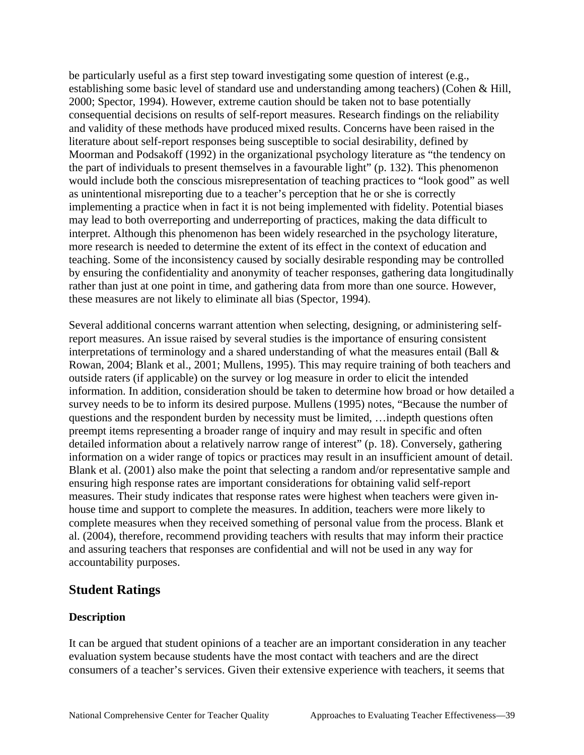be particularly useful as a first step toward investigating some question of interest (e.g., establishing some basic level of standard use and understanding among teachers) (Cohen & Hill, 2000; Spector, 1994). However, extreme caution should be taken not to base potentially consequential decisions on results of self-report measures. Research findings on the reliability and validity of these methods have produced mixed results. Concerns have been raised in the literature about self-report responses being susceptible to social desirability, defined by Moorman and Podsakoff (1992) in the organizational psychology literature as "the tendency on the part of individuals to present themselves in a favourable light" (p. 132). This phenomenon would include both the conscious misrepresentation of teaching practices to "look good" as well as unintentional misreporting due to a teacher's perception that he or she is correctly implementing a practice when in fact it is not being implemented with fidelity. Potential biases may lead to both overreporting and underreporting of practices, making the data difficult to interpret. Although this phenomenon has been widely researched in the psychology literature, more research is needed to determine the extent of its effect in the context of education and teaching. Some of the inconsistency caused by socially desirable responding may be controlled by ensuring the confidentiality and anonymity of teacher responses, gathering data longitudinally rather than just at one point in time, and gathering data from more than one source. However, these measures are not likely to eliminate all bias (Spector, 1994).

Several additional concerns warrant attention when selecting, designing, or administering self-report measures. An issue raised by several studies is the importance of ensuring consistent interpretations of terminology and a shared understanding of what the measures entail (Ball & Rowan, 2004; Blank et al., 2001; Mullens, 1995). This may require training of both teachers and outside raters (if applicable) on the survey or log measure in order to elicit the intended information. In addition, consideration should be taken to determine how broad or how detailed a survey needs to be to inform its desired purpose. Mullens (1995) notes, "Because the number of questions and the respondent burden by necessity must be limited, …indepth questions often preempt items representing a broader range of inquiry and may result in specific and often detailed information about a relatively narrow range of interest" (p. 18). Conversely, gathering information on a wider range of topics or practices may result in an insufficient amount of detail. Blank et al. (2001) also make the point that selecting a random and/or representative sample and ensuring high response rates are important considerations for obtaining valid self-report measures. Their study indicates that response rates were highest when teachers were given in-house time and support to complete the measures. In addition, teachers were more likely to complete measures when they received something of personal value from the process. Blank et al. (2004), therefore, recommend providing teachers with results that may inform their practice and assuring teachers that responses are confidential and will not be used in any way for accountability purposes.

## Student Ratings

### Description

It can be argued that student opinions of a teacher are an important consideration in any teacher evaluation system because students have the most contact with teachers and are the direct consumers of a teacher's services. Given their extensive experience with teachers, it seems that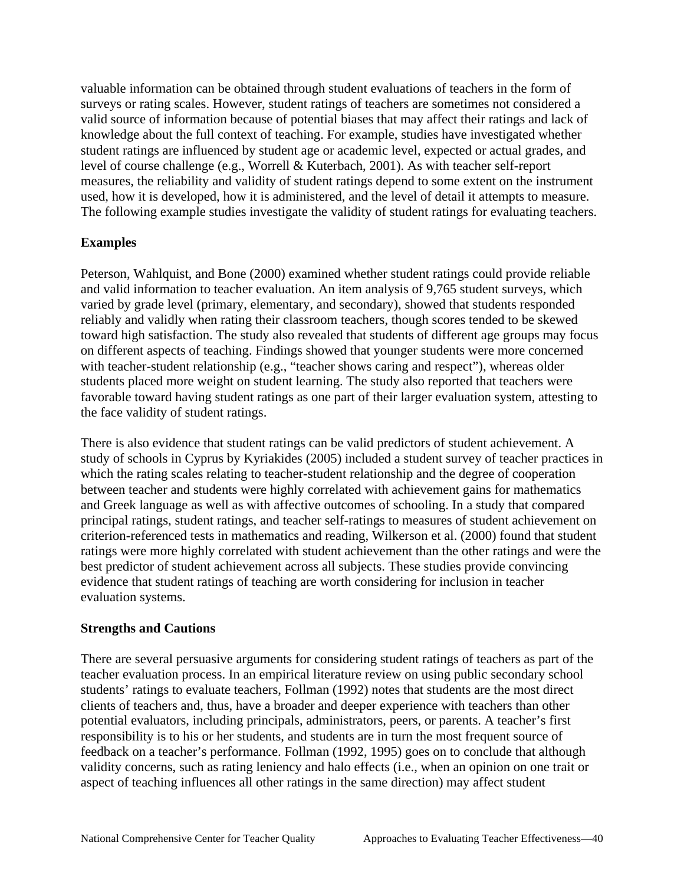valuable information can be obtained through student evaluations of teachers in the form of surveys or rating scales. However, student ratings of teachers are sometimes not considered a valid source of information because of potential biases that may affect their ratings and lack of knowledge about the full context of teaching. For example, studies have investigated whether student ratings are influenced by student age or academic level, expected or actual grades, and level of course challenge (e.g., Worrell & Kuterbach, 2001). As with teacher self-report measures, the reliability and validity of student ratings depend to some extent on the instrument used, how it is developed, how it is administered, and the level of detail it attempts to measure. The following example studies investigate the validity of student ratings for evaluating teachers.

### Examples

Peterson, Wahlquist, and Bone (2000) examined whether student ratings could provide reliable and valid information to teacher evaluation. An item analysis of 9,765 student surveys, which varied by grade level (primary, elementary, and secondary), showed that students responded reliably and validly when rating their classroom teachers, though scores tended to be skewed toward high satisfaction. The study also revealed that students of different age groups may focus on different aspects of teaching. Findings showed that younger students were more concerned with teacher-student relationship (e.g., "teacher shows caring and respect"), whereas older students placed more weight on student learning. The study also reported that teachers were favorable toward having student ratings as one part of their larger evaluation system, attesting to the face validity of student ratings.

There is also evidence that student ratings can be valid predictors of student achievement. A study of schools in Cyprus by Kyriakides (2005) included a student survey of teacher practices in which the rating scales relating to teacher-student relationship and the degree of cooperation between teacher and students were highly correlated with achievement gains for mathematics and Greek language as well as with affective outcomes of schooling. In a study that compared principal ratings, student ratings, and teacher self-ratings to measures of student achievement on criterion-referenced tests in mathematics and reading, Wilkerson et al. (2000) found that student ratings were more highly correlated with student achievement than the other ratings and were the best predictor of student achievement across all subjects. These studies provide convincing evidence that student ratings of teaching are worth considering for inclusion in teacher evaluation systems.

### Strengths and Cautions

There are several persuasive arguments for considering student ratings of teachers as part of the teacher evaluation process. In an empirical literature review on using public secondary school students' ratings to evaluate teachers, Follman (1992) notes that students are the most direct clients of teachers and, thus, have a broader and deeper experience with teachers than other potential evaluators, including principals, administrators, peers, or parents. A teacher's first responsibility is to his or her students, and students are in turn the most frequent source of feedback on a teacher's performance. Follman (1992, 1995) goes on to conclude that although validity concerns, such as rating leniency and halo effects (i.e., when an opinion on one trait or aspect of teaching influences all other ratings in the same direction) may affect student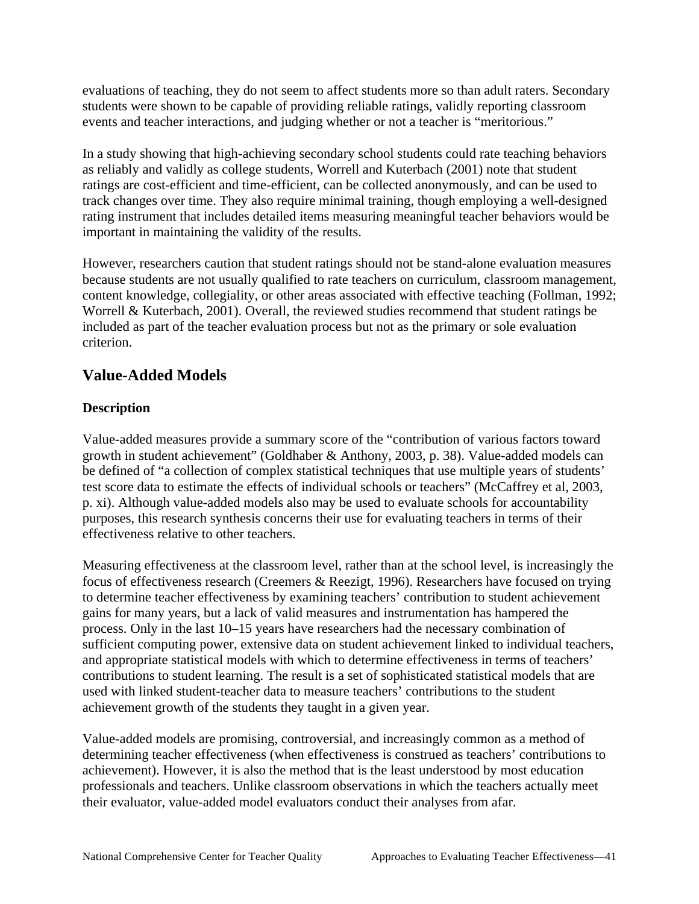evaluations of teaching, they do not seem to affect students more so than adult raters. Secondary students were shown to be capable of providing reliable ratings, validly reporting classroom events and teacher interactions, and judging whether or not a teacher is "meritorious."

In a study showing that high-achieving secondary school students could rate teaching behaviors as reliably and validly as college students, Worrell and Kuterbach (2001) note that student ratings are cost-efficient and time-efficient, can be collected anonymously, and can be used to track changes over time. They also require minimal training, though employing a well-designed rating instrument that includes detailed items measuring meaningful teacher behaviors would be important in maintaining the validity of the results.

However, researchers caution that student ratings should not be stand-alone evaluation measures because students are not usually qualified to rate teachers on curriculum, classroom management, content knowledge, collegiality, or other areas associated with effective teaching (Follman, 1992; Worrell & Kuterbach, 2001). Overall, the reviewed studies recommend that student ratings be included as part of the teacher evaluation process but not as the primary or sole evaluation criterion.

## Value-Added Models

### Description

Value-added measures provide a summary score of the "contribution of various factors toward growth in student achievement" (Goldhaber & Anthony, 2003, p. 38). Value-added models can be defined of "a collection of complex statistical techniques that use multiple years of students' test score data to estimate the effects of individual schools or teachers" (McCaffrey et al, 2003, p. xi). Although value-added models also may be used to evaluate schools for accountability purposes, this research synthesis concerns their use for evaluating teachers in terms of their effectiveness relative to other teachers.

Measuring effectiveness at the classroom level, rather than at the school level, is increasingly the focus of effectiveness research (Creemers & Reezigt, 1996). Researchers have focused on trying to determine teacher effectiveness by examining teachers' contribution to student achievement gains for many years, but a lack of valid measures and instrumentation has hampered the process. Only in the last 10–15 years have researchers had the necessary combination of sufficient computing power, extensive data on student achievement linked to individual teachers, and appropriate statistical models with which to determine effectiveness in terms of teachers' contributions to student learning. The result is a set of sophisticated statistical models that are used with linked student-teacher data to measure teachers' contributions to the student achievement growth of the students they taught in a given year.

Value-added models are promising, controversial, and increasingly common as a method of determining teacher effectiveness (when effectiveness is construed as teachers' contributions to achievement). However, it is also the method that is the least understood by most education professionals and teachers. Unlike classroom observations in which the teachers actually meet their evaluator, value-added model evaluators conduct their analyses from afar.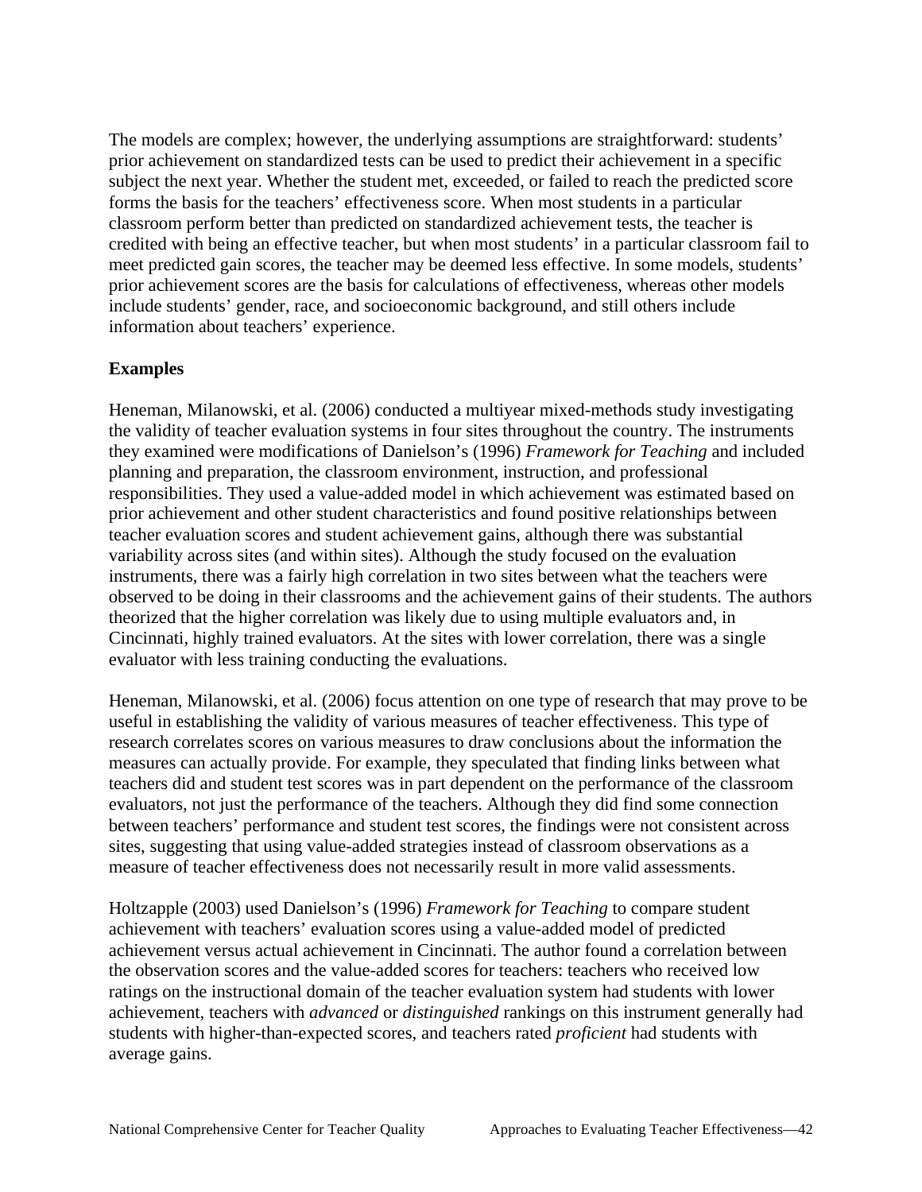The models are complex; however, the underlying assumptions are straightforward: students' prior achievement on standardized tests can be used to predict their achievement in a specific subject the next year. Whether the student met, exceeded, or failed to reach the predicted score forms the basis for the teachers' effectiveness score. When most students in a particular classroom perform better than predicted on standardized achievement tests, the teacher is credited with being an effective teacher, but when most students' in a particular classroom fail to meet predicted gain scores, the teacher may be deemed less effective. In some models, students' prior achievement scores are the basis for calculations of effectiveness, whereas other models include students' gender, race, and socioeconomic background, and still others include information about teachers' experience.

**Examples**

Heneman, Milanowski, et al. (2006) conducted a multiyear mixed-methods study investigating the validity of teacher evaluation systems in four sites throughout the country. The instruments they examined were modifications of Danielson's (1996) *Framework for Teaching* and included planning and preparation, the classroom environment, instruction, and professional responsibilities. They used a value-added model in which achievement was estimated based on prior achievement and other student characteristics and found positive relationships between teacher evaluation scores and student achievement gains, although there was substantial variability across sites (and within sites). Although the study focused on the evaluation instruments, there was a fairly high correlation in two sites between what the teachers were observed to be doing in their classrooms and the achievement gains of their students. The authors theorized that the higher correlation was likely due to using multiple evaluators and, in Cincinnati, highly trained evaluators. At the sites with lower correlation, there was a single evaluator with less training conducting the evaluations.

Heneman, Milanowski, et al. (2006) focus attention on one type of research that may prove to be useful in establishing the validity of various measures of teacher effectiveness. This type of research correlates scores on various measures to draw conclusions about the information the measures can actually provide. For example, they speculated that finding links between what teachers did and student test scores was in part dependent on the performance of the classroom evaluators, not just the performance of the teachers. Although they did find some connection between teachers' performance and student test scores, the findings were not consistent across sites, suggesting that using value-added strategies instead of classroom observations as a measure of teacher effectiveness does not necessarily result in more valid assessments.

Holtzapple (2003) used Danielson's (1996) *Framework for Teaching* to compare student achievement with teachers' evaluation scores using a value-added model of predicted achievement versus actual achievement in Cincinnati. The author found a correlation between the observation scores and the value-added scores for teachers: teachers who received low ratings on the instructional domain of the teacher evaluation system had students with lower achievement, teachers with *advanced* or *distinguished* rankings on this instrument generally had students with higher-than-expected scores, and teachers rated *proficient* had students with average gains.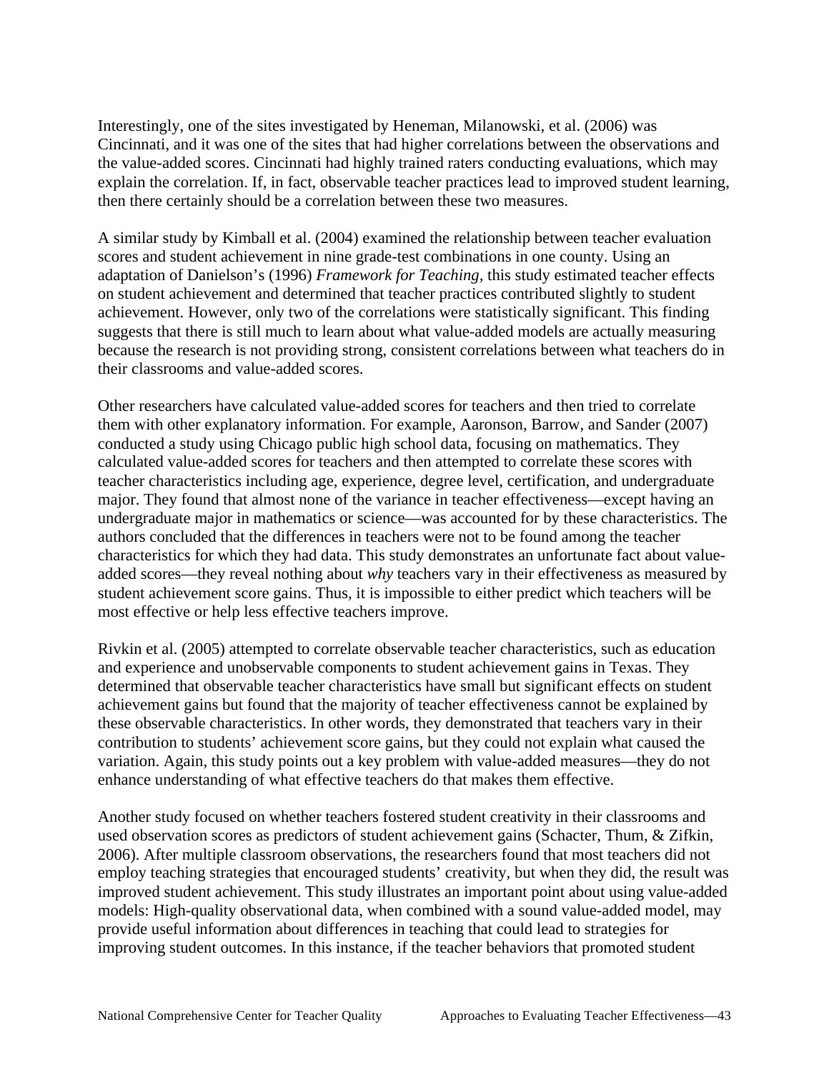Interestingly, one of the sites investigated by Heneman, Milanowski, et al. (2006) was Cincinnati, and it was one of the sites that had higher correlations between the observations and the value-added scores. Cincinnati had highly trained raters conducting evaluations, which may explain the correlation. If, in fact, observable teacher practices lead to improved student learning, then there certainly should be a correlation between these two measures.

A similar study by Kimball et al. (2004) examined the relationship between teacher evaluation scores and student achievement in nine grade-test combinations in one county. Using an adaptation of Danielson's (1996) *Framework for Teaching*, this study estimated teacher effects on student achievement and determined that teacher practices contributed slightly to student achievement. However, only two of the correlations were statistically significant. This finding suggests that there is still much to learn about what value-added models are actually measuring because the research is not providing strong, consistent correlations between what teachers do in their classrooms and value-added scores.

Other researchers have calculated value-added scores for teachers and then tried to correlate them with other explanatory information. For example, Aaronson, Barrow, and Sander (2007) conducted a study using Chicago public high school data, focusing on mathematics. They calculated value-added scores for teachers and then attempted to correlate these scores with teacher characteristics including age, experience, degree level, certification, and undergraduate major. They found that almost none of the variance in teacher effectiveness—except having an undergraduate major in mathematics or science—was accounted for by these characteristics. The authors concluded that the differences in teachers were not to be found among the teacher characteristics for which they had data. This study demonstrates an unfortunate fact about value-added scores—they reveal nothing about *why* teachers vary in their effectiveness as measured by student achievement score gains. Thus, it is impossible to either predict which teachers will be most effective or help less effective teachers improve.

Rivkin et al. (2005) attempted to correlate observable teacher characteristics, such as education and experience and unobservable components to student achievement gains in Texas. They determined that observable teacher characteristics have small but significant effects on student achievement gains but found that the majority of teacher effectiveness cannot be explained by these observable characteristics. In other words, they demonstrated that teachers vary in their contribution to students' achievement score gains, but they could not explain what caused the variation. Again, this study points out a key problem with value-added measures—they do not enhance understanding of what effective teachers do that makes them effective.

Another study focused on whether teachers fostered student creativity in their classrooms and used observation scores as predictors of student achievement gains (Schacter, Thum, & Zifkin, 2006). After multiple classroom observations, the researchers found that most teachers did not employ teaching strategies that encouraged students' creativity, but when they did, the result was improved student achievement. This study illustrates an important point about using value-added models: High-quality observational data, when combined with a sound value-added model, may provide useful information about differences in teaching that could lead to strategies for improving student outcomes. In this instance, if the teacher behaviors that promoted student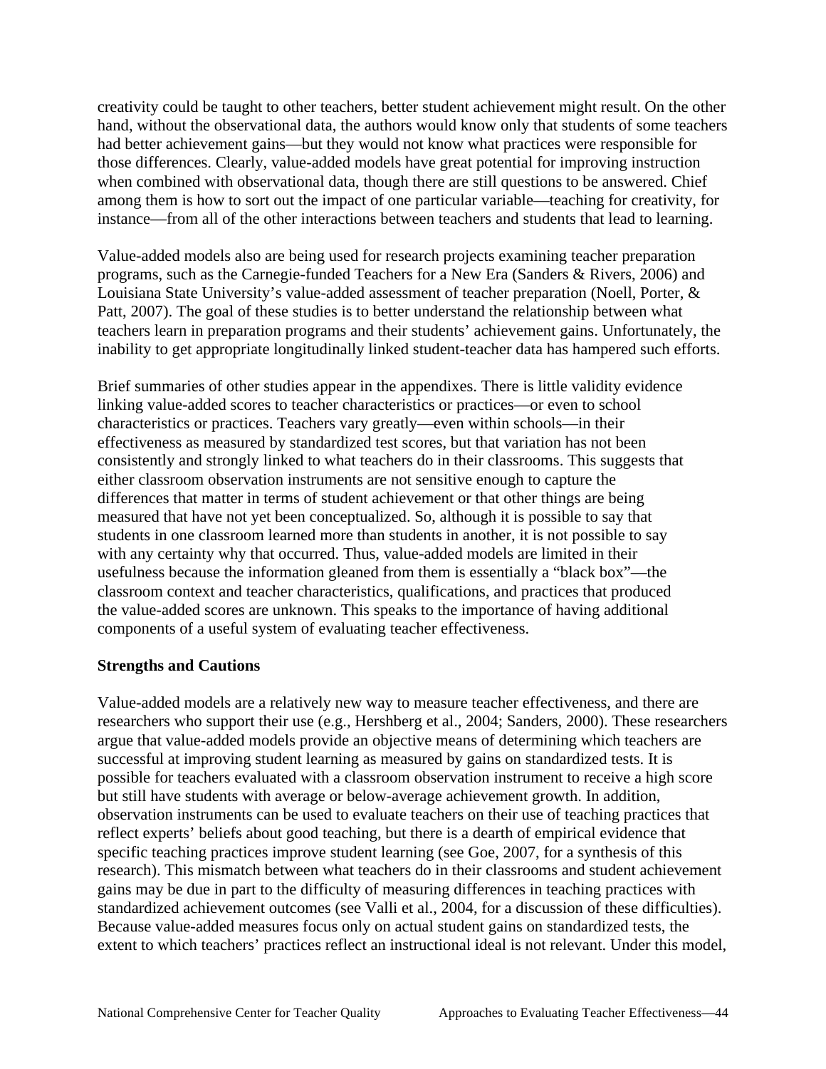creativity could be taught to other teachers, better student achievement might result. On the other hand, without the observational data, the authors would know only that students of some teachers had better achievement gains—but they would not know what practices were responsible for those differences. Clearly, value-added models have great potential for improving instruction when combined with observational data, though there are still questions to be answered. Chief among them is how to sort out the impact of one particular variable—teaching for creativity, for instance—from all of the other interactions between teachers and students that lead to learning.

Value-added models also are being used for research projects examining teacher preparation programs, such as the Carnegie-funded Teachers for a New Era (Sanders & Rivers, 2006) and Louisiana State University's value-added assessment of teacher preparation (Noell, Porter, & Patt, 2007). The goal of these studies is to better understand the relationship between what teachers learn in preparation programs and their students' achievement gains. Unfortunately, the inability to get appropriate longitudinally linked student-teacher data has hampered such efforts.

Brief summaries of other studies appear in the appendixes. There is little validity evidence linking value-added scores to teacher characteristics or practices—or even to school characteristics or practices. Teachers vary greatly—even within schools—in their effectiveness as measured by standardized test scores, but that variation has not been consistently and strongly linked to what teachers do in their classrooms. This suggests that either classroom observation instruments are not sensitive enough to capture the differences that matter in terms of student achievement or that other things are being measured that have not yet been conceptualized. So, although it is possible to say that students in one classroom learned more than students in another, it is not possible to say with any certainty why that occurred. Thus, value-added models are limited in their usefulness because the information gleaned from them is essentially a "black box"—the classroom context and teacher characteristics, qualifications, and practices that produced the value-added scores are unknown. This speaks to the importance of having additional components of a useful system of evaluating teacher effectiveness.

**Strengths and Cautions**

Value-added models are a relatively new way to measure teacher effectiveness, and there are researchers who support their use (e.g., Hershberg et al., 2004; Sanders, 2000). These researchers argue that value-added models provide an objective means of determining which teachers are successful at improving student learning as measured by gains on standardized tests. It is possible for teachers evaluated with a classroom observation instrument to receive a high score but still have students with average or below-average achievement growth. In addition, observation instruments can be used to evaluate teachers on their use of teaching practices that reflect experts' beliefs about good teaching, but there is a dearth of empirical evidence that specific teaching practices improve student learning (see Goe, 2007, for a synthesis of this research). This mismatch between what teachers do in their classrooms and student achievement gains may be due in part to the difficulty of measuring differences in teaching practices with standardized achievement outcomes (see Valli et al., 2004, for a discussion of these difficulties). Because value-added measures focus only on actual student gains on standardized tests, the extent to which teachers' practices reflect an instructional ideal is not relevant. Under this model,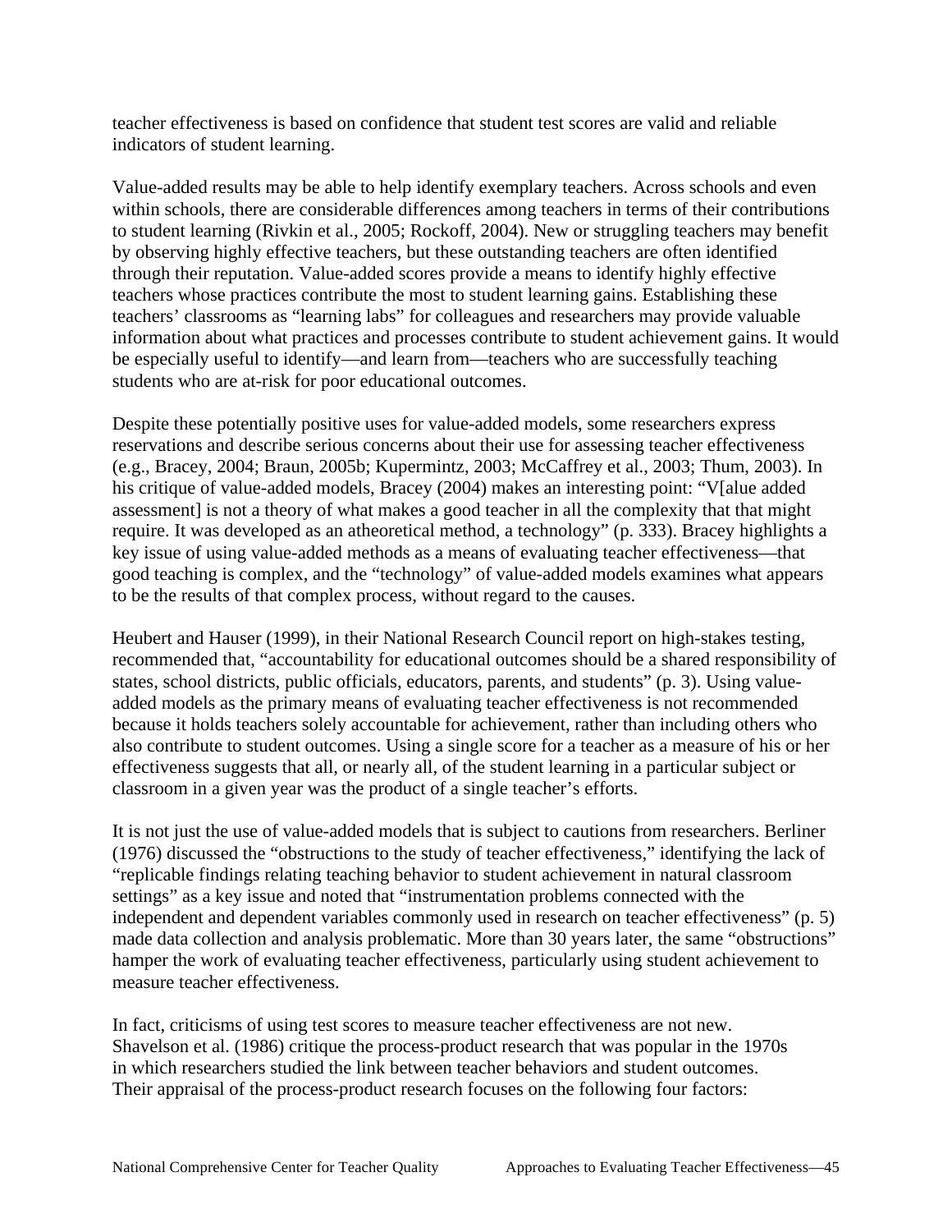teacher effectiveness is based on confidence that student test scores are valid and reliable indicators of student learning.

Value-added results may be able to help identify exemplary teachers. Across schools and even within schools, there are considerable differences among teachers in terms of their contributions to student learning (Rivkin et al., 2005; Rockoff, 2004). New or struggling teachers may benefit by observing highly effective teachers, but these outstanding teachers are often identified through their reputation. Value-added scores provide a means to identify highly effective teachers whose practices contribute the most to student learning gains. Establishing these teachers' classrooms as "learning labs" for colleagues and researchers may provide valuable information about what practices and processes contribute to student achievement gains. It would be especially useful to identify—and learn from—teachers who are successfully teaching students who are at-risk for poor educational outcomes.

Despite these potentially positive uses for value-added models, some researchers express reservations and describe serious concerns about their use for assessing teacher effectiveness (e.g., Bracey, 2004; Braun, 2005b; Kupermintz, 2003; McCaffrey et al., 2003; Thum, 2003). In his critique of value-added models, Bracey (2004) makes an interesting point: "V[alue added assessment] is not a theory of what makes a good teacher in all the complexity that that might require. It was developed as an atheoretical method, a technology" (p. 333). Bracey highlights a key issue of using value-added methods as a means of evaluating teacher effectiveness—that good teaching is complex, and the "technology" of value-added models examines what appears to be the results of that complex process, without regard to the causes.

Heubert and Hauser (1999), in their National Research Council report on high-stakes testing, recommended that, "accountability for educational outcomes should be a shared responsibility of states, school districts, public officials, educators, parents, and students" (p. 3). Using value-added models as the primary means of evaluating teacher effectiveness is not recommended because it holds teachers solely accountable for achievement, rather than including others who also contribute to student outcomes. Using a single score for a teacher as a measure of his or her effectiveness suggests that all, or nearly all, of the student learning in a particular subject or classroom in a given year was the product of a single teacher's efforts.

It is not just the use of value-added models that is subject to cautions from researchers. Berliner (1976) discussed the "obstructions to the study of teacher effectiveness," identifying the lack of "replicable findings relating teaching behavior to student achievement in natural classroom settings" as a key issue and noted that "instrumentation problems connected with the independent and dependent variables commonly used in research on teacher effectiveness" (p. 5) made data collection and analysis problematic. More than 30 years later, the same "obstructions" hamper the work of evaluating teacher effectiveness, particularly using student achievement to measure teacher effectiveness.

In fact, criticisms of using test scores to measure teacher effectiveness are not new. Shavelson et al. (1986) critique the process-product research that was popular in the 1970s in which researchers studied the link between teacher behaviors and student outcomes. Their appraisal of the process-product research focuses on the following four factors: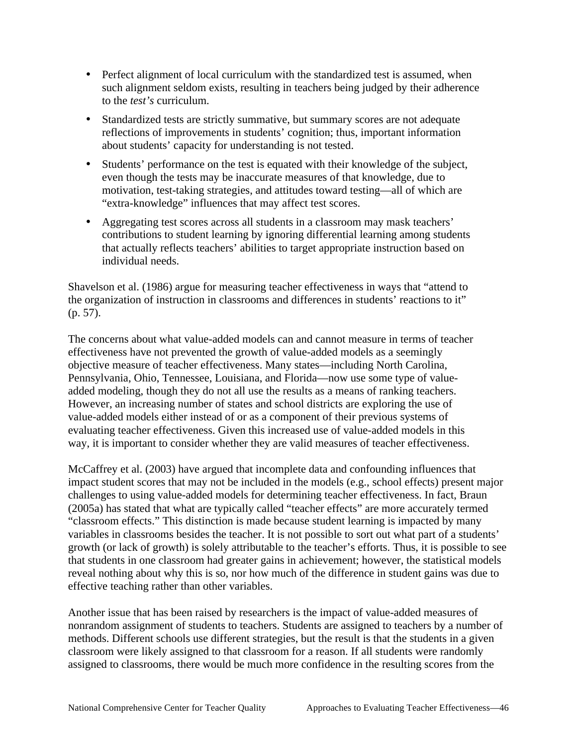- Perfect alignment of local curriculum with the standardized test is assumed, when such alignment seldom exists, resulting in teachers being judged by their adherence to the *test's* curriculum.
- Standardized tests are strictly summative, but summary scores are not adequate reflections of improvements in students' cognition; thus, important information about students' capacity for understanding is not tested.
- Students' performance on the test is equated with their knowledge of the subject, even though the tests may be inaccurate measures of that knowledge, due to motivation, test-taking strategies, and attitudes toward testing—all of which are "extra-knowledge" influences that may affect test scores.
- Aggregating test scores across all students in a classroom may mask teachers' contributions to student learning by ignoring differential learning among students that actually reflects teachers' abilities to target appropriate instruction based on individual needs.

Shavelson et al. (1986) argue for measuring teacher effectiveness in ways that "attend to the organization of instruction in classrooms and differences in students' reactions to it" (p. 57).

The concerns about what value-added models can and cannot measure in terms of teacher effectiveness have not prevented the growth of value-added models as a seemingly objective measure of teacher effectiveness. Many states—including North Carolina, Pennsylvania, Ohio, Tennessee, Louisiana, and Florida—now use some type of value-added modeling, though they do not all use the results as a means of ranking teachers. However, an increasing number of states and school districts are exploring the use of value-added models either instead of or as a component of their previous systems of evaluating teacher effectiveness. Given this increased use of value-added models in this way, it is important to consider whether they are valid measures of teacher effectiveness.

McCaffrey et al. (2003) have argued that incomplete data and confounding influences that impact student scores that may not be included in the models (e.g., school effects) present major challenges to using value-added models for determining teacher effectiveness. In fact, Braun (2005a) has stated that what are typically called "teacher effects" are more accurately termed "classroom effects." This distinction is made because student learning is impacted by many variables in classrooms besides the teacher. It is not possible to sort out what part of a students' growth (or lack of growth) is solely attributable to the teacher's efforts. Thus, it is possible to see that students in one classroom had greater gains in achievement; however, the statistical models reveal nothing about why this is so, nor how much of the difference in student gains was due to effective teaching rather than other variables.

Another issue that has been raised by researchers is the impact of value-added measures of nonrandom assignment of students to teachers. Students are assigned to teachers by a number of methods. Different schools use different strategies, but the result is that the students in a given classroom were likely assigned to that classroom for a reason. If all students were randomly assigned to classrooms, there would be much more confidence in the resulting scores from the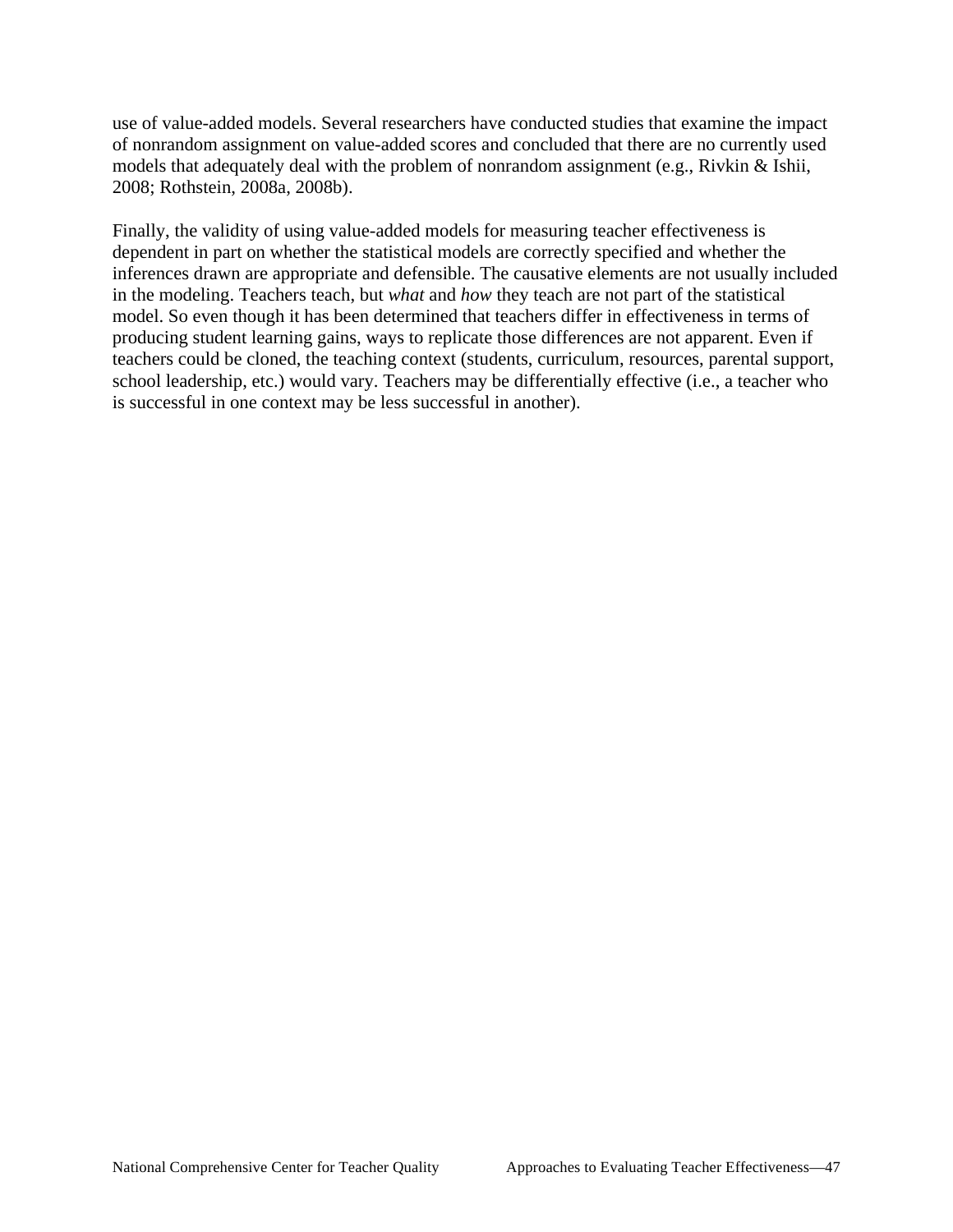use of value-added models. Several researchers have conducted studies that examine the impact of nonrandom assignment on value-added scores and concluded that there are no currently used models that adequately deal with the problem of nonrandom assignment (e.g., Rivkin & Ishii, 2008; Rothstein, 2008a, 2008b).

Finally, the validity of using value-added models for measuring teacher effectiveness is dependent in part on whether the statistical models are correctly specified and whether the inferences drawn are appropriate and defensible. The causative elements are not usually included in the modeling. Teachers teach, but *what* and *how* they teach are not part of the statistical model. So even though it has been determined that teachers differ in effectiveness in terms of producing student learning gains, ways to replicate those differences are not apparent. Even if teachers could be cloned, the teaching context (students, curriculum, resources, parental support, school leadership, etc.) would vary. Teachers may be differentially effective (i.e., a teacher who is successful in one context may be less successful in another).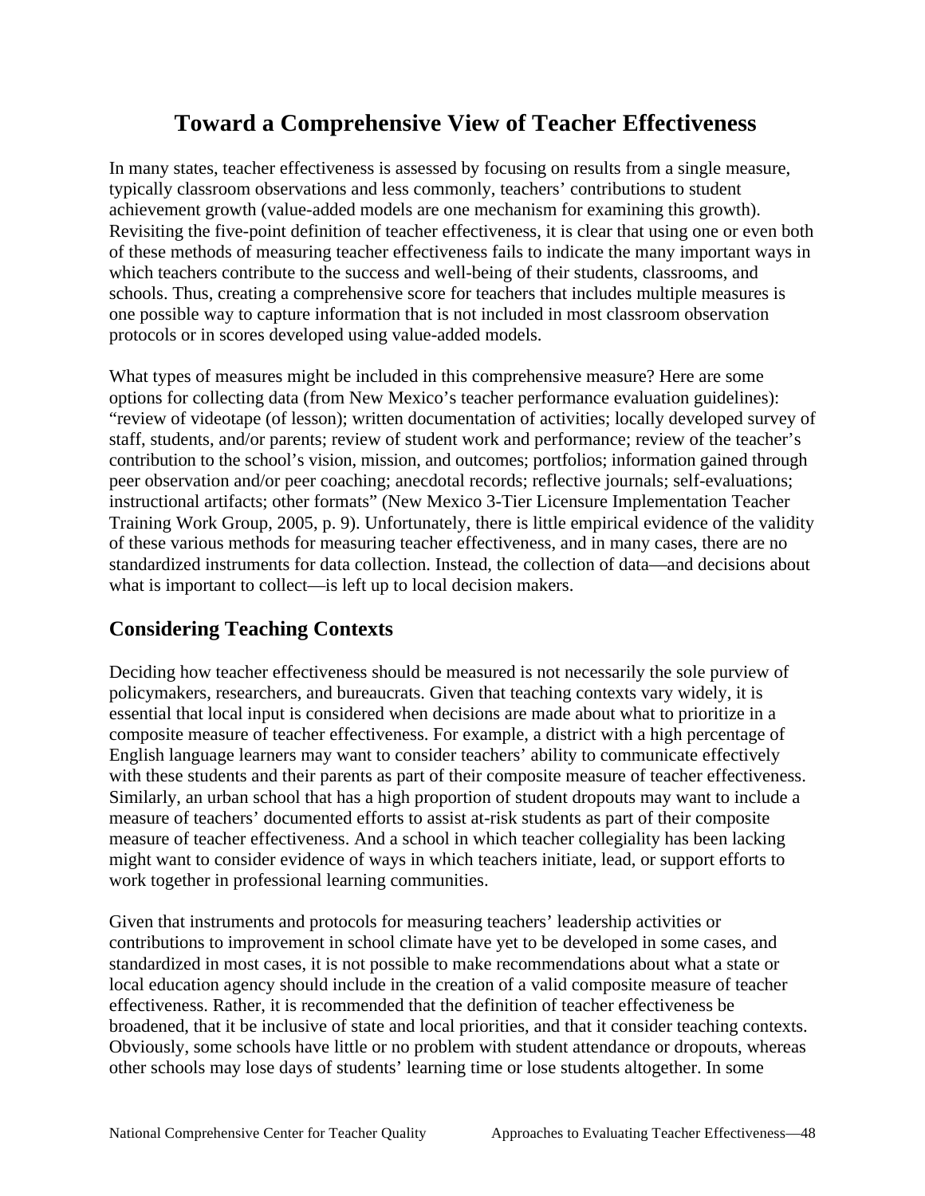# Toward a Comprehensive View of Teacher Effectiveness

In many states, teacher effectiveness is assessed by focusing on results from a single measure, typically classroom observations and less commonly, teachers' contributions to student achievement growth (value-added models are one mechanism for examining this growth). Revisiting the five-point definition of teacher effectiveness, it is clear that using one or even both of these methods of measuring teacher effectiveness fails to indicate the many important ways in which teachers contribute to the success and well-being of their students, classrooms, and schools. Thus, creating a comprehensive score for teachers that includes multiple measures is one possible way to capture information that is not included in most classroom observation protocols or in scores developed using value-added models.

What types of measures might be included in this comprehensive measure? Here are some options for collecting data (from New Mexico's teacher performance evaluation guidelines): "review of videotape (of lesson); written documentation of activities; locally developed survey of staff, students, and/or parents; review of student work and performance; review of the teacher's contribution to the school's vision, mission, and outcomes; portfolios; information gained through peer observation and/or peer coaching; anecdotal records; reflective journals; self-evaluations; instructional artifacts; other formats" (New Mexico 3-Tier Licensure Implementation Teacher Training Work Group, 2005, p. 9). Unfortunately, there is little empirical evidence of the validity of these various methods for measuring teacher effectiveness, and in many cases, there are no standardized instruments for data collection. Instead, the collection of data—and decisions about what is important to collect—is left up to local decision makers.

## Considering Teaching Contexts

Deciding how teacher effectiveness should be measured is not necessarily the sole purview of policymakers, researchers, and bureaucrats. Given that teaching contexts vary widely, it is essential that local input is considered when decisions are made about what to prioritize in a composite measure of teacher effectiveness. For example, a district with a high percentage of English language learners may want to consider teachers' ability to communicate effectively with these students and their parents as part of their composite measure of teacher effectiveness. Similarly, an urban school that has a high proportion of student dropouts may want to include a measure of teachers' documented efforts to assist at-risk students as part of their composite measure of teacher effectiveness. And a school in which teacher collegiality has been lacking might want to consider evidence of ways in which teachers initiate, lead, or support efforts to work together in professional learning communities.

Given that instruments and protocols for measuring teachers' leadership activities or contributions to improvement in school climate have yet to be developed in some cases, and standardized in most cases, it is not possible to make recommendations about what a state or local education agency should include in the creation of a valid composite measure of teacher effectiveness. Rather, it is recommended that the definition of teacher effectiveness be broadened, that it be inclusive of state and local priorities, and that it consider teaching contexts. Obviously, some schools have little or no problem with student attendance or dropouts, whereas other schools may lose days of students' learning time or lose students altogether. In some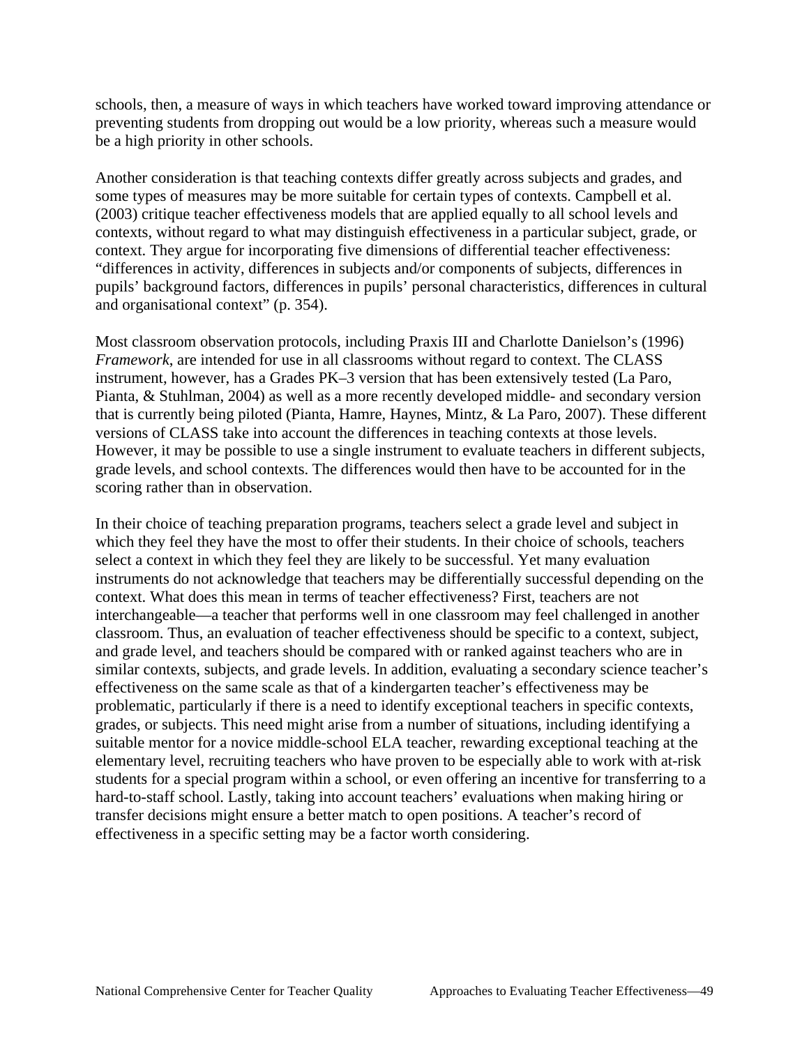schools, then, a measure of ways in which teachers have worked toward improving attendance or preventing students from dropping out would be a low priority, whereas such a measure would be a high priority in other schools.

Another consideration is that teaching contexts differ greatly across subjects and grades, and some types of measures may be more suitable for certain types of contexts. Campbell et al. (2003) critique teacher effectiveness models that are applied equally to all school levels and contexts, without regard to what may distinguish effectiveness in a particular subject, grade, or context. They argue for incorporating five dimensions of differential teacher effectiveness: "differences in activity, differences in subjects and/or components of subjects, differences in pupils' background factors, differences in pupils' personal characteristics, differences in cultural and organisational context" (p. 354).

Most classroom observation protocols, including Praxis III and Charlotte Danielson's (1996) *Framework*, are intended for use in all classrooms without regard to context. The CLASS instrument, however, has a Grades PK–3 version that has been extensively tested (La Paro, Pianta, & Stuhlman, 2004) as well as a more recently developed middle- and secondary version that is currently being piloted (Pianta, Hamre, Haynes, Mintz, & La Paro, 2007). These different versions of CLASS take into account the differences in teaching contexts at those levels. However, it may be possible to use a single instrument to evaluate teachers in different subjects, grade levels, and school contexts. The differences would then have to be accounted for in the scoring rather than in observation.

In their choice of teaching preparation programs, teachers select a grade level and subject in which they feel they have the most to offer their students. In their choice of schools, teachers select a context in which they feel they are likely to be successful. Yet many evaluation instruments do not acknowledge that teachers may be differentially successful depending on the context. What does this mean in terms of teacher effectiveness? First, teachers are not interchangeable—a teacher that performs well in one classroom may feel challenged in another classroom. Thus, an evaluation of teacher effectiveness should be specific to a context, subject, and grade level, and teachers should be compared with or ranked against teachers who are in similar contexts, subjects, and grade levels. In addition, evaluating a secondary science teacher's effectiveness on the same scale as that of a kindergarten teacher's effectiveness may be problematic, particularly if there is a need to identify exceptional teachers in specific contexts, grades, or subjects. This need might arise from a number of situations, including identifying a suitable mentor for a novice middle-school ELA teacher, rewarding exceptional teaching at the elementary level, recruiting teachers who have proven to be especially able to work with at-risk students for a special program within a school, or even offering an incentive for transferring to a hard-to-staff school. Lastly, taking into account teachers' evaluations when making hiring or transfer decisions might ensure a better match to open positions. A teacher's record of effectiveness in a specific setting may be a factor worth considering.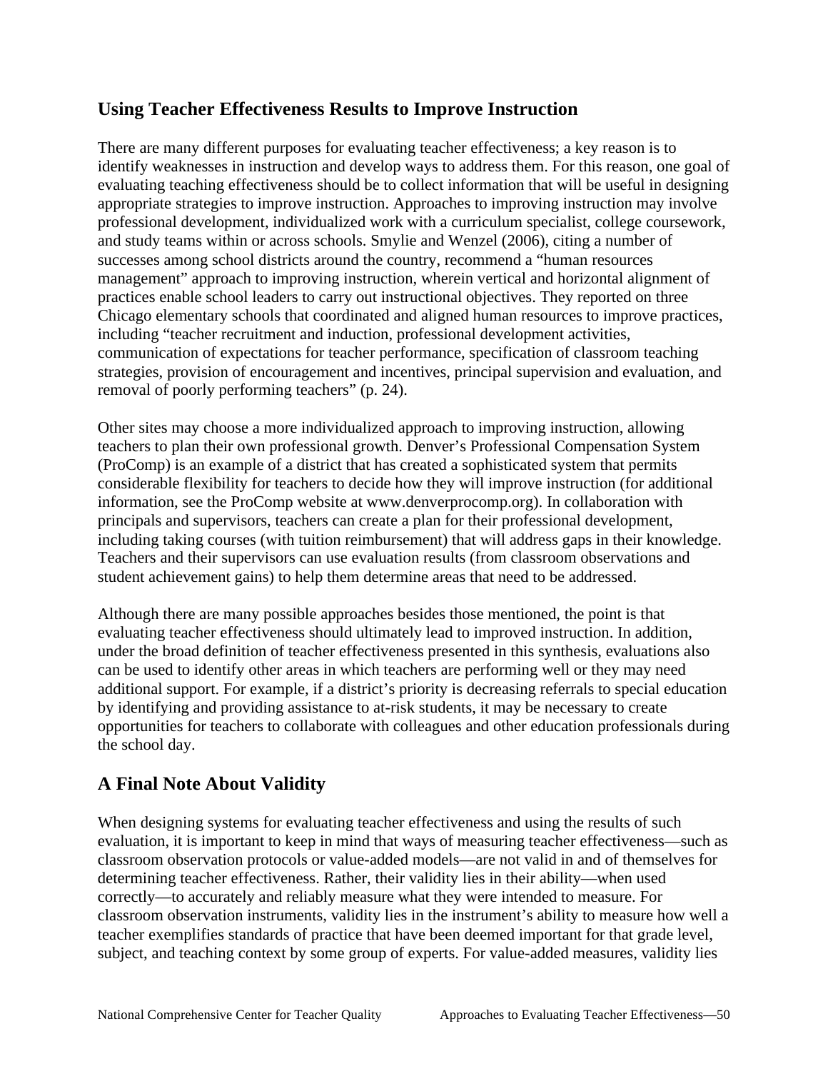## Using Teacher Effectiveness Results to Improve Instruction

There are many different purposes for evaluating teacher effectiveness; a key reason is to identify weaknesses in instruction and develop ways to address them. For this reason, one goal of evaluating teaching effectiveness should be to collect information that will be useful in designing appropriate strategies to improve instruction. Approaches to improving instruction may involve professional development, individualized work with a curriculum specialist, college coursework, and study teams within or across schools. Smylie and Wenzel (2006), citing a number of successes among school districts around the country, recommend a "human resources management" approach to improving instruction, wherein vertical and horizontal alignment of practices enable school leaders to carry out instructional objectives. They reported on three Chicago elementary schools that coordinated and aligned human resources to improve practices, including "teacher recruitment and induction, professional development activities, communication of expectations for teacher performance, specification of classroom teaching strategies, provision of encouragement and incentives, principal supervision and evaluation, and removal of poorly performing teachers" (p. 24).

Other sites may choose a more individualized approach to improving instruction, allowing teachers to plan their own professional growth. Denver's Professional Compensation System (ProComp) is an example of a district that has created a sophisticated system that permits considerable flexibility for teachers to decide how they will improve instruction (for additional information, see the ProComp website at www.denverprocomp.org). In collaboration with principals and supervisors, teachers can create a plan for their professional development, including taking courses (with tuition reimbursement) that will address gaps in their knowledge. Teachers and their supervisors can use evaluation results (from classroom observations and student achievement gains) to help them determine areas that need to be addressed.

Although there are many possible approaches besides those mentioned, the point is that evaluating teacher effectiveness should ultimately lead to improved instruction. In addition, under the broad definition of teacher effectiveness presented in this synthesis, evaluations also can be used to identify other areas in which teachers are performing well or they may need additional support. For example, if a district's priority is decreasing referrals to special education by identifying and providing assistance to at-risk students, it may be necessary to create opportunities for teachers to collaborate with colleagues and other education professionals during the school day.

## A Final Note About Validity

When designing systems for evaluating teacher effectiveness and using the results of such evaluation, it is important to keep in mind that ways of measuring teacher effectiveness—such as classroom observation protocols or value-added models—are not valid in and of themselves for determining teacher effectiveness. Rather, their validity lies in their ability—when used correctly—to accurately and reliably measure what they were intended to measure. For classroom observation instruments, validity lies in the instrument's ability to measure how well a teacher exemplifies standards of practice that have been deemed important for that grade level, subject, and teaching context by some group of experts. For value-added measures, validity lies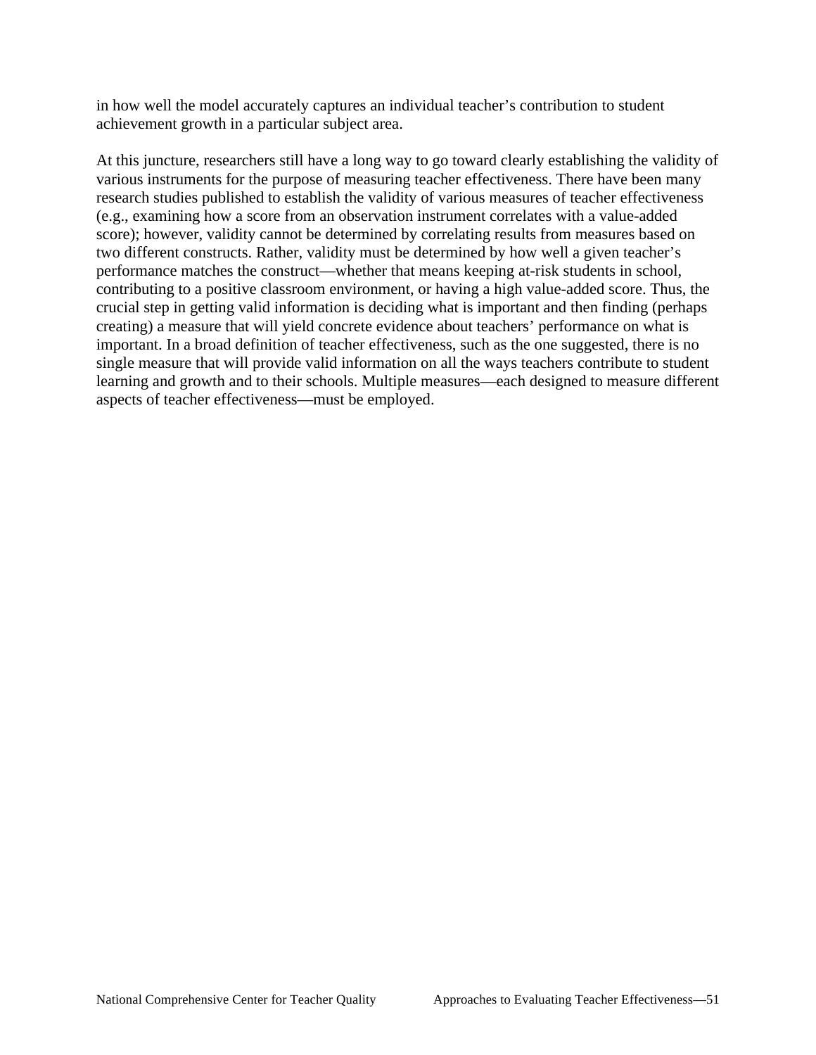in how well the model accurately captures an individual teacher's contribution to student achievement growth in a particular subject area.

At this juncture, researchers still have a long way to go toward clearly establishing the validity of various instruments for the purpose of measuring teacher effectiveness. There have been many research studies published to establish the validity of various measures of teacher effectiveness (e.g., examining how a score from an observation instrument correlates with a value-added score); however, validity cannot be determined by correlating results from measures based on two different constructs. Rather, validity must be determined by how well a given teacher's performance matches the construct—whether that means keeping at-risk students in school, contributing to a positive classroom environment, or having a high value-added score. Thus, the crucial step in getting valid information is deciding what is important and then finding (perhaps creating) a measure that will yield concrete evidence about teachers' performance on what is important. In a broad definition of teacher effectiveness, such as the one suggested, there is no single measure that will provide valid information on all the ways teachers contribute to student learning and growth and to their schools. Multiple measures—each designed to measure different aspects of teacher effectiveness—must be employed.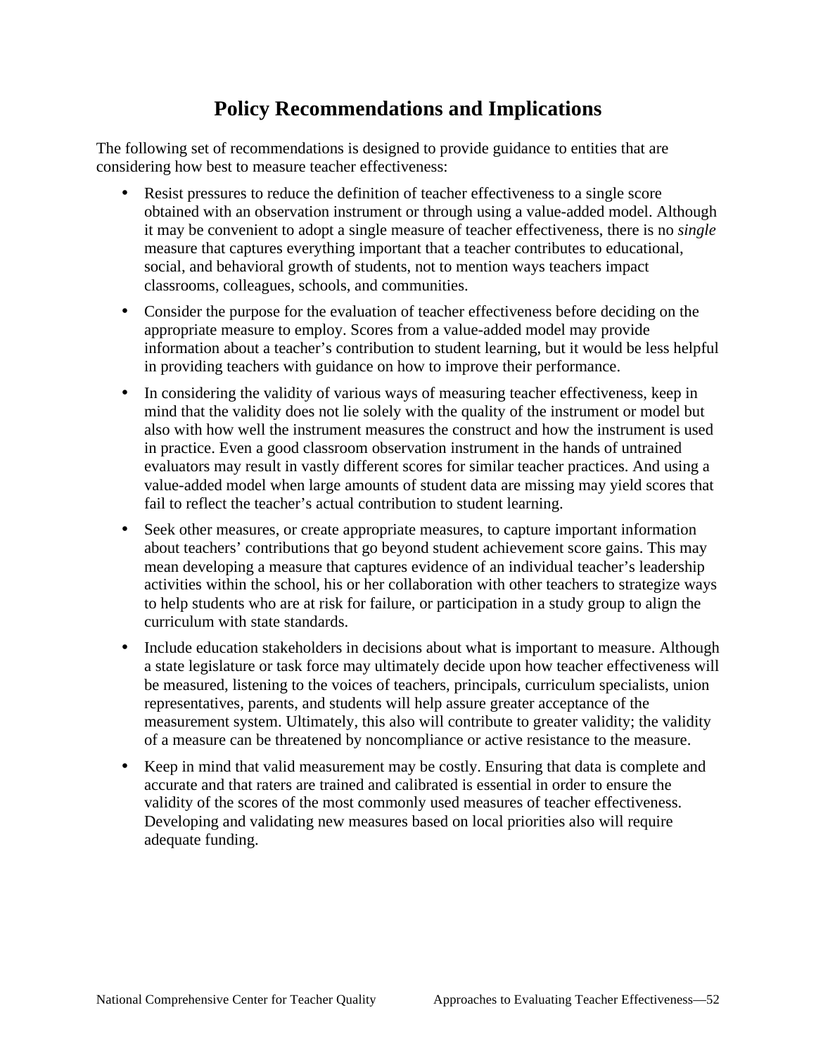# Policy Recommendations and Implications

The following set of recommendations is designed to provide guidance to entities that are considering how best to measure teacher effectiveness:

- Resist pressures to reduce the definition of teacher effectiveness to a single score obtained with an observation instrument or through using a value-added model. Although it may be convenient to adopt a single measure of teacher effectiveness, there is no *single* measure that captures everything important that a teacher contributes to educational, social, and behavioral growth of students, not to mention ways teachers impact classrooms, colleagues, schools, and communities.
- Consider the purpose for the evaluation of teacher effectiveness before deciding on the appropriate measure to employ. Scores from a value-added model may provide information about a teacher's contribution to student learning, but it would be less helpful in providing teachers with guidance on how to improve their performance.
- In considering the validity of various ways of measuring teacher effectiveness, keep in mind that the validity does not lie solely with the quality of the instrument or model but also with how well the instrument measures the construct and how the instrument is used in practice. Even a good classroom observation instrument in the hands of untrained evaluators may result in vastly different scores for similar teacher practices. And using a value-added model when large amounts of student data are missing may yield scores that fail to reflect the teacher's actual contribution to student learning.
- Seek other measures, or create appropriate measures, to capture important information about teachers' contributions that go beyond student achievement score gains. This may mean developing a measure that captures evidence of an individual teacher's leadership activities within the school, his or her collaboration with other teachers to strategize ways to help students who are at risk for failure, or participation in a study group to align the curriculum with state standards.
- Include education stakeholders in decisions about what is important to measure. Although a state legislature or task force may ultimately decide upon how teacher effectiveness will be measured, listening to the voices of teachers, principals, curriculum specialists, union representatives, parents, and students will help assure greater acceptance of the measurement system. Ultimately, this also will contribute to greater validity; the validity of a measure can be threatened by noncompliance or active resistance to the measure.
- Keep in mind that valid measurement may be costly. Ensuring that data is complete and accurate and that raters are trained and calibrated is essential in order to ensure the validity of the scores of the most commonly used measures of teacher effectiveness. Developing and validating new measures based on local priorities also will require adequate funding.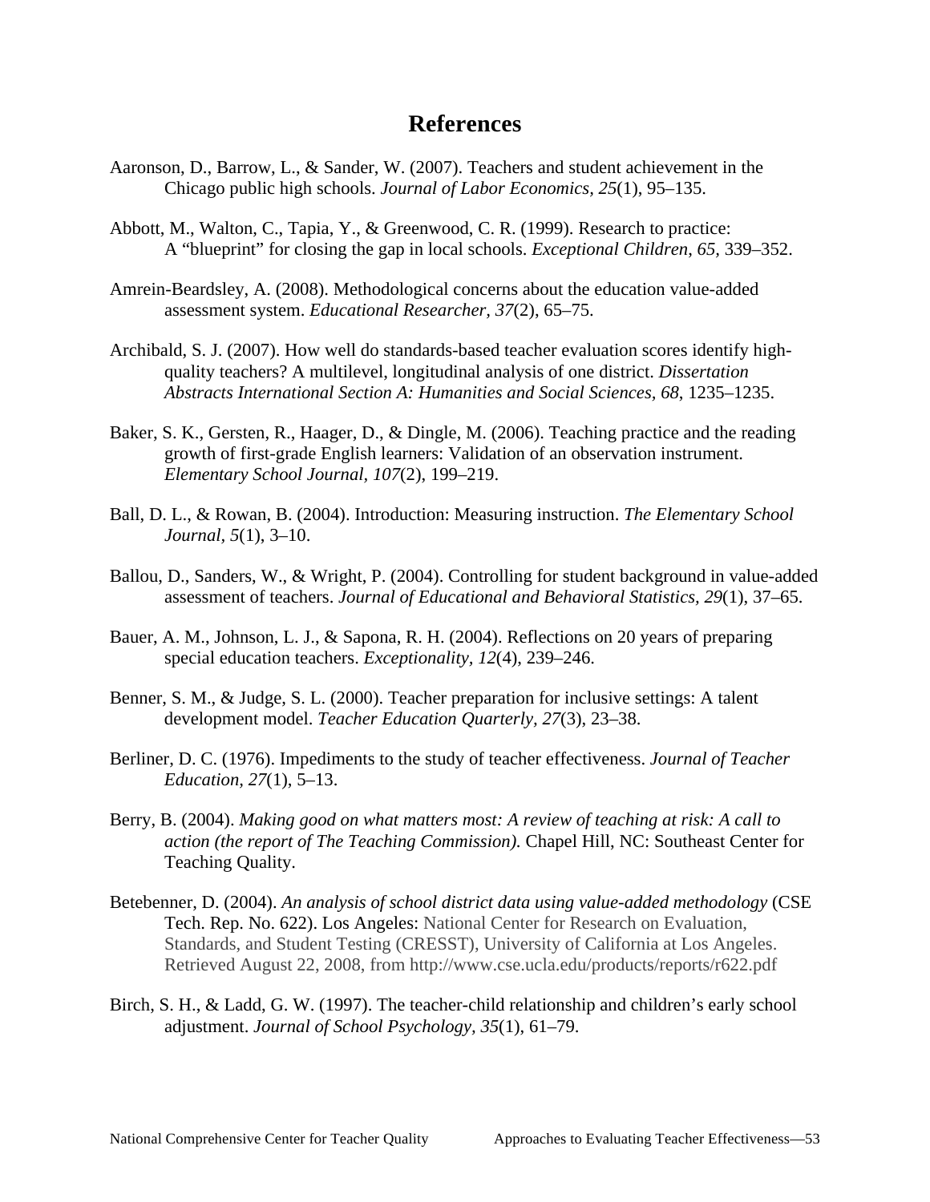# References

Aaronson, D., Barrow, L., & Sander, W. (2007). Teachers and student achievement in the Chicago public high schools. *Journal of Labor Economics, 25*(1), 95–135.

Abbott, M., Walton, C., Tapia, Y., & Greenwood, C. R. (1999). Research to practice: A "blueprint" for closing the gap in local schools. *Exceptional Children, 65,* 339–352.

Amrein-Beardsley, A. (2008). Methodological concerns about the education value-added assessment system. *Educational Researcher, 37*(2), 65–75.

Archibald, S. J. (2007). How well do standards-based teacher evaluation scores identify high-quality teachers? A multilevel, longitudinal analysis of one district. *Dissertation Abstracts International Section A: Humanities and Social Sciences, 68*, 1235–1235.

Baker, S. K., Gersten, R., Haager, D., & Dingle, M. (2006). Teaching practice and the reading growth of first-grade English learners: Validation of an observation instrument. *Elementary School Journal, 107*(2), 199–219.

Ball, D. L., & Rowan, B. (2004). Introduction: Measuring instruction. *The Elementary School Journal, 5*(1), 3–10.

Ballou, D., Sanders, W., & Wright, P. (2004). Controlling for student background in value-added assessment of teachers. *Journal of Educational and Behavioral Statistics, 29*(1), 37–65.

Bauer, A. M., Johnson, L. J., & Sapona, R. H. (2004). Reflections on 20 years of preparing special education teachers. *Exceptionality, 12*(4), 239–246.

Benner, S. M., & Judge, S. L. (2000). Teacher preparation for inclusive settings: A talent development model. *Teacher Education Quarterly, 27*(3), 23–38.

Berliner, D. C. (1976). Impediments to the study of teacher effectiveness. *Journal of Teacher Education, 27*(1), 5–13.

Berry, B. (2004). *Making good on what matters most: A review of teaching at risk: A call to action (the report of The Teaching Commission).* Chapel Hill, NC: Southeast Center for Teaching Quality.

Betebenner, D. (2004). *An analysis of school district data using value-added methodology* (CSE Tech. Rep. No. 622). Los Angeles: National Center for Research on Evaluation, Standards, and Student Testing (CRESST), University of California at Los Angeles. Retrieved August 22, 2008, from http://www.cse.ucla.edu/products/reports/r622.pdf

Birch, S. H., & Ladd, G. W. (1997). The teacher-child relationship and children's early school adjustment. *Journal of School Psychology, 35*(1), 61–79.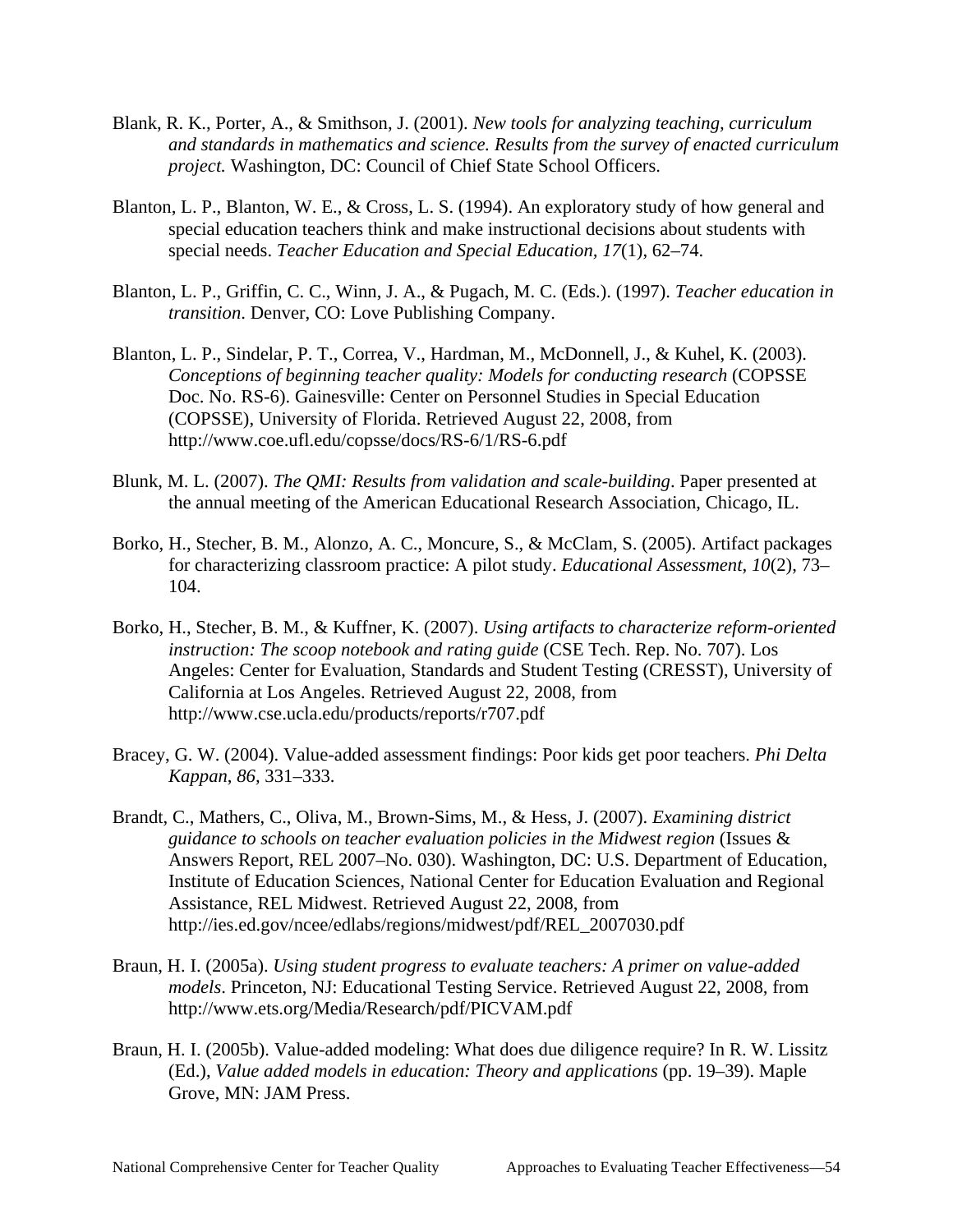Blank, R. K., Porter, A., & Smithson, J. (2001). *New tools for analyzing teaching, curriculum and standards in mathematics and science. Results from the survey of enacted curriculum project.* Washington, DC: Council of Chief State School Officers.

Blanton, L. P., Blanton, W. E., & Cross, L. S. (1994). An exploratory study of how general and special education teachers think and make instructional decisions about students with special needs. *Teacher Education and Special Education, 17*(1), 62–74.

Blanton, L. P., Griffin, C. C., Winn, J. A., & Pugach, M. C. (Eds.). (1997). *Teacher education in transition*. Denver, CO: Love Publishing Company.

Blanton, L. P., Sindelar, P. T., Correa, V., Hardman, M., McDonnell, J., & Kuhel, K. (2003). *Conceptions of beginning teacher quality: Models for conducting research* (COPSSE Doc. No. RS-6). Gainesville: Center on Personnel Studies in Special Education (COPSSE), University of Florida. Retrieved August 22, 2008, from http://www.coe.ufl.edu/copsse/docs/RS-6/1/RS-6.pdf

Blunk, M. L. (2007). *The QMI: Results from validation and scale-building*. Paper presented at the annual meeting of the American Educational Research Association, Chicago, IL.

Borko, H., Stecher, B. M., Alonzo, A. C., Moncure, S., & McClam, S. (2005). Artifact packages for characterizing classroom practice: A pilot study. *Educational Assessment, 10*(2), 73–104.

Borko, H., Stecher, B. M., & Kuffner, K. (2007). *Using artifacts to characterize reform-oriented instruction: The scoop notebook and rating guide* (CSE Tech. Rep. No. 707). Los Angeles: Center for Evaluation, Standards and Student Testing (CRESST), University of California at Los Angeles. Retrieved August 22, 2008, from http://www.cse.ucla.edu/products/reports/r707.pdf

Bracey, G. W. (2004). Value-added assessment findings: Poor kids get poor teachers. *Phi Delta Kappan, 86,* 331–333.

Brandt, C., Mathers, C., Oliva, M., Brown-Sims, M., & Hess, J. (2007). *Examining district guidance to schools on teacher evaluation policies in the Midwest region* (Issues & Answers Report, REL 2007–No. 030). Washington, DC: U.S. Department of Education, Institute of Education Sciences, National Center for Education Evaluation and Regional Assistance, REL Midwest. Retrieved August 22, 2008, from http://ies.ed.gov/ncee/edlabs/regions/midwest/pdf/REL_2007030.pdf

Braun, H. I. (2005a). *Using student progress to evaluate teachers: A primer on value-added models*. Princeton, NJ: Educational Testing Service. Retrieved August 22, 2008, from http://www.ets.org/Media/Research/pdf/PICVAM.pdf

Braun, H. I. (2005b). Value-added modeling: What does due diligence require? In R. W. Lissitz (Ed.), *Value added models in education: Theory and applications* (pp. 19–39). Maple Grove, MN: JAM Press.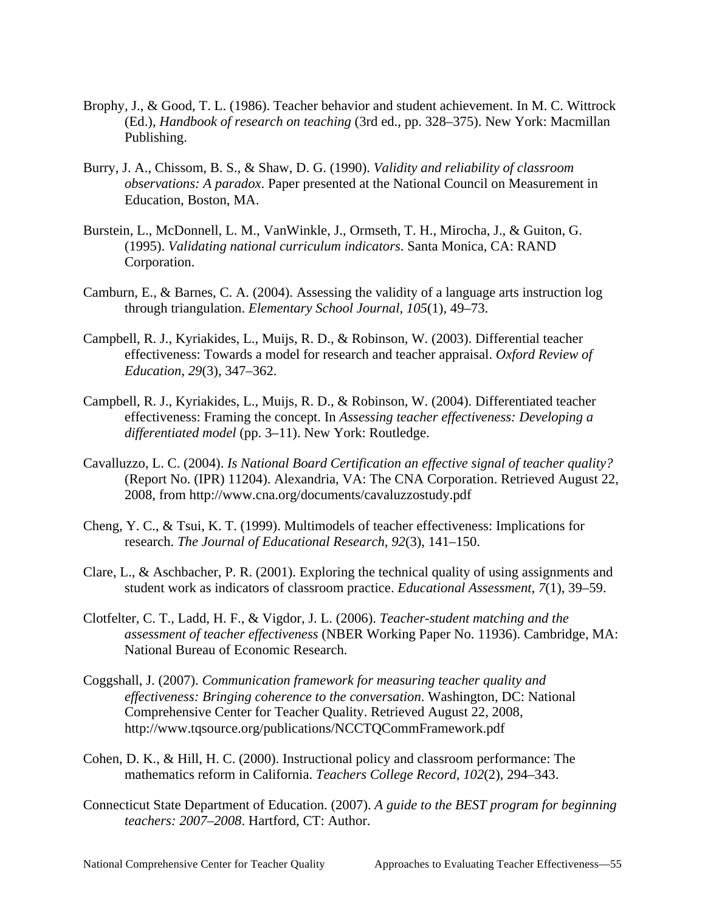Brophy, J., & Good, T. L. (1986). Teacher behavior and student achievement. In M. C. Wittrock (Ed.), *Handbook of research on teaching* (3rd ed., pp. 328–375). New York: Macmillan Publishing.

Burry, J. A., Chissom, B. S., & Shaw, D. G. (1990). *Validity and reliability of classroom observations: A paradox*. Paper presented at the National Council on Measurement in Education, Boston, MA.

Burstein, L., McDonnell, L. M., VanWinkle, J., Ormseth, T. H., Mirocha, J., & Guiton, G. (1995). *Validating national curriculum indicators*. Santa Monica, CA: RAND Corporation.

Camburn, E., & Barnes, C. A. (2004). Assessing the validity of a language arts instruction log through triangulation. *Elementary School Journal, 105*(1), 49–73.

Campbell, R. J., Kyriakides, L., Muijs, R. D., & Robinson, W. (2003). Differential teacher effectiveness: Towards a model for research and teacher appraisal. *Oxford Review of Education, 29*(3), 347–362.

Campbell, R. J., Kyriakides, L., Muijs, R. D., & Robinson, W. (2004). Differentiated teacher effectiveness: Framing the concept. In *Assessing teacher effectiveness: Developing a differentiated model* (pp. 3–11). New York: Routledge.

Cavalluzzo, L. C. (2004). *Is National Board Certification an effective signal of teacher quality?* (Report No. (IPR) 11204). Alexandria, VA: The CNA Corporation. Retrieved August 22, 2008, from http://www.cna.org/documents/cavaluzzostudy.pdf

Cheng, Y. C., & Tsui, K. T. (1999). Multimodels of teacher effectiveness: Implications for research. *The Journal of Educational Research, 92*(3), 141–150.

Clare, L., & Aschbacher, P. R. (2001). Exploring the technical quality of using assignments and student work as indicators of classroom practice. *Educational Assessment, 7*(1), 39–59.

Clotfelter, C. T., Ladd, H. F., & Vigdor, J. L. (2006). *Teacher-student matching and the assessment of teacher effectiveness* (NBER Working Paper No. 11936). Cambridge, MA: National Bureau of Economic Research.

Coggshall, J. (2007). *Communication framework for measuring teacher quality and effectiveness: Bringing coherence to the conversation*. Washington, DC: National Comprehensive Center for Teacher Quality. Retrieved August 22, 2008, http://www.tqsource.org/publications/NCCTQCommFramework.pdf

Cohen, D. K., & Hill, H. C. (2000). Instructional policy and classroom performance: The mathematics reform in California. *Teachers College Record, 102*(2), 294–343.

Connecticut State Department of Education. (2007). *A guide to the BEST program for beginning teachers: 2007–2008*. Hartford, CT: Author.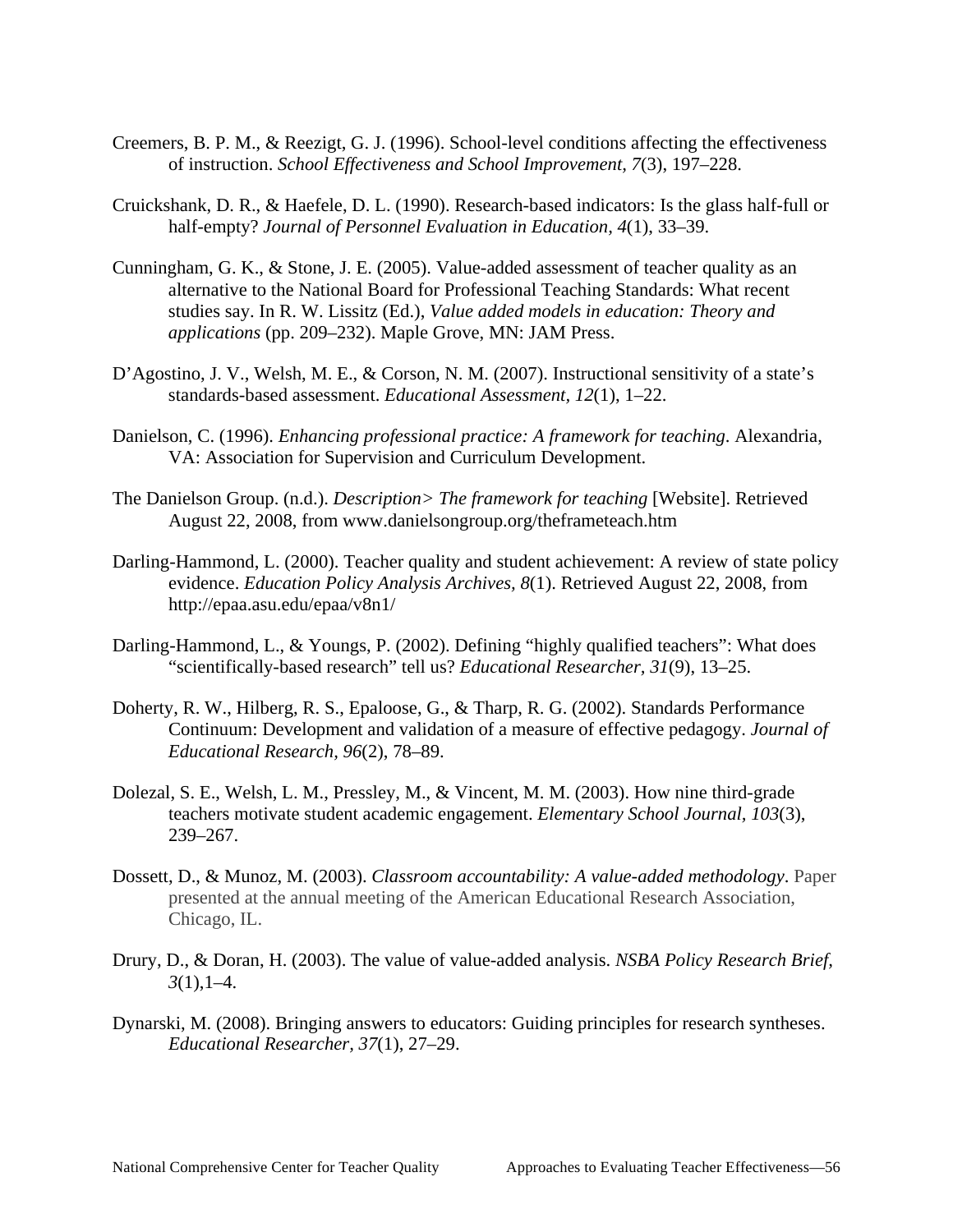Creemers, B. P. M., & Reezigt, G. J. (1996). School-level conditions affecting the effectiveness of instruction. *School Effectiveness and School Improvement, 7*(3), 197–228.

Cruickshank, D. R., & Haefele, D. L. (1990). Research-based indicators: Is the glass half-full or half-empty? *Journal of Personnel Evaluation in Education, 4*(1), 33–39.

Cunningham, G. K., & Stone, J. E. (2005). Value-added assessment of teacher quality as an alternative to the National Board for Professional Teaching Standards: What recent studies say. In R. W. Lissitz (Ed.), *Value added models in education: Theory and applications* (pp. 209–232). Maple Grove, MN: JAM Press.

D'Agostino, J. V., Welsh, M. E., & Corson, N. M. (2007). Instructional sensitivity of a state's standards-based assessment. *Educational Assessment, 12*(1), 1–22.

Danielson, C. (1996). *Enhancing professional practice: A framework for teaching*. Alexandria, VA: Association for Supervision and Curriculum Development.

The Danielson Group. (n.d.). *Description> The framework for teaching* [Website]. Retrieved August 22, 2008, from www.danielsongroup.org/theframeteach.htm

Darling-Hammond, L. (2000). Teacher quality and student achievement: A review of state policy evidence. *Education Policy Analysis Archives, 8*(1). Retrieved August 22, 2008, from http://epaa.asu.edu/epaa/v8n1/

Darling-Hammond, L., & Youngs, P. (2002). Defining "highly qualified teachers": What does "scientifically-based research" tell us? *Educational Researcher, 31*(9), 13–25.

Doherty, R. W., Hilberg, R. S., Epaloose, G., & Tharp, R. G. (2002). Standards Performance Continuum: Development and validation of a measure of effective pedagogy. *Journal of Educational Research, 96*(2), 78–89.

Dolezal, S. E., Welsh, L. M., Pressley, M., & Vincent, M. M. (2003). How nine third-grade teachers motivate student academic engagement. *Elementary School Journal, 103*(3), 239–267.

Dossett, D., & Munoz, M. (2003). *Classroom accountability: A value-added methodology*. Paper presented at the annual meeting of the American Educational Research Association, Chicago, IL.

Drury, D., & Doran, H. (2003). The value of value-added analysis. *NSBA Policy Research Brief, 3*(1),1–4.

Dynarski, M. (2008). Bringing answers to educators: Guiding principles for research syntheses. *Educational Researcher, 37*(1), 27–29.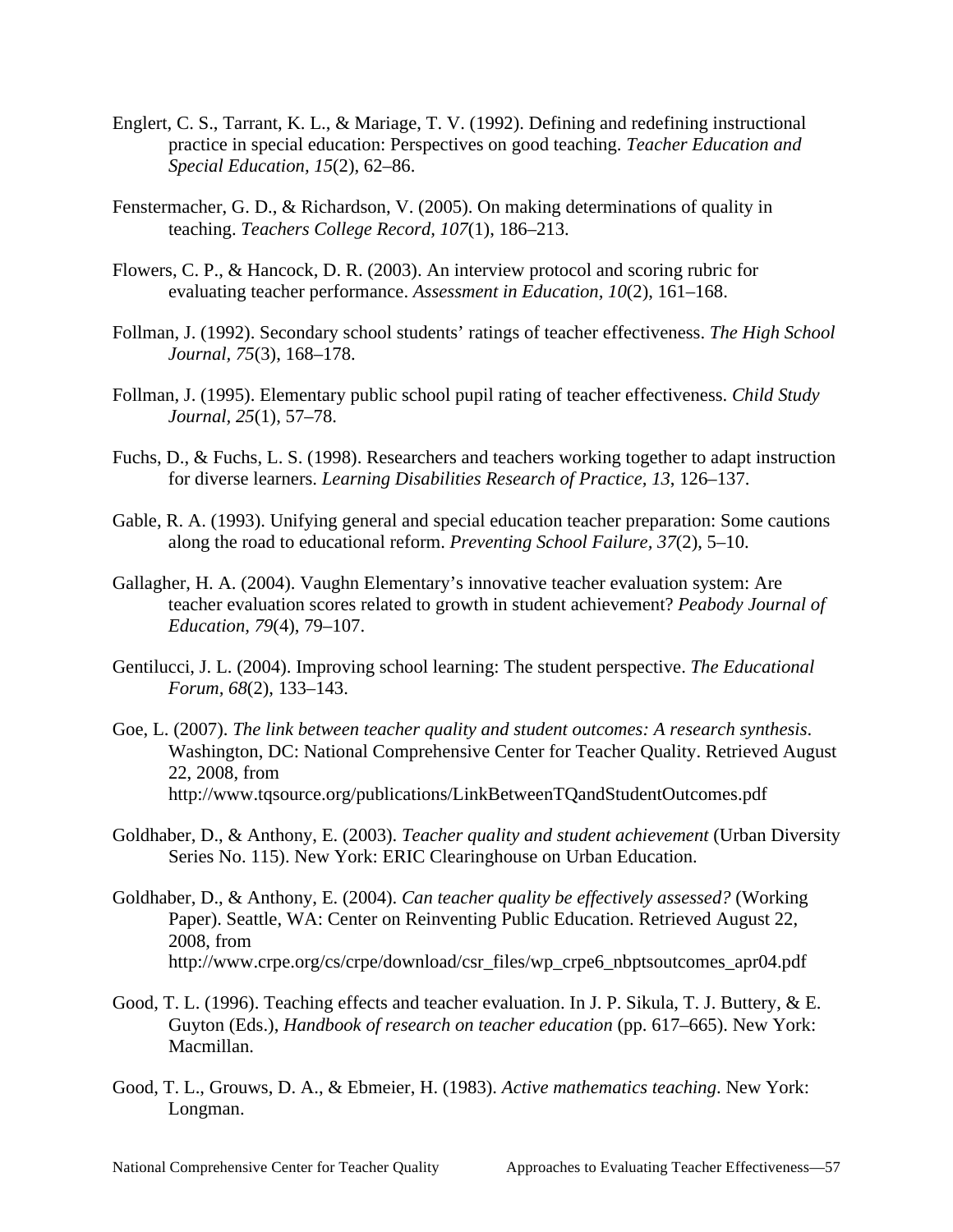Englert, C. S., Tarrant, K. L., & Mariage, T. V. (1992). Defining and redefining instructional practice in special education: Perspectives on good teaching. *Teacher Education and Special Education, 15*(2), 62–86.

Fenstermacher, G. D., & Richardson, V. (2005). On making determinations of quality in teaching. *Teachers College Record, 107*(1), 186–213.

Flowers, C. P., & Hancock, D. R. (2003). An interview protocol and scoring rubric for evaluating teacher performance. *Assessment in Education, 10*(2), 161–168.

Follman, J. (1992). Secondary school students' ratings of teacher effectiveness. *The High School Journal, 75*(3), 168–178.

Follman, J. (1995). Elementary public school pupil rating of teacher effectiveness. *Child Study Journal, 25*(1), 57–78.

Fuchs, D., & Fuchs, L. S. (1998). Researchers and teachers working together to adapt instruction for diverse learners. *Learning Disabilities Research of Practice, 13*, 126–137.

Gable, R. A. (1993). Unifying general and special education teacher preparation: Some cautions along the road to educational reform. *Preventing School Failure, 37*(2), 5–10.

Gallagher, H. A. (2004). Vaughn Elementary's innovative teacher evaluation system: Are teacher evaluation scores related to growth in student achievement? *Peabody Journal of Education, 79*(4), 79–107.

Gentilucci, J. L. (2004). Improving school learning: The student perspective. *The Educational Forum, 68*(2), 133–143.

Goe, L. (2007). *The link between teacher quality and student outcomes: A research synthesis*. Washington, DC: National Comprehensive Center for Teacher Quality. Retrieved August 22, 2008, from http://www.tqsource.org/publications/LinkBetweenTQandStudentOutcomes.pdf

Goldhaber, D., & Anthony, E. (2003). *Teacher quality and student achievement* (Urban Diversity Series No. 115). New York: ERIC Clearinghouse on Urban Education.

Goldhaber, D., & Anthony, E. (2004). *Can teacher quality be effectively assessed?* (Working Paper). Seattle, WA: Center on Reinventing Public Education. Retrieved August 22, 2008, from http://www.crpe.org/cs/crpe/download/csr_files/wp_crpe6_nbptsoutcomes_apr04.pdf

Good, T. L. (1996). Teaching effects and teacher evaluation. In J. P. Sikula, T. J. Buttery, & E. Guyton (Eds.), *Handbook of research on teacher education* (pp. 617–665). New York: Macmillan.

Good, T. L., Grouws, D. A., & Ebmeier, H. (1983). *Active mathematics teaching*. New York: Longman.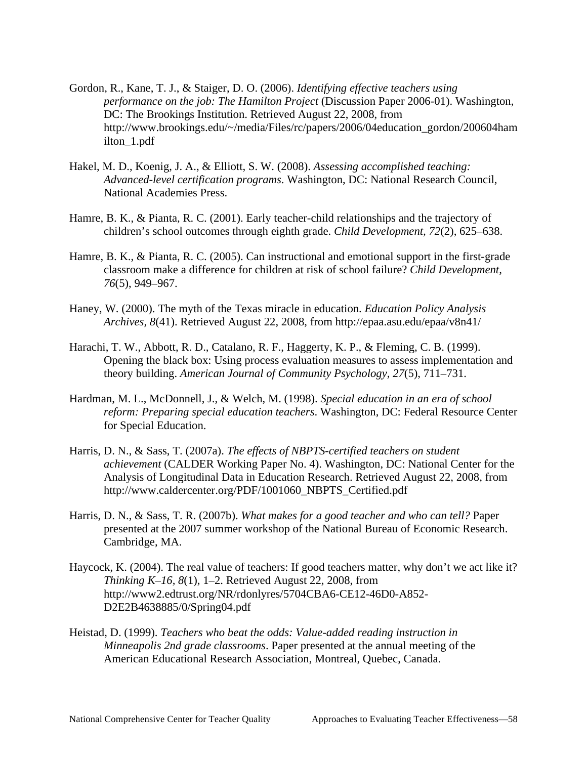Gordon, R., Kane, T. J., & Staiger, D. O. (2006). *Identifying effective teachers using performance on the job: The Hamilton Project* (Discussion Paper 2006-01). Washington, DC: The Brookings Institution. Retrieved August 22, 2008, from http://www.brookings.edu/~/media/Files/rc/papers/2006/04education_gordon/200604hamilton_1.pdf

Hakel, M. D., Koenig, J. A., & Elliott, S. W. (2008). *Assessing accomplished teaching: Advanced-level certification programs*. Washington, DC: National Research Council, National Academies Press.

Hamre, B. K., & Pianta, R. C. (2001). Early teacher-child relationships and the trajectory of children's school outcomes through eighth grade. *Child Development, 72*(2), 625–638.

Hamre, B. K., & Pianta, R. C. (2005). Can instructional and emotional support in the first-grade classroom make a difference for children at risk of school failure? *Child Development, 76*(5), 949–967.

Haney, W. (2000). The myth of the Texas miracle in education. *Education Policy Analysis Archives, 8*(41). Retrieved August 22, 2008, from http://epaa.asu.edu/epaa/v8n41/

Harachi, T. W., Abbott, R. D., Catalano, R. F., Haggerty, K. P., & Fleming, C. B. (1999). Opening the black box: Using process evaluation measures to assess implementation and theory building. *American Journal of Community Psychology, 27*(5), 711–731.

Hardman, M. L., McDonnell, J., & Welch, M. (1998). *Special education in an era of school reform: Preparing special education teachers*. Washington, DC: Federal Resource Center for Special Education.

Harris, D. N., & Sass, T. (2007a). *The effects of NBPTS-certified teachers on student achievement* (CALDER Working Paper No. 4). Washington, DC: National Center for the Analysis of Longitudinal Data in Education Research. Retrieved August 22, 2008, from http://www.caldercenter.org/PDF/1001060_NBPTS_Certified.pdf

Harris, D. N., & Sass, T. R. (2007b). *What makes for a good teacher and who can tell?* Paper presented at the 2007 summer workshop of the National Bureau of Economic Research. Cambridge, MA.

Haycock, K. (2004). The real value of teachers: If good teachers matter, why don't we act like it? *Thinking K–16, 8*(1), 1–2. Retrieved August 22, 2008, from http://www2.edtrust.org/NR/rdonlyres/5704CBA6-CE12-46D0-A852-D2E2B4638885/0/Spring04.pdf

Heistad, D. (1999). *Teachers who beat the odds: Value-added reading instruction in Minneapolis 2nd grade classrooms*. Paper presented at the annual meeting of the American Educational Research Association, Montreal, Quebec, Canada.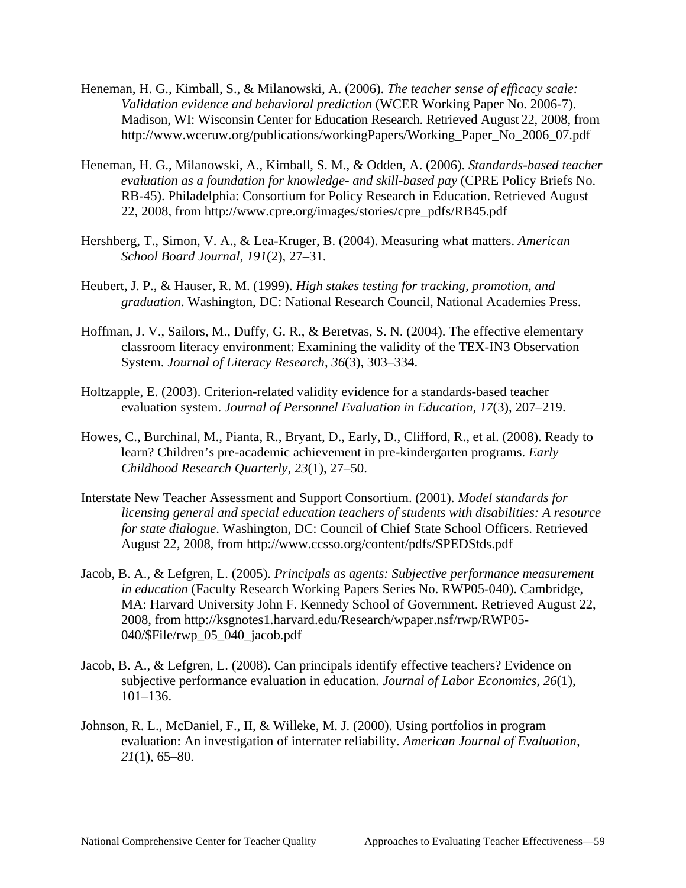Heneman, H. G., Kimball, S., & Milanowski, A. (2006). *The teacher sense of efficacy scale: Validation evidence and behavioral prediction* (WCER Working Paper No. 2006-7). Madison, WI: Wisconsin Center for Education Research. Retrieved August 22, 2008, from http://www.wceruw.org/publications/workingPapers/Working_Paper_No_2006_07.pdf

Heneman, H. G., Milanowski, A., Kimball, S. M., & Odden, A. (2006). *Standards-based teacher evaluation as a foundation for knowledge- and skill-based pay* (CPRE Policy Briefs No. RB-45). Philadelphia: Consortium for Policy Research in Education. Retrieved August 22, 2008, from http://www.cpre.org/images/stories/cpre_pdfs/RB45.pdf

Hershberg, T., Simon, V. A., & Lea-Kruger, B. (2004). Measuring what matters. *American School Board Journal, 191*(2), 27–31.

Heubert, J. P., & Hauser, R. M. (1999). *High stakes testing for tracking, promotion, and graduation*. Washington, DC: National Research Council, National Academies Press.

Hoffman, J. V., Sailors, M., Duffy, G. R., & Beretvas, S. N. (2004). The effective elementary classroom literacy environment: Examining the validity of the TEX-IN3 Observation System. *Journal of Literacy Research, 36*(3), 303–334.

Holtzapple, E. (2003). Criterion-related validity evidence for a standards-based teacher evaluation system. *Journal of Personnel Evaluation in Education, 17*(3), 207–219.

Howes, C., Burchinal, M., Pianta, R., Bryant, D., Early, D., Clifford, R., et al. (2008). Ready to learn? Children's pre-academic achievement in pre-kindergarten programs. *Early Childhood Research Quarterly, 23*(1), 27–50.

Interstate New Teacher Assessment and Support Consortium. (2001). *Model standards for licensing general and special education teachers of students with disabilities: A resource for state dialogue*. Washington, DC: Council of Chief State School Officers. Retrieved August 22, 2008, from http://www.ccsso.org/content/pdfs/SPEDStds.pdf

Jacob, B. A., & Lefgren, L. (2005). *Principals as agents: Subjective performance measurement in education* (Faculty Research Working Papers Series No. RWP05-040). Cambridge, MA: Harvard University John F. Kennedy School of Government. Retrieved August 22, 2008, from http://ksgnotes1.harvard.edu/Research/wpaper.nsf/rwp/RWP05-040/$File/rwp_05_040_jacob.pdf

Jacob, B. A., & Lefgren, L. (2008). Can principals identify effective teachers? Evidence on subjective performance evaluation in education. *Journal of Labor Economics, 26*(1), 101–136.

Johnson, R. L., McDaniel, F., II, & Willeke, M. J. (2000). Using portfolios in program evaluation: An investigation of interrater reliability. *American Journal of Evaluation, 21*(1), 65–80.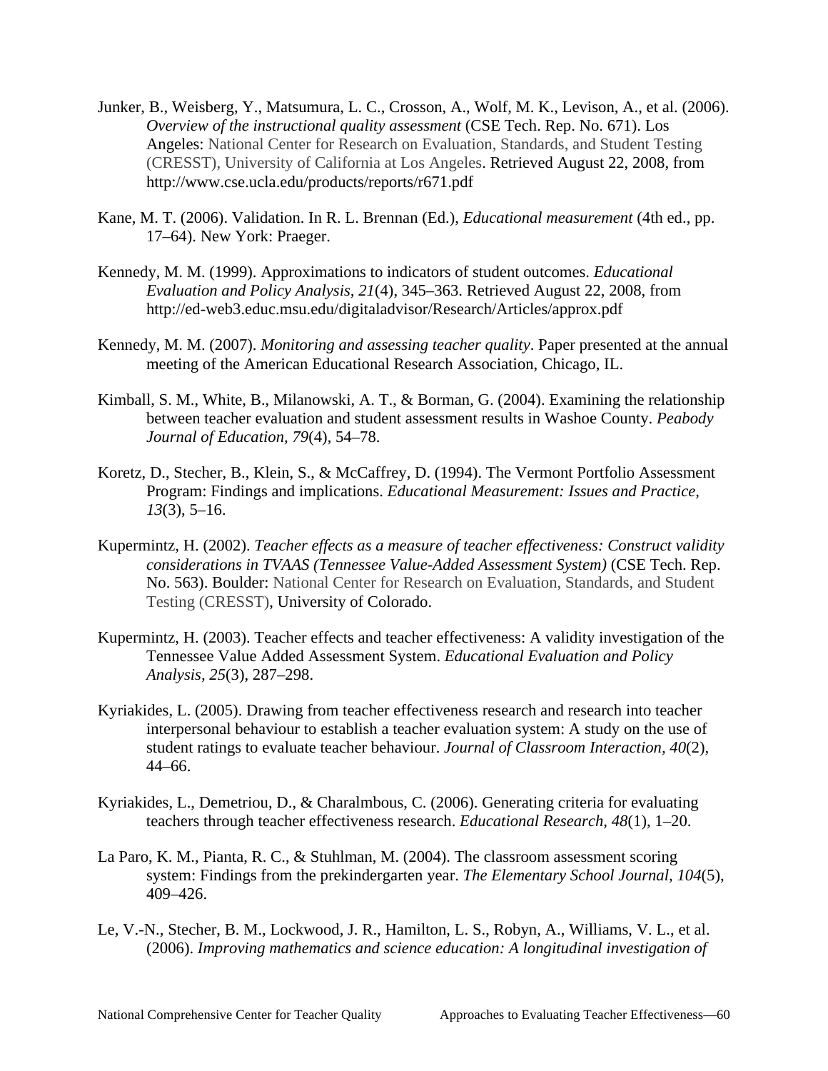Junker, B., Weisberg, Y., Matsumura, L. C., Crosson, A., Wolf, M. K., Levison, A., et al. (2006). *Overview of the instructional quality assessment* (CSE Tech. Rep. No. 671). Los Angeles: National Center for Research on Evaluation, Standards, and Student Testing (CRESST), University of California at Los Angeles. Retrieved August 22, 2008, from http://www.cse.ucla.edu/products/reports/r671.pdf

Kane, M. T. (2006). Validation. In R. L. Brennan (Ed.), *Educational measurement* (4th ed., pp. 17–64). New York: Praeger.

Kennedy, M. M. (1999). Approximations to indicators of student outcomes. *Educational Evaluation and Policy Analysis, 21*(4), 345–363. Retrieved August 22, 2008, from http://ed-web3.educ.msu.edu/digitaladvisor/Research/Articles/approx.pdf

Kennedy, M. M. (2007). *Monitoring and assessing teacher quality*. Paper presented at the annual meeting of the American Educational Research Association, Chicago, IL.

Kimball, S. M., White, B., Milanowski, A. T., & Borman, G. (2004). Examining the relationship between teacher evaluation and student assessment results in Washoe County. *Peabody Journal of Education, 79*(4), 54–78.

Koretz, D., Stecher, B., Klein, S., & McCaffrey, D. (1994). The Vermont Portfolio Assessment Program: Findings and implications. *Educational Measurement: Issues and Practice, 13*(3), 5–16.

Kupermintz, H. (2002). *Teacher effects as a measure of teacher effectiveness: Construct validity considerations in TVAAS (Tennessee Value-Added Assessment System)* (CSE Tech. Rep. No. 563). Boulder: National Center for Research on Evaluation, Standards, and Student Testing (CRESST), University of Colorado.

Kupermintz, H. (2003). Teacher effects and teacher effectiveness: A validity investigation of the Tennessee Value Added Assessment System. *Educational Evaluation and Policy Analysis, 25*(3), 287–298.

Kyriakides, L. (2005). Drawing from teacher effectiveness research and research into teacher interpersonal behaviour to establish a teacher evaluation system: A study on the use of student ratings to evaluate teacher behaviour. *Journal of Classroom Interaction, 40*(2), 44–66.

Kyriakides, L., Demetriou, D., & Charalmbous, C. (2006). Generating criteria for evaluating teachers through teacher effectiveness research. *Educational Research, 48*(1), 1–20.

La Paro, K. M., Pianta, R. C., & Stuhlman, M. (2004). The classroom assessment scoring system: Findings from the prekindergarten year. *The Elementary School Journal, 104*(5), 409–426.

Le, V.-N., Stecher, B. M., Lockwood, J. R., Hamilton, L. S., Robyn, A., Williams, V. L., et al. (2006). *Improving mathematics and science education: A longitudinal investigation of*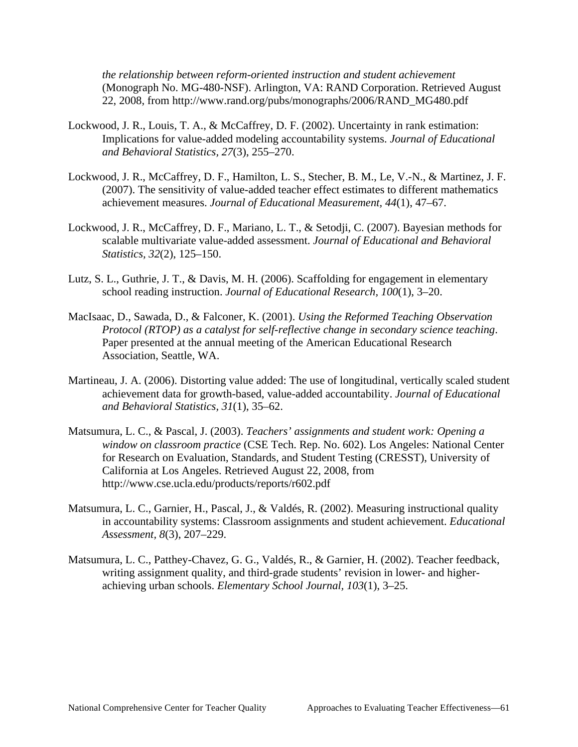*the relationship between reform-oriented instruction and student achievement* (Monograph No. MG-480-NSF). Arlington, VA: RAND Corporation. Retrieved August 22, 2008, from http://www.rand.org/pubs/monographs/2006/RAND_MG480.pdf

Lockwood, J. R., Louis, T. A., & McCaffrey, D. F. (2002). Uncertainty in rank estimation: Implications for value-added modeling accountability systems. *Journal of Educational and Behavioral Statistics, 27*(3), 255–270.

Lockwood, J. R., McCaffrey, D. F., Hamilton, L. S., Stecher, B. M., Le, V.-N., & Martinez, J. F. (2007). The sensitivity of value-added teacher effect estimates to different mathematics achievement measures. *Journal of Educational Measurement, 44*(1), 47–67.

Lockwood, J. R., McCaffrey, D. F., Mariano, L. T., & Setodji, C. (2007). Bayesian methods for scalable multivariate value-added assessment. *Journal of Educational and Behavioral Statistics, 32*(2), 125–150.

Lutz, S. L., Guthrie, J. T., & Davis, M. H. (2006). Scaffolding for engagement in elementary school reading instruction. *Journal of Educational Research, 100*(1), 3–20.

MacIsaac, D., Sawada, D., & Falconer, K. (2001). *Using the Reformed Teaching Observation Protocol (RTOP) as a catalyst for self-reflective change in secondary science teaching*. Paper presented at the annual meeting of the American Educational Research Association, Seattle, WA.

Martineau, J. A. (2006). Distorting value added: The use of longitudinal, vertically scaled student achievement data for growth-based, value-added accountability. *Journal of Educational and Behavioral Statistics, 31*(1), 35–62.

Matsumura, L. C., & Pascal, J. (2003). *Teachers' assignments and student work: Opening a window on classroom practice* (CSE Tech. Rep. No. 602). Los Angeles: National Center for Research on Evaluation, Standards, and Student Testing (CRESST), University of California at Los Angeles. Retrieved August 22, 2008, from http://www.cse.ucla.edu/products/reports/r602.pdf

Matsumura, L. C., Garnier, H., Pascal, J., & Valdés, R. (2002). Measuring instructional quality in accountability systems: Classroom assignments and student achievement. *Educational Assessment, 8*(3), 207–229.

Matsumura, L. C., Patthey-Chavez, G. G., Valdés, R., & Garnier, H. (2002). Teacher feedback, writing assignment quality, and third-grade students' revision in lower- and higher-achieving urban schools. *Elementary School Journal, 103*(1), 3–25.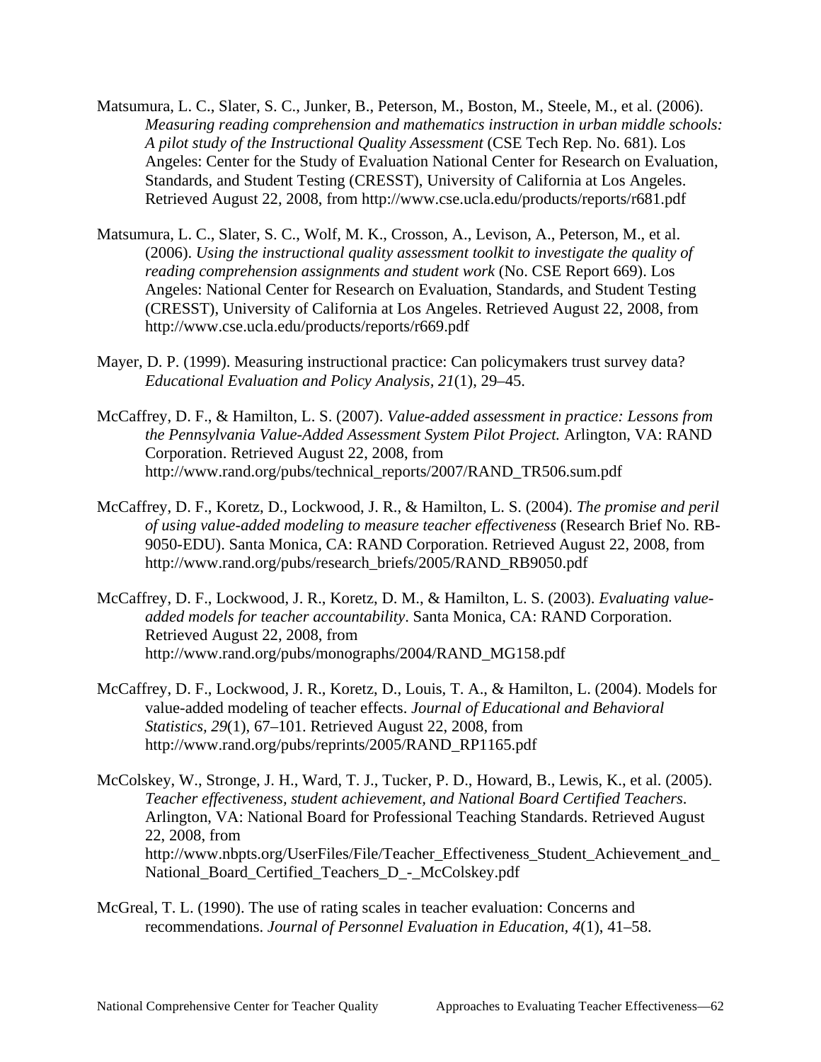Matsumura, L. C., Slater, S. C., Junker, B., Peterson, M., Boston, M., Steele, M., et al. (2006). *Measuring reading comprehension and mathematics instruction in urban middle schools: A pilot study of the Instructional Quality Assessment* (CSE Tech Rep. No. 681). Los Angeles: Center for the Study of Evaluation National Center for Research on Evaluation, Standards, and Student Testing (CRESST), University of California at Los Angeles. Retrieved August 22, 2008, from http://www.cse.ucla.edu/products/reports/r681.pdf

Matsumura, L. C., Slater, S. C., Wolf, M. K., Crosson, A., Levison, A., Peterson, M., et al. (2006). *Using the instructional quality assessment toolkit to investigate the quality of reading comprehension assignments and student work* (No. CSE Report 669). Los Angeles: National Center for Research on Evaluation, Standards, and Student Testing (CRESST), University of California at Los Angeles. Retrieved August 22, 2008, from http://www.cse.ucla.edu/products/reports/r669.pdf

Mayer, D. P. (1999). Measuring instructional practice: Can policymakers trust survey data? *Educational Evaluation and Policy Analysis, 21*(1), 29–45.

McCaffrey, D. F., & Hamilton, L. S. (2007). *Value-added assessment in practice: Lessons from the Pennsylvania Value-Added Assessment System Pilot Project.* Arlington, VA: RAND Corporation. Retrieved August 22, 2008, from http://www.rand.org/pubs/technical_reports/2007/RAND_TR506.sum.pdf

McCaffrey, D. F., Koretz, D., Lockwood, J. R., & Hamilton, L. S. (2004). *The promise and peril of using value-added modeling to measure teacher effectiveness* (Research Brief No. RB-9050-EDU). Santa Monica, CA: RAND Corporation. Retrieved August 22, 2008, from http://www.rand.org/pubs/research_briefs/2005/RAND_RB9050.pdf

McCaffrey, D. F., Lockwood, J. R., Koretz, D. M., & Hamilton, L. S. (2003). *Evaluating value-added models for teacher accountability*. Santa Monica, CA: RAND Corporation. Retrieved August 22, 2008, from http://www.rand.org/pubs/monographs/2004/RAND_MG158.pdf

McCaffrey, D. F., Lockwood, J. R., Koretz, D., Louis, T. A., & Hamilton, L. (2004). Models for value-added modeling of teacher effects. *Journal of Educational and Behavioral Statistics, 29*(1), 67–101. Retrieved August 22, 2008, from http://www.rand.org/pubs/reprints/2005/RAND_RP1165.pdf

McColskey, W., Stronge, J. H., Ward, T. J., Tucker, P. D., Howard, B., Lewis, K., et al. (2005). *Teacher effectiveness, student achievement, and National Board Certified Teachers*. Arlington, VA: National Board for Professional Teaching Standards. Retrieved August 22, 2008, from http://www.nbpts.org/UserFiles/File/Teacher_Effectiveness_Student_Achievement_and_National_Board_Certified_Teachers_D_-_McColskey.pdf

McGreal, T. L. (1990). The use of rating scales in teacher evaluation: Concerns and recommendations. *Journal of Personnel Evaluation in Education, 4*(1), 41–58.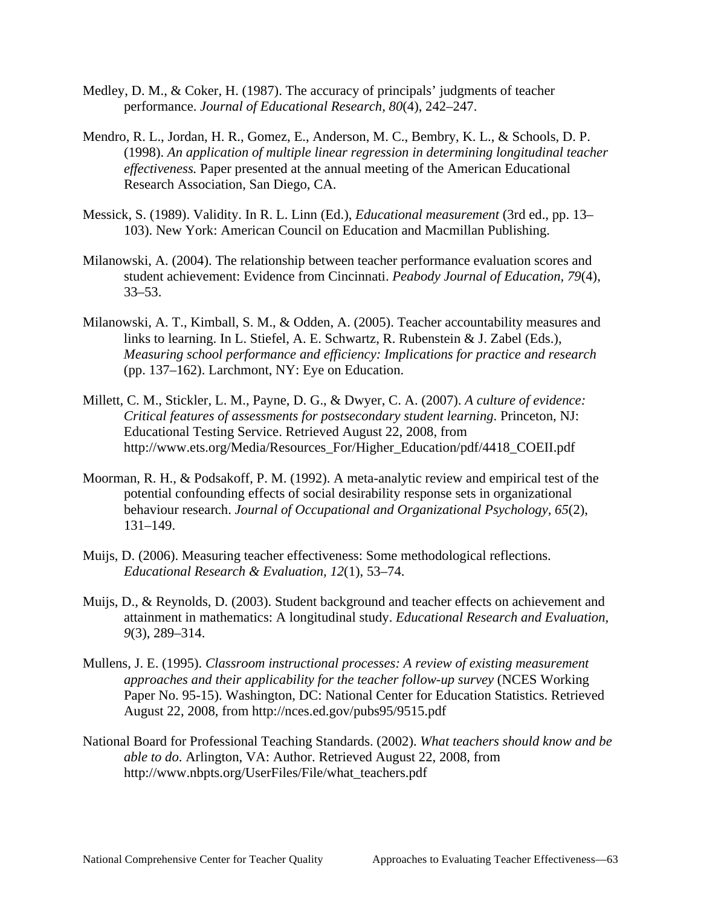Medley, D. M., & Coker, H. (1987). The accuracy of principals' judgments of teacher performance. *Journal of Educational Research, 80*(4), 242–247.

Mendro, R. L., Jordan, H. R., Gomez, E., Anderson, M. C., Bembry, K. L., & Schools, D. P. (1998). *An application of multiple linear regression in determining longitudinal teacher effectiveness.* Paper presented at the annual meeting of the American Educational Research Association, San Diego, CA.

Messick, S. (1989). Validity. In R. L. Linn (Ed.), *Educational measurement* (3rd ed., pp. 13–103). New York: American Council on Education and Macmillan Publishing.

Milanowski, A. (2004). The relationship between teacher performance evaluation scores and student achievement: Evidence from Cincinnati. *Peabody Journal of Education, 79*(4), 33–53.

Milanowski, A. T., Kimball, S. M., & Odden, A. (2005). Teacher accountability measures and links to learning. In L. Stiefel, A. E. Schwartz, R. Rubenstein & J. Zabel (Eds.), *Measuring school performance and efficiency: Implications for practice and research* (pp. 137–162). Larchmont, NY: Eye on Education.

Millett, C. M., Stickler, L. M., Payne, D. G., & Dwyer, C. A. (2007). *A culture of evidence: Critical features of assessments for postsecondary student learning*. Princeton, NJ: Educational Testing Service. Retrieved August 22, 2008, from http://www.ets.org/Media/Resources_For/Higher_Education/pdf/4418_COEII.pdf

Moorman, R. H., & Podsakoff, P. M. (1992). A meta-analytic review and empirical test of the potential confounding effects of social desirability response sets in organizational behaviour research. *Journal of Occupational and Organizational Psychology, 65*(2), 131–149.

Muijs, D. (2006). Measuring teacher effectiveness: Some methodological reflections. *Educational Research & Evaluation, 12*(1), 53–74.

Muijs, D., & Reynolds, D. (2003). Student background and teacher effects on achievement and attainment in mathematics: A longitudinal study. *Educational Research and Evaluation, 9*(3), 289–314.

Mullens, J. E. (1995). *Classroom instructional processes: A review of existing measurement approaches and their applicability for the teacher follow-up survey* (NCES Working Paper No. 95-15). Washington, DC: National Center for Education Statistics. Retrieved August 22, 2008, from http://nces.ed.gov/pubs95/9515.pdf

National Board for Professional Teaching Standards. (2002). *What teachers should know and be able to do*. Arlington, VA: Author. Retrieved August 22, 2008, from http://www.nbpts.org/UserFiles/File/what_teachers.pdf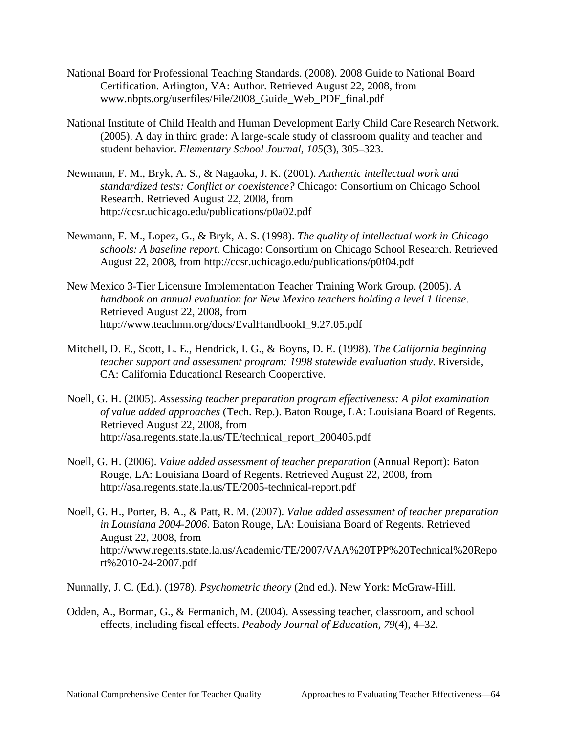National Board for Professional Teaching Standards. (2008). 2008 Guide to National Board Certification. Arlington, VA: Author. Retrieved August 22, 2008, from www.nbpts.org/userfiles/File/2008_Guide_Web_PDF_final.pdf

National Institute of Child Health and Human Development Early Child Care Research Network. (2005). A day in third grade: A large-scale study of classroom quality and teacher and student behavior. *Elementary School Journal, 105*(3), 305–323.

Newmann, F. M., Bryk, A. S., & Nagaoka, J. K. (2001). *Authentic intellectual work and standardized tests: Conflict or coexistence?* Chicago: Consortium on Chicago School Research. Retrieved August 22, 2008, from http://ccsr.uchicago.edu/publications/p0a02.pdf

Newmann, F. M., Lopez, G., & Bryk, A. S. (1998). *The quality of intellectual work in Chicago schools: A baseline report*. Chicago: Consortium on Chicago School Research. Retrieved August 22, 2008, from http://ccsr.uchicago.edu/publications/p0f04.pdf

New Mexico 3-Tier Licensure Implementation Teacher Training Work Group. (2005). *A handbook on annual evaluation for New Mexico teachers holding a level 1 license*. Retrieved August 22, 2008, from http://www.teachnm.org/docs/EvalHandbookI_9.27.05.pdf

Mitchell, D. E., Scott, L. E., Hendrick, I. G., & Boyns, D. E. (1998). *The California beginning teacher support and assessment program: 1998 statewide evaluation study*. Riverside, CA: California Educational Research Cooperative.

Noell, G. H. (2005). *Assessing teacher preparation program effectiveness: A pilot examination of value added approaches* (Tech. Rep.). Baton Rouge, LA: Louisiana Board of Regents. Retrieved August 22, 2008, from http://asa.regents.state.la.us/TE/technical_report_200405.pdf

Noell, G. H. (2006). *Value added assessment of teacher preparation* (Annual Report): Baton Rouge, LA: Louisiana Board of Regents. Retrieved August 22, 2008, from http://asa.regents.state.la.us/TE/2005-technical-report.pdf

Noell, G. H., Porter, B. A., & Patt, R. M. (2007). *Value added assessment of teacher preparation in Louisiana 2004-2006*. Baton Rouge, LA: Louisiana Board of Regents. Retrieved August 22, 2008, from http://www.regents.state.la.us/Academic/TE/2007/VAA%20TPP%20Technical%20Report%2010-24-2007.pdf

Nunnally, J. C. (Ed.). (1978). *Psychometric theory* (2nd ed.). New York: McGraw-Hill.

Odden, A., Borman, G., & Fermanich, M. (2004). Assessing teacher, classroom, and school effects, including fiscal effects. *Peabody Journal of Education, 79*(4), 4–32.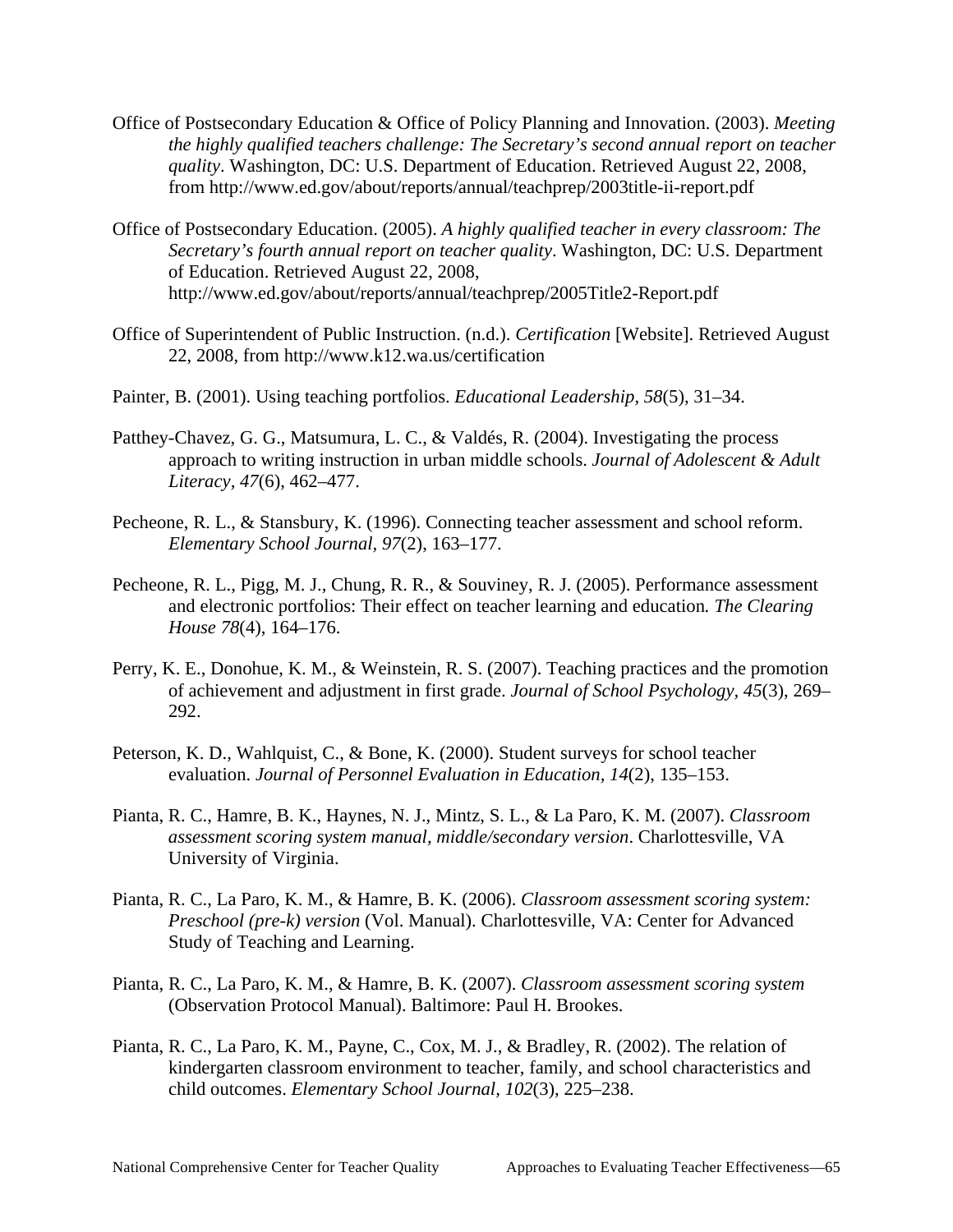Office of Postsecondary Education & Office of Policy Planning and Innovation. (2003). *Meeting the highly qualified teachers challenge: The Secretary's second annual report on teacher quality*. Washington, DC: U.S. Department of Education. Retrieved August 22, 2008, from http://www.ed.gov/about/reports/annual/teachprep/2003title-ii-report.pdf

Office of Postsecondary Education. (2005). *A highly qualified teacher in every classroom: The Secretary's fourth annual report on teacher quality*. Washington, DC: U.S. Department of Education. Retrieved August 22, 2008, http://www.ed.gov/about/reports/annual/teachprep/2005Title2-Report.pdf

Office of Superintendent of Public Instruction. (n.d.). *Certification* [Website]. Retrieved August 22, 2008, from http://www.k12.wa.us/certification

Painter, B. (2001). Using teaching portfolios. *Educational Leadership, 58*(5), 31–34.

Patthey-Chavez, G. G., Matsumura, L. C., & Valdés, R. (2004). Investigating the process approach to writing instruction in urban middle schools. *Journal of Adolescent & Adult Literacy, 47*(6), 462–477.

Pecheone, R. L., & Stansbury, K. (1996). Connecting teacher assessment and school reform. *Elementary School Journal, 97*(2), 163–177.

Pecheone, R. L., Pigg, M. J., Chung, R. R., & Souviney, R. J. (2005). Performance assessment and electronic portfolios: Their effect on teacher learning and education. *The Clearing House 78*(4), 164–176.

Perry, K. E., Donohue, K. M., & Weinstein, R. S. (2007). Teaching practices and the promotion of achievement and adjustment in first grade. *Journal of School Psychology, 45*(3), 269–292.

Peterson, K. D., Wahlquist, C., & Bone, K. (2000). Student surveys for school teacher evaluation. *Journal of Personnel Evaluation in Education, 14*(2), 135–153.

Pianta, R. C., Hamre, B. K., Haynes, N. J., Mintz, S. L., & La Paro, K. M. (2007). *Classroom assessment scoring system manual, middle/secondary version*. Charlottesville, VA University of Virginia.

Pianta, R. C., La Paro, K. M., & Hamre, B. K. (2006). *Classroom assessment scoring system: Preschool (pre-k) version* (Vol. Manual). Charlottesville, VA: Center for Advanced Study of Teaching and Learning.

Pianta, R. C., La Paro, K. M., & Hamre, B. K. (2007). *Classroom assessment scoring system* (Observation Protocol Manual). Baltimore: Paul H. Brookes.

Pianta, R. C., La Paro, K. M., Payne, C., Cox, M. J., & Bradley, R. (2002). The relation of kindergarten classroom environment to teacher, family, and school characteristics and child outcomes. *Elementary School Journal, 102*(3), 225–238.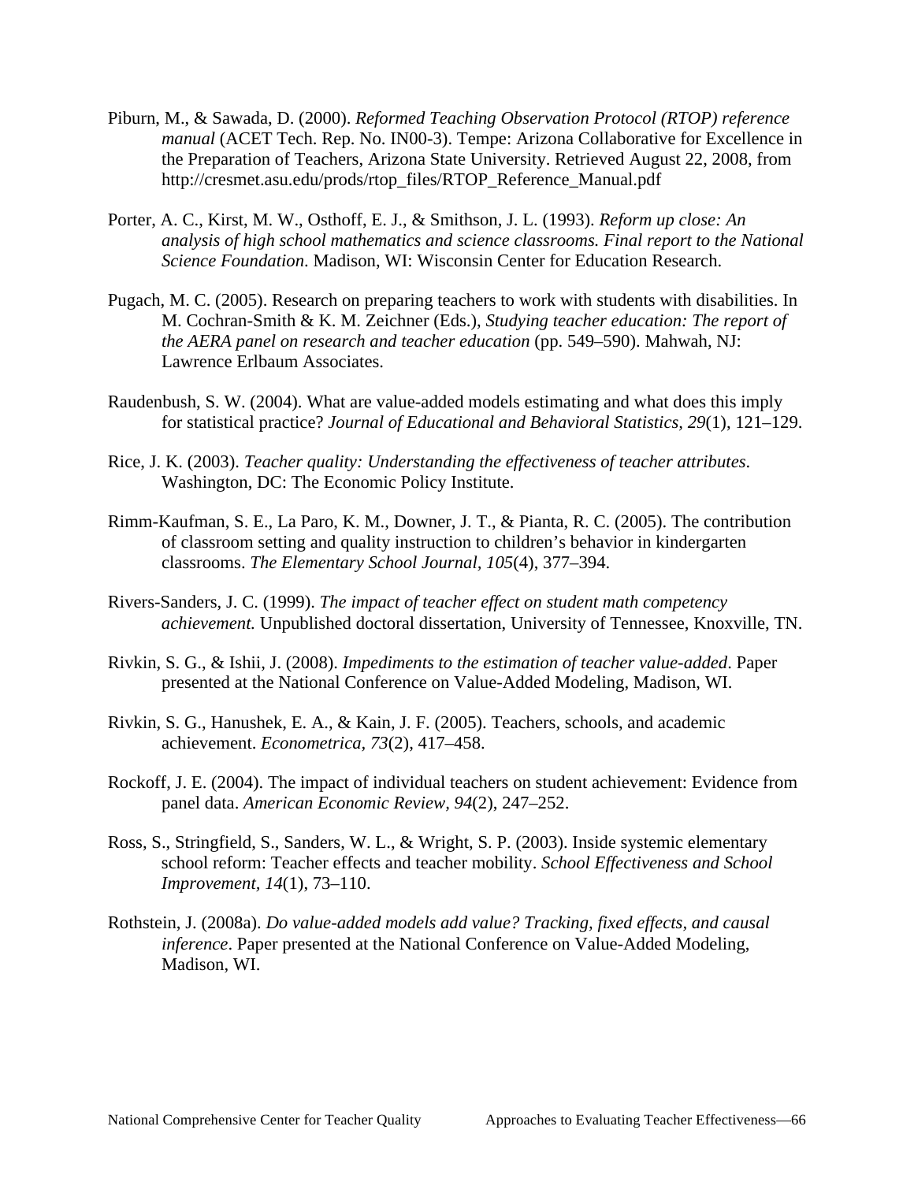Piburn, M., & Sawada, D. (2000). *Reformed Teaching Observation Protocol (RTOP) reference manual* (ACET Tech. Rep. No. IN00-3). Tempe: Arizona Collaborative for Excellence in the Preparation of Teachers, Arizona State University. Retrieved August 22, 2008, from http://cresmet.asu.edu/prods/rtop_files/RTOP_Reference_Manual.pdf

Porter, A. C., Kirst, M. W., Osthoff, E. J., & Smithson, J. L. (1993). *Reform up close: An analysis of high school mathematics and science classrooms. Final report to the National Science Foundation*. Madison, WI: Wisconsin Center for Education Research.

Pugach, M. C. (2005). Research on preparing teachers to work with students with disabilities. In M. Cochran-Smith & K. M. Zeichner (Eds.), *Studying teacher education: The report of the AERA panel on research and teacher education* (pp. 549–590). Mahwah, NJ: Lawrence Erlbaum Associates.

Raudenbush, S. W. (2004). What are value-added models estimating and what does this imply for statistical practice? *Journal of Educational and Behavioral Statistics, 29*(1), 121–129.

Rice, J. K. (2003). *Teacher quality: Understanding the effectiveness of teacher attributes*. Washington, DC: The Economic Policy Institute.

Rimm-Kaufman, S. E., La Paro, K. M., Downer, J. T., & Pianta, R. C. (2005). The contribution of classroom setting and quality instruction to children's behavior in kindergarten classrooms. *The Elementary School Journal, 105*(4), 377–394.

Rivers-Sanders, J. C. (1999). *The impact of teacher effect on student math competency achievement.* Unpublished doctoral dissertation, University of Tennessee, Knoxville, TN.

Rivkin, S. G., & Ishii, J. (2008). *Impediments to the estimation of teacher value-added*. Paper presented at the National Conference on Value-Added Modeling, Madison, WI.

Rivkin, S. G., Hanushek, E. A., & Kain, J. F. (2005). Teachers, schools, and academic achievement. *Econometrica, 73*(2), 417–458.

Rockoff, J. E. (2004). The impact of individual teachers on student achievement: Evidence from panel data. *American Economic Review, 94*(2), 247–252.

Ross, S., Stringfield, S., Sanders, W. L., & Wright, S. P. (2003). Inside systemic elementary school reform: Teacher effects and teacher mobility. *School Effectiveness and School Improvement, 14*(1), 73–110.

Rothstein, J. (2008a). *Do value-added models add value? Tracking, fixed effects, and causal inference*. Paper presented at the National Conference on Value-Added Modeling, Madison, WI.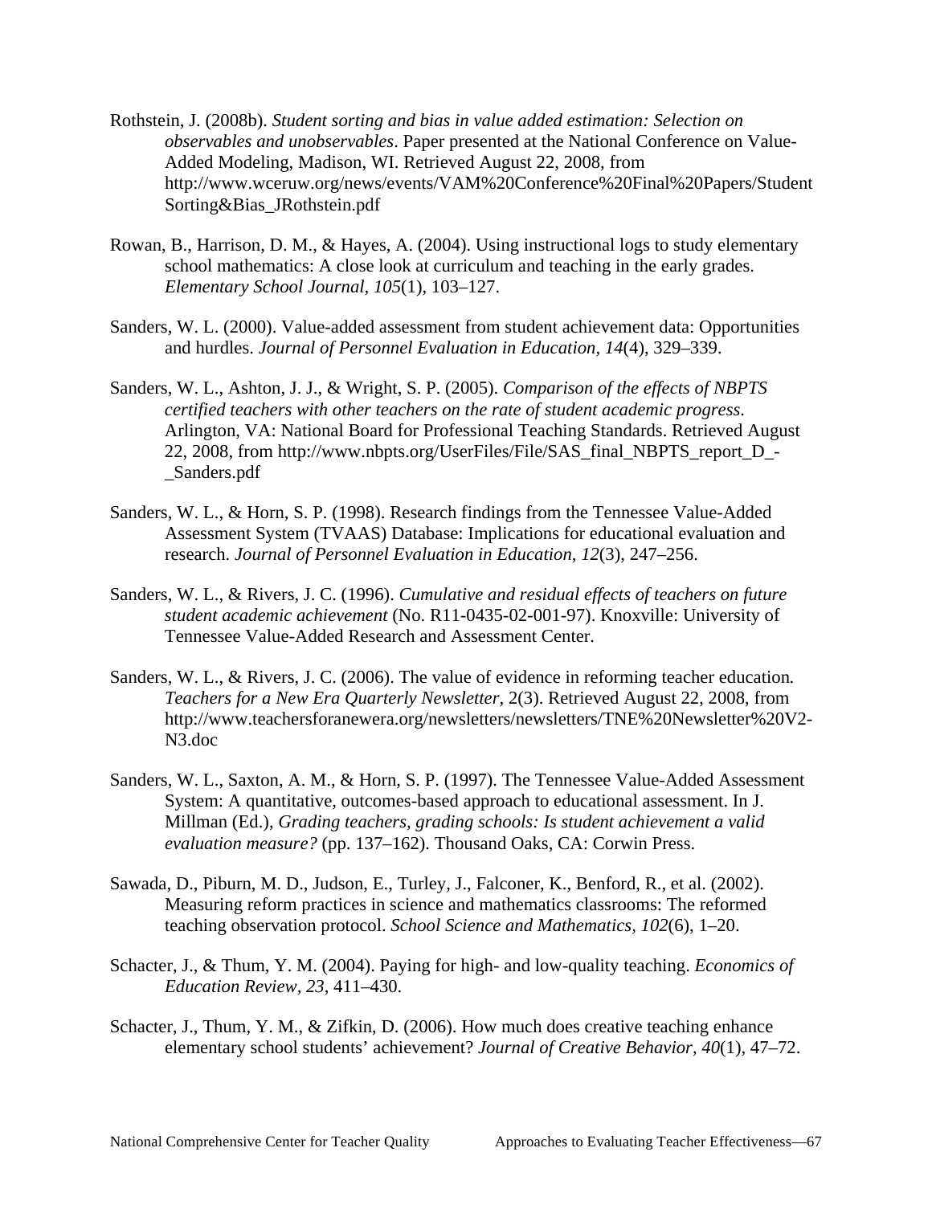Rothstein, J. (2008b). *Student sorting and bias in value added estimation: Selection on observables and unobservables*. Paper presented at the National Conference on Value-Added Modeling, Madison, WI. Retrieved August 22, 2008, from http://www.wceruw.org/news/events/VAM%20Conference%20Final%20Papers/StudentSorting&Bias_JRothstein.pdf

Rowan, B., Harrison, D. M., & Hayes, A. (2004). Using instructional logs to study elementary school mathematics: A close look at curriculum and teaching in the early grades. *Elementary School Journal, 105*(1), 103–127.

Sanders, W. L. (2000). Value-added assessment from student achievement data: Opportunities and hurdles. *Journal of Personnel Evaluation in Education, 14*(4), 329–339.

Sanders, W. L., Ashton, J. J., & Wright, S. P. (2005). *Comparison of the effects of NBPTS certified teachers with other teachers on the rate of student academic progress*. Arlington, VA: National Board for Professional Teaching Standards. Retrieved August 22, 2008, from http://www.nbpts.org/UserFiles/File/SAS_final_NBPTS_report_D_-_Sanders.pdf

Sanders, W. L., & Horn, S. P. (1998). Research findings from the Tennessee Value-Added Assessment System (TVAAS) Database: Implications for educational evaluation and research. *Journal of Personnel Evaluation in Education, 12*(3), 247–256.

Sanders, W. L., & Rivers, J. C. (1996). *Cumulative and residual effects of teachers on future student academic achievement* (No. R11-0435-02-001-97). Knoxville: University of Tennessee Value-Added Research and Assessment Center.

Sanders, W. L., & Rivers, J. C. (2006). The value of evidence in reforming teacher education. *Teachers for a New Era Quarterly Newsletter*, 2(3). Retrieved August 22, 2008, from http://www.teachersforanewera.org/newsletters/newsletters/TNE%20Newsletter%20V2-N3.doc

Sanders, W. L., Saxton, A. M., & Horn, S. P. (1997). The Tennessee Value-Added Assessment System: A quantitative, outcomes-based approach to educational assessment. In J. Millman (Ed.), *Grading teachers, grading schools: Is student achievement a valid evaluation measure?* (pp. 137–162). Thousand Oaks, CA: Corwin Press.

Sawada, D., Piburn, M. D., Judson, E., Turley, J., Falconer, K., Benford, R., et al. (2002). Measuring reform practices in science and mathematics classrooms: The reformed teaching observation protocol. *School Science and Mathematics, 102*(6), 1–20.

Schacter, J., & Thum, Y. M. (2004). Paying for high- and low-quality teaching. *Economics of Education Review, 23*, 411–430.

Schacter, J., Thum, Y. M., & Zifkin, D. (2006). How much does creative teaching enhance elementary school students' achievement? *Journal of Creative Behavior, 40*(1), 47–72.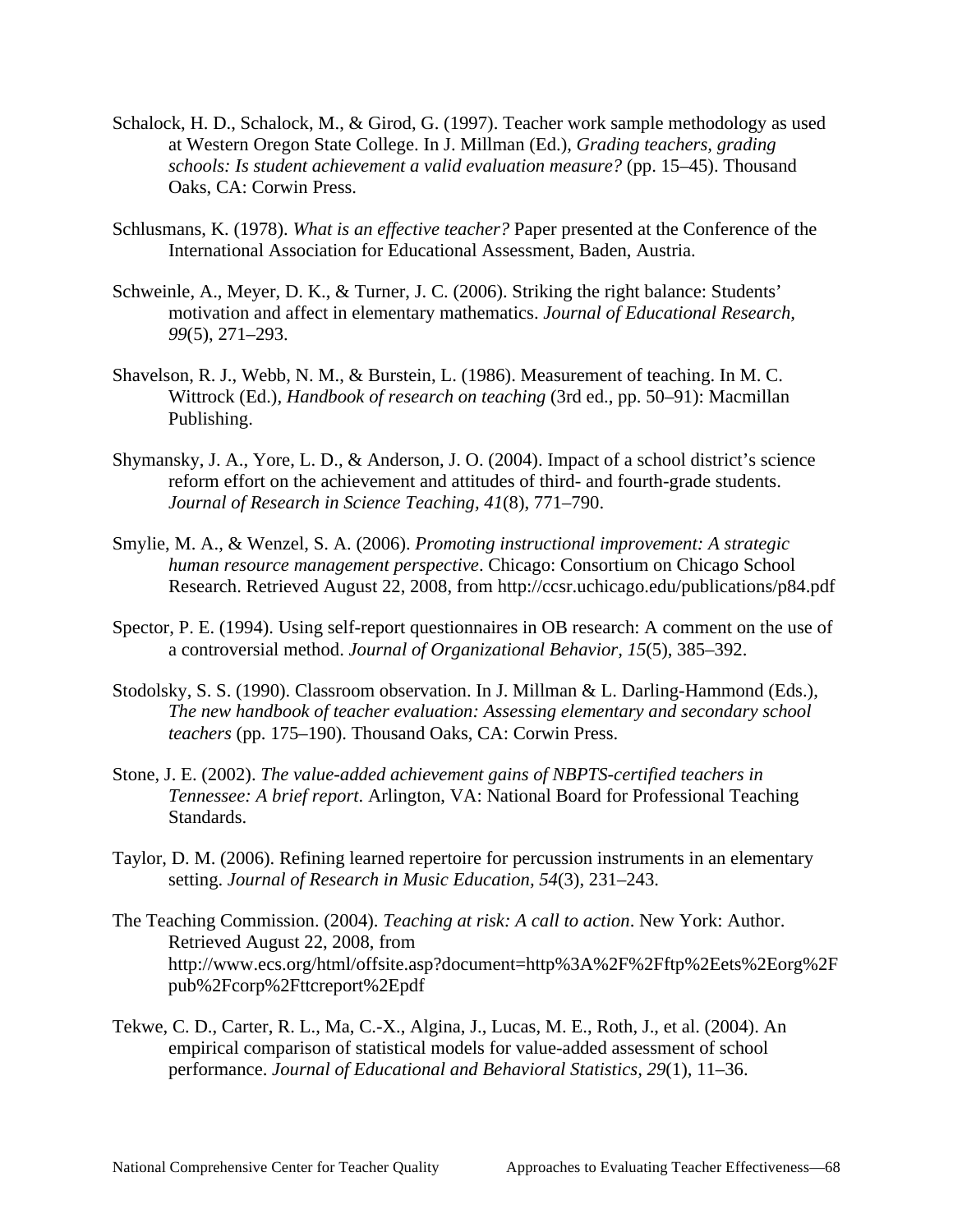Schalock, H. D., Schalock, M., & Girod, G. (1997). Teacher work sample methodology as used at Western Oregon State College. In J. Millman (Ed.), *Grading teachers, grading schools: Is student achievement a valid evaluation measure?* (pp. 15–45). Thousand Oaks, CA: Corwin Press.

Schlusmans, K. (1978). *What is an effective teacher?* Paper presented at the Conference of the International Association for Educational Assessment, Baden, Austria.

Schweinle, A., Meyer, D. K., & Turner, J. C. (2006). Striking the right balance: Students' motivation and affect in elementary mathematics. *Journal of Educational Research, 99*(5), 271–293.

Shavelson, R. J., Webb, N. M., & Burstein, L. (1986). Measurement of teaching. In M. C. Wittrock (Ed.), *Handbook of research on teaching* (3rd ed., pp. 50–91): Macmillan Publishing.

Shymansky, J. A., Yore, L. D., & Anderson, J. O. (2004). Impact of a school district's science reform effort on the achievement and attitudes of third- and fourth-grade students. *Journal of Research in Science Teaching, 41*(8), 771–790.

Smylie, M. A., & Wenzel, S. A. (2006). *Promoting instructional improvement: A strategic human resource management perspective*. Chicago: Consortium on Chicago School Research. Retrieved August 22, 2008, from http://ccsr.uchicago.edu/publications/p84.pdf

Spector, P. E. (1994). Using self-report questionnaires in OB research: A comment on the use of a controversial method. *Journal of Organizational Behavior, 15*(5), 385–392.

Stodolsky, S. S. (1990). Classroom observation. In J. Millman & L. Darling-Hammond (Eds.), *The new handbook of teacher evaluation: Assessing elementary and secondary school teachers* (pp. 175–190). Thousand Oaks, CA: Corwin Press.

Stone, J. E. (2002). *The value-added achievement gains of NBPTS-certified teachers in Tennessee: A brief report.* Arlington, VA: National Board for Professional Teaching Standards.

Taylor, D. M. (2006). Refining learned repertoire for percussion instruments in an elementary setting. *Journal of Research in Music Education, 54*(3), 231–243.

The Teaching Commission. (2004). *Teaching at risk: A call to action*. New York: Author. Retrieved August 22, 2008, from http://www.ecs.org/html/offsite.asp?document=http%3A%2F%2Fftp%2Eets%2Eorg%2Fpub%2Fcorp%2Fttcreport%2Epdf

Tekwe, C. D., Carter, R. L., Ma, C.-X., Algina, J., Lucas, M. E., Roth, J., et al. (2004). An empirical comparison of statistical models for value-added assessment of school performance. *Journal of Educational and Behavioral Statistics, 29*(1), 11–36.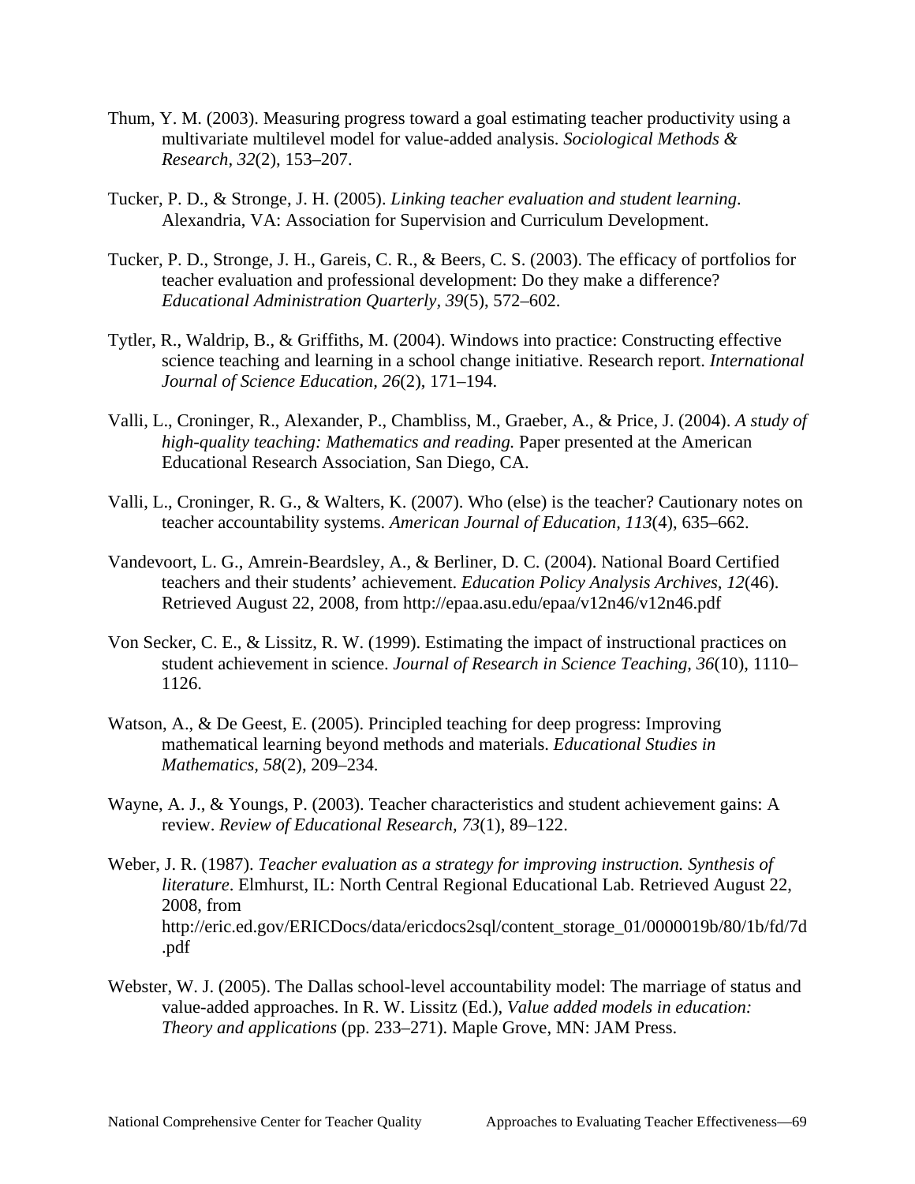Thum, Y. M. (2003). Measuring progress toward a goal estimating teacher productivity using a multivariate multilevel model for value-added analysis. *Sociological Methods & Research, 32*(2), 153–207.

Tucker, P. D., & Stronge, J. H. (2005). *Linking teacher evaluation and student learning*. Alexandria, VA: Association for Supervision and Curriculum Development.

Tucker, P. D., Stronge, J. H., Gareis, C. R., & Beers, C. S. (2003). The efficacy of portfolios for teacher evaluation and professional development: Do they make a difference? *Educational Administration Quarterly, 39*(5), 572–602.

Tytler, R., Waldrip, B., & Griffiths, M. (2004). Windows into practice: Constructing effective science teaching and learning in a school change initiative. Research report. *International Journal of Science Education, 26*(2), 171–194.

Valli, L., Croninger, R., Alexander, P., Chambliss, M., Graeber, A., & Price, J. (2004). *A study of high-quality teaching: Mathematics and reading.* Paper presented at the American Educational Research Association, San Diego, CA.

Valli, L., Croninger, R. G., & Walters, K. (2007). Who (else) is the teacher? Cautionary notes on teacher accountability systems. *American Journal of Education, 113*(4), 635–662.

Vandevoort, L. G., Amrein-Beardsley, A., & Berliner, D. C. (2004). National Board Certified teachers and their students' achievement. *Education Policy Analysis Archives, 12*(46). Retrieved August 22, 2008, from http://epaa.asu.edu/epaa/v12n46/v12n46.pdf

Von Secker, C. E., & Lissitz, R. W. (1999). Estimating the impact of instructional practices on student achievement in science. *Journal of Research in Science Teaching, 36*(10), 1110–1126.

Watson, A., & De Geest, E. (2005). Principled teaching for deep progress: Improving mathematical learning beyond methods and materials. *Educational Studies in Mathematics, 58*(2), 209–234.

Wayne, A. J., & Youngs, P. (2003). Teacher characteristics and student achievement gains: A review. *Review of Educational Research, 73*(1), 89–122.

Weber, J. R. (1987). *Teacher evaluation as a strategy for improving instruction. Synthesis of literature*. Elmhurst, IL: North Central Regional Educational Lab. Retrieved August 22, 2008, from http://eric.ed.gov/ERICDocs/data/ericdocs2sql/content_storage_01/0000019b/80/1b/fd/7d.pdf

Webster, W. J. (2005). The Dallas school-level accountability model: The marriage of status and value-added approaches. In R. W. Lissitz (Ed.), *Value added models in education: Theory and applications* (pp. 233–271). Maple Grove, MN: JAM Press.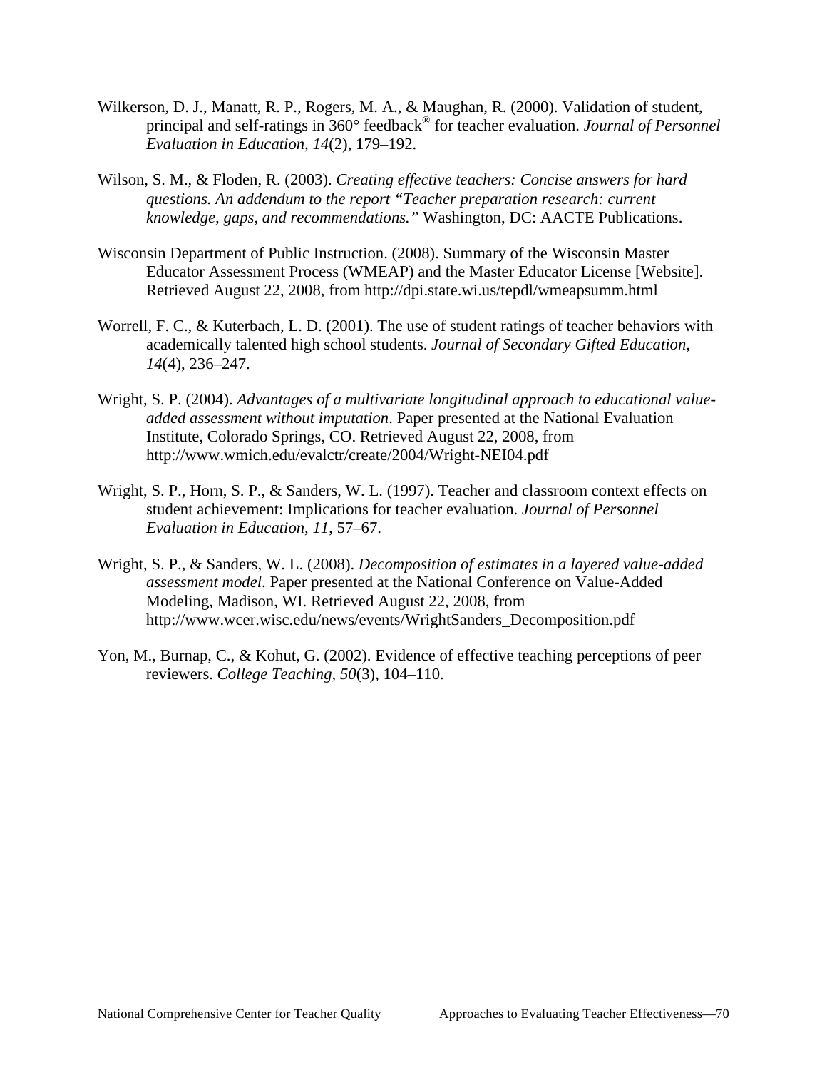Wilkerson, D. J., Manatt, R. P., Rogers, M. A., & Maughan, R. (2000). Validation of student, principal and self-ratings in 360° feedback® for teacher evaluation. *Journal of Personnel Evaluation in Education, 14*(2), 179–192.

Wilson, S. M., & Floden, R. (2003). *Creating effective teachers: Concise answers for hard questions. An addendum to the report "Teacher preparation research: current knowledge, gaps, and recommendations."* Washington, DC: AACTE Publications.

Wisconsin Department of Public Instruction. (2008). Summary of the Wisconsin Master Educator Assessment Process (WMEAP) and the Master Educator License [Website]. Retrieved August 22, 2008, from http://dpi.state.wi.us/tepdl/wmeapsumm.html

Worrell, F. C., & Kuterbach, L. D. (2001). The use of student ratings of teacher behaviors with academically talented high school students. *Journal of Secondary Gifted Education, 14*(4), 236–247.

Wright, S. P. (2004). *Advantages of a multivariate longitudinal approach to educational value-added assessment without imputation*. Paper presented at the National Evaluation Institute, Colorado Springs, CO. Retrieved August 22, 2008, from http://www.wmich.edu/evalctr/create/2004/Wright-NEI04.pdf

Wright, S. P., Horn, S. P., & Sanders, W. L. (1997). Teacher and classroom context effects on student achievement: Implications for teacher evaluation. *Journal of Personnel Evaluation in Education, 11*, 57–67.

Wright, S. P., & Sanders, W. L. (2008). *Decomposition of estimates in a layered value-added assessment model*. Paper presented at the National Conference on Value-Added Modeling, Madison, WI. Retrieved August 22, 2008, from http://www.wcer.wisc.edu/news/events/WrightSanders_Decomposition.pdf

Yon, M., Burnap, C., & Kohut, G. (2002). Evidence of effective teaching perceptions of peer reviewers. *College Teaching, 50*(3), 104–110.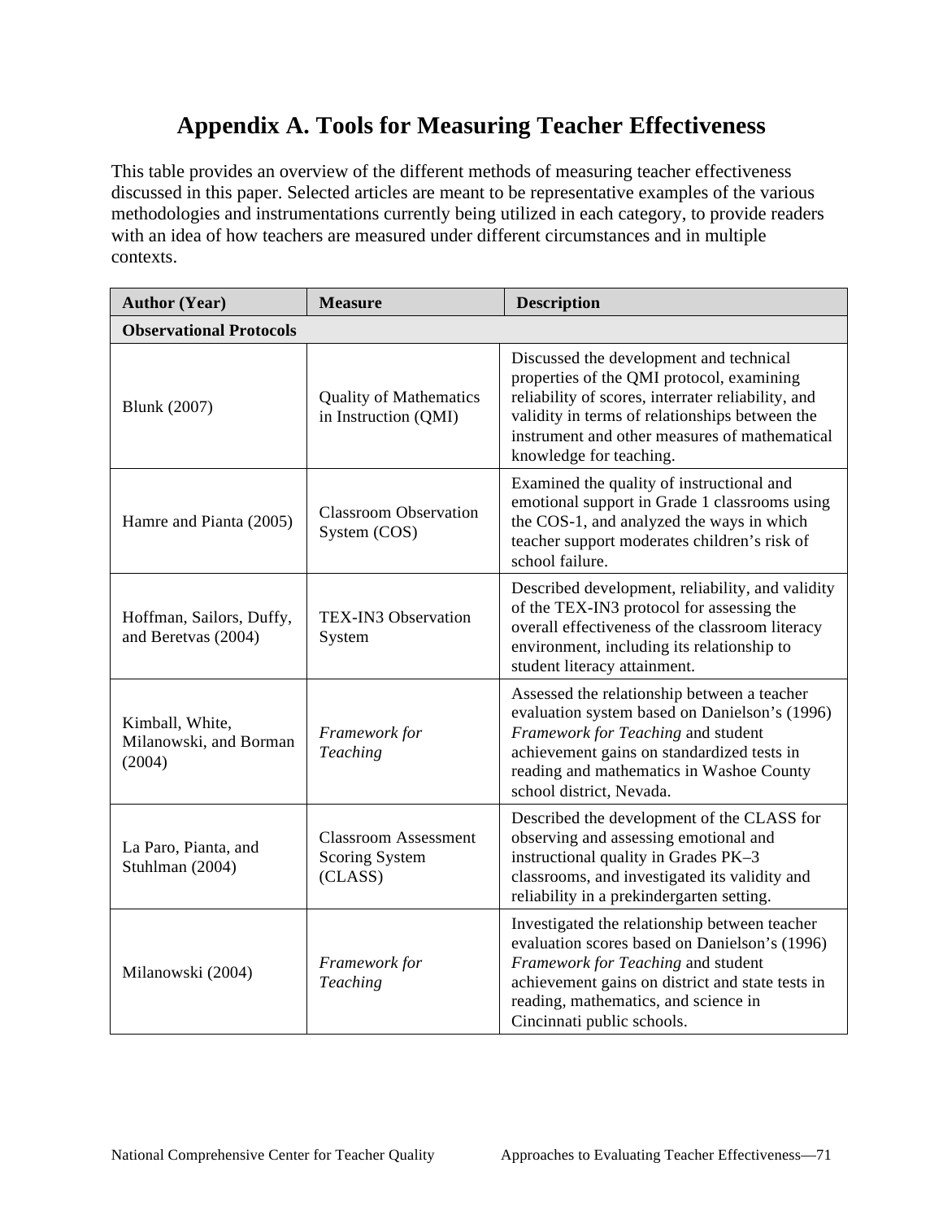# Appendix A. Tools for Measuring Teacher Effectiveness

This table provides an overview of the different methods of measuring teacher effectiveness discussed in this paper. Selected articles are meant to be representative examples of the various methodologies and instrumentations currently being utilized in each category, to provide readers with an idea of how teachers are measured under different circumstances and in multiple contexts.

| Author (Year) | Measure | Description |
|---|---|---|
| **Observational Protocols** | | |
| Blunk (2007) | Quality of Mathematics in Instruction (QMI) | Discussed the development and technical properties of the QMI protocol, examining reliability of scores, interrater reliability, and validity in terms of relationships between the instrument and other measures of mathematical knowledge for teaching. |
| Hamre and Pianta (2005) | Classroom Observation System (COS) | Examined the quality of instructional and emotional support in Grade 1 classrooms using the COS-1, and analyzed the ways in which teacher support moderates children's risk of school failure. |
| Hoffman, Sailors, Duffy, and Beretvas (2004) | TEX-IN3 Observation System | Described development, reliability, and validity of the TEX-IN3 protocol for assessing the overall effectiveness of the classroom literacy environment, including its relationship to student literacy attainment. |
| Kimball, White, Milanowski, and Borman (2004) | *Framework for Teaching* | Assessed the relationship between a teacher evaluation system based on Danielson's (1996) *Framework for Teaching* and student achievement gains on standardized tests in reading and mathematics in Washoe County school district, Nevada. |
| La Paro, Pianta, and Stuhlman (2004) | Classroom Assessment Scoring System (CLASS) | Described the development of the CLASS for observing and assessing emotional and instructional quality in Grades PK–3 classrooms, and investigated its validity and reliability in a prekindergarten setting. |
| Milanowski (2004) | *Framework for Teaching* | Investigated the relationship between teacher evaluation scores based on Danielson's (1996) *Framework for Teaching* and student achievement gains on district and state tests in reading, mathematics, and science in Cincinnati public schools. |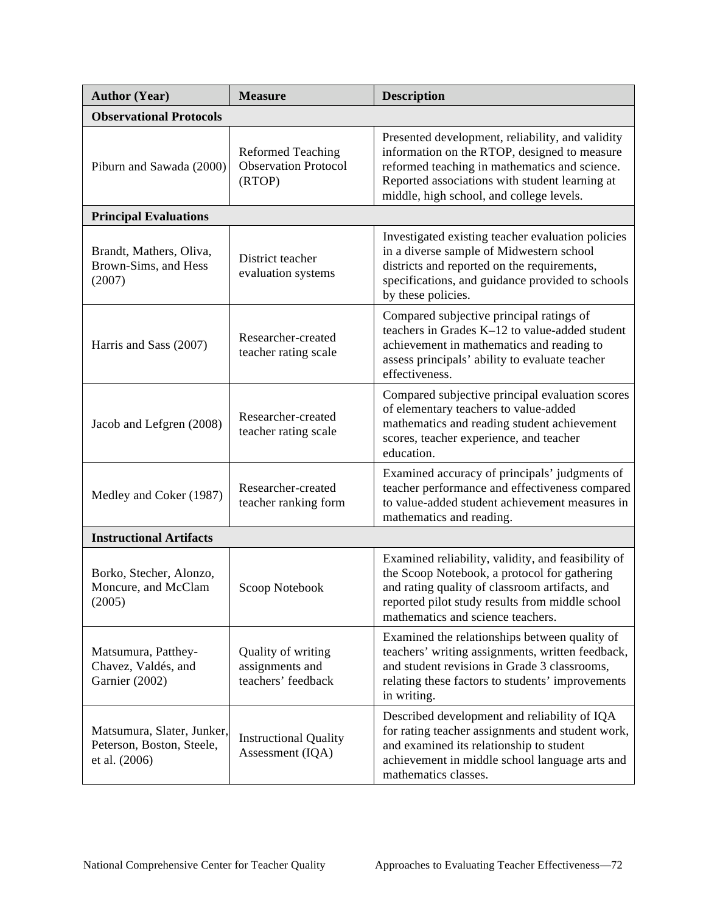| Author (Year) | Measure | Description |
|---|---|---|
| **Observational Protocols** | | |
| Piburn and Sawada (2000) | Reformed Teaching Observation Protocol (RTOP) | Presented development, reliability, and validity information on the RTOP, designed to measure reformed teaching in mathematics and science. Reported associations with student learning at middle, high school, and college levels. |
| **Principal Evaluations** | | |
| Brandt, Mathers, Oliva, Brown-Sims, and Hess (2007) | District teacher evaluation systems | Investigated existing teacher evaluation policies in a diverse sample of Midwestern school districts and reported on the requirements, specifications, and guidance provided to schools by these policies. |
| Harris and Sass (2007) | Researcher-created teacher rating scale | Compared subjective principal ratings of teachers in Grades K–12 to value-added student achievement in mathematics and reading to assess principals' ability to evaluate teacher effectiveness. |
| Jacob and Lefgren (2008) | Researcher-created teacher rating scale | Compared subjective principal evaluation scores of elementary teachers to value-added mathematics and reading student achievement scores, teacher experience, and teacher education. |
| Medley and Coker (1987) | Researcher-created teacher ranking form | Examined accuracy of principals' judgments of teacher performance and effectiveness compared to value-added student achievement measures in mathematics and reading. |
| **Instructional Artifacts** | | |
| Borko, Stecher, Alonzo, Moncure, and McClam (2005) | Scoop Notebook | Examined reliability, validity, and feasibility of the Scoop Notebook, a protocol for gathering and rating quality of classroom artifacts, and reported pilot study results from middle school mathematics and science teachers. |
| Matsumura, Patthey-Chavez, Valdés, and Garnier (2002) | Quality of writing assignments and teachers' feedback | Examined the relationships between quality of teachers' writing assignments, written feedback, and student revisions in Grade 3 classrooms, relating these factors to students' improvements in writing. |
| Matsumura, Slater, Junker, Peterson, Boston, Steele, et al. (2006) | Instructional Quality Assessment (IQA) | Described development and reliability of IQA for rating teacher assignments and student work, and examined its relationship to student achievement in middle school language arts and mathematics classes. |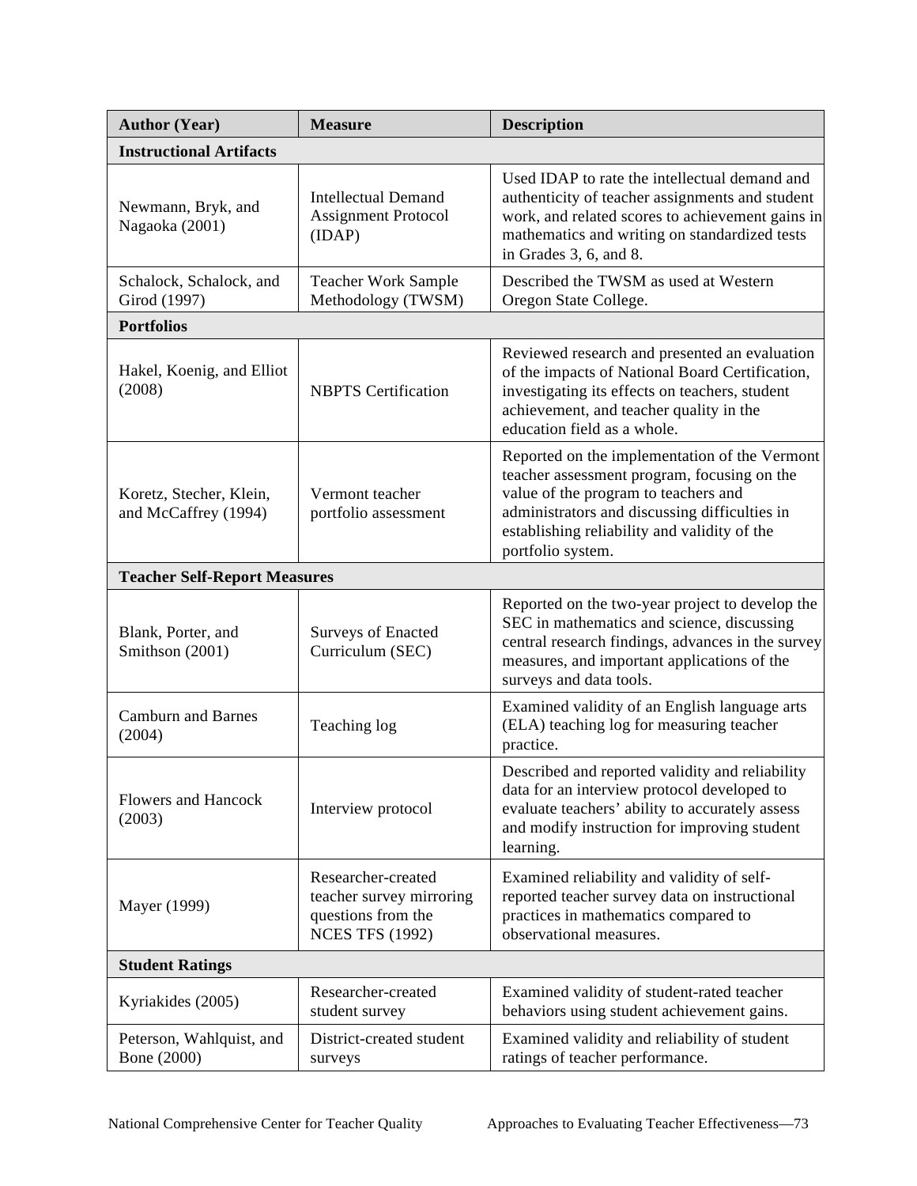| **Author (Year)** | **Measure** | **Description** |
|---|---|---|
| **Instructional Artifacts** | | |
| Newmann, Bryk, and Nagaoka (2001) | Intellectual Demand Assignment Protocol (IDAP) | Used IDAP to rate the intellectual demand and authenticity of teacher assignments and student work, and related scores to achievement gains in mathematics and writing on standardized tests in Grades 3, 6, and 8. |
| Schalock, Schalock, and Girod (1997) | Teacher Work Sample Methodology (TWSM) | Described the TWSM as used at Western Oregon State College. |
| **Portfolios** | | |
| Hakel, Koenig, and Elliot (2008) | NBPTS Certification | Reviewed research and presented an evaluation of the impacts of National Board Certification, investigating its effects on teachers, student achievement, and teacher quality in the education field as a whole. |
| Koretz, Stecher, Klein, and McCaffrey (1994) | Vermont teacher portfolio assessment | Reported on the implementation of the Vermont teacher assessment program, focusing on the value of the program to teachers and administrators and discussing difficulties in establishing reliability and validity of the portfolio system. |
| **Teacher Self-Report Measures** | | |
| Blank, Porter, and Smithson (2001) | Surveys of Enacted Curriculum (SEC) | Reported on the two-year project to develop the SEC in mathematics and science, discussing central research findings, advances in the survey measures, and important applications of the surveys and data tools. |
| Camburn and Barnes (2004) | Teaching log | Examined validity of an English language arts (ELA) teaching log for measuring teacher practice. |
| Flowers and Hancock (2003) | Interview protocol | Described and reported validity and reliability data for an interview protocol developed to evaluate teachers' ability to accurately assess and modify instruction for improving student learning. |
| Mayer (1999) | Researcher-created teacher survey mirroring questions from the NCES TFS (1992) | Examined reliability and validity of self-reported teacher survey data on instructional practices in mathematics compared to observational measures. |
| **Student Ratings** | | |
| Kyriakides (2005) | Researcher-created student survey | Examined validity of student-rated teacher behaviors using student achievement gains. |
| Peterson, Wahlquist, and Bone (2000) | District-created student surveys | Examined validity and reliability of student ratings of teacher performance. |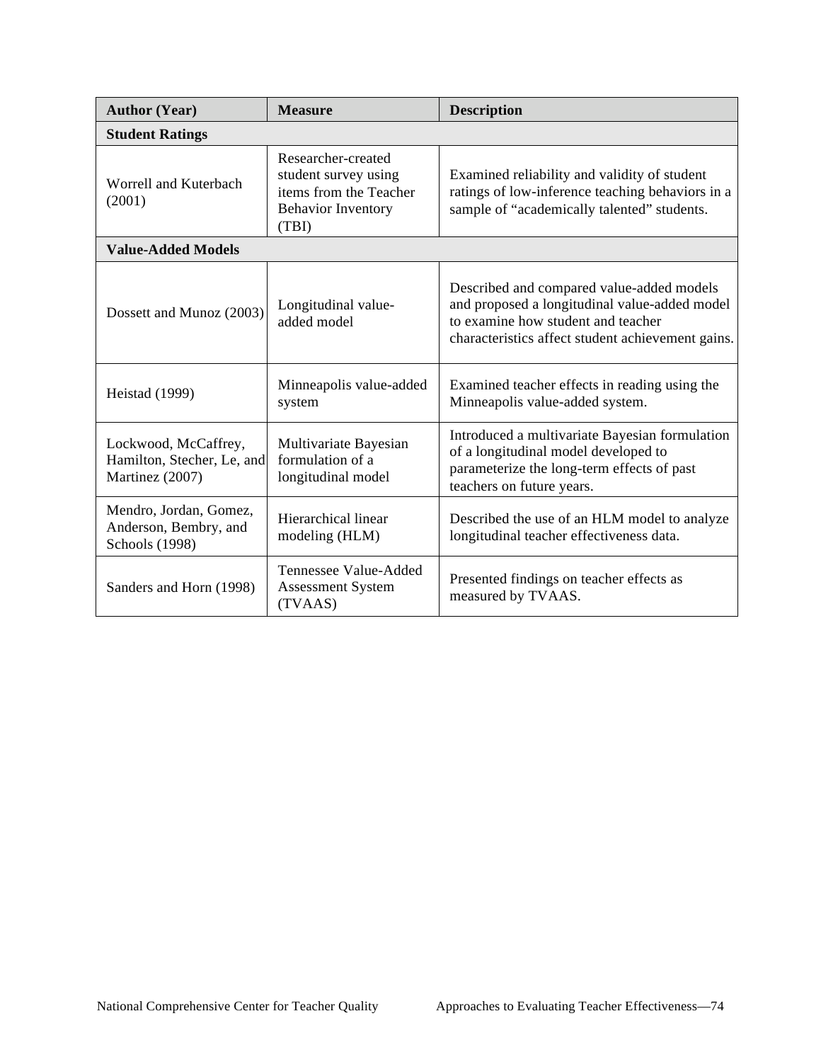| **Author (Year)** | **Measure** | **Description** |
|---|---|---|
| **Student Ratings** | | |
| Worrell and Kuterbach (2001) | Researcher-created student survey using items from the Teacher Behavior Inventory (TBI) | Examined reliability and validity of student ratings of low-inference teaching behaviors in a sample of "academically talented" students. |
| **Value-Added Models** | | |
| Dossett and Munoz (2003) | Longitudinal value-added model | Described and compared value-added models and proposed a longitudinal value-added model to examine how student and teacher characteristics affect student achievement gains. |
| Heistad (1999) | Minneapolis value-added system | Examined teacher effects in reading using the Minneapolis value-added system. |
| Lockwood, McCaffrey, Hamilton, Stecher, Le, and Martinez (2007) | Multivariate Bayesian formulation of a longitudinal model | Introduced a multivariate Bayesian formulation of a longitudinal model developed to parameterize the long-term effects of past teachers on future years. |
| Mendro, Jordan, Gomez, Anderson, Bembry, and Schools (1998) | Hierarchical linear modeling (HLM) | Described the use of an HLM model to analyze longitudinal teacher effectiveness data. |
| Sanders and Horn (1998) | Tennessee Value-Added Assessment System (TVAAS) | Presented findings on teacher effects as measured by TVAAS. |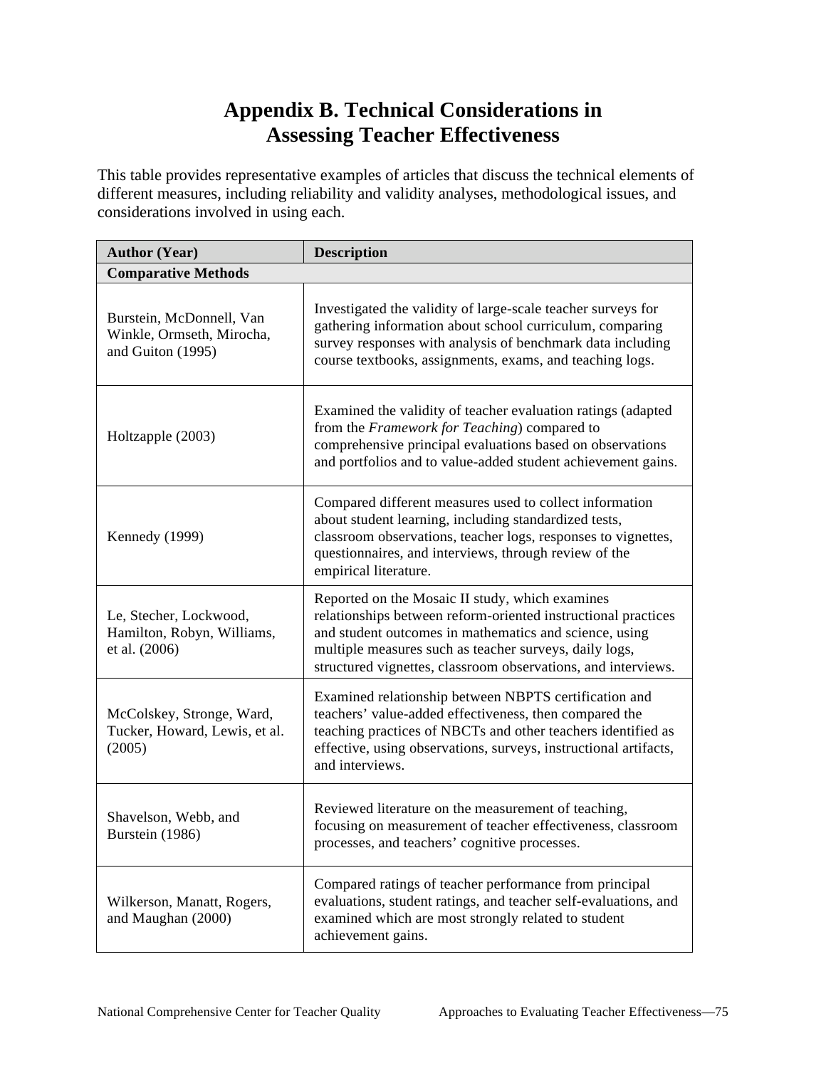# Appendix B. Technical Considerations in Assessing Teacher Effectiveness

This table provides representative examples of articles that discuss the technical elements of different measures, including reliability and validity analyses, methodological issues, and considerations involved in using each.

| Author (Year) | Description |
|---|---|
| **Comparative Methods** | |
| Burstein, McDonnell, Van Winkle, Ormseth, Mirocha, and Guiton (1995) | Investigated the validity of large-scale teacher surveys for gathering information about school curriculum, comparing survey responses with analysis of benchmark data including course textbooks, assignments, exams, and teaching logs. |
| Holtzapple (2003) | Examined the validity of teacher evaluation ratings (adapted from the *Framework for Teaching*) compared to comprehensive principal evaluations based on observations and portfolios and to value-added student achievement gains. |
| Kennedy (1999) | Compared different measures used to collect information about student learning, including standardized tests, classroom observations, teacher logs, responses to vignettes, questionnaires, and interviews, through review of the empirical literature. |
| Le, Stecher, Lockwood, Hamilton, Robyn, Williams, et al. (2006) | Reported on the Mosaic II study, which examines relationships between reform-oriented instructional practices and student outcomes in mathematics and science, using multiple measures such as teacher surveys, daily logs, structured vignettes, classroom observations, and interviews. |
| McColskey, Stronge, Ward, Tucker, Howard, Lewis, et al. (2005) | Examined relationship between NBPTS certification and teachers' value-added effectiveness, then compared the teaching practices of NBCTs and other teachers identified as effective, using observations, surveys, instructional artifacts, and interviews. |
| Shavelson, Webb, and Burstein (1986) | Reviewed literature on the measurement of teaching, focusing on measurement of teacher effectiveness, classroom processes, and teachers' cognitive processes. |
| Wilkerson, Manatt, Rogers, and Maughan (2000) | Compared ratings of teacher performance from principal evaluations, student ratings, and teacher self-evaluations, and examined which are most strongly related to student achievement gains. |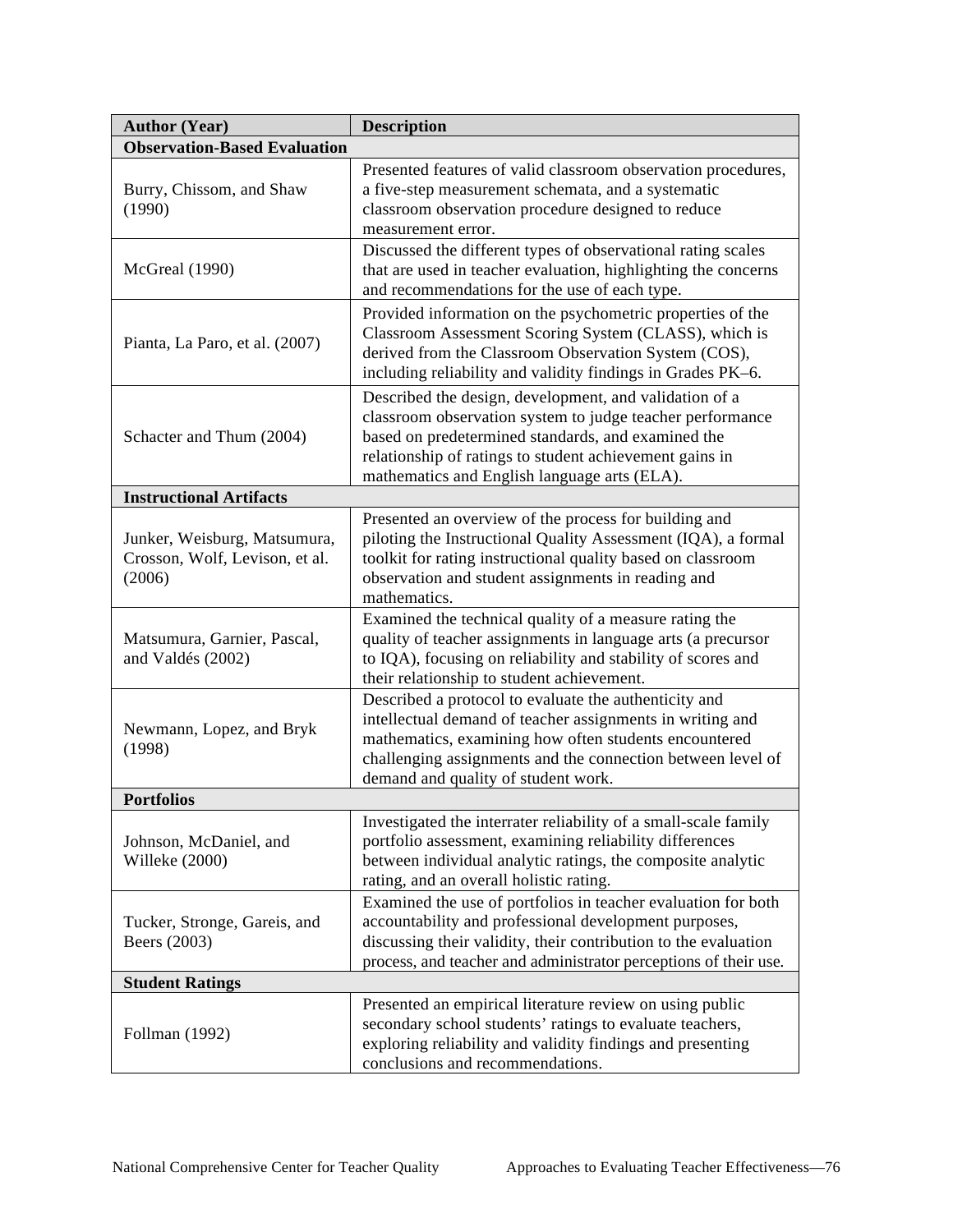| Author (Year) | Description |
|---|---|
| **Observation-Based Evaluation** | |
| Burry, Chissom, and Shaw (1990) | Presented features of valid classroom observation procedures, a five-step measurement schemata, and a systematic classroom observation procedure designed to reduce measurement error. |
| McGreal (1990) | Discussed the different types of observational rating scales that are used in teacher evaluation, highlighting the concerns and recommendations for the use of each type. |
| Pianta, La Paro, et al. (2007) | Provided information on the psychometric properties of the Classroom Assessment Scoring System (CLASS), which is derived from the Classroom Observation System (COS), including reliability and validity findings in Grades PK–6. |
| Schacter and Thum (2004) | Described the design, development, and validation of a classroom observation system to judge teacher performance based on predetermined standards, and examined the relationship of ratings to student achievement gains in mathematics and English language arts (ELA). |
| **Instructional Artifacts** | |
| Junker, Weisburg, Matsumura, Crosson, Wolf, Levison, et al. (2006) | Presented an overview of the process for building and piloting the Instructional Quality Assessment (IQA), a formal toolkit for rating instructional quality based on classroom observation and student assignments in reading and mathematics. |
| Matsumura, Garnier, Pascal, and Valdés (2002) | Examined the technical quality of a measure rating the quality of teacher assignments in language arts (a precursor to IQA), focusing on reliability and stability of scores and their relationship to student achievement. |
| Newmann, Lopez, and Bryk (1998) | Described a protocol to evaluate the authenticity and intellectual demand of teacher assignments in writing and mathematics, examining how often students encountered challenging assignments and the connection between level of demand and quality of student work. |
| **Portfolios** | |
| Johnson, McDaniel, and Willeke (2000) | Investigated the interrater reliability of a small-scale family portfolio assessment, examining reliability differences between individual analytic ratings, the composite analytic rating, and an overall holistic rating. |
| Tucker, Stronge, Gareis, and Beers (2003) | Examined the use of portfolios in teacher evaluation for both accountability and professional development purposes, discussing their validity, their contribution to the evaluation process, and teacher and administrator perceptions of their use. |
| **Student Ratings** | |
| Follman (1992) | Presented an empirical literature review on using public secondary school students' ratings to evaluate teachers, exploring reliability and validity findings and presenting conclusions and recommendations. |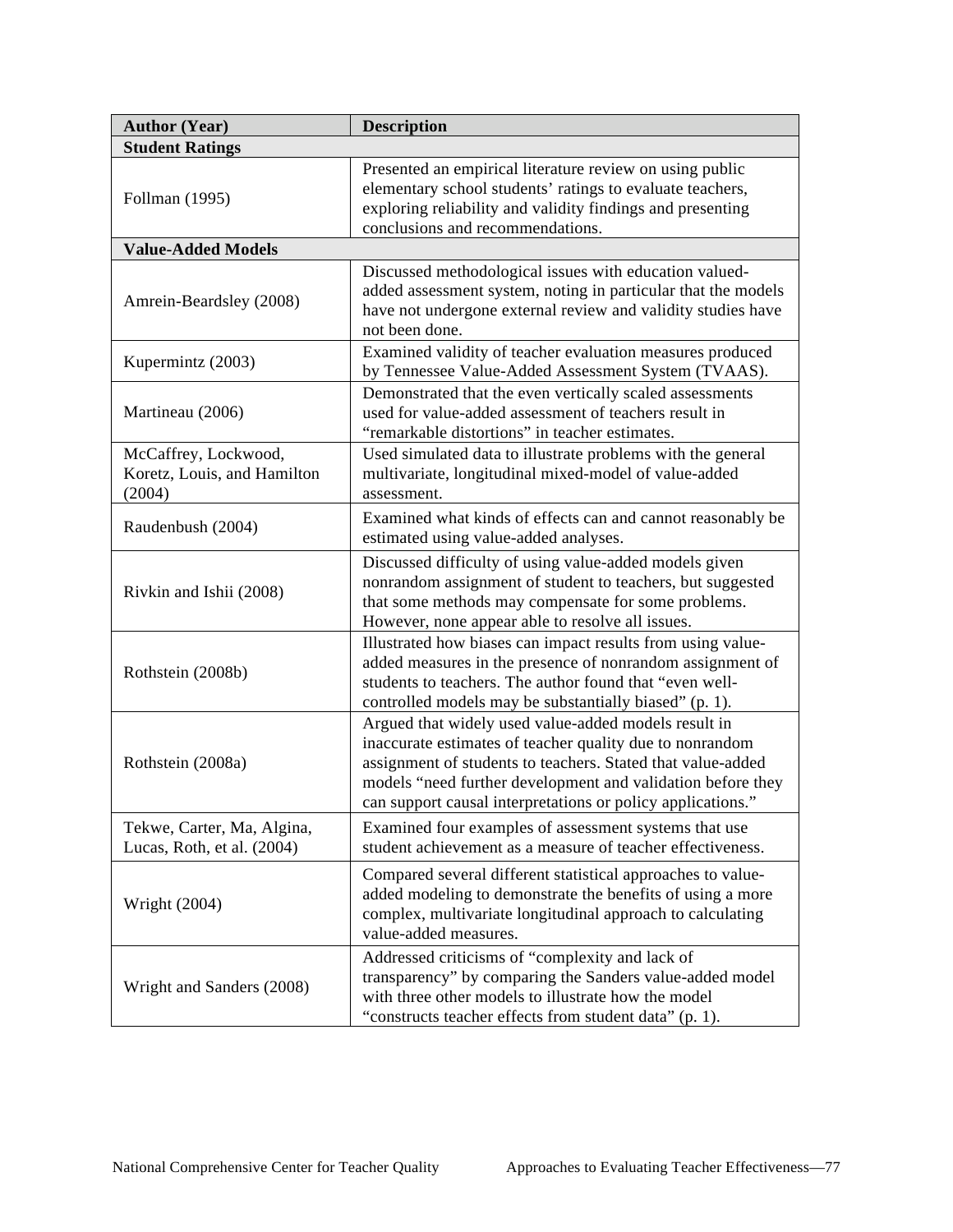| Author (Year) | Description |
|---|---|
| **Student Ratings** | |
| Follman (1995) | Presented an empirical literature review on using public elementary school students' ratings to evaluate teachers, exploring reliability and validity findings and presenting conclusions and recommendations. |
| **Value-Added Models** | |
| Amrein-Beardsley (2008) | Discussed methodological issues with education valued-added assessment system, noting in particular that the models have not undergone external review and validity studies have not been done. |
| Kupermintz (2003) | Examined validity of teacher evaluation measures produced by Tennessee Value-Added Assessment System (TVAAS). |
| Martineau (2006) | Demonstrated that the even vertically scaled assessments used for value-added assessment of teachers result in "remarkable distortions" in teacher estimates. |
| McCaffrey, Lockwood, Koretz, Louis, and Hamilton (2004) | Used simulated data to illustrate problems with the general multivariate, longitudinal mixed-model of value-added assessment. |
| Raudenbush (2004) | Examined what kinds of effects can and cannot reasonably be estimated using value-added analyses. |
| Rivkin and Ishii (2008) | Discussed difficulty of using value-added models given nonrandom assignment of student to teachers, but suggested that some methods may compensate for some problems. However, none appear able to resolve all issues. |
| Rothstein (2008b) | Illustrated how biases can impact results from using value-added measures in the presence of nonrandom assignment of students to teachers. The author found that "even well-controlled models may be substantially biased" (p. 1). |
| Rothstein (2008a) | Argued that widely used value-added models result in inaccurate estimates of teacher quality due to nonrandom assignment of students to teachers. Stated that value-added models "need further development and validation before they can support causal interpretations or policy applications." |
| Tekwe, Carter, Ma, Algina, Lucas, Roth, et al. (2004) | Examined four examples of assessment systems that use student achievement as a measure of teacher effectiveness. |
| Wright (2004) | Compared several different statistical approaches to value-added modeling to demonstrate the benefits of using a more complex, multivariate longitudinal approach to calculating value-added measures. |
| Wright and Sanders (2008) | Addressed criticisms of "complexity and lack of transparency" by comparing the Sanders value-added model with three other models to illustrate how the model "constructs teacher effects from student data" (p. 1). |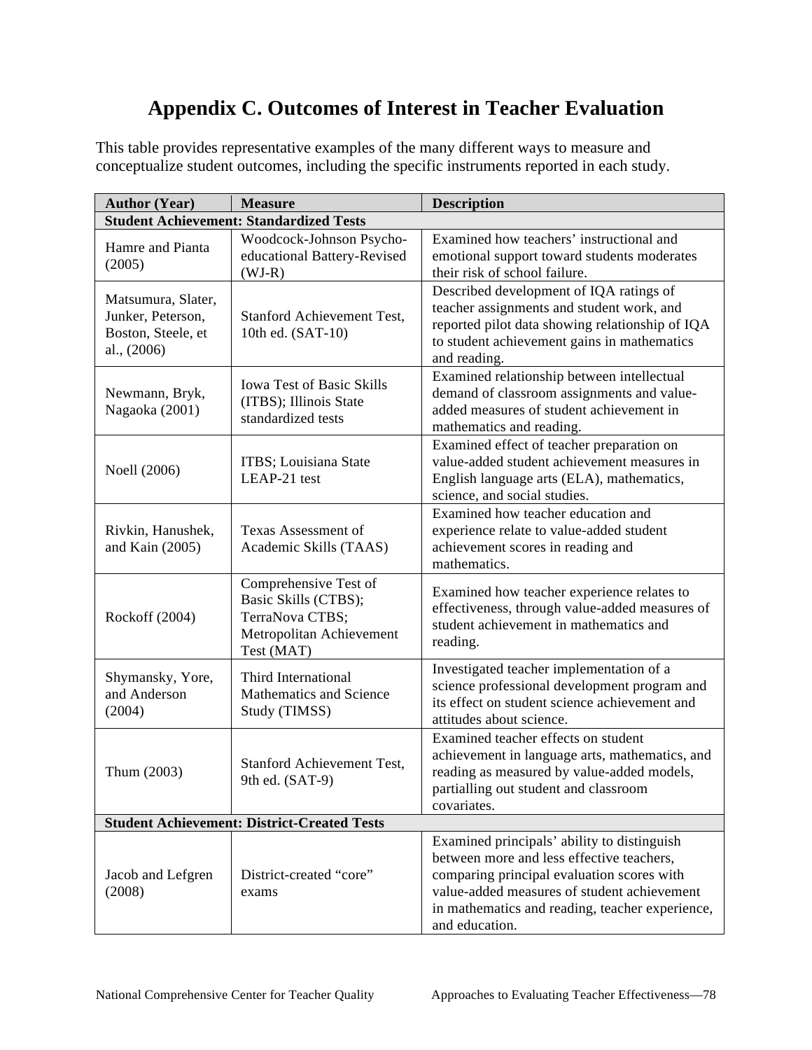# Appendix C. Outcomes of Interest in Teacher Evaluation

This table provides representative examples of the many different ways to measure and conceptualize student outcomes, including the specific instruments reported in each study.

| Author (Year) | Measure | Description |
|---|---|---|
| **Student Achievement: Standardized Tests** | | |
| Hamre and Pianta (2005) | Woodcock-Johnson Psycho-educational Battery-Revised (WJ-R) | Examined how teachers' instructional and emotional support toward students moderates their risk of school failure. |
| Matsumura, Slater, Junker, Peterson, Boston, Steele, et al., (2006) | Stanford Achievement Test, 10th ed. (SAT-10) | Described development of IQA ratings of teacher assignments and student work, and reported pilot data showing relationship of IQA to student achievement gains in mathematics and reading. |
| Newmann, Bryk, Nagaoka (2001) | Iowa Test of Basic Skills (ITBS); Illinois State standardized tests | Examined relationship between intellectual demand of classroom assignments and value-added measures of student achievement in mathematics and reading. |
| Noell (2006) | ITBS; Louisiana State LEAP-21 test | Examined effect of teacher preparation on value-added student achievement measures in English language arts (ELA), mathematics, science, and social studies. |
| Rivkin, Hanushek, and Kain (2005) | Texas Assessment of Academic Skills (TAAS) | Examined how teacher education and experience relate to value-added student achievement scores in reading and mathematics. |
| Rockoff (2004) | Comprehensive Test of Basic Skills (CTBS); TerraNova CTBS; Metropolitan Achievement Test (MAT) | Examined how teacher experience relates to effectiveness, through value-added measures of student achievement in mathematics and reading. |
| Shymansky, Yore, and Anderson (2004) | Third International Mathematics and Science Study (TIMSS) | Investigated teacher implementation of a science professional development program and its effect on student science achievement and attitudes about science. |
| Thum (2003) | Stanford Achievement Test, 9th ed. (SAT-9) | Examined teacher effects on student achievement in language arts, mathematics, and reading as measured by value-added models, partialling out student and classroom covariates. |
| **Student Achievement: District-Created Tests** | | |
| Jacob and Lefgren (2008) | District-created "core" exams | Examined principals' ability to distinguish between more and less effective teachers, comparing principal evaluation scores with value-added measures of student achievement in mathematics and reading, teacher experience, and education. |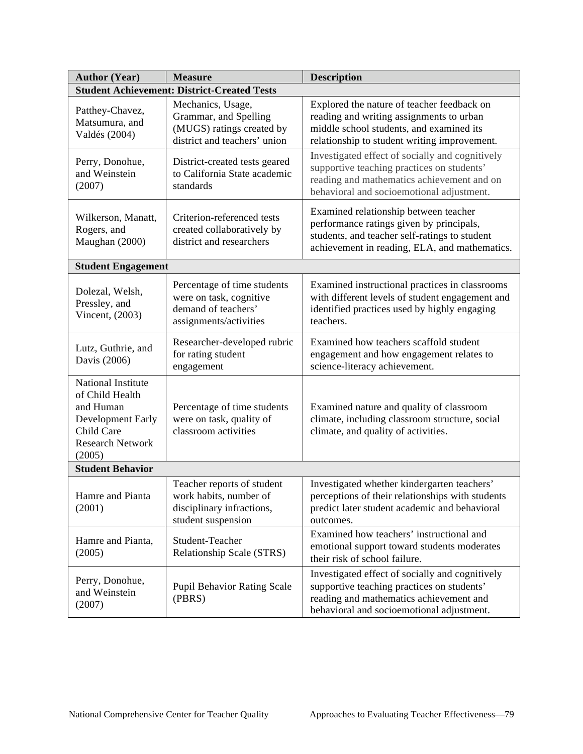| Author (Year) | Measure | Description |
|---|---|---|
| **Student Achievement: District-Created Tests** | | |
| Patthey-Chavez, Matsumura, and Valdés (2004) | Mechanics, Usage, Grammar, and Spelling (MUGS) ratings created by district and teachers' union | Explored the nature of teacher feedback on reading and writing assignments to urban middle school students, and examined its relationship to student writing improvement. |
| Perry, Donohue, and Weinstein (2007) | District-created tests geared to California State academic standards | Investigated effect of socially and cognitively supportive teaching practices on students' reading and mathematics achievement and on behavioral and socioemotional adjustment. |
| Wilkerson, Manatt, Rogers, and Maughan (2000) | Criterion-referenced tests created collaboratively by district and researchers | Examined relationship between teacher performance ratings given by principals, students, and teacher self-ratings to student achievement in reading, ELA, and mathematics. |
| **Student Engagement** | | |
| Dolezal, Welsh, Pressley, and Vincent, (2003) | Percentage of time students were on task, cognitive demand of teachers' assignments/activities | Examined instructional practices in classrooms with different levels of student engagement and identified practices used by highly engaging teachers. |
| Lutz, Guthrie, and Davis (2006) | Researcher-developed rubric for rating student engagement | Examined how teachers scaffold student engagement and how engagement relates to science-literacy achievement. |
| National Institute of Child Health and Human Development Early Child Care Research Network (2005) | Percentage of time students were on task, quality of classroom activities | Examined nature and quality of classroom climate, including classroom structure, social climate, and quality of activities. |
| **Student Behavior** | | |
| Hamre and Pianta (2001) | Teacher reports of student work habits, number of disciplinary infractions, student suspension | Investigated whether kindergarten teachers' perceptions of their relationships with students predict later student academic and behavioral outcomes. |
| Hamre and Pianta, (2005) | Student-Teacher Relationship Scale (STRS) | Examined how teachers' instructional and emotional support toward students moderates their risk of school failure. |
| Perry, Donohue, and Weinstein (2007) | Pupil Behavior Rating Scale (PBRS) | Investigated effect of socially and cognitively supportive teaching practices on students' reading and mathematics achievement and behavioral and socioemotional adjustment. |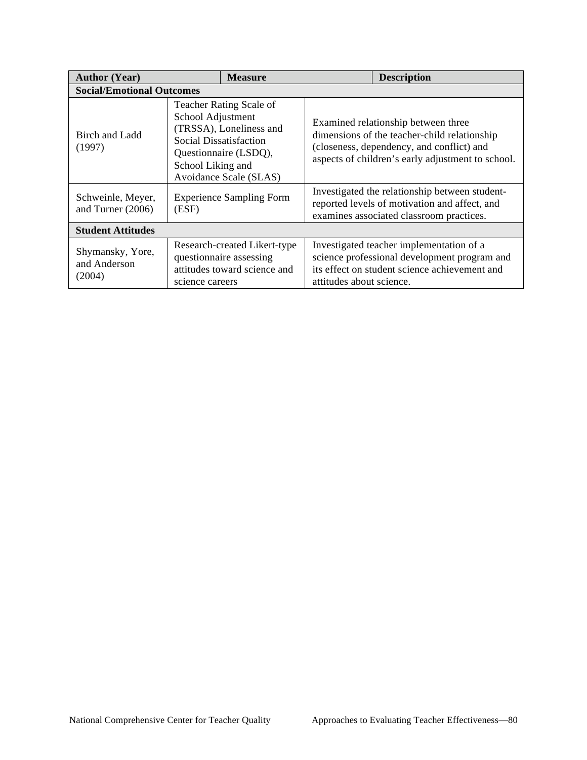| Author (Year) | Measure | Description |
|---|---|---|
| **Social/Emotional Outcomes** | | |
| Birch and Ladd (1997) | Teacher Rating Scale of School Adjustment (TRSSA), Loneliness and Social Dissatisfaction Questionnaire (LSDQ), School Liking and Avoidance Scale (SLAS) | Examined relationship between three dimensions of the teacher-child relationship (closeness, dependency, and conflict) and aspects of children's early adjustment to school. |
| Schweinle, Meyer, and Turner (2006) | Experience Sampling Form (ESF) | Investigated the relationship between student-reported levels of motivation and affect, and examines associated classroom practices. |
| **Student Attitudes** | | |
| Shymansky, Yore, and Anderson (2004) | Research-created Likert-type questionnaire assessing attitudes toward science and science careers | Investigated teacher implementation of a science professional development program and its effect on student science achievement and attitudes about science. |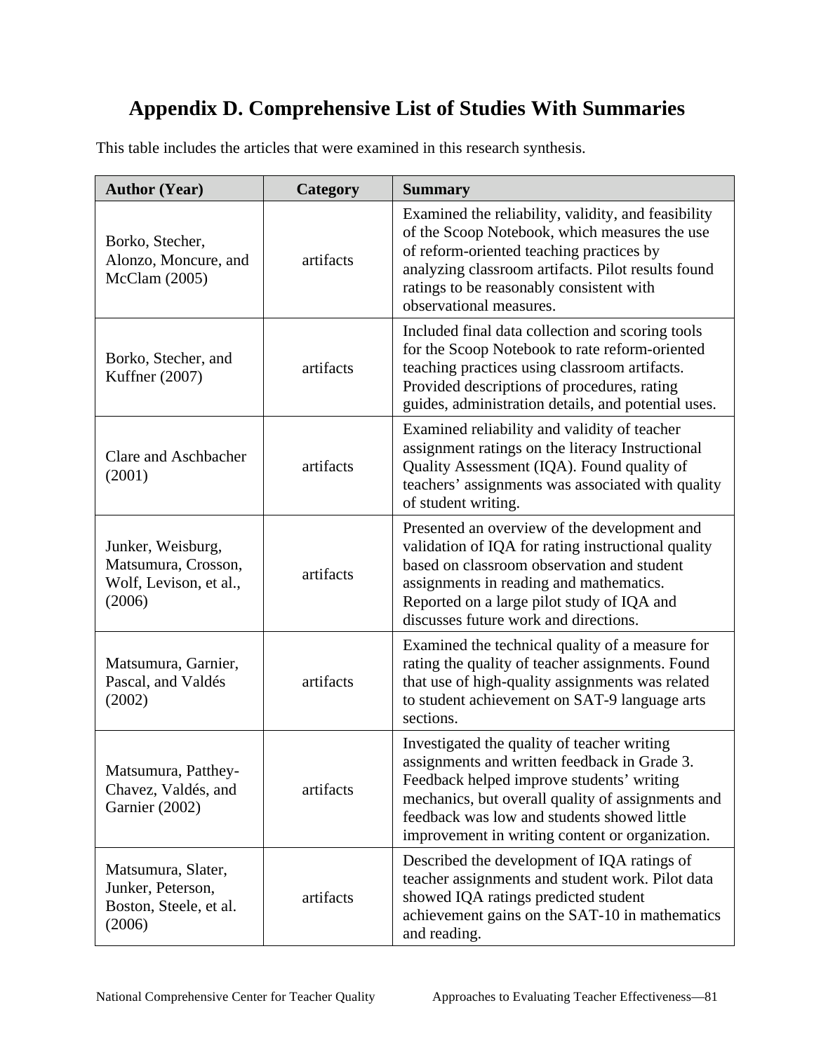# Appendix D. Comprehensive List of Studies With Summaries

This table includes the articles that were examined in this research synthesis.

| Author (Year) | Category | Summary |
|---|---|---|
| Borko, Stecher, Alonzo, Moncure, and McClam (2005) | artifacts | Examined the reliability, validity, and feasibility of the Scoop Notebook, which measures the use of reform-oriented teaching practices by analyzing classroom artifacts. Pilot results found ratings to be reasonably consistent with observational measures. |
| Borko, Stecher, and Kuffner (2007) | artifacts | Included final data collection and scoring tools for the Scoop Notebook to rate reform-oriented teaching practices using classroom artifacts. Provided descriptions of procedures, rating guides, administration details, and potential uses. |
| Clare and Aschbacher (2001) | artifacts | Examined reliability and validity of teacher assignment ratings on the literacy Instructional Quality Assessment (IQA). Found quality of teachers' assignments was associated with quality of student writing. |
| Junker, Weisburg, Matsumura, Crosson, Wolf, Levison, et al., (2006) | artifacts | Presented an overview of the development and validation of IQA for rating instructional quality based on classroom observation and student assignments in reading and mathematics. Reported on a large pilot study of IQA and discusses future work and directions. |
| Matsumura, Garnier, Pascal, and Valdés (2002) | artifacts | Examined the technical quality of a measure for rating the quality of teacher assignments. Found that use of high-quality assignments was related to student achievement on SAT-9 language arts sections. |
| Matsumura, Patthey-Chavez, Valdés, and Garnier (2002) | artifacts | Investigated the quality of teacher writing assignments and written feedback in Grade 3. Feedback helped improve students' writing mechanics, but overall quality of assignments and feedback was low and students showed little improvement in writing content or organization. |
| Matsumura, Slater, Junker, Peterson, Boston, Steele, et al. (2006) | artifacts | Described the development of IQA ratings of teacher assignments and student work. Pilot data showed IQA ratings predicted student achievement gains on the SAT-10 in mathematics and reading. |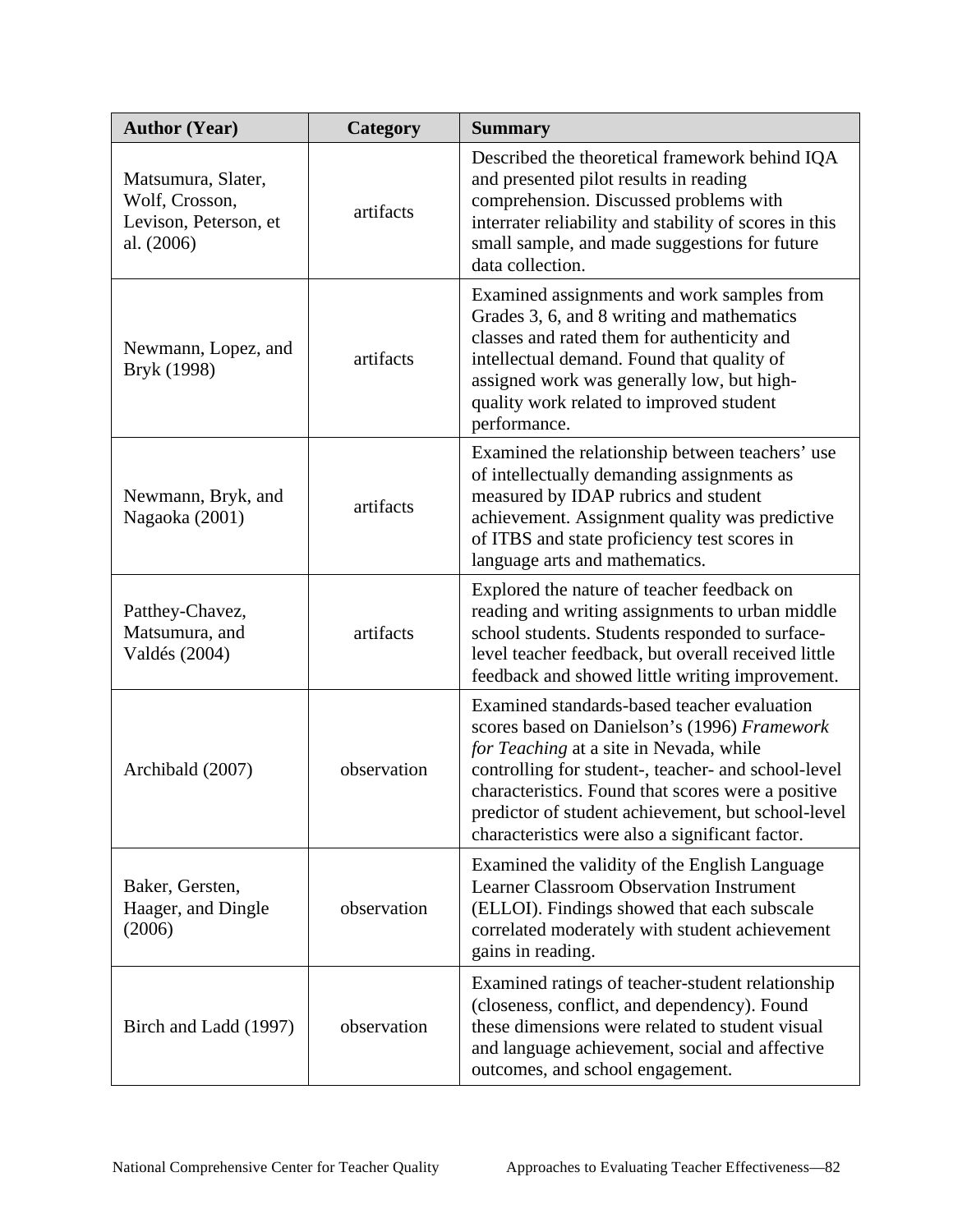| Author (Year) | Category | Summary |
|---|---|---|
| Matsumura, Slater, Wolf, Crosson, Levison, Peterson, et al. (2006) | artifacts | Described the theoretical framework behind IQA and presented pilot results in reading comprehension. Discussed problems with interrater reliability and stability of scores in this small sample, and made suggestions for future data collection. |
| Newmann, Lopez, and Bryk (1998) | artifacts | Examined assignments and work samples from Grades 3, 6, and 8 writing and mathematics classes and rated them for authenticity and intellectual demand. Found that quality of assigned work was generally low, but high-quality work related to improved student performance. |
| Newmann, Bryk, and Nagaoka (2001) | artifacts | Examined the relationship between teachers' use of intellectually demanding assignments as measured by IDAP rubrics and student achievement. Assignment quality was predictive of ITBS and state proficiency test scores in language arts and mathematics. |
| Patthey-Chavez, Matsumura, and Valdés (2004) | artifacts | Explored the nature of teacher feedback on reading and writing assignments to urban middle school students. Students responded to surface-level teacher feedback, but overall received little feedback and showed little writing improvement. |
| Archibald (2007) | observation | Examined standards-based teacher evaluation scores based on Danielson's (1996) *Framework for Teaching* at a site in Nevada, while controlling for student-, teacher- and school-level characteristics. Found that scores were a positive predictor of student achievement, but school-level characteristics were also a significant factor. |
| Baker, Gersten, Haager, and Dingle (2006) | observation | Examined the validity of the English Language Learner Classroom Observation Instrument (ELLOI). Findings showed that each subscale correlated moderately with student achievement gains in reading. |
| Birch and Ladd (1997) | observation | Examined ratings of teacher-student relationship (closeness, conflict, and dependency). Found these dimensions were related to student visual and language achievement, social and affective outcomes, and school engagement. |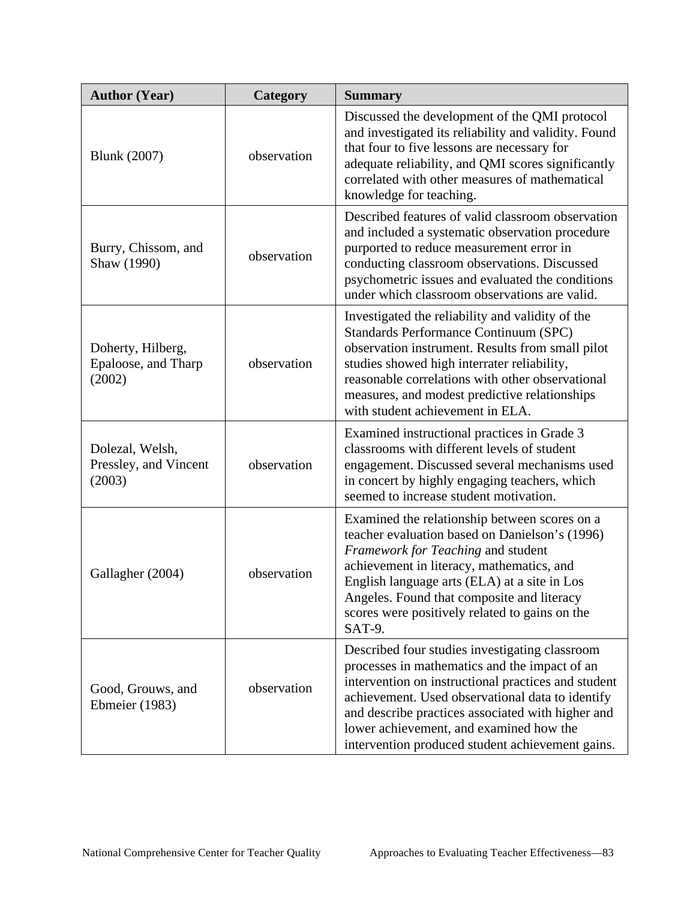| Author (Year) | Category | Summary |
|---|---|---|
| Blunk (2007) | observation | Discussed the development of the QMI protocol and investigated its reliability and validity. Found that four to five lessons are necessary for adequate reliability, and QMI scores significantly correlated with other measures of mathematical knowledge for teaching. |
| Burry, Chissom, and Shaw (1990) | observation | Described features of valid classroom observation and included a systematic observation procedure purported to reduce measurement error in conducting classroom observations. Discussed psychometric issues and evaluated the conditions under which classroom observations are valid. |
| Doherty, Hilberg, Epaloose, and Tharp (2002) | observation | Investigated the reliability and validity of the Standards Performance Continuum (SPC) observation instrument. Results from small pilot studies showed high interrater reliability, reasonable correlations with other observational measures, and modest predictive relationships with student achievement in ELA. |
| Dolezal, Welsh, Pressley, and Vincent (2003) | observation | Examined instructional practices in Grade 3 classrooms with different levels of student engagement. Discussed several mechanisms used in concert by highly engaging teachers, which seemed to increase student motivation. |
| Gallagher (2004) | observation | Examined the relationship between scores on a teacher evaluation based on Danielson's (1996) *Framework for Teaching* and student achievement in literacy, mathematics, and English language arts (ELA) at a site in Los Angeles. Found that composite and literacy scores were positively related to gains on the SAT-9. |
| Good, Grouws, and Ebmeier (1983) | observation | Described four studies investigating classroom processes in mathematics and the impact of an intervention on instructional practices and student achievement. Used observational data to identify and describe practices associated with higher and lower achievement, and examined how the intervention produced student achievement gains. |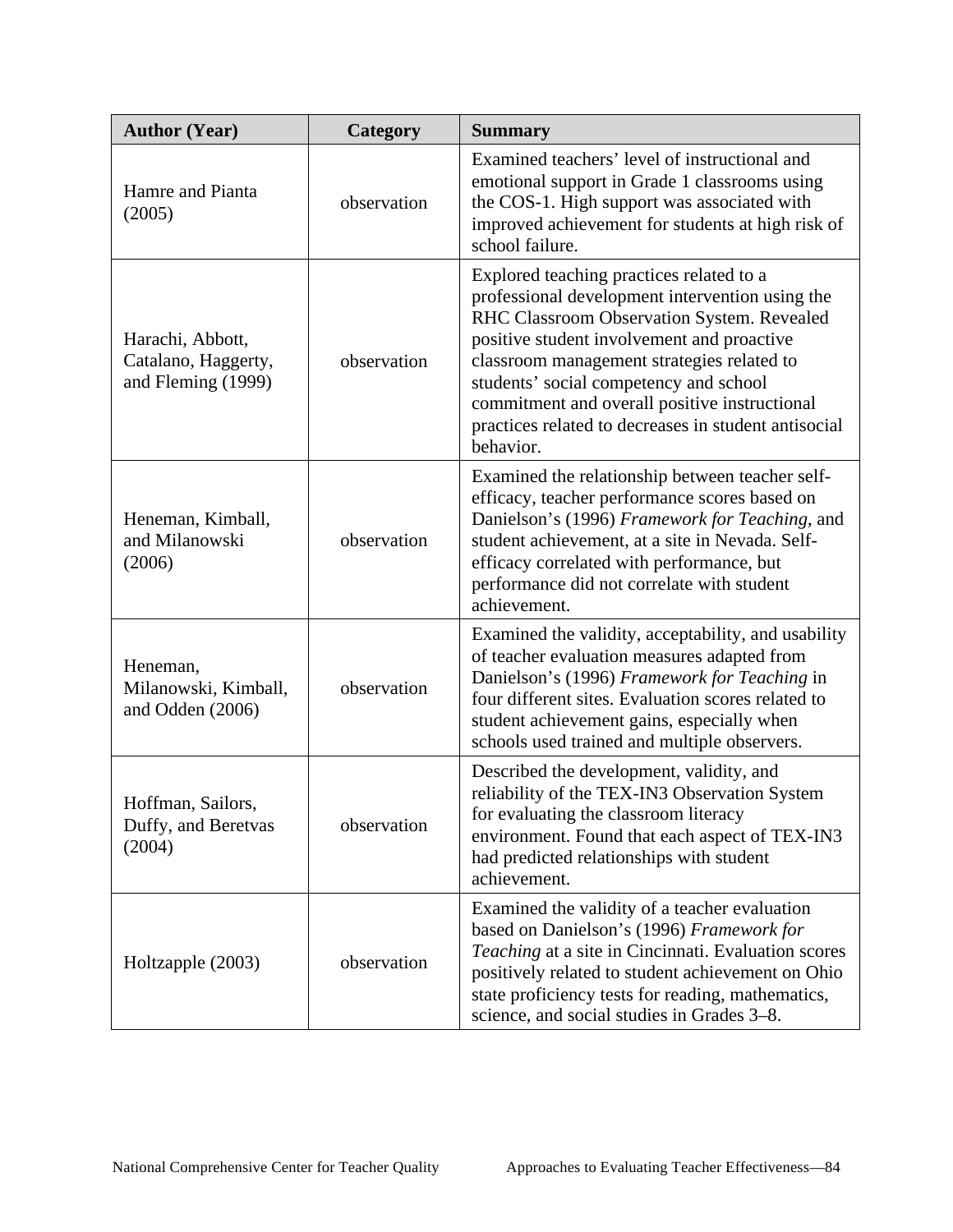| Author (Year) | Category | Summary |
|---|---|---|
| Hamre and Pianta (2005) | observation | Examined teachers' level of instructional and emotional support in Grade 1 classrooms using the COS-1. High support was associated with improved achievement for students at high risk of school failure. |
| Harachi, Abbott, Catalano, Haggerty, and Fleming (1999) | observation | Explored teaching practices related to a professional development intervention using the RHC Classroom Observation System. Revealed positive student involvement and proactive classroom management strategies related to students' social competency and school commitment and overall positive instructional practices related to decreases in student antisocial behavior. |
| Heneman, Kimball, and Milanowski (2006) | observation | Examined the relationship between teacher self-efficacy, teacher performance scores based on Danielson's (1996) *Framework for Teaching*, and student achievement, at a site in Nevada. Self-efficacy correlated with performance, but performance did not correlate with student achievement. |
| Heneman, Milanowski, Kimball, and Odden (2006) | observation | Examined the validity, acceptability, and usability of teacher evaluation measures adapted from Danielson's (1996) *Framework for Teaching* in four different sites. Evaluation scores related to student achievement gains, especially when schools used trained and multiple observers. |
| Hoffman, Sailors, Duffy, and Beretvas (2004) | observation | Described the development, validity, and reliability of the TEX-IN3 Observation System for evaluating the classroom literacy environment. Found that each aspect of TEX-IN3 had predicted relationships with student achievement. |
| Holtzapple (2003) | observation | Examined the validity of a teacher evaluation based on Danielson's (1996) *Framework for Teaching* at a site in Cincinnati. Evaluation scores positively related to student achievement on Ohio state proficiency tests for reading, mathematics, science, and social studies in Grades 3–8. |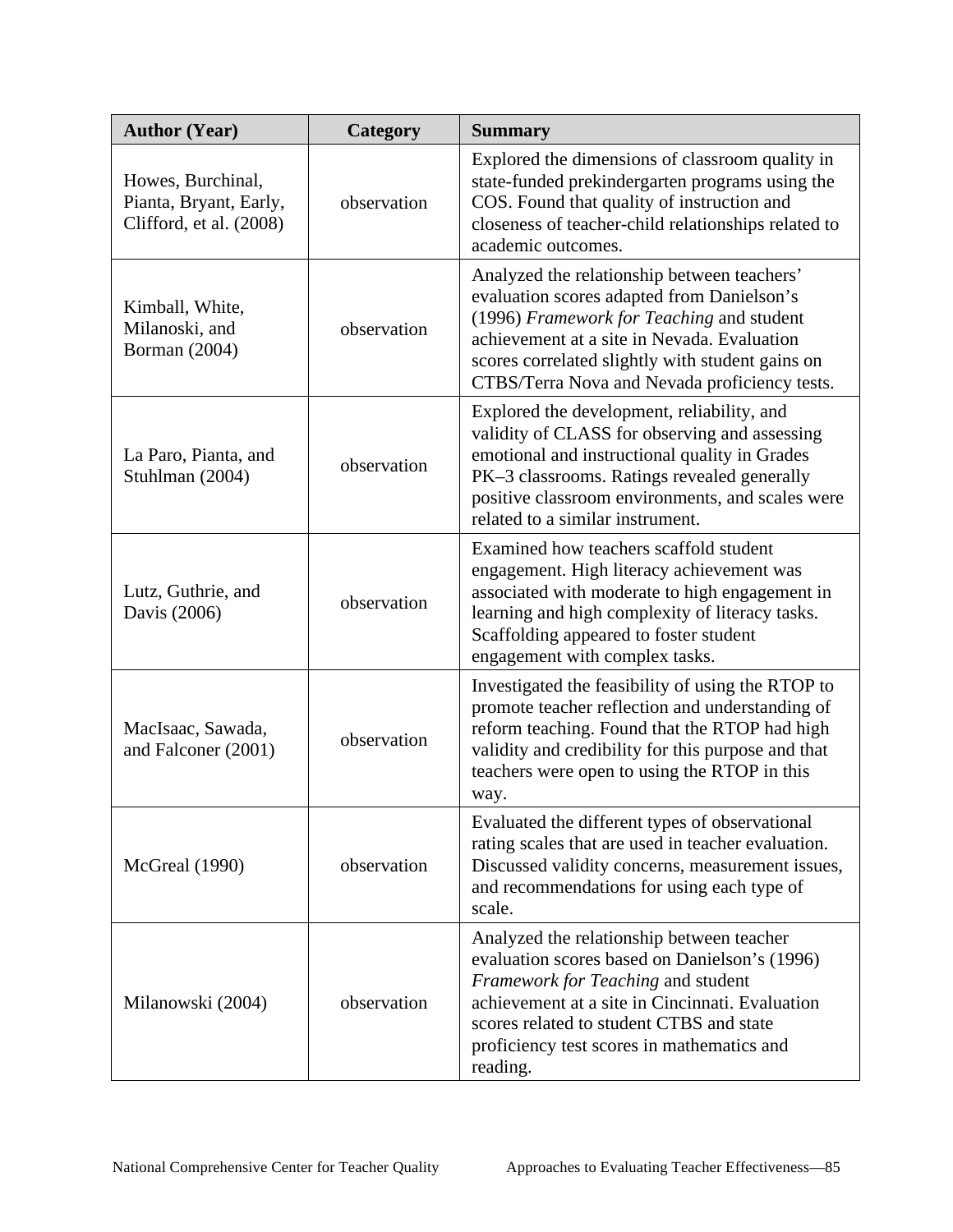| Author (Year) | Category | Summary |
|---|---|---|
| Howes, Burchinal, Pianta, Bryant, Early, Clifford, et al. (2008) | observation | Explored the dimensions of classroom quality in state-funded prekindergarten programs using the COS. Found that quality of instruction and closeness of teacher-child relationships related to academic outcomes. |
| Kimball, White, Milanoski, and Borman (2004) | observation | Analyzed the relationship between teachers' evaluation scores adapted from Danielson's (1996) *Framework for Teaching* and student achievement at a site in Nevada. Evaluation scores correlated slightly with student gains on CTBS/Terra Nova and Nevada proficiency tests. |
| La Paro, Pianta, and Stuhlman (2004) | observation | Explored the development, reliability, and validity of CLASS for observing and assessing emotional and instructional quality in Grades PK–3 classrooms. Ratings revealed generally positive classroom environments, and scales were related to a similar instrument. |
| Lutz, Guthrie, and Davis (2006) | observation | Examined how teachers scaffold student engagement. High literacy achievement was associated with moderate to high engagement in learning and high complexity of literacy tasks. Scaffolding appeared to foster student engagement with complex tasks. |
| MacIsaac, Sawada, and Falconer (2001) | observation | Investigated the feasibility of using the RTOP to promote teacher reflection and understanding of reform teaching. Found that the RTOP had high validity and credibility for this purpose and that teachers were open to using the RTOP in this way. |
| McGreal (1990) | observation | Evaluated the different types of observational rating scales that are used in teacher evaluation. Discussed validity concerns, measurement issues, and recommendations for using each type of scale. |
| Milanowski (2004) | observation | Analyzed the relationship between teacher evaluation scores based on Danielson's (1996) *Framework for Teaching* and student achievement at a site in Cincinnati. Evaluation scores related to student CTBS and state proficiency test scores in mathematics and reading. |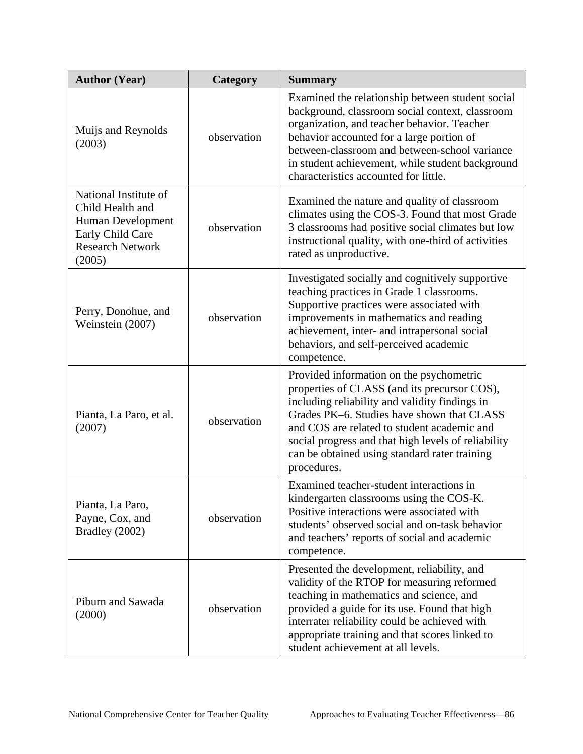| Author (Year) | Category | Summary |
|---|---|---|
| Muijs and Reynolds (2003) | observation | Examined the relationship between student social background, classroom social context, classroom organization, and teacher behavior. Teacher behavior accounted for a large portion of between-classroom and between-school variance in student achievement, while student background characteristics accounted for little. |
| National Institute of Child Health and Human Development Early Child Care Research Network (2005) | observation | Examined the nature and quality of classroom climates using the COS-3. Found that most Grade 3 classrooms had positive social climates but low instructional quality, with one-third of activities rated as unproductive. |
| Perry, Donohue, and Weinstein (2007) | observation | Investigated socially and cognitively supportive teaching practices in Grade 1 classrooms. Supportive practices were associated with improvements in mathematics and reading achievement, inter- and intrapersonal social behaviors, and self-perceived academic competence. |
| Pianta, La Paro, et al. (2007) | observation | Provided information on the psychometric properties of CLASS (and its precursor COS), including reliability and validity findings in Grades PK–6. Studies have shown that CLASS and COS are related to student academic and social progress and that high levels of reliability can be obtained using standard rater training procedures. |
| Pianta, La Paro, Payne, Cox, and Bradley (2002) | observation | Examined teacher-student interactions in kindergarten classrooms using the COS-K. Positive interactions were associated with students' observed social and on-task behavior and teachers' reports of social and academic competence. |
| Piburn and Sawada (2000) | observation | Presented the development, reliability, and validity of the RTOP for measuring reformed teaching in mathematics and science, and provided a guide for its use. Found that high interrater reliability could be achieved with appropriate training and that scores linked to student achievement at all levels. |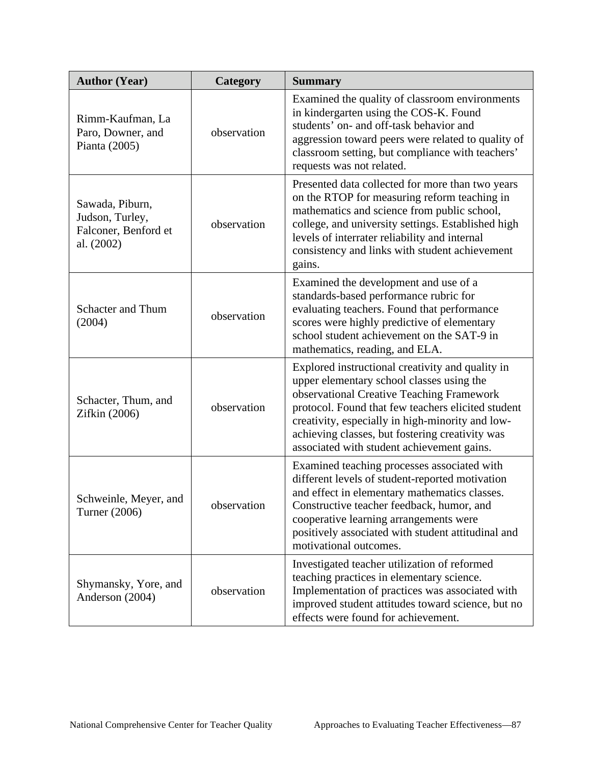| Author (Year) | Category | Summary |
|---|---|---|
| Rimm-Kaufman, La Paro, Downer, and Pianta (2005) | observation | Examined the quality of classroom environments in kindergarten using the COS-K. Found students' on- and off-task behavior and aggression toward peers were related to quality of classroom setting, but compliance with teachers' requests was not related. |
| Sawada, Piburn, Judson, Turley, Falconer, Benford et al. (2002) | observation | Presented data collected for more than two years on the RTOP for measuring reform teaching in mathematics and science from public school, college, and university settings. Established high levels of interrater reliability and internal consistency and links with student achievement gains. |
| Schacter and Thum (2004) | observation | Examined the development and use of a standards-based performance rubric for evaluating teachers. Found that performance scores were highly predictive of elementary school student achievement on the SAT-9 in mathematics, reading, and ELA. |
| Schacter, Thum, and Zifkin (2006) | observation | Explored instructional creativity and quality in upper elementary school classes using the observational Creative Teaching Framework protocol. Found that few teachers elicited student creativity, especially in high-minority and low-achieving classes, but fostering creativity was associated with student achievement gains. |
| Schweinle, Meyer, and Turner (2006) | observation | Examined teaching processes associated with different levels of student-reported motivation and effect in elementary mathematics classes. Constructive teacher feedback, humor, and cooperative learning arrangements were positively associated with student attitudinal and motivational outcomes. |
| Shymansky, Yore, and Anderson (2004) | observation | Investigated teacher utilization of reformed teaching practices in elementary science. Implementation of practices was associated with improved student attitudes toward science, but no effects were found for achievement. |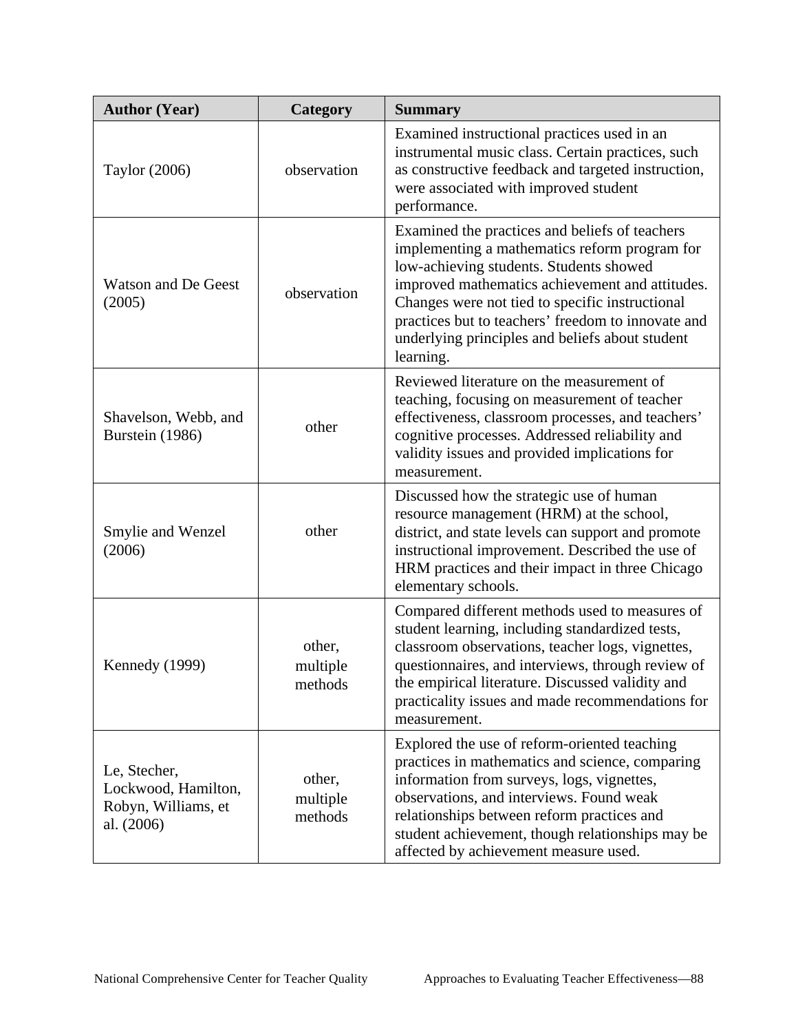| Author (Year) | Category | Summary |
|---|---|---|
| Taylor (2006) | observation | Examined instructional practices used in an instrumental music class. Certain practices, such as constructive feedback and targeted instruction, were associated with improved student performance. |
| Watson and De Geest (2005) | observation | Examined the practices and beliefs of teachers implementing a mathematics reform program for low-achieving students. Students showed improved mathematics achievement and attitudes. Changes were not tied to specific instructional practices but to teachers' freedom to innovate and underlying principles and beliefs about student learning. |
| Shavelson, Webb, and Burstein (1986) | other | Reviewed literature on the measurement of teaching, focusing on measurement of teacher effectiveness, classroom processes, and teachers' cognitive processes. Addressed reliability and validity issues and provided implications for measurement. |
| Smylie and Wenzel (2006) | other | Discussed how the strategic use of human resource management (HRM) at the school, district, and state levels can support and promote instructional improvement. Described the use of HRM practices and their impact in three Chicago elementary schools. |
| Kennedy (1999) | other, multiple methods | Compared different methods used to measures of student learning, including standardized tests, classroom observations, teacher logs, vignettes, questionnaires, and interviews, through review of the empirical literature. Discussed validity and practicality issues and made recommendations for measurement. |
| Le, Stecher, Lockwood, Hamilton, Robyn, Williams, et al. (2006) | other, multiple methods | Explored the use of reform-oriented teaching practices in mathematics and science, comparing information from surveys, logs, vignettes, observations, and interviews. Found weak relationships between reform practices and student achievement, though relationships may be affected by achievement measure used. |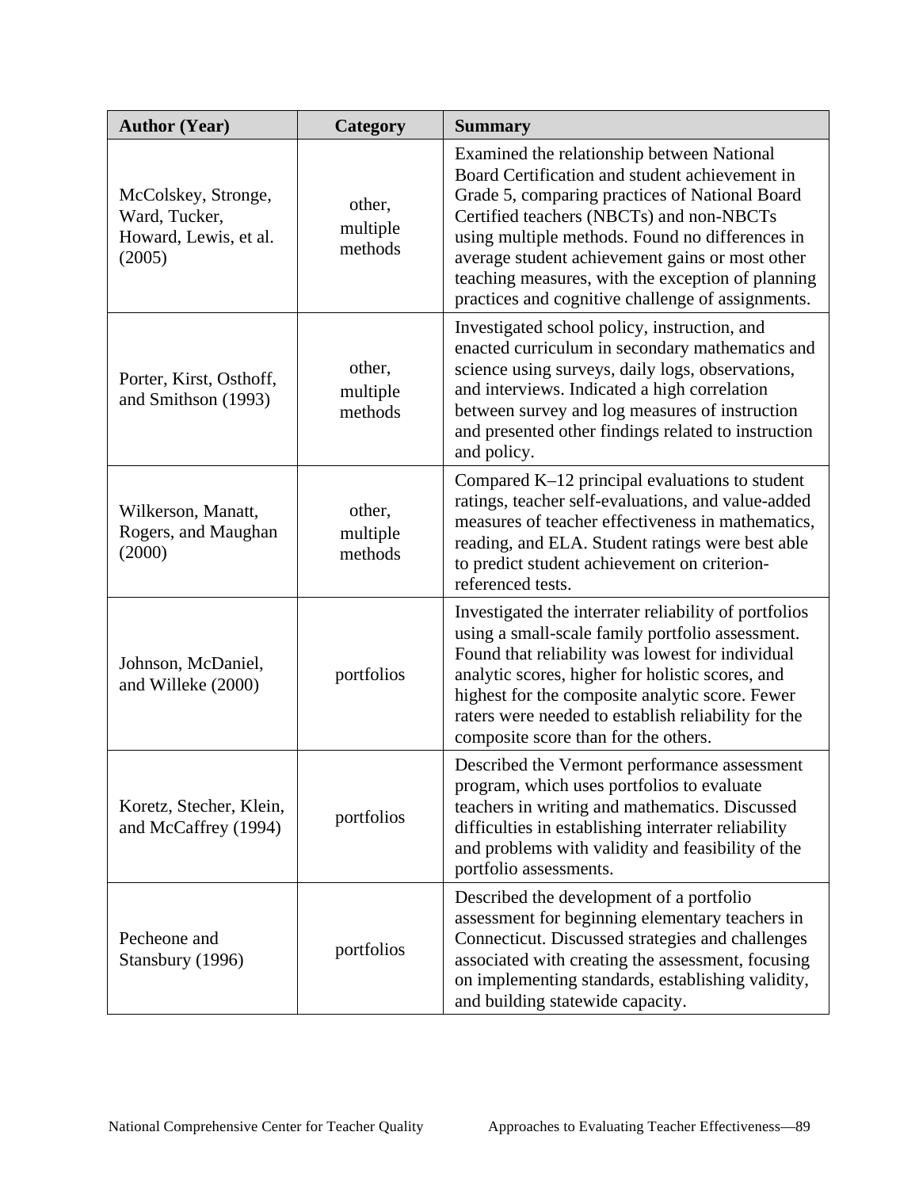| Author (Year) | Category | Summary |
|---|---|---|
| McColskey, Stronge, Ward, Tucker, Howard, Lewis, et al. (2005) | other, multiple methods | Examined the relationship between National Board Certification and student achievement in Grade 5, comparing practices of National Board Certified teachers (NBCTs) and non-NBCTs using multiple methods. Found no differences in average student achievement gains or most other teaching measures, with the exception of planning practices and cognitive challenge of assignments. |
| Porter, Kirst, Osthoff, and Smithson (1993) | other, multiple methods | Investigated school policy, instruction, and enacted curriculum in secondary mathematics and science using surveys, daily logs, observations, and interviews. Indicated a high correlation between survey and log measures of instruction and presented other findings related to instruction and policy. |
| Wilkerson, Manatt, Rogers, and Maughan (2000) | other, multiple methods | Compared K–12 principal evaluations to student ratings, teacher self-evaluations, and value-added measures of teacher effectiveness in mathematics, reading, and ELA. Student ratings were best able to predict student achievement on criterion-referenced tests. |
| Johnson, McDaniel, and Willeke (2000) | portfolios | Investigated the interrater reliability of portfolios using a small-scale family portfolio assessment. Found that reliability was lowest for individual analytic scores, higher for holistic scores, and highest for the composite analytic score. Fewer raters were needed to establish reliability for the composite score than for the others. |
| Koretz, Stecher, Klein, and McCaffrey (1994) | portfolios | Described the Vermont performance assessment program, which uses portfolios to evaluate teachers in writing and mathematics. Discussed difficulties in establishing interrater reliability and problems with validity and feasibility of the portfolio assessments. |
| Pecheone and Stansbury (1996) | portfolios | Described the development of a portfolio assessment for beginning elementary teachers in Connecticut. Discussed strategies and challenges associated with creating the assessment, focusing on implementing standards, establishing validity, and building statewide capacity. |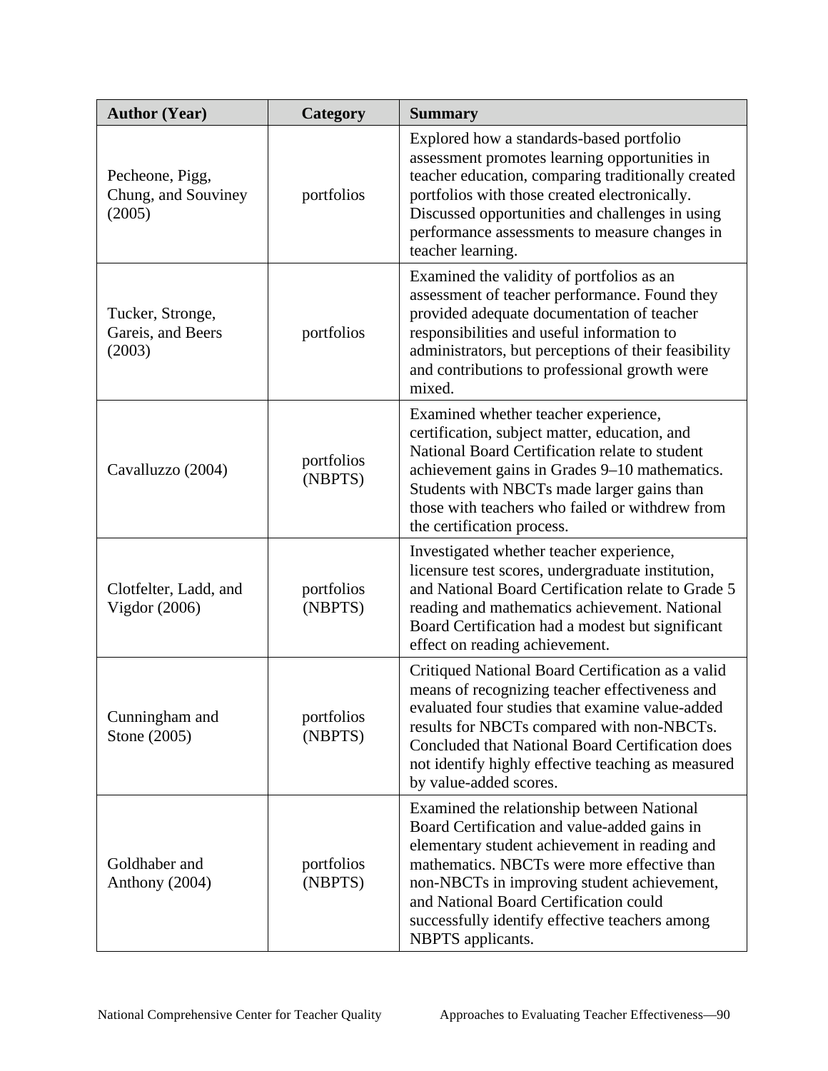| Author (Year) | Category | Summary |
|---|---|---|
| Pecheone, Pigg, Chung, and Souviney (2005) | portfolios | Explored how a standards-based portfolio assessment promotes learning opportunities in teacher education, comparing traditionally created portfolios with those created electronically. Discussed opportunities and challenges in using performance assessments to measure changes in teacher learning. |
| Tucker, Stronge, Gareis, and Beers (2003) | portfolios | Examined the validity of portfolios as an assessment of teacher performance. Found they provided adequate documentation of teacher responsibilities and useful information to administrators, but perceptions of their feasibility and contributions to professional growth were mixed. |
| Cavalluzzo (2004) | portfolios (NBPTS) | Examined whether teacher experience, certification, subject matter, education, and National Board Certification relate to student achievement gains in Grades 9–10 mathematics. Students with NBCTs made larger gains than those with teachers who failed or withdrew from the certification process. |
| Clotfelter, Ladd, and Vigdor (2006) | portfolios (NBPTS) | Investigated whether teacher experience, licensure test scores, undergraduate institution, and National Board Certification relate to Grade 5 reading and mathematics achievement. National Board Certification had a modest but significant effect on reading achievement. |
| Cunningham and Stone (2005) | portfolios (NBPTS) | Critiqued National Board Certification as a valid means of recognizing teacher effectiveness and evaluated four studies that examine value-added results for NBCTs compared with non-NBCTs. Concluded that National Board Certification does not identify highly effective teaching as measured by value-added scores. |
| Goldhaber and Anthony (2004) | portfolios (NBPTS) | Examined the relationship between National Board Certification and value-added gains in elementary student achievement in reading and mathematics. NBCTs were more effective than non-NBCTs in improving student achievement, and National Board Certification could successfully identify effective teachers among NBPTS applicants. |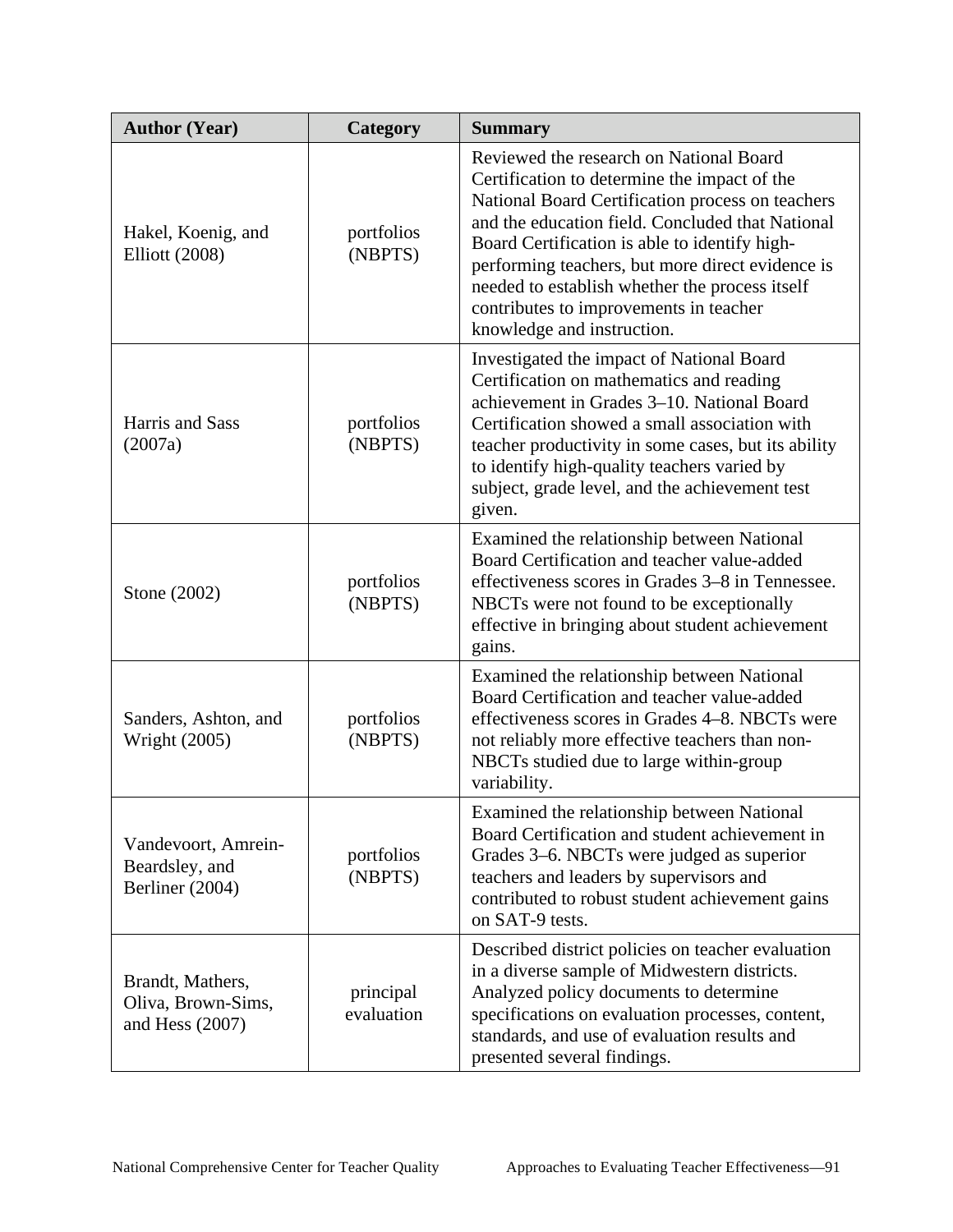| Author (Year) | Category | Summary |
|---|---|---|
| Hakel, Koenig, and Elliott (2008) | portfolios (NBPTS) | Reviewed the research on National Board Certification to determine the impact of the National Board Certification process on teachers and the education field. Concluded that National Board Certification is able to identify high-performing teachers, but more direct evidence is needed to establish whether the process itself contributes to improvements in teacher knowledge and instruction. |
| Harris and Sass (2007a) | portfolios (NBPTS) | Investigated the impact of National Board Certification on mathematics and reading achievement in Grades 3–10. National Board Certification showed a small association with teacher productivity in some cases, but its ability to identify high-quality teachers varied by subject, grade level, and the achievement test given. |
| Stone (2002) | portfolios (NBPTS) | Examined the relationship between National Board Certification and teacher value-added effectiveness scores in Grades 3–8 in Tennessee. NBCTs were not found to be exceptionally effective in bringing about student achievement gains. |
| Sanders, Ashton, and Wright (2005) | portfolios (NBPTS) | Examined the relationship between National Board Certification and teacher value-added effectiveness scores in Grades 4–8. NBCTs were not reliably more effective teachers than non-NBCTs studied due to large within-group variability. |
| Vandevoort, Amrein-Beardsley, and Berliner (2004) | portfolios (NBPTS) | Examined the relationship between National Board Certification and student achievement in Grades 3–6. NBCTs were judged as superior teachers and leaders by supervisors and contributed to robust student achievement gains on SAT-9 tests. |
| Brandt, Mathers, Oliva, Brown-Sims, and Hess (2007) | principal evaluation | Described district policies on teacher evaluation in a diverse sample of Midwestern districts. Analyzed policy documents to determine specifications on evaluation processes, content, standards, and use of evaluation results and presented several findings. |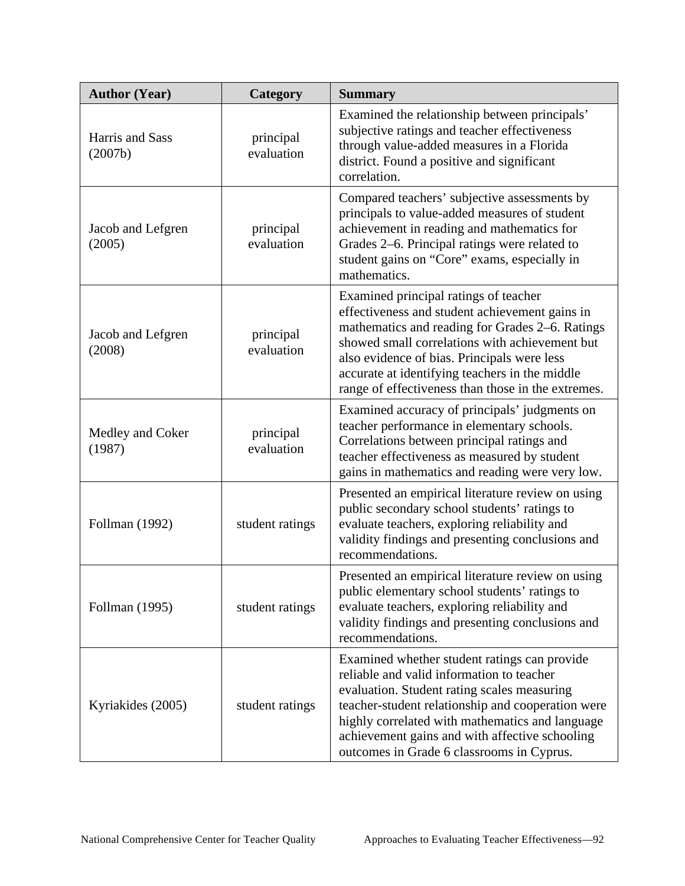| Author (Year) | Category | Summary |
|---|---|---|
| Harris and Sass (2007b) | principal evaluation | Examined the relationship between principals' subjective ratings and teacher effectiveness through value-added measures in a Florida district. Found a positive and significant correlation. |
| Jacob and Lefgren (2005) | principal evaluation | Compared teachers' subjective assessments by principals to value-added measures of student achievement in reading and mathematics for Grades 2–6. Principal ratings were related to student gains on "Core" exams, especially in mathematics. |
| Jacob and Lefgren (2008) | principal evaluation | Examined principal ratings of teacher effectiveness and student achievement gains in mathematics and reading for Grades 2–6. Ratings showed small correlations with achievement but also evidence of bias. Principals were less accurate at identifying teachers in the middle range of effectiveness than those in the extremes. |
| Medley and Coker (1987) | principal evaluation | Examined accuracy of principals' judgments on teacher performance in elementary schools. Correlations between principal ratings and teacher effectiveness as measured by student gains in mathematics and reading were very low. |
| Follman (1992) | student ratings | Presented an empirical literature review on using public secondary school students' ratings to evaluate teachers, exploring reliability and validity findings and presenting conclusions and recommendations. |
| Follman (1995) | student ratings | Presented an empirical literature review on using public elementary school students' ratings to evaluate teachers, exploring reliability and validity findings and presenting conclusions and recommendations. |
| Kyriakides (2005) | student ratings | Examined whether student ratings can provide reliable and valid information to teacher evaluation. Student rating scales measuring teacher-student relationship and cooperation were highly correlated with mathematics and language achievement gains and with affective schooling outcomes in Grade 6 classrooms in Cyprus. |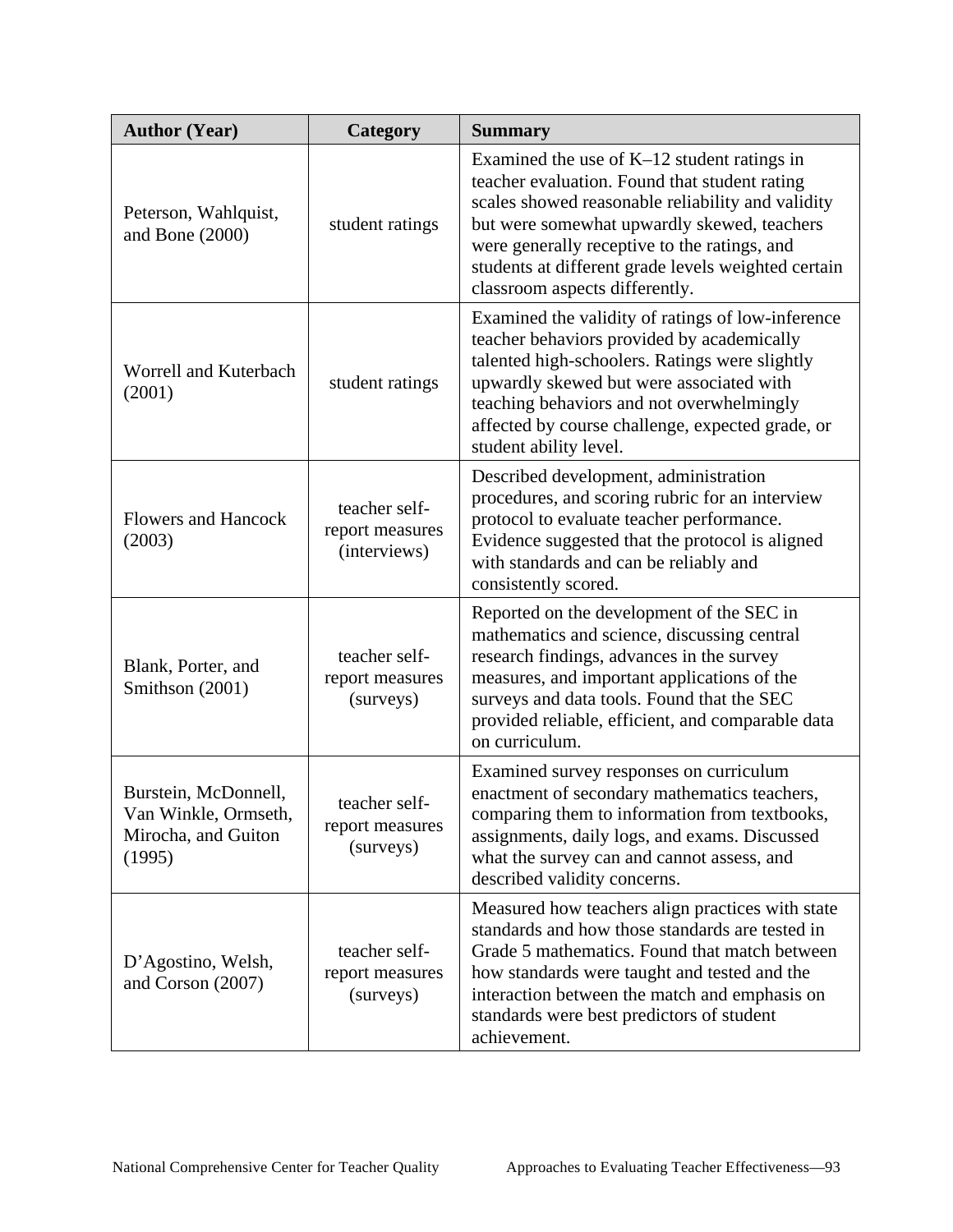| Author (Year) | Category | Summary |
|---|---|---|
| Peterson, Wahlquist, and Bone (2000) | student ratings | Examined the use of K–12 student ratings in teacher evaluation. Found that student rating scales showed reasonable reliability and validity but were somewhat upwardly skewed, teachers were generally receptive to the ratings, and students at different grade levels weighted certain classroom aspects differently. |
| Worrell and Kuterbach (2001) | student ratings | Examined the validity of ratings of low-inference teacher behaviors provided by academically talented high-schoolers. Ratings were slightly upwardly skewed but were associated with teaching behaviors and not overwhelmingly affected by course challenge, expected grade, or student ability level. |
| Flowers and Hancock (2003) | teacher self-report measures (interviews) | Described development, administration procedures, and scoring rubric for an interview protocol to evaluate teacher performance. Evidence suggested that the protocol is aligned with standards and can be reliably and consistently scored. |
| Blank, Porter, and Smithson (2001) | teacher self-report measures (surveys) | Reported on the development of the SEC in mathematics and science, discussing central research findings, advances in the survey measures, and important applications of the surveys and data tools. Found that the SEC provided reliable, efficient, and comparable data on curriculum. |
| Burstein, McDonnell, Van Winkle, Ormseth, Mirocha, and Guiton (1995) | teacher self-report measures (surveys) | Examined survey responses on curriculum enactment of secondary mathematics teachers, comparing them to information from textbooks, assignments, daily logs, and exams. Discussed what the survey can and cannot assess, and described validity concerns. |
| D'Agostino, Welsh, and Corson (2007) | teacher self-report measures (surveys) | Measured how teachers align practices with state standards and how those standards are tested in Grade 5 mathematics. Found that match between how standards were taught and tested and the interaction between the match and emphasis on standards were best predictors of student achievement. |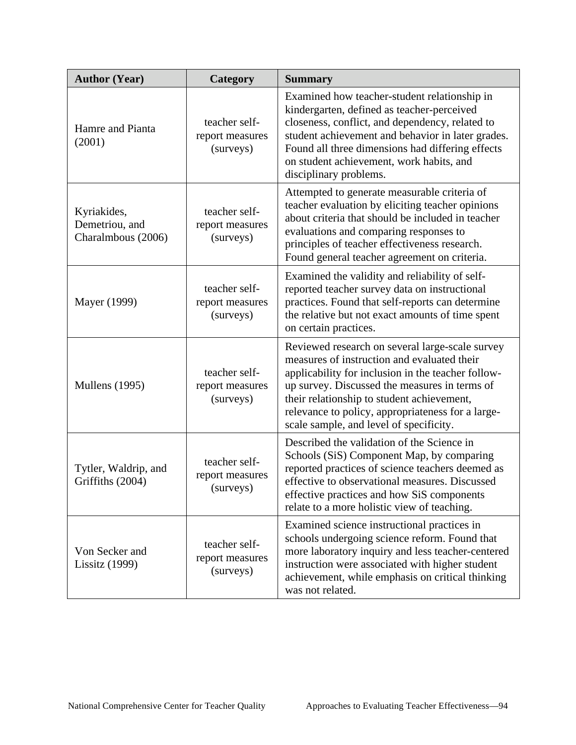| Author (Year) | Category | Summary |
| --- | --- | --- |
| Hamre and Pianta (2001) | teacher self-report measures (surveys) | Examined how teacher-student relationship in kindergarten, defined as teacher-perceived closeness, conflict, and dependency, related to student achievement and behavior in later grades. Found all three dimensions had differing effects on student achievement, work habits, and disciplinary problems. |
| Kyriakides, Demetriou, and Charalmbous (2006) | teacher self-report measures (surveys) | Attempted to generate measurable criteria of teacher evaluation by eliciting teacher opinions about criteria that should be included in teacher evaluations and comparing responses to principles of teacher effectiveness research. Found general teacher agreement on criteria. |
| Mayer (1999) | teacher self-report measures (surveys) | Examined the validity and reliability of self-reported teacher survey data on instructional practices. Found that self-reports can determine the relative but not exact amounts of time spent on certain practices. |
| Mullens (1995) | teacher self-report measures (surveys) | Reviewed research on several large-scale survey measures of instruction and evaluated their applicability for inclusion in the teacher follow-up survey. Discussed the measures in terms of their relationship to student achievement, relevance to policy, appropriateness for a large-scale sample, and level of specificity. |
| Tytler, Waldrip, and Griffiths (2004) | teacher self-report measures (surveys) | Described the validation of the Science in Schools (SiS) Component Map, by comparing reported practices of science teachers deemed as effective to observational measures. Discussed effective practices and how SiS components relate to a more holistic view of teaching. |
| Von Secker and Lissitz (1999) | teacher self-report measures (surveys) | Examined science instructional practices in schools undergoing science reform. Found that more laboratory inquiry and less teacher-centered instruction were associated with higher student achievement, while emphasis on critical thinking was not related. |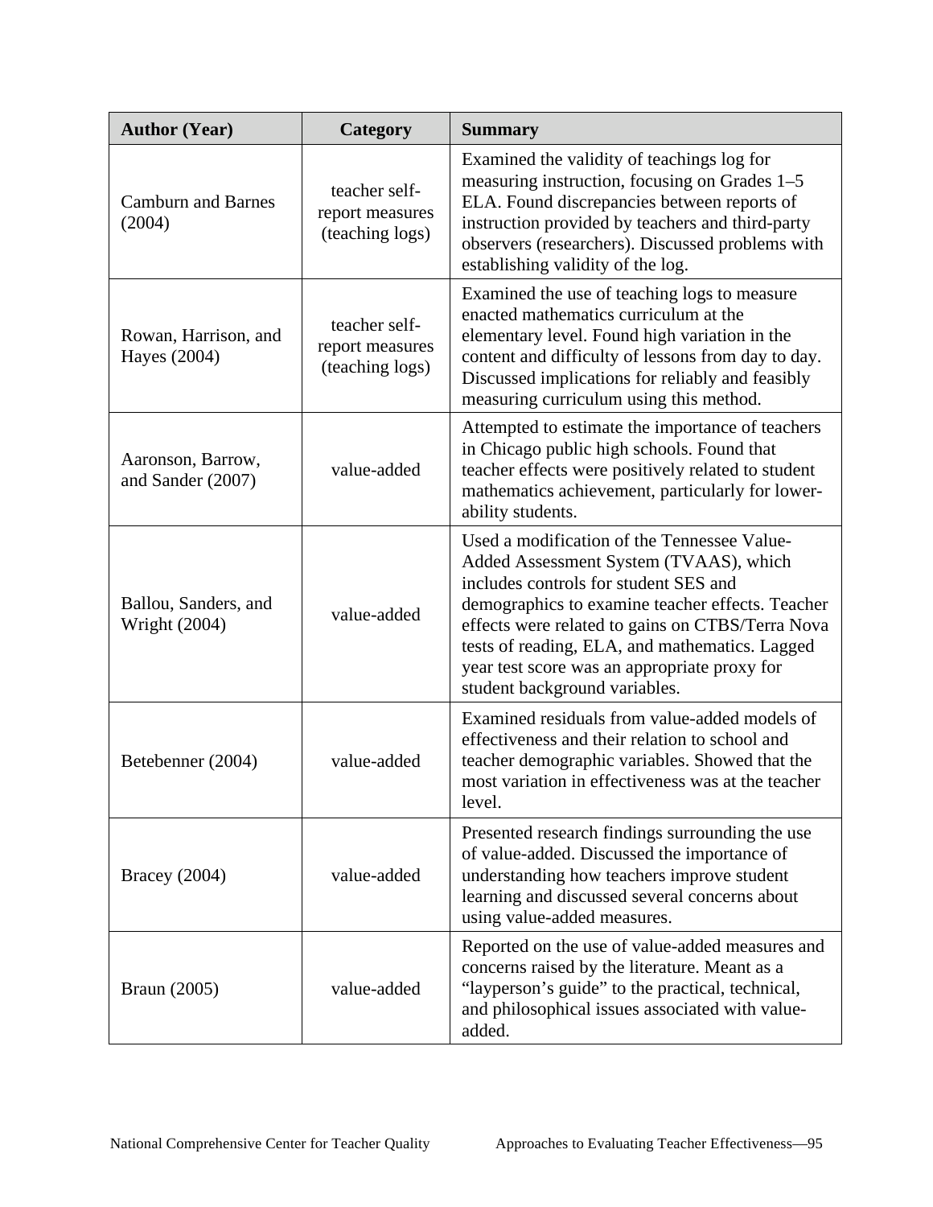| Author (Year) | Category | Summary |
|---|---|---|
| Camburn and Barnes (2004) | teacher self-report measures (teaching logs) | Examined the validity of teachings log for measuring instruction, focusing on Grades 1–5 ELA. Found discrepancies between reports of instruction provided by teachers and third-party observers (researchers). Discussed problems with establishing validity of the log. |
| Rowan, Harrison, and Hayes (2004) | teacher self-report measures (teaching logs) | Examined the use of teaching logs to measure enacted mathematics curriculum at the elementary level. Found high variation in the content and difficulty of lessons from day to day. Discussed implications for reliably and feasibly measuring curriculum using this method. |
| Aaronson, Barrow, and Sander (2007) | value-added | Attempted to estimate the importance of teachers in Chicago public high schools. Found that teacher effects were positively related to student mathematics achievement, particularly for lower-ability students. |
| Ballou, Sanders, and Wright (2004) | value-added | Used a modification of the Tennessee Value-Added Assessment System (TVAAS), which includes controls for student SES and demographics to examine teacher effects. Teacher effects were related to gains on CTBS/Terra Nova tests of reading, ELA, and mathematics. Lagged year test score was an appropriate proxy for student background variables. |
| Betebenner (2004) | value-added | Examined residuals from value-added models of effectiveness and their relation to school and teacher demographic variables. Showed that the most variation in effectiveness was at the teacher level. |
| Bracey (2004) | value-added | Presented research findings surrounding the use of value-added. Discussed the importance of understanding how teachers improve student learning and discussed several concerns about using value-added measures. |
| Braun (2005) | value-added | Reported on the use of value-added measures and concerns raised by the literature. Meant as a "layperson's guide" to the practical, technical, and philosophical issues associated with value-added. |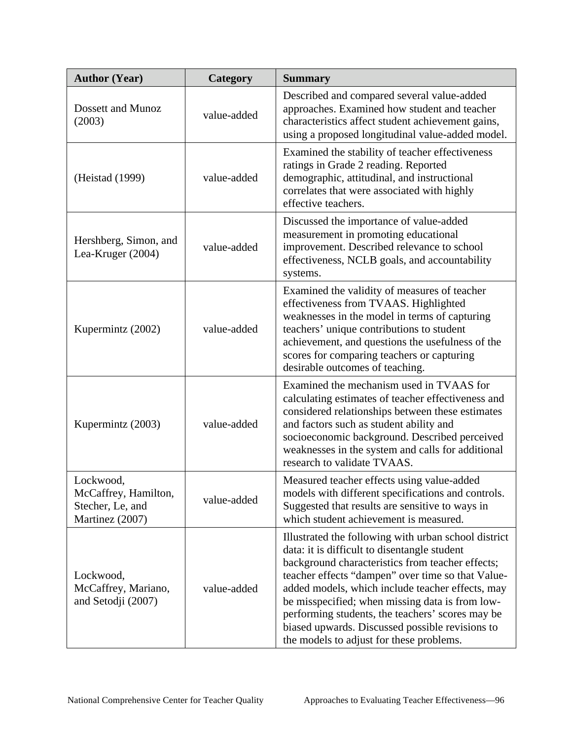| Author (Year) | Category | Summary |
|---|---|---|
| Dossett and Munoz (2003) | value-added | Described and compared several value-added approaches. Examined how student and teacher characteristics affect student achievement gains, using a proposed longitudinal value-added model. |
| (Heistad (1999) | value-added | Examined the stability of teacher effectiveness ratings in Grade 2 reading. Reported demographic, attitudinal, and instructional correlates that were associated with highly effective teachers. |
| Hershberg, Simon, and Lea-Kruger (2004) | value-added | Discussed the importance of value-added measurement in promoting educational improvement. Described relevance to school effectiveness, NCLB goals, and accountability systems. |
| Kupermintz (2002) | value-added | Examined the validity of measures of teacher effectiveness from TVAAS. Highlighted weaknesses in the model in terms of capturing teachers' unique contributions to student achievement, and questions the usefulness of the scores for comparing teachers or capturing desirable outcomes of teaching. |
| Kupermintz (2003) | value-added | Examined the mechanism used in TVAAS for calculating estimates of teacher effectiveness and considered relationships between these estimates and factors such as student ability and socioeconomic background. Described perceived weaknesses in the system and calls for additional research to validate TVAAS. |
| Lockwood, McCaffrey, Hamilton, Stecher, Le, and Martinez (2007) | value-added | Measured teacher effects using value-added models with different specifications and controls. Suggested that results are sensitive to ways in which student achievement is measured. |
| Lockwood, McCaffrey, Mariano, and Setodji (2007) | value-added | Illustrated the following with urban school district data: it is difficult to disentangle student background characteristics from teacher effects; teacher effects "dampen" over time so that Value-added models, which include teacher effects, may be misspecified; when missing data is from low-performing students, the teachers' scores may be biased upwards. Discussed possible revisions to the models to adjust for these problems. |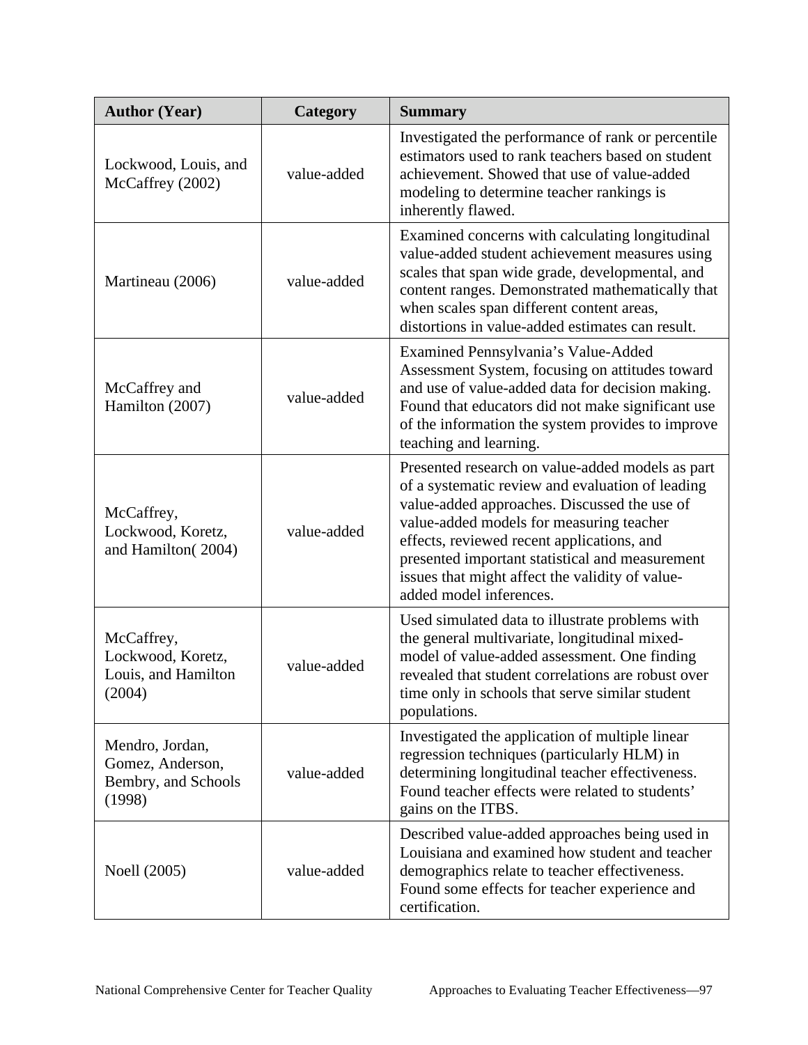| Author (Year) | Category | Summary |
|---|---|---|
| Lockwood, Louis, and McCaffrey (2002) | value-added | Investigated the performance of rank or percentile estimators used to rank teachers based on student achievement. Showed that use of value-added modeling to determine teacher rankings is inherently flawed. |
| Martineau (2006) | value-added | Examined concerns with calculating longitudinal value-added student achievement measures using scales that span wide grade, developmental, and content ranges. Demonstrated mathematically that when scales span different content areas, distortions in value-added estimates can result. |
| McCaffrey and Hamilton (2007) | value-added | Examined Pennsylvania's Value-Added Assessment System, focusing on attitudes toward and use of value-added data for decision making. Found that educators did not make significant use of the information the system provides to improve teaching and learning. |
| McCaffrey, Lockwood, Koretz, and Hamilton( 2004) | value-added | Presented research on value-added models as part of a systematic review and evaluation of leading value-added approaches. Discussed the use of value-added models for measuring teacher effects, reviewed recent applications, and presented important statistical and measurement issues that might affect the validity of value-added model inferences. |
| McCaffrey, Lockwood, Koretz, Louis, and Hamilton (2004) | value-added | Used simulated data to illustrate problems with the general multivariate, longitudinal mixed-model of value-added assessment. One finding revealed that student correlations are robust over time only in schools that serve similar student populations. |
| Mendro, Jordan, Gomez, Anderson, Bembry, and Schools (1998) | value-added | Investigated the application of multiple linear regression techniques (particularly HLM) in determining longitudinal teacher effectiveness. Found teacher effects were related to students' gains on the ITBS. |
| Noell (2005) | value-added | Described value-added approaches being used in Louisiana and examined how student and teacher demographics relate to teacher effectiveness. Found some effects for teacher experience and certification. |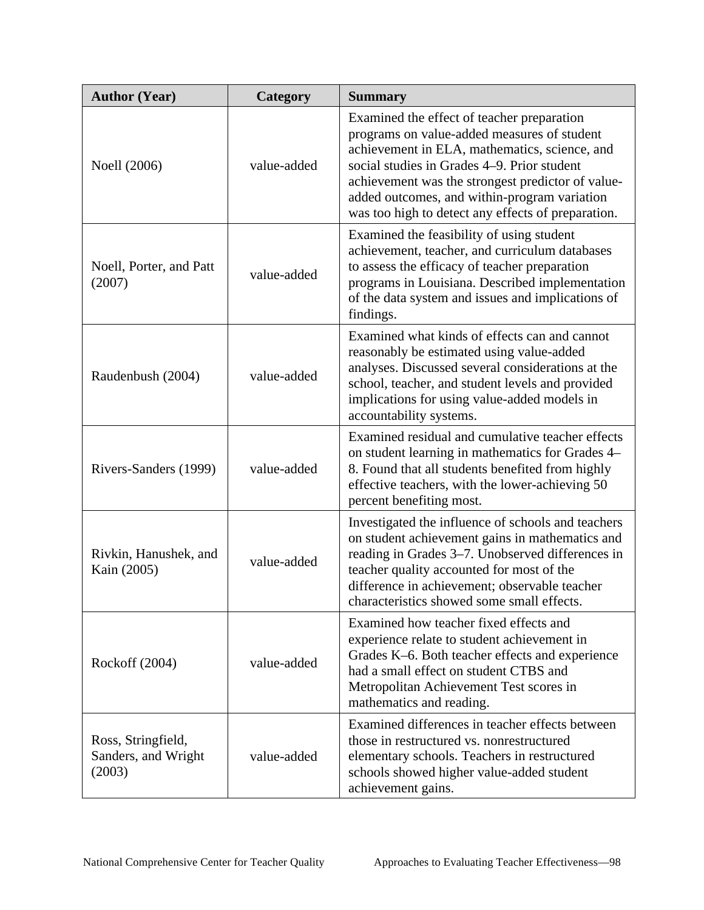| Author (Year) | Category | Summary |
|---|---|---|
| Noell (2006) | value-added | Examined the effect of teacher preparation programs on value-added measures of student achievement in ELA, mathematics, science, and social studies in Grades 4–9. Prior student achievement was the strongest predictor of value-added outcomes, and within-program variation was too high to detect any effects of preparation. |
| Noell, Porter, and Patt (2007) | value-added | Examined the feasibility of using student achievement, teacher, and curriculum databases to assess the efficacy of teacher preparation programs in Louisiana. Described implementation of the data system and issues and implications of findings. |
| Raudenbush (2004) | value-added | Examined what kinds of effects can and cannot reasonably be estimated using value-added analyses. Discussed several considerations at the school, teacher, and student levels and provided implications for using value-added models in accountability systems. |
| Rivers-Sanders (1999) | value-added | Examined residual and cumulative teacher effects on student learning in mathematics for Grades 4–8. Found that all students benefited from highly effective teachers, with the lower-achieving 50 percent benefiting most. |
| Rivkin, Hanushek, and Kain (2005) | value-added | Investigated the influence of schools and teachers on student achievement gains in mathematics and reading in Grades 3–7. Unobserved differences in teacher quality accounted for most of the difference in achievement; observable teacher characteristics showed some small effects. |
| Rockoff (2004) | value-added | Examined how teacher fixed effects and experience relate to student achievement in Grades K–6. Both teacher effects and experience had a small effect on student CTBS and Metropolitan Achievement Test scores in mathematics and reading. |
| Ross, Stringfield, Sanders, and Wright (2003) | value-added | Examined differences in teacher effects between those in restructured vs. nonrestructured elementary schools. Teachers in restructured schools showed higher value-added student achievement gains. |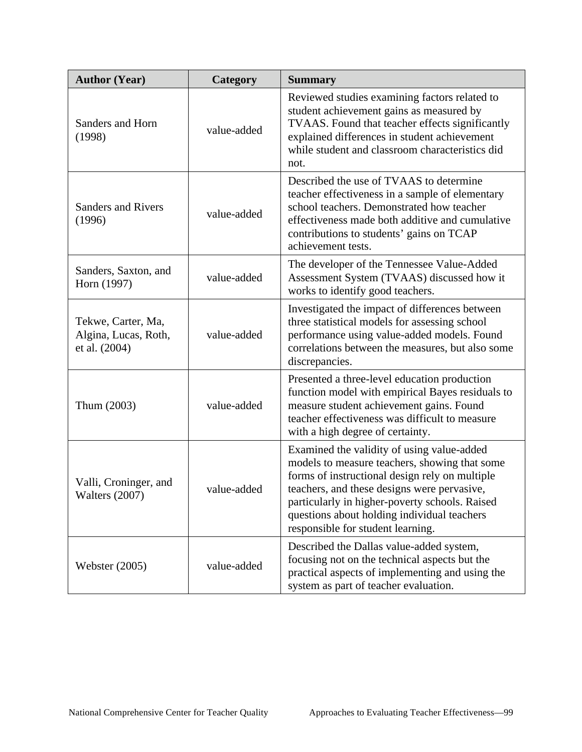| Author (Year) | Category | Summary |
| --- | --- | --- |
| Sanders and Horn (1998) | value-added | Reviewed studies examining factors related to student achievement gains as measured by TVAAS. Found that teacher effects significantly explained differences in student achievement while student and classroom characteristics did not. |
| Sanders and Rivers (1996) | value-added | Described the use of TVAAS to determine teacher effectiveness in a sample of elementary school teachers. Demonstrated how teacher effectiveness made both additive and cumulative contributions to students' gains on TCAP achievement tests. |
| Sanders, Saxton, and Horn (1997) | value-added | The developer of the Tennessee Value-Added Assessment System (TVAAS) discussed how it works to identify good teachers. |
| Tekwe, Carter, Ma, Algina, Lucas, Roth, et al. (2004) | value-added | Investigated the impact of differences between three statistical models for assessing school performance using value-added models. Found correlations between the measures, but also some discrepancies. |
| Thum (2003) | value-added | Presented a three-level education production function model with empirical Bayes residuals to measure student achievement gains. Found teacher effectiveness was difficult to measure with a high degree of certainty. |
| Valli, Croninger, and Walters (2007) | value-added | Examined the validity of using value-added models to measure teachers, showing that some forms of instructional design rely on multiple teachers, and these designs were pervasive, particularly in higher-poverty schools. Raised questions about holding individual teachers responsible for student learning. |
| Webster (2005) | value-added | Described the Dallas value-added system, focusing not on the technical aspects but the practical aspects of implementing and using the system as part of teacher evaluation. |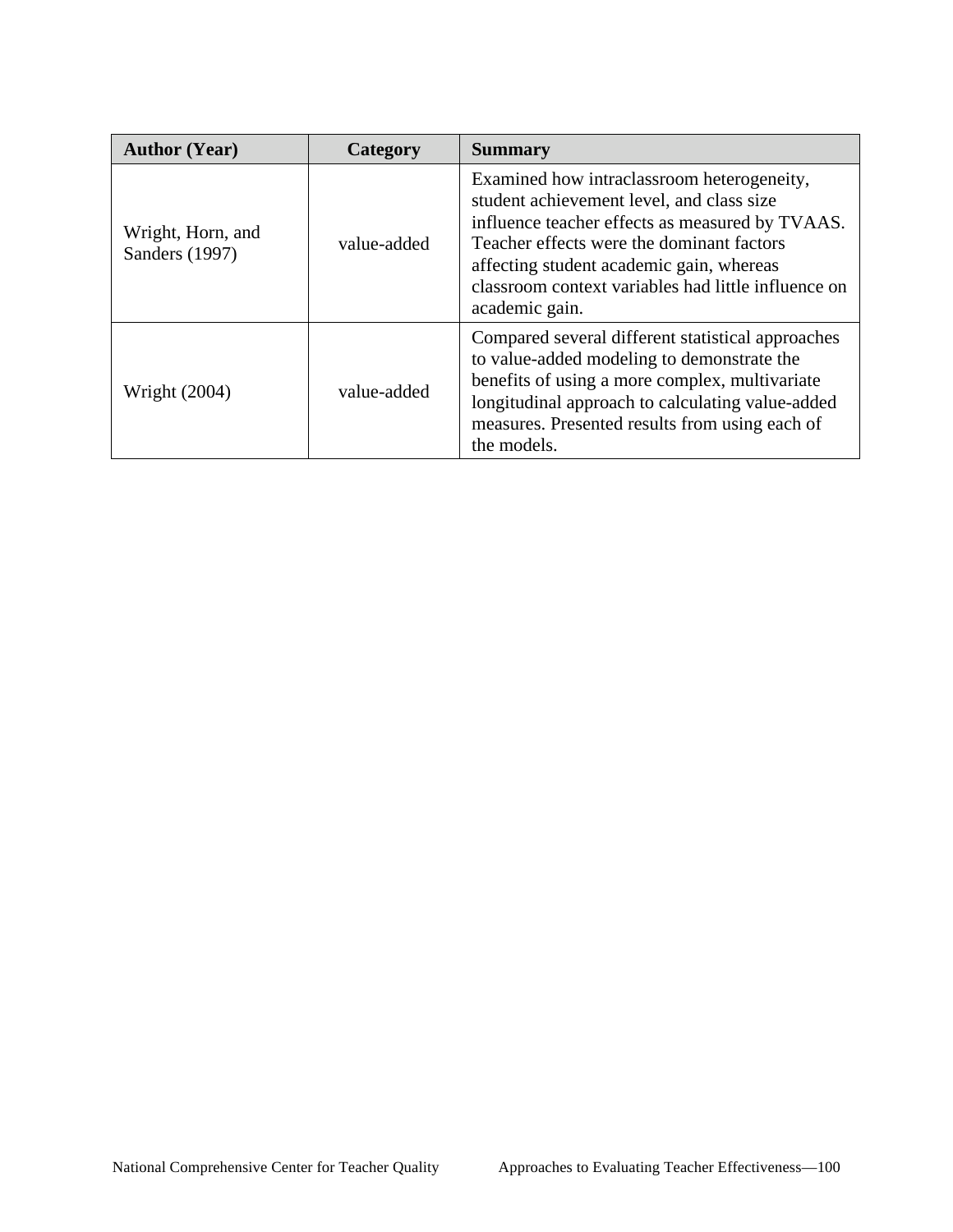| Author (Year) | Category | Summary |
|---|---|---|
| Wright, Horn, and Sanders (1997) | value-added | Examined how intraclassroom heterogeneity, student achievement level, and class size influence teacher effects as measured by TVAAS. Teacher effects were the dominant factors affecting student academic gain, whereas classroom context variables had little influence on academic gain. |
| Wright (2004) | value-added | Compared several different statistical approaches to value-added modeling to demonstrate the benefits of using a more complex, multivariate longitudinal approach to calculating value-added measures. Presented results from using each of the models. |